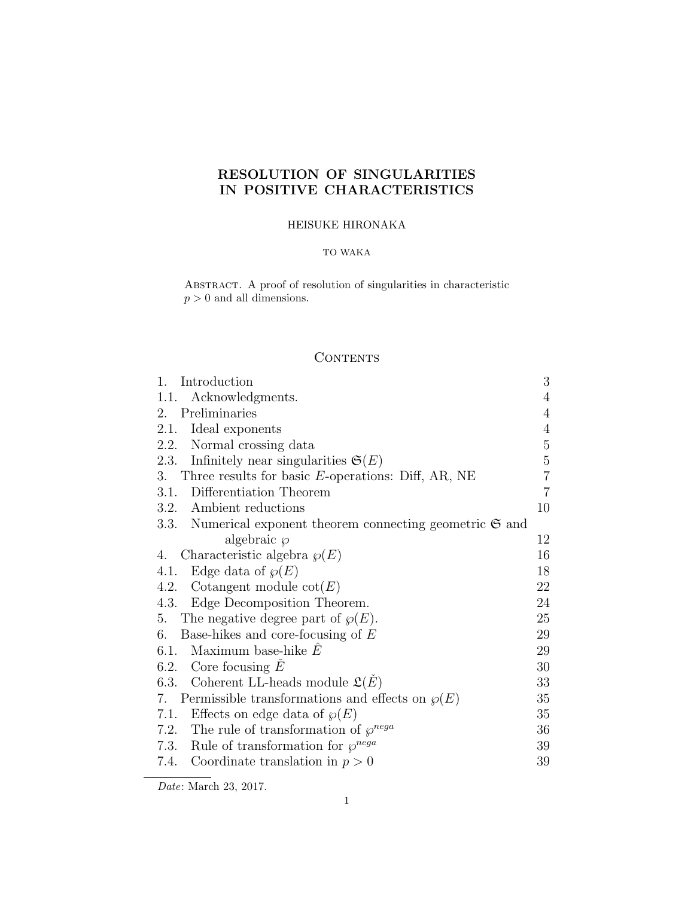# RESOLUTION OF SINGULARITIES IN POSITIVE CHARACTERISTICS

HEISUKE HIRONAKA

TO WAKA

ABSTRACT. A proof of resolution of singularities in characteristic $p > 0$ and all dimensions.

## CONTENTS

| | |
|---|---|
| 1. Introduction | 3 |
| 1.1. Acknowledgments. | 4 |
| 2. Preliminaries | 4 |
| 2.1. Ideal exponents | 4 |
| 2.2. Normal crossing data | 5 |
| 2.3. Infinitely near singularities $\mathfrak{S}(E)$ | 5 |
| 3. Three results for basic $E$-operations: Diff, AR, NE | 7 |
| 3.1. Differentiation Theorem | 7 |
| 3.2. Ambient reductions | 10 |
| 3.3. Numerical exponent theorem connecting geometric $\mathfrak{S}$ and algebraic $\wp$ | 12 |
| 4. Characteristic algebra $\wp(E)$ | 16 |
| 4.1. Edge data of $\wp(E)$ | 18 |
| 4.2. Cotangent module $\cot(E)$ | 22 |
| 4.3. Edge Decomposition Theorem. | 24 |
| 5. The negative degree part of $\wp(E)$. | 25 |
| 6. Base-hikes and core-focusing of $E$ | 29 |
| 6.1. Maximum base-hike $\hat{E}$ | 29 |
| 6.2. Core focusing $\check{E}$ | 30 |
| 6.3. Coherent LL-heads module $\mathfrak{L}(\check{E})$ | 33 |
| 7. Permissible transformations and effects on $\wp(E)$ | 35 |
| 7.1. Effects on edge data of $\wp(E)$ | 35 |
| 7.2. The rule of transformation of $\wp^{nega}$ | 36 |
| 7.3. Rule of transformation for $\wp^{nega}$ | 39 |
| 7.4. Coordinate translation in $p > 0$ | 39 |

*Date*: March 23, 2017.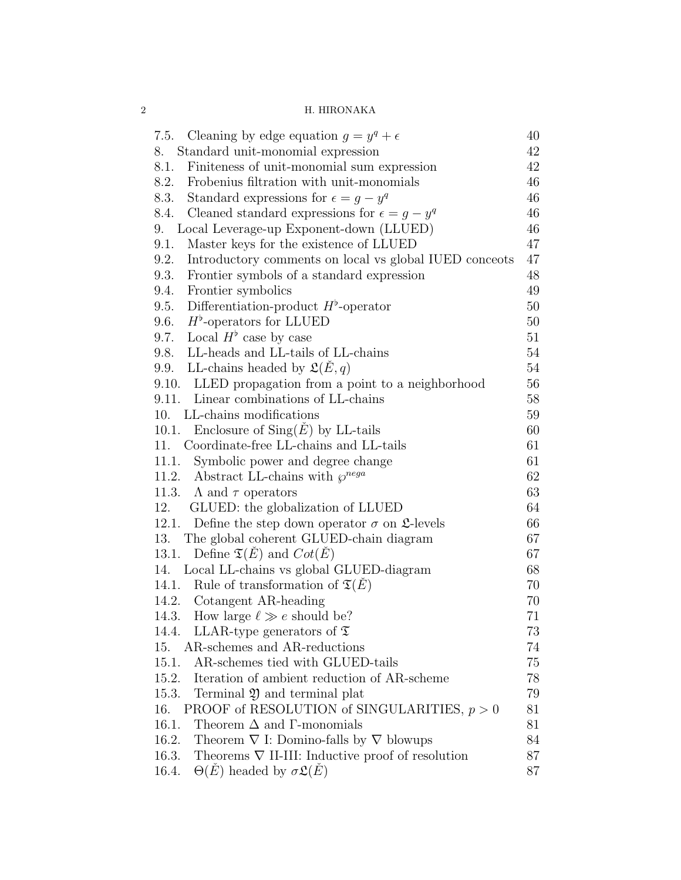7.5. Cleaning by edge equation $g = y^q + \epsilon$ 40
8. Standard unit-monomial expression 42
8.1. Finiteness of unit-monomial sum expression 42
8.2. Frobenius filtration with unit-monomials 46
8.3. Standard expressions for $\epsilon = g - y^q$ 46
8.4. Cleaned standard expressions for $\epsilon = g - y^q$ 46
9. Local Leverage-up Exponent-down (LLUED) 46
9.1. Master keys for the existence of LLUED 47
9.2. Introductory comments on local vs global IUED conceots 47
9.3. Frontier symbols of a standard expression 48
9.4. Frontier symbolics 49
9.5. Differentiation-product $H^\flat$-operator 50
9.6. $H^\flat$-operators for LLUED 50
9.7. Local $H^\flat$ case by case 51
9.8. LL-heads and LL-tails of LL-chains 54
9.9. LL-chains headed by $\mathfrak{L}(\check{E}, q)$ 54
9.10. LLED propagation from a point to a neighborhood 56
9.11. Linear combinations of LL-chains 58
10. LL-chains modifications 59
10.1. Enclosure of $\mathrm{Sing}(\check{E})$ by LL-tails 60
11. Coordinate-free LL-chains and LL-tails 61
11.1. Symbolic power and degree change 61
11.2. Abstract LL-chains with $\wp^{nega}$ 62
11.3. $\Lambda$ and $\tau$ operators 63
12. GLUED: the globalization of LLUED 64
12.1. Define the step down operator $\sigma$ on $\mathfrak{L}$-levels 66
13. The global coherent GLUED-chain diagram 67
13.1. Define $\mathfrak{T}(\check{E})$ and $Cot(\check{E})$ 67
14. Local LL-chains vs global GLUED-diagram 68
14.1. Rule of transformation of $\mathfrak{T}(\check{E})$ 70
14.2. Cotangent AR-heading 70
14.3. How large $\ell \gg e$ should be? 71
14.4. LLAR-type generators of $\mathfrak{T}$ 73
15. AR-schemes and AR-reductions 74
15.1. AR-schemes tied with GLUED-tails 75
15.2. Iteration of ambient reduction of AR-scheme 78
15.3. Terminal $\mathfrak{Y}$ and terminal plat 79
16. PROOF of RESOLUTION of SINGULARITIES, $p > 0$ 81
16.1. Theorem $\Delta$ and $\Gamma$-monomials 81
16.2. Theorem $\nabla$ I: Domino-falls by $\nabla$ blowups 84
16.3. Theorems $\nabla$ II-III: Inductive proof of resolution 87
16.4. $\Theta(\check{E})$ headed by $\sigma\mathfrak{L}(\check{E})$ 87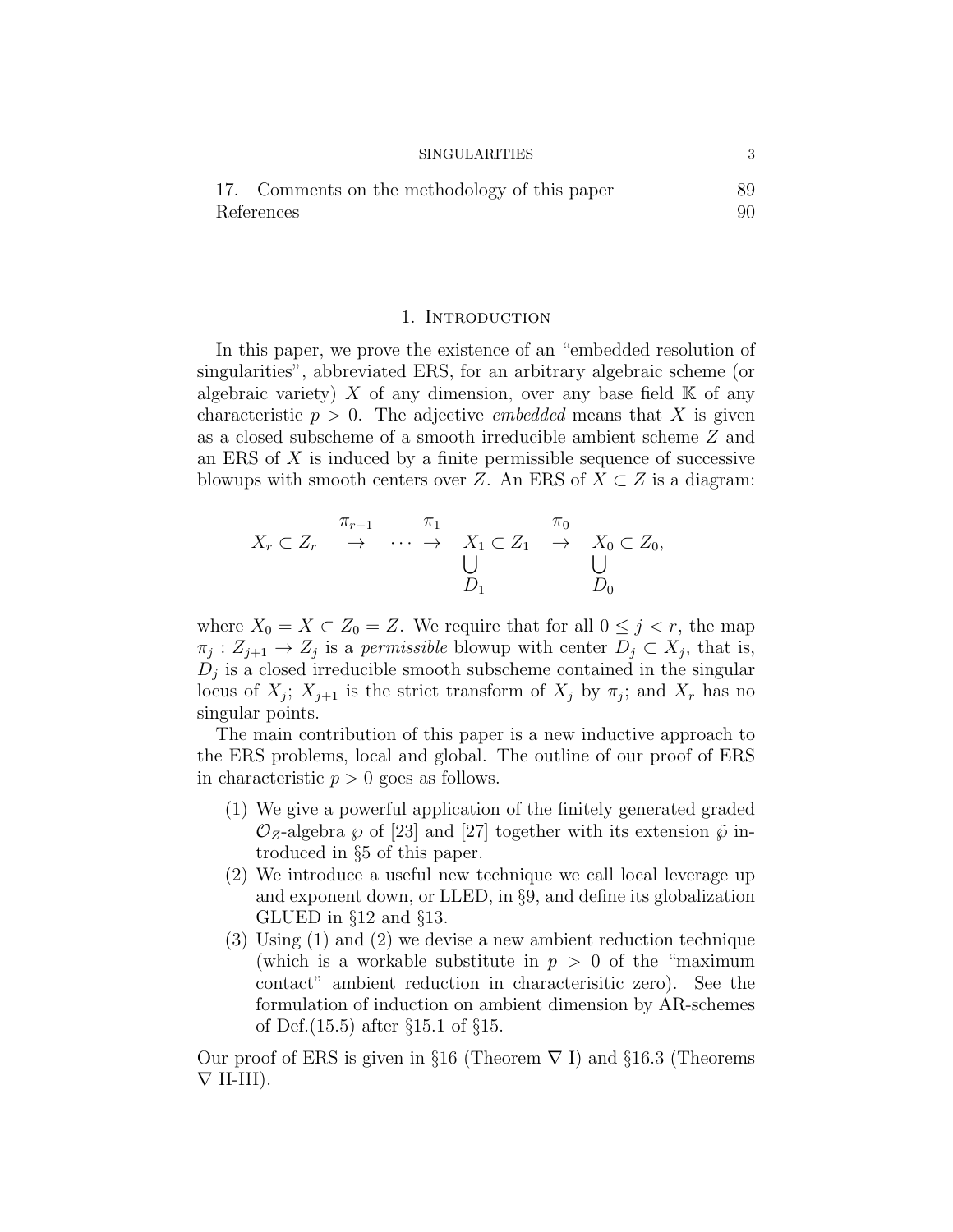17. Comments on the methodology of this paper 89
References 90

## 1. Introduction

In this paper, we prove the existence of an "embedded resolution of singularities", abbreviated ERS, for an arbitrary algebraic scheme (or algebraic variety) $X$ of any dimension, over any base field $\mathbb{K}$ of any characteristic $p > 0$. The adjective *embedded* means that $X$ is given as a closed subscheme of a smooth irreducible ambient scheme $Z$ and an ERS of $X$ is induced by a finite permissible sequence of successive blowups with smooth centers over $Z$. An ERS of $X \subset Z$ is a diagram:

$$
\begin{array}{ccccccc}
X_r \subset Z_r & \overset{\pi_{r-1}}{\rightarrow} & \cdots \overset{\pi_1}{\rightarrow} & X_1 \subset Z_1 & \overset{\pi_0}{\rightarrow} & X_0 \subset Z_0, \\
 & & & \bigcup & & \bigcup \\
 & & & D_1 & & D_0
\end{array}
$$

where $X_0 = X \subset Z_0 = Z$. We require that for all $0 \leq j < r$, the map $\pi_j : Z_{j+1} \to Z_j$ is a *permissible* blowup with center $D_j \subset X_j$, that is, $D_j$ is a closed irreducible smooth subscheme contained in the singular locus of $X_j$; $X_{j+1}$ is the strict transform of $X_j$ by $\pi_j$; and $X_r$ has no singular points.

The main contribution of this paper is a new inductive approach to the ERS problems, local and global. The outline of our proof of ERS in characteristic $p > 0$ goes as follows.

1. We give a powerful application of the finitely generated graded $\mathcal{O}_Z$-algebra $\wp$ of [23] and [27] together with its extension $\tilde{\wp}$ introduced in §5 of this paper.
2. We introduce a useful new technique we call local leverage up and exponent down, or LLED, in §9, and define its globalization GLUED in §12 and §13.
3. Using (1) and (2) we devise a new ambient reduction technique (which is a workable substitute in $p > 0$ of the "maximum contact" ambient reduction in characterisitic zero). See the formulation of induction on ambient dimension by AR-schemes of Def.(15.5) after §15.1 of §15.

Our proof of ERS is given in §16 (Theorem $\nabla$ I) and §16.3 (Theorems $\nabla$ II-III).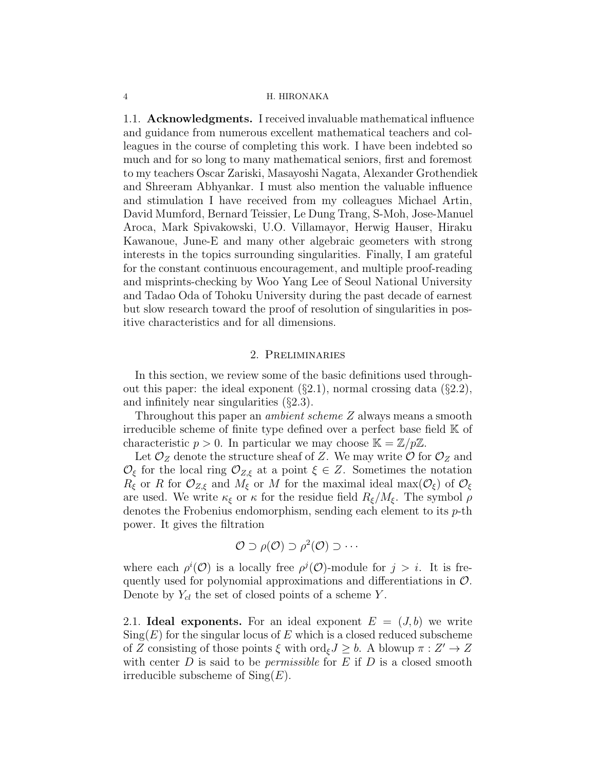### 1.1. Acknowledgments.

I received invaluable mathematical influence and guidance from numerous excellent mathematical teachers and colleagues in the course of completing this work. I have been indebted so much and for so long to many mathematical seniors, first and foremost to my teachers Oscar Zariski, Masayoshi Nagata, Alexander Grothendiek and Shreeram Abhyankar. I must also mention the valuable influence and stimulation I have received from my colleagues Michael Artin, David Mumford, Bernard Teissier, Le Dung Trang, S-Moh, Jose-Manuel Aroca, Mark Spivakowski, U.O. Villamayor, Herwig Hauser, Hiraku Kawanoue, June-E and many other algebraic geometers with strong interests in the topics surrounding singularities. Finally, I am grateful for the constant continuous encouragement, and multiple proof-reading and misprints-checking by Woo Yang Lee of Seoul National University and Tadao Oda of Tohoku University during the past decade of earnest but slow research toward the proof of resolution of singularities in positive characteristics and for all dimensions.

## 2. Preliminaries

In this section, we review some of the basic definitions used throughout this paper: the ideal exponent (§2.1), normal crossing data (§2.2), and infinitely near singularities (§2.3).

Throughout this paper an *ambient scheme* $Z$ always means a smooth irreducible scheme of finite type defined over a perfect base field $\mathbb{K}$ of characteristic $p > 0$. In particular we may choose $\mathbb{K} = \mathbb{Z}/p\mathbb{Z}$.

Let $\mathcal{O}_Z$ denote the structure sheaf of $Z$. We may write $\mathcal{O}$ for $\mathcal{O}_Z$ and $\mathcal{O}_\xi$ for the local ring $\mathcal{O}_{Z,\xi}$ at a point $\xi \in Z$. Sometimes the notation $R_\xi$ or $R$ for $\mathcal{O}_{Z,\xi}$ and $M_\xi$ or $M$ for the maximal ideal $\max(\mathcal{O}_\xi)$ of $\mathcal{O}_\xi$ are used. We write $\kappa_\xi$ or $\kappa$ for the residue field $R_\xi/M_\xi$. The symbol $\rho$ denotes the Frobenius endomorphism, sending each element to its $p$-th power. It gives the filtration

$$\mathcal{O} \supset \rho(\mathcal{O}) \supset \rho^2(\mathcal{O}) \supset \cdots$$

where each $\rho^i(\mathcal{O})$ is a locally free $\rho^j(\mathcal{O})$-module for $j > i$. It is frequently used for polynomial approximations and differentiations in $\mathcal{O}$. Denote by $Y_{cl}$ the set of closed points of a scheme $Y$.

### 2.1. Ideal exponents.

For an ideal exponent $E = (J, b)$ we write $\mathrm{Sing}(E)$ for the singular locus of $E$ which is a closed reduced subscheme of $Z$ consisting of those points $\xi$ with $\mathrm{ord}_\xi J \geq b$. A blowup $\pi : Z' \to Z$ with center $D$ is said to be *permissible* for $E$ if $D$ is a closed smooth irreducible subscheme of $\mathrm{Sing}(E)$.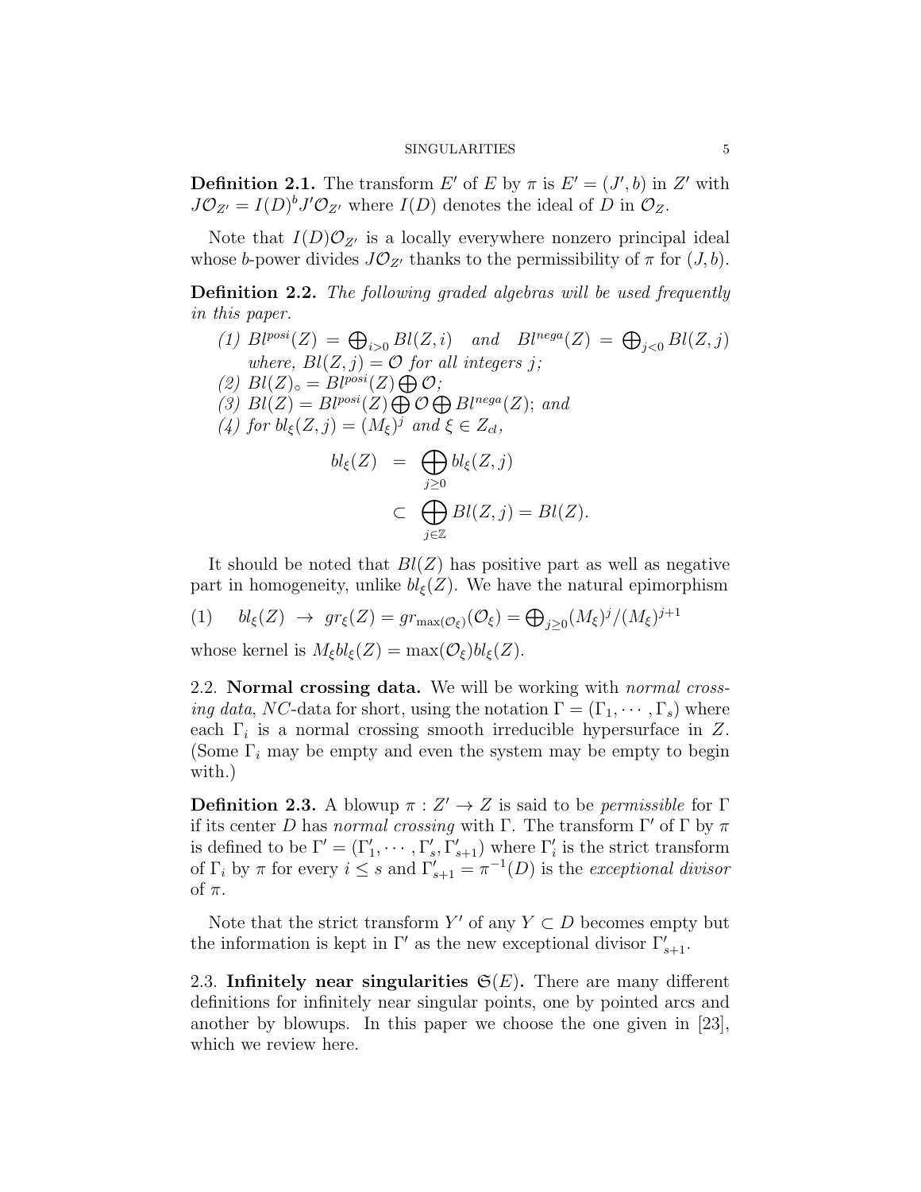**Definition 2.1.** The transform $E'$ of $E$ by $\pi$ is $E' = (J', b)$ in $Z'$ with $J\mathcal{O}_{Z'} = I(D)^b J'\mathcal{O}_{Z'}$ where $I(D)$ denotes the ideal of $D$ in $\mathcal{O}_Z$.

Note that $I(D)\mathcal{O}_{Z'}$ is a locally everywhere nonzero principal ideal whose $b$-power divides $J\mathcal{O}_{Z'}$ thanks to the permissibility of $\pi$ for $(J, b)$.

**Definition 2.2.** *The following graded algebras will be used frequently in this paper.*

1. $Bl^{posi}(Z) = \bigoplus_{i>0} Bl(Z, i)$ *and* $Bl^{nega}(Z) = \bigoplus_{j<0} Bl(Z, j)$ *where,* $Bl(Z, j) = \mathcal{O}$ *for all integers* $j$*;*
2. $Bl(Z)_\circ = Bl^{posi}(Z) \bigoplus \mathcal{O}$*;*
3. $Bl(Z) = Bl^{posi}(Z) \bigoplus \mathcal{O} \bigoplus Bl^{nega}(Z)$*; and*
4. *for* $bl_\xi(Z, j) = (M_\xi)^j$ *and* $\xi \in Z_{cl}$*,*

$$\begin{aligned} bl_\xi(Z) &= \bigoplus_{j \geq 0} bl_\xi(Z, j) \\ &\subset \bigoplus_{j \in \mathbb{Z}} Bl(Z, j) = Bl(Z). \end{aligned}$$

It should be noted that $Bl(Z)$ has positive part as well as negative part in homogeneity, unlike $bl_\xi(Z)$. We have the natural epimorphism

$$(1) \quad bl_\xi(Z) \rightarrow gr_\xi(Z) = gr_{\max(\mathcal{O}_\xi)}(\mathcal{O}_\xi) = \bigoplus_{j \geq 0} (M_\xi)^j/(M_\xi)^{j+1}$$

whose kernel is $M_\xi bl_\xi(Z) = \max(\mathcal{O}_\xi) bl_\xi(Z)$.

## 2.2. Normal crossing data.

We will be working with *normal crossing data*, *NC*-data for short, using the notation $\Gamma = (\Gamma_1, \cdots, \Gamma_s)$ where each $\Gamma_i$ is a normal crossing smooth irreducible hypersurface in $Z$. (Some $\Gamma_i$ may be empty and even the system may be empty to begin with.)

**Definition 2.3.** A blowup $\pi : Z' \to Z$ is said to be *permissible* for $\Gamma$ if its center $D$ has *normal crossing* with $\Gamma$. The transform $\Gamma'$ of $\Gamma$ by $\pi$ is defined to be $\Gamma' = (\Gamma'_1, \cdots, \Gamma'_s, \Gamma'_{s+1})$ where $\Gamma'_i$ is the strict transform of $\Gamma_i$ by $\pi$ for every $i \leq s$ and $\Gamma'_{s+1} = \pi^{-1}(D)$ is the *exceptional divisor* of $\pi$.

Note that the strict transform $Y'$ of any $Y \subset D$ becomes empty but the information is kept in $\Gamma'$ as the new exceptional divisor $\Gamma'_{s+1}$.

## 2.3. Infinitely near singularities $\mathfrak{S}(E)$.

There are many different definitions for infinitely near singular points, one by pointed arcs and another by blowups. In this paper we choose the one given in [23], which we review here.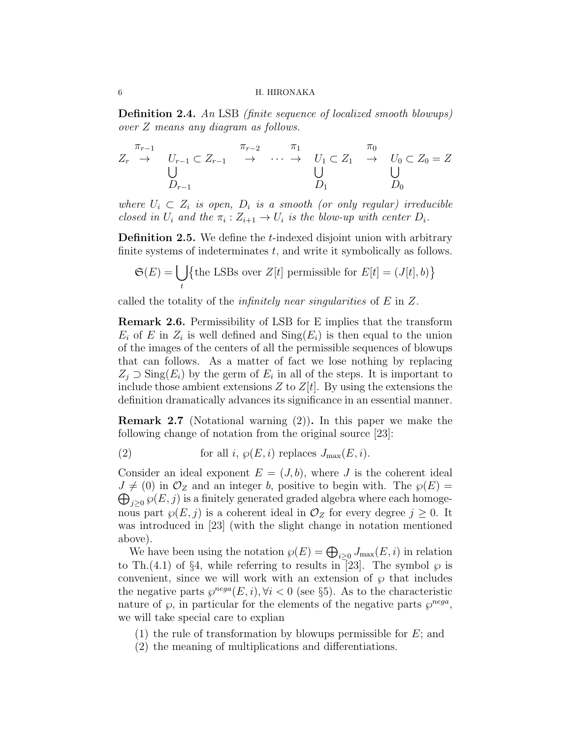**Definition 2.4.** *An* LSB *(finite sequence of localized smooth blowups) over $Z$ means any diagram as follows.*

$$
\begin{array}{ccccccccc}
Z_r & \overset{\pi_{r-1}}{\rightarrow} & U_{r-1} \subset Z_{r-1} & \overset{\pi_{r-2}}{\rightarrow} & \cdots \overset{\pi_1}{\rightarrow} & U_1 \subset Z_1 & \overset{\pi_0}{\rightarrow} & U_0 \subset Z_0 = Z \\
 & & \bigcup & & & \bigcup & & \bigcup \\
 & & D_{r-1} & & & D_1 & & D_0
\end{array}
$$

*where $U_i \subset Z_i$ is open, $D_i$ is a smooth (or only regular) irreducible closed in $U_i$ and the $\pi_i : Z_{i+1} \to U_i$ is the blow-up with center $D_i$.*

**Definition 2.5.** We define the $t$-indexed disjoint union with arbitrary finite systems of indeterminates $t$, and write it symbolically as follows.

$$\mathfrak{S}(E) = \bigcup_t \big\{ \text{the LSBs over } Z[t] \text{ permissible for } E[t] = (J[t], b) \big\}$$

called the totality of the *infinitely near singularities* of $E$ in $Z$.

**Remark 2.6.** Permissibility of LSB for E implies that the transform $E_i$ of $E$ in $Z_i$ is well defined and $\mathrm{Sing}(E_i)$ is then equal to the union of the images of the centers of all the permissible sequences of blowups that can follows. As a matter of fact we lose nothing by replacing $Z_j \supset \mathrm{Sing}(E_i)$ by the germ of $E_i$ in all of the steps. It is important to include those ambient extensions $Z$ to $Z[t]$. By using the extensions the definition dramatically advances its significance in an essential manner.

**Remark 2.7** (Notational warning (2))**.** In this paper we make the following change of notation from the original source [23]:

$$\text{(2)} \qquad \text{for all } i,\ \wp(E, i) \text{ replaces } J_{\max}(E, i).$$

Consider an ideal exponent $E = (J, b)$, where $J$ is the coherent ideal $J \neq (0)$ in $\mathcal{O}_Z$ and an integer $b$, positive to begin with. The $\wp(E) = \bigoplus_{j \geq 0} \wp(E, j)$ is a finitely generated graded algebra where each homogenous part $\wp(E, j)$ is a coherent ideal in $\mathcal{O}_Z$ for every degree $j \geq 0$. It was introduced in [23] (with the slight change in notation mentioned above).

We have been using the notation $\wp(E) = \bigoplus_{i \geq 0} J_{\max}(E, i)$ in relation to Th.(4.1) of §4, while referring to results in [23]. The symbol $\wp$ is convenient, since we will work with an extension of $\wp$ that includes the negative parts $\wp^{nega}(E, i), \forall i < 0$ (see §5). As to the characteristic nature of $\wp$, in particular for the elements of the negative parts $\wp^{nega}$, we will take special care to explian

1. the rule of transformation by blowups permissible for $E$; and
2. the meaning of multiplications and differentiations.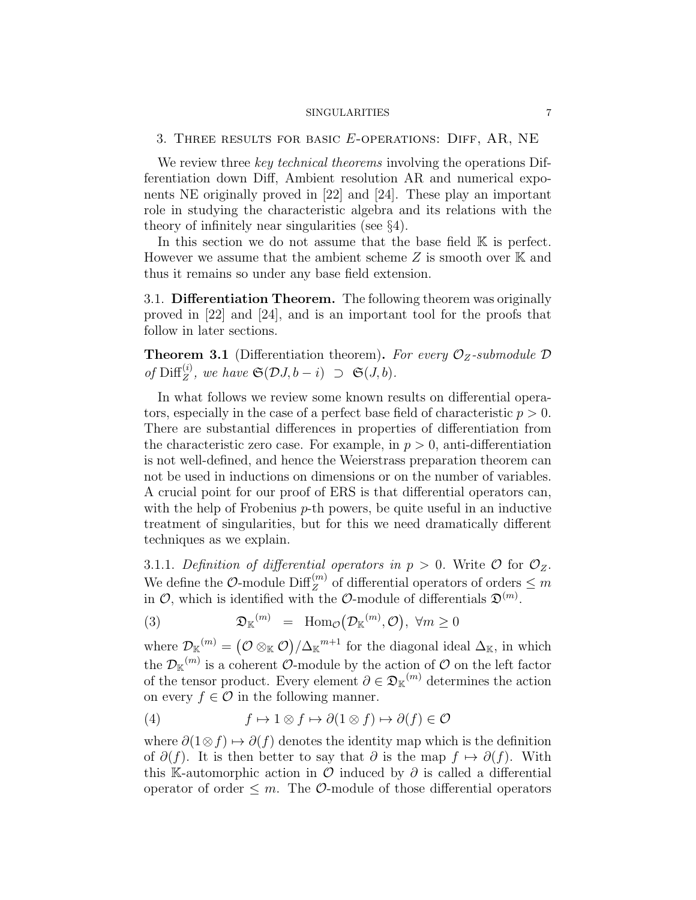## 3. Three results for basic $E$-operations: Diff, AR, NE

We review three *key technical theorems* involving the operations Differentiation down Diff, Ambient resolution AR and numerical exponents NE originally proved in [22] and [24]. These play an important role in studying the characteristic algebra and its relations with the theory of infinitely near singularities (see §4).

In this section we do not assume that the base field $\mathbb{K}$ is perfect. However we assume that the ambient scheme $Z$ is smooth over $\mathbb{K}$ and thus it remains so under any base field extension.

### 3.1. **Differentiation Theorem.**

The following theorem was originally proved in [22] and [24], and is an important tool for the proofs that follow in later sections.

**Theorem 3.1** (Differentiation theorem)**.** *For every $\mathcal{O}_Z$-submodule $\mathcal{D}$ of $\mathrm{Diff}_Z^{(i)}$, we have $\mathfrak{S}(\mathcal{D}J, b-i) \supset \mathfrak{S}(J, b)$.*

In what follows we review some known results on differential operators, especially in the case of a perfect base field of characteristic $p > 0$. There are substantial differences in properties of differentiation from the characteristic zero case. For example, in $p > 0$, anti-differentiation is not well-defined, and hence the Weierstrass preparation theorem can not be used in inductions on dimensions or on the number of variables. A crucial point for our proof of ERS is that differential operators can, with the help of Frobenius $p$-th powers, be quite useful in an inductive treatment of singularities, but for this we need dramatically different techniques as we explain.

3.1.1. *Definition of differential operators in $p > 0$.* Write $\mathcal{O}$ for $\mathcal{O}_Z$. We define the $\mathcal{O}$-module $\mathrm{Diff}_Z^{(m)}$ of differential operators of orders $\leq m$ in $\mathcal{O}$, which is identified with the $\mathcal{O}$-module of differentials $\mathfrak{D}^{(m)}$.

$$
\mathfrak{D}_{\mathbb{K}}{}^{(m)} \;=\; \mathrm{Hom}_{\mathcal{O}}\big(\mathcal{D}_{\mathbb{K}}{}^{(m)}, \mathcal{O}\big),\ \forall m \geq 0 \tag{3}
$$

where $\mathcal{D}_{\mathbb{K}}{}^{(m)} = \big(\mathcal{O} \otimes_{\mathbb{K}} \mathcal{O}\big)/\Delta_{\mathbb{K}}{}^{m+1}$ for the diagonal ideal $\Delta_{\mathbb{K}}$, in which the $\mathcal{D}_{\mathbb{K}}{}^{(m)}$ is a coherent $\mathcal{O}$-module by the action of $\mathcal{O}$ on the left factor of the tensor product. Every element $\partial \in \mathfrak{D}_{\mathbb{K}}{}^{(m)}$ determines the action on every $f \in \mathcal{O}$ in the following manner.

$$
f \mapsto 1 \otimes f \mapsto \partial(1 \otimes f) \mapsto \partial(f) \in \mathcal{O} \tag{4}
$$

where $\partial(1 \otimes f) \mapsto \partial(f)$ denotes the identity map which is the definition of $\partial(f)$. It is then better to say that $\partial$ is the map $f \mapsto \partial(f)$. With this $\mathbb{K}$-automorphic action in $\mathcal{O}$ induced by $\partial$ is called a differential operator of order $\leq m$. The $\mathcal{O}$-module of those differential operators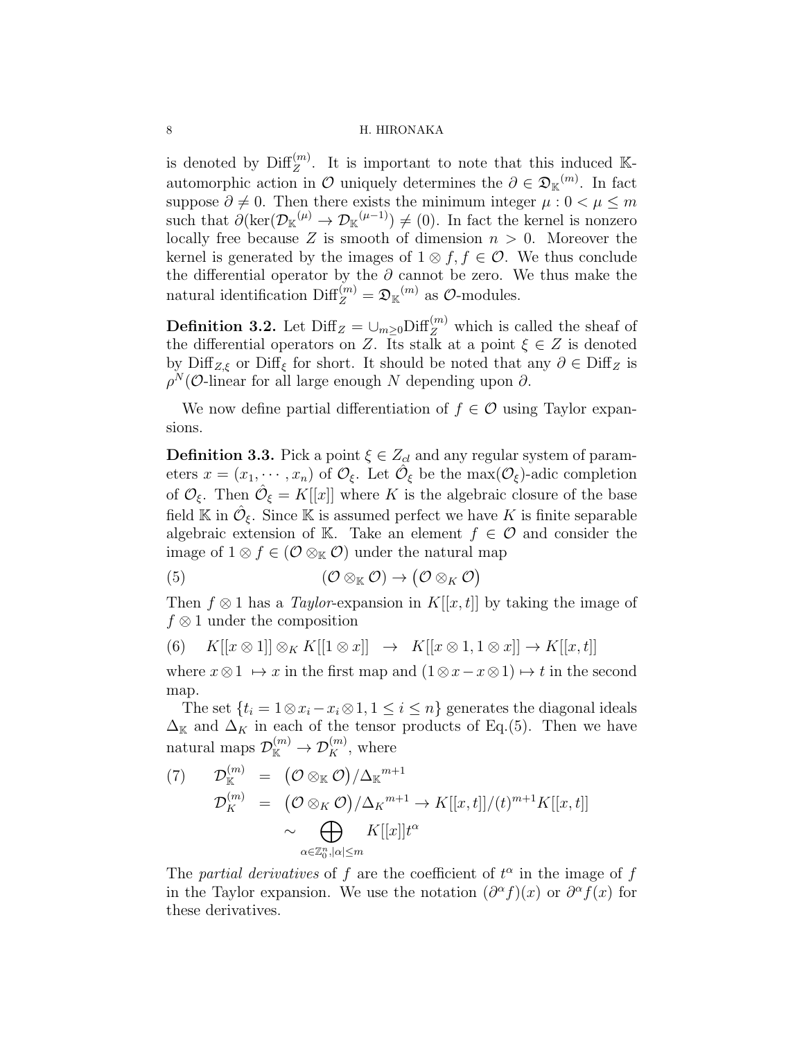is denoted by $\mathrm{Diff}_Z^{(m)}$. It is important to note that this induced $\mathbb{K}$-automorphic action in $\mathcal{O}$ uniquely determines the $\partial \in \mathfrak{D}_{\mathbb{K}}{}^{(m)}$. In fact suppose $\partial \neq 0$. Then there exists the minimum integer $\mu : 0 < \mu \leq m$ such that $\partial(\ker(\mathcal{D}_{\mathbb{K}}{}^{(\mu)} \to \mathcal{D}_{\mathbb{K}}{}^{(\mu-1)}) \neq (0)$. In fact the kernel is nonzero locally free because $Z$ is smooth of dimension $n > 0$. Moreover the kernel is generated by the images of $1 \otimes f, f \in \mathcal{O}$. We thus conclude the differential operator by the $\partial$ cannot be zero. We thus make the natural identification $\mathrm{Diff}_Z^{(m)} = \mathfrak{D}_{\mathbb{K}}{}^{(m)}$ as $\mathcal{O}$-modules.

**Definition 3.2.** Let $\mathrm{Diff}_Z = \cup_{m \geq 0} \mathrm{Diff}_Z^{(m)}$ which is called the sheaf of the differential operators on $Z$. Its stalk at a point $\xi \in Z$ is denoted by $\mathrm{Diff}_{Z,\xi}$ or $\mathrm{Diff}_\xi$ for short. It should be noted that any $\partial \in \mathrm{Diff}_Z$ is $\rho^N(\mathcal{O}$-linear for all large enough $N$ depending upon $\partial$.

We now define partial differentiation of $f \in \mathcal{O}$ using Taylor expansions.

**Definition 3.3.** Pick a point $\xi \in Z_{cl}$ and any regular system of parameters $x = (x_1, \cdots, x_n)$ of $\mathcal{O}_\xi$. Let $\hat{\mathcal{O}}_\xi$ be the $\max(\mathcal{O}_\xi)$-adic completion of $\mathcal{O}_\xi$. Then $\hat{\mathcal{O}}_\xi = K[[x]]$ where $K$ is the algebraic closure of the base field $\mathbb{K}$ in $\hat{\mathcal{O}}_\xi$. Since $\mathbb{K}$ is assumed perfect we have $K$ is finite separable algebraic extension of $\mathbb{K}$. Take an element $f \in \mathcal{O}$ and consider the image of $1 \otimes f \in (\mathcal{O} \otimes_{\mathbb{K}} \mathcal{O})$ under the natural map

$$(\mathcal{O} \otimes_{\mathbb{K}} \mathcal{O}) \to \big(\mathcal{O} \otimes_K \mathcal{O}\big) \tag{5}$$

Then $f \otimes 1$ has a *Taylor*-expansion in $K[[x,t]]$ by taking the image of $f \otimes 1$ under the composition

$$K[[x \otimes 1]] \otimes_K K[[1 \otimes x]] \quad \to \quad K[[x \otimes 1, 1 \otimes x]] \to K[[x,t]] \tag{6}$$

where $x \otimes 1 \ \mapsto x$ in the first map and $(1 \otimes x - x \otimes 1) \mapsto t$ in the second map.

The set $\{t_i = 1 \otimes x_i - x_i \otimes 1, 1 \leq i \leq n\}$ generates the diagonal ideals $\Delta_{\mathbb{K}}$ and $\Delta_K$ in each of the tensor products of Eq.(5). Then we have natural maps $\mathcal{D}_{\mathbb{K}}^{(m)} \to \mathcal{D}_K^{(m)}$, where

$$\begin{aligned}
\mathcal{D}_{\mathbb{K}}^{(m)} &= \big(\mathcal{O} \otimes_{\mathbb{K}} \mathcal{O}\big)/{\Delta_{\mathbb{K}}}^{m+1} \\
\mathcal{D}_K^{(m)} &= \big(\mathcal{O} \otimes_K \mathcal{O}\big)/{\Delta_K}^{m+1} \to K[[x,t]]/(t)^{m+1}K[[x,t]] \\
&\sim \bigoplus_{\alpha \in \mathbb{Z}_0^n, |\alpha| \leq m} K[[x]]t^\alpha
\end{aligned} \tag{7}$$

The *partial derivatives* of $f$ are the coefficient of $t^\alpha$ in the image of $f$ in the Taylor expansion. We use the notation $(\partial^\alpha f)(x)$ or $\partial^\alpha f(x)$ for these derivatives.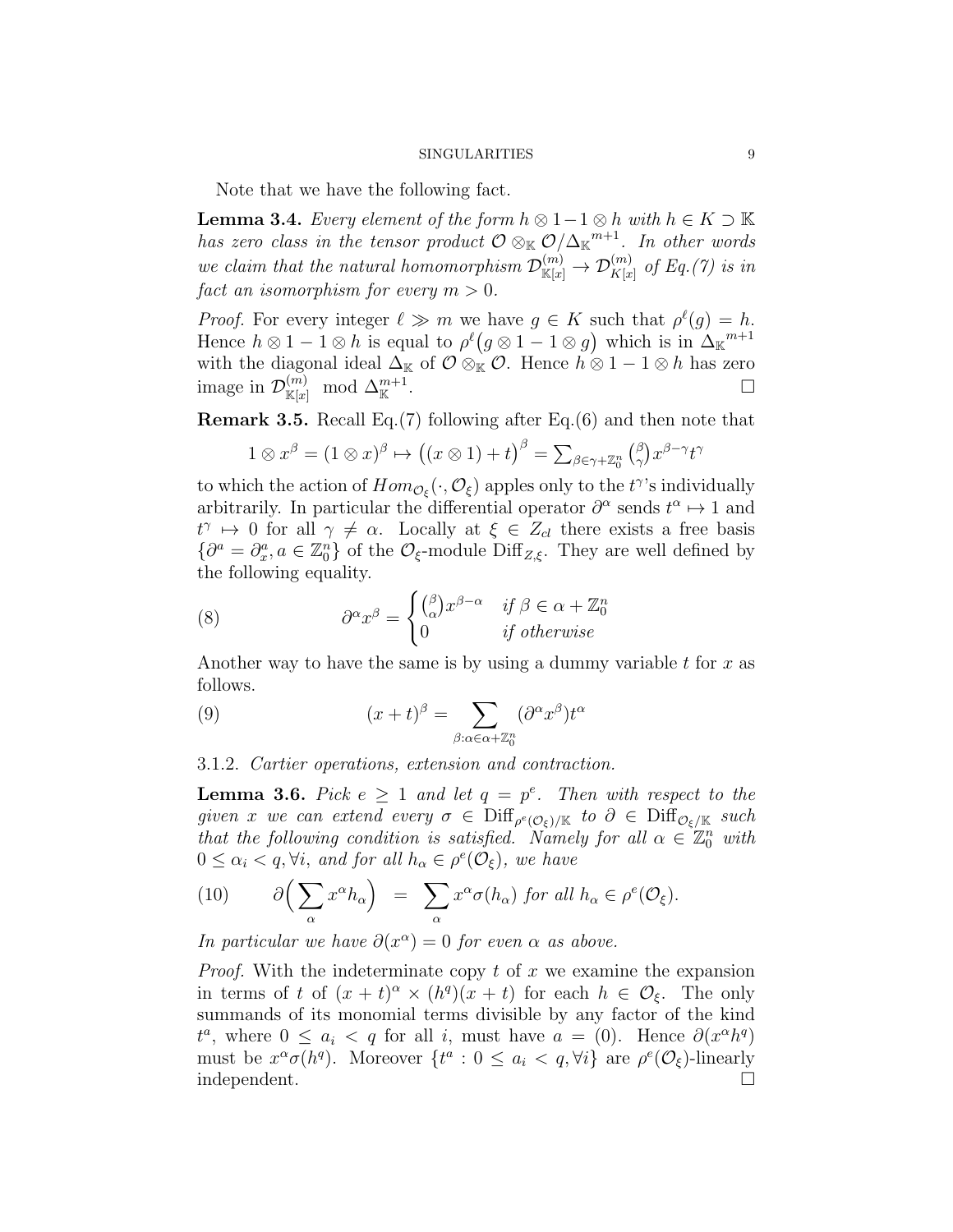Note that we have the following fact.

**Lemma 3.4.** *Every element of the form $h \otimes 1 - 1 \otimes h$ with $h \in K \supset \mathbb{K}$ has zero class in the tensor product $\mathcal{O} \otimes_{\mathbb{K}} \mathcal{O}/{\Delta_{\mathbb{K}}}^{m+1}$. In other words we claim that the natural homomorphism $\mathcal{D}^{(m)}_{\mathbb{K}[x]} \to \mathcal{D}^{(m)}_{K[x]}$ of Eq.(7) is in fact an isomorphism for every $m > 0$.*

*Proof.* For every integer $\ell \gg m$ we have $g \in K$ such that $\rho^\ell(g) = h$. Hence $h \otimes 1 - 1 \otimes h$ is equal to $\rho^\ell\big(g \otimes 1 - 1 \otimes g\big)$ which is in ${\Delta_{\mathbb{K}}}^{m+1}$ with the diagonal ideal $\Delta_{\mathbb{K}}$ of $\mathcal{O} \otimes_{\mathbb{K}} \mathcal{O}$. Hence $h \otimes 1 - 1 \otimes h$ has zero image in $\mathcal{D}^{(m)}_{\mathbb{K}[x]} \mod \Delta^{m+1}_{\mathbb{K}}$. □

**Remark 3.5.** Recall Eq.(7) following after Eq.(6) and then note that

$$1 \otimes x^\beta = (1 \otimes x)^\beta \mapsto \big((x \otimes 1) + t\big)^\beta = \textstyle\sum_{\beta \in \gamma + \mathbb{Z}^n_0} \binom{\beta}{\gamma} x^{\beta - \gamma} t^\gamma$$

to which the action of $Hom_{\mathcal{O}_\xi}(\cdot, \mathcal{O}_\xi)$ apples only to the $t^\gamma$'s individually arbitrarily. In particular the differential operator $\partial^\alpha$ sends $t^\alpha \mapsto 1$ and $t^\gamma \mapsto 0$ for all $\gamma \neq \alpha$. Locally at $\xi \in Z_{cl}$ there exists a free basis $\{\partial^a = \partial^a_x, a \in \mathbb{Z}^n_0\}$ of the $\mathcal{O}_\xi$-module $\mathrm{Diff}_{Z,\xi}$. They are well defined by the following equality.

$$\partial^\alpha x^\beta = \begin{cases} \binom{\beta}{\alpha} x^{\beta - \alpha} & \textit{if } \beta \in \alpha + \mathbb{Z}^n_0 \\ 0 & \textit{if otherwise} \end{cases} \tag{8}$$

Another way to have the same is by using a dummy variable $t$ for $x$ as follows.

$$(x + t)^\beta = \sum_{\beta : \alpha \in \alpha + \mathbb{Z}^n_0} (\partial^\alpha x^\beta) t^\alpha \tag{9}$$

3.1.2. *Cartier operations, extension and contraction.*

**Lemma 3.6.** *Pick $e \geq 1$ and let $q = p^e$. Then with respect to the given $x$ we can extend every $\sigma \in \mathrm{Diff}_{\rho^e(\mathcal{O}_\xi)/\mathbb{K}}$ to $\partial \in \mathrm{Diff}_{\mathcal{O}_\xi/\mathbb{K}}$ such that the following condition is satisfied. Namely for all $\alpha \in \mathbb{Z}^n_0$ with $0 \leq \alpha_i < q, \forall i$, and for all $h_\alpha \in \rho^e(\mathcal{O}_\xi)$, we have*

$$\partial\Big(\sum_\alpha x^\alpha h_\alpha\Big) \;=\; \sum_\alpha x^\alpha \sigma(h_\alpha) \text{ for all } h_\alpha \in \rho^e(\mathcal{O}_\xi). \tag{10}$$

*In particular we have $\partial(x^\alpha) = 0$ for even $\alpha$ as above.*

*Proof.* With the indeterminate copy $t$ of $x$ we examine the expansion in terms of $t$ of $(x + t)^\alpha \times (h^q)(x + t)$ for each $h \in \mathcal{O}_\xi$. The only summands of its monomial terms divisible by any factor of the kind $t^a$, where $0 \leq a_i < q$ for all $i$, must have $a = (0)$. Hence $\partial(x^\alpha h^q)$ must be $x^\alpha \sigma(h^q)$. Moreover $\{t^a : 0 \leq a_i < q, \forall i\}$ are $\rho^e(\mathcal{O}_\xi)$-linearly independent. □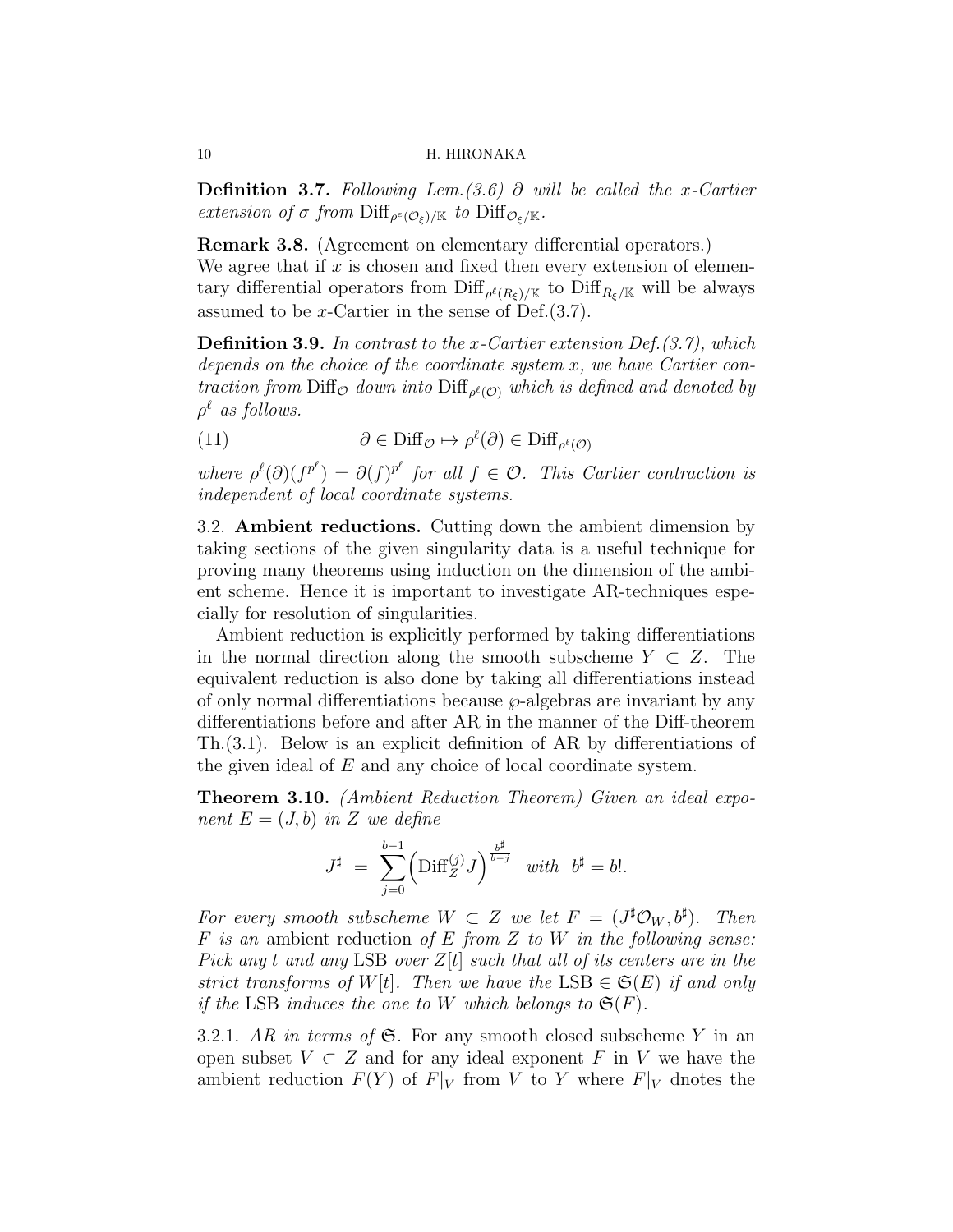**Definition 3.7.** *Following Lem.(3.6) $\partial$ will be called the $x$-Cartier extension of $\sigma$ from $\mathrm{Diff}_{\rho^e(\mathcal{O}_\xi)/\mathbb{K}}$ to $\mathrm{Diff}_{\mathcal{O}_\xi/\mathbb{K}}$.*

**Remark 3.8.** (Agreement on elementary differential operators.) We agree that if $x$ is chosen and fixed then every extension of elementary differential operators from $\mathrm{Diff}_{\rho^\ell(R_\xi)/\mathbb{K}}$ to $\mathrm{Diff}_{R_\xi/\mathbb{K}}$ will be always assumed to be $x$-Cartier in the sense of Def.(3.7).

**Definition 3.9.** *In contrast to the $x$-Cartier extension Def.(3.7), which depends on the choice of the coordinate system $x$, we have Cartier contraction from $\mathrm{Diff}_{\mathcal{O}}$ down into $\mathrm{Diff}_{\rho^\ell(\mathcal{O})}$ which is defined and denoted by $\rho^\ell$ as follows.*

$$\partial \in \mathrm{Diff}_{\mathcal{O}} \mapsto \rho^\ell(\partial) \in \mathrm{Diff}_{\rho^\ell(\mathcal{O})} \tag{11}$$

*where $\rho^\ell(\partial)(f^{p^\ell}) = \partial(f)^{p^\ell}$ for all $f \in \mathcal{O}$. This Cartier contraction is independent of local coordinate systems.*

3.2. **Ambient reductions.** Cutting down the ambient dimension by taking sections of the given singularity data is a useful technique for proving many theorems using induction on the dimension of the ambient scheme. Hence it is important to investigate AR-techniques especially for resolution of singularities.

Ambient reduction is explicitly performed by taking differentiations in the normal direction along the smooth subscheme $Y \subset Z$. The equivalent reduction is also done by taking all differentiations instead of only normal differentiations because $\wp$-algebras are invariant by any differentiations before and after AR in the manner of the Diff-theorem Th.(3.1). Below is an explicit definition of AR by differentiations of the given ideal of $E$ and any choice of local coordinate system.

**Theorem 3.10.** *(Ambient Reduction Theorem) Given an ideal exponent $E = (J, b)$ in $Z$ we define*

$$J^\sharp \;=\; \sum_{j=0}^{b-1} \Big(\mathrm{Diff}_Z^{(j)} J\Big)^{\frac{b^\sharp}{b-j}} \quad \textit{with} \quad b^\sharp = b!.$$

*For every smooth subscheme $W \subset Z$ we let $F = (J^\sharp \mathcal{O}_W, b^\sharp)$. Then $F$ is an* ambient reduction *of $E$ from $Z$ to $W$ in the following sense: Pick any $t$ and any* LSB *over $Z[t]$ such that all of its centers are in the strict transforms of $W[t]$. Then we have the* LSB $\in \mathfrak{S}(E)$ *if and only if the* LSB *induces the one to $W$ which belongs to $\mathfrak{S}(F)$.*

3.2.1. *AR in terms of $\mathfrak{S}$.* For any smooth closed subscheme $Y$ in an open subset $V \subset Z$ and for any ideal exponent $F$ in $V$ we have the ambient reduction $F(Y)$ of $F|_V$ from $V$ to $Y$ where $F|_V$ dnotes the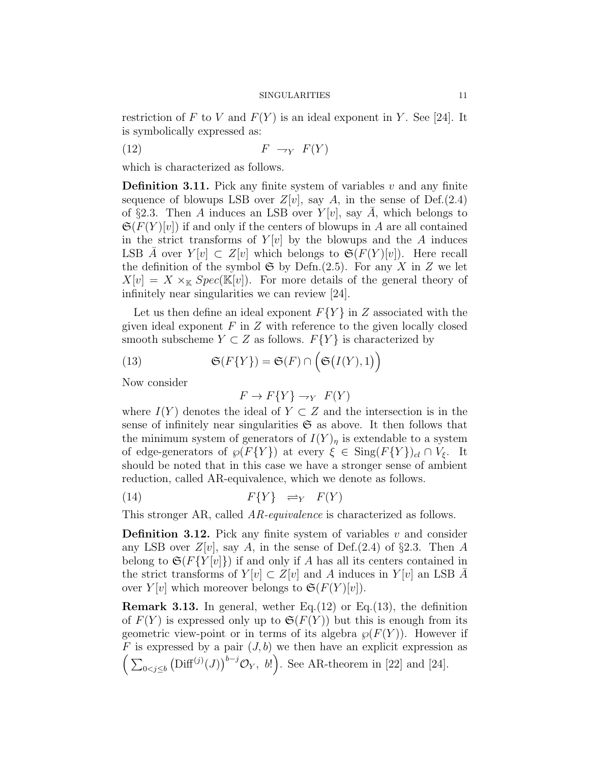restriction of $F$ to $V$ and $F(Y)$ is an ideal exponent in $Y$. See [24]. It is symbolically expressed as:

$$F \ \neg_Y \ F(Y) \tag{12}$$

which is characterized as follows.

**Definition 3.11.** Pick any finite system of variables $v$ and any finite sequence of blowups LSB over $Z[v]$, say $A$, in the sense of Def.(2.4) of §2.3. Then $A$ induces an LSB over $Y[v]$, say $\bar{A}$, which belongs to $\mathfrak{S}(F(Y)[v])$ if and only if the centers of blowups in $A$ are all contained in the strict transforms of $Y[v]$ by the blowups and the $A$ induces LSB $\bar{A}$ over $Y[v] \subset Z[v]$ which belongs to $\mathfrak{S}(F(Y)[v])$. Here recall the definition of the symbol $\mathfrak{S}$ by Defn.(2.5). For any $X$ in $Z$ we let $X[v] = X \times_{\mathbb{K}} Spec(\mathbb{K}[v])$. For more details of the general theory of infinitely near singularities we can review [24].

Let us then define an ideal exponent $F\{Y\}$ in $Z$ associated with the given ideal exponent $F$ in $Z$ with reference to the given locally closed smooth subscheme $Y \subset Z$ as follows. $F\{Y\}$ is characterized by

$$\mathfrak{S}(F\{Y\}) = \mathfrak{S}(F) \cap \Big(\mathfrak{S}\big(I(Y), 1\big)\Big) \tag{13}$$

Now consider

$$F \to F\{Y\} \neg_Y \ F(Y)$$

where $I(Y)$ denotes the ideal of $Y \subset Z$ and the intersection is in the sense of infinitely near singularities $\mathfrak{S}$ as above. It then follows that the minimum system of generators of $I(Y)_\eta$ is extendable to a system of edge-generators of $\wp(F\{Y\})$ at every $\xi \in \text{Sing}(F\{Y\})_{cl} \cap V_\xi$. It should be noted that in this case we have a stronger sense of ambient reduction, called AR-equivalence, which we denote as follows.

$$F\{Y\} \ \rightleftharpoons_Y \ F(Y) \tag{14}$$

This stronger AR, called *AR-equivalence* is characterized as follows.

**Definition 3.12.** Pick any finite system of variables $v$ and consider any LSB over $Z[v]$, say $A$, in the sense of Def.(2.4) of §2.3. Then $A$ belong to $\mathfrak{S}(F\{Y[v]\})$ if and only if $A$ has all its centers contained in the strict transforms of $Y[v] \subset Z[v]$ and $A$ induces in $Y[v]$ an LSB $\bar{A}$ over $Y[v]$ which moreover belongs to $\mathfrak{S}(F(Y)[v])$.

**Remark 3.13.** In general, wether Eq.(12) or Eq.(13), the definition of $F(Y)$ is expressed only up to $\mathfrak{S}(F(Y))$ but this is enough from its geometric view-point or in terms of its algebra $\wp(F(Y))$. However if $F$ is expressed by a pair $(J, b)$ we then have an explicit expression as $\Big(\sum_{0<j\leq b}\big(\text{Diff}^{(j)}(J)\big)^{b-j}\mathcal{O}_Y,\ b!\Big)$. See AR-theorem in [22] and [24].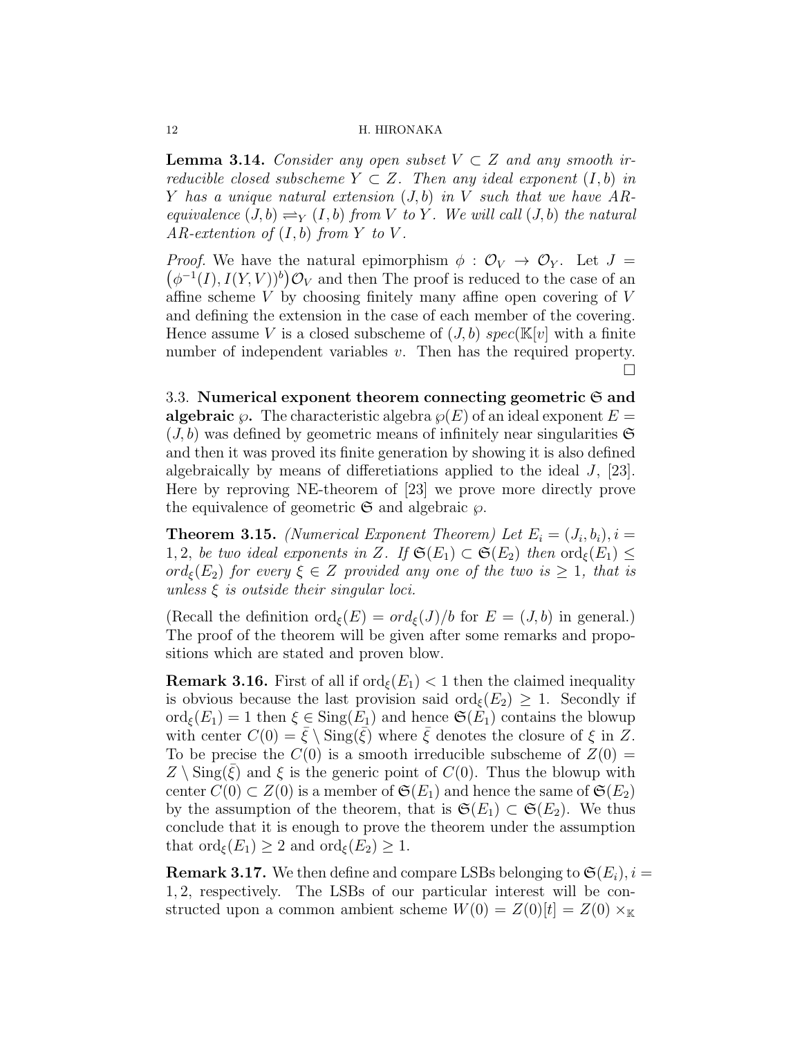**Lemma 3.14.** *Consider any open subset $V \subset Z$ and any smooth irreducible closed subscheme $Y \subset Z$. Then any ideal exponent $(I, b)$ in $Y$ has a unique natural extension $(J, b)$ in $V$ such that we have AR-equivalence $(J, b) \rightleftharpoons_Y (I, b)$ from $V$ to $Y$. We will call $(J, b)$ the natural AR-extention of $(I, b)$ from $Y$ to $V$.*

*Proof.* We have the natural epimorphism $\phi : \mathcal{O}_V \to \mathcal{O}_Y$. Let $J = \big(\phi^{-1}(I), I(Y,V))^b\big)\mathcal{O}_V$ and then The proof is reduced to the case of an affine scheme $V$ by choosing finitely many affine open covering of $V$ and defining the extension in the case of each member of the covering. Hence assume $V$ is a closed subscheme of $(J, b)$ $spec(\mathbb{K}[v]$ with a finite number of independent variables $v$. Then has the required property. □

3.3. **Numerical exponent theorem connecting geometric $\mathfrak{S}$ and algebraic $\wp$.** The characteristic algebra $\wp(E)$ of an ideal exponent $E = (J, b)$ was defined by geometric means of infinitely near singularities $\mathfrak{S}$ and then it was proved its finite generation by showing it is also defined algebraically by means of differetiations applied to the ideal $J$, [23]. Here by reproving NE-theorem of [23] we prove more directly prove the equivalence of geometric $\mathfrak{S}$ and algebraic $\wp$.

**Theorem 3.15.** *(Numerical Exponent Theorem) Let $E_i = (J_i, b_i), i = 1, 2$, be two ideal exponents in $Z$. If $\mathfrak{S}(E_1) \subset \mathfrak{S}(E_2)$ then $\mathrm{ord}_\xi(E_1) \leq ord_\xi(E_2)$ for every $\xi \in Z$ provided any one of the two is $\geq 1$, that is unless $\xi$ is outside their singular loci.*

(Recall the definition $\mathrm{ord}_\xi(E) = ord_\xi(J)/b$ for $E = (J, b)$ in general.) The proof of the theorem will be given after some remarks and propositions which are stated and proven blow.

**Remark 3.16.** First of all if $\mathrm{ord}_\xi(E_1) < 1$ then the claimed inequality is obvious because the last provision said $\mathrm{ord}_\xi(E_2) \geq 1$. Secondly if $\mathrm{ord}_\xi(E_1) = 1$ then $\xi \in \mathrm{Sing}(E_1)$ and hence $\mathfrak{S}(E_1)$ contains the blowup with center $C(0) = \bar{\xi} \setminus \mathrm{Sing}(\bar{\xi})$ where $\bar{\xi}$ denotes the closure of $\xi$ in $Z$. To be precise the $C(0)$ is a smooth irreducible subscheme of $Z(0) = Z \setminus \mathrm{Sing}(\bar{\xi})$ and $\xi$ is the generic point of $C(0)$. Thus the blowup with center $C(0) \subset Z(0)$ is a member of $\mathfrak{S}(E_1)$ and hence the same of $\mathfrak{S}(E_2)$ by the assumption of the theorem, that is $\mathfrak{S}(E_1) \subset \mathfrak{S}(E_2)$. We thus conclude that it is enough to prove the theorem under the assumption that $\mathrm{ord}_\xi(E_1) \geq 2$ and $\mathrm{ord}_\xi(E_2) \geq 1$.

**Remark 3.17.** We then define and compare LSBs belonging to $\mathfrak{S}(E_i), i = 1, 2$, respectively. The LSBs of our particular interest will be constructed upon a common ambient scheme $W(0) = Z(0)[t] = Z(0) \times_{\mathbb{K}}$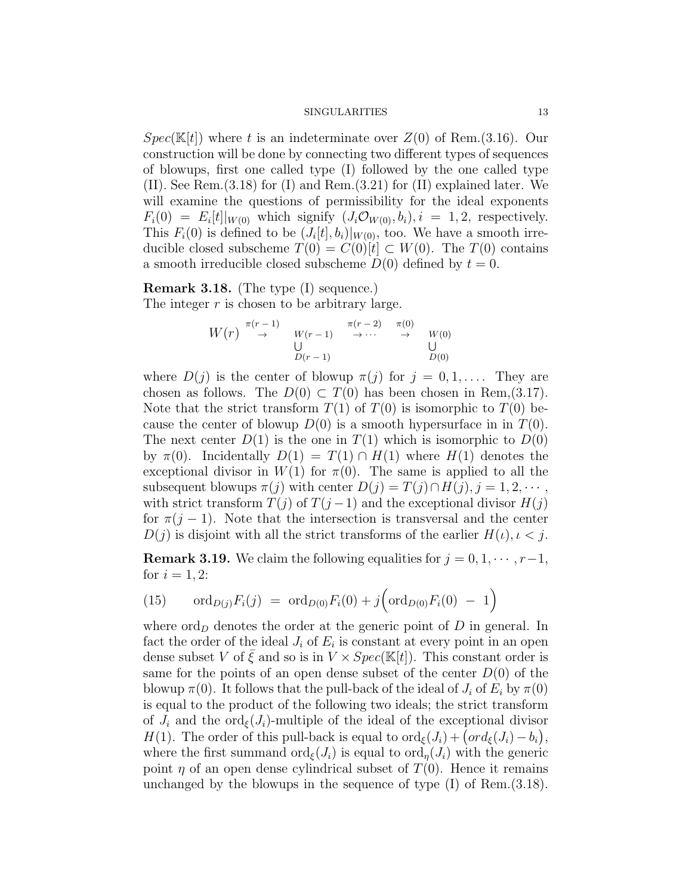$Spec(\mathbb{K}[t])$ where $t$ is an indeterminate over $Z(0)$ of Rem.(3.16). Our construction will be done by connecting two different types of sequences of blowups, first one called type (I) followed by the one called type (II). See Rem.(3.18) for (I) and Rem.(3.21) for (II) explained later. We will examine the questions of permissibility for the ideal exponents $F_i(0) = E_i[t]|_{W(0)}$ which signify $(J_i\mathcal{O}_{W(0)}, b_i), i = 1, 2$, respectively. This $F_i(0)$ is defined to be $(J_i[t], b_i)|_{W(0)}$, too. We have a smooth irreducible closed subscheme $T(0) = C(0)[t] \subset W(0)$. The $T(0)$ contains a smooth irreducible closed subscheme $D(0)$ defined by $t = 0$.

**Remark 3.18.** (The type (I) sequence.)
The integer $r$ is chosen to be arbitrary large.

$$W(r) \overset{\pi(r-1)}{\rightarrow} \underset{\underset{D(r-1)}{\cup}}{W(r-1)} \overset{\pi(r-2)}{\rightarrow} \cdots \overset{\pi(0)}{\rightarrow} \underset{\underset{D(0)}{\cup}}{W(0)}$$

where $D(j)$ is the center of blowup $\pi(j)$ for $j = 0, 1, \ldots$. They are chosen as follows. The $D(0) \subset T(0)$ has been chosen in Rem,(3.17). Note that the strict transform $T(1)$ of $T(0)$ is isomorphic to $T(0)$ because the center of blowup $D(0)$ is a smooth hypersurface in in $T(0)$. The next center $D(1)$ is the one in $T(1)$ which is isomorphic to $D(0)$ by $\pi(0)$. Incidentally $D(1) = T(1) \cap H(1)$ where $H(1)$ denotes the exceptional divisor in $W(1)$ for $\pi(0)$. The same is applied to all the subsequent blowups $\pi(j)$ with center $D(j) = T(j) \cap H(j), j = 1, 2, \cdots$, with strict transform $T(j)$ of $T(j-1)$ and the exceptional divisor $H(j)$ for $\pi(j-1)$. Note that the intersection is transversal and the center $D(j)$ is disjoint with all the strict transforms of the earlier $H(\iota), \iota < j$.

**Remark 3.19.** We claim the following equalities for $j = 0, 1, \cdots, r-1$, for $i = 1, 2$:

$$\text{(15)} \qquad \mathrm{ord}_{D(j)} F_i(j) \ = \ \mathrm{ord}_{D(0)} F_i(0) + j\Big(\mathrm{ord}_{D(0)} F_i(0) \ - \ 1\Big)$$

where $\mathrm{ord}_D$ denotes the order at the generic point of $D$ in general. In fact the order of the ideal $J_i$ of $E_i$ is constant at every point in an open dense subset $V$ of $\bar{\xi}$ and so is in $V \times Spec(\mathbb{K}[t])$. This constant order is same for the points of an open dense subset of the center $D(0)$ of the blowup $\pi(0)$. It follows that the pull-back of the ideal of $J_i$ of $E_i$ by $\pi(0)$ is equal to the product of the following two ideals; the strict transform of $J_i$ and the $\mathrm{ord}_\xi(J_i)$-multiple of the ideal of the exceptional divisor $H(1)$. The order of this pull-back is equal to $\mathrm{ord}_\xi(J_i) + \big(ord_\xi(J_i) - b_i\big)$, where the first summand $\mathrm{ord}_\xi(J_i)$ is equal to $\mathrm{ord}_\eta(J_i)$ with the generic point $\eta$ of an open dense cylindrical subset of $T(0)$. Hence it remains unchanged by the blowups in the sequence of type (I) of Rem.(3.18).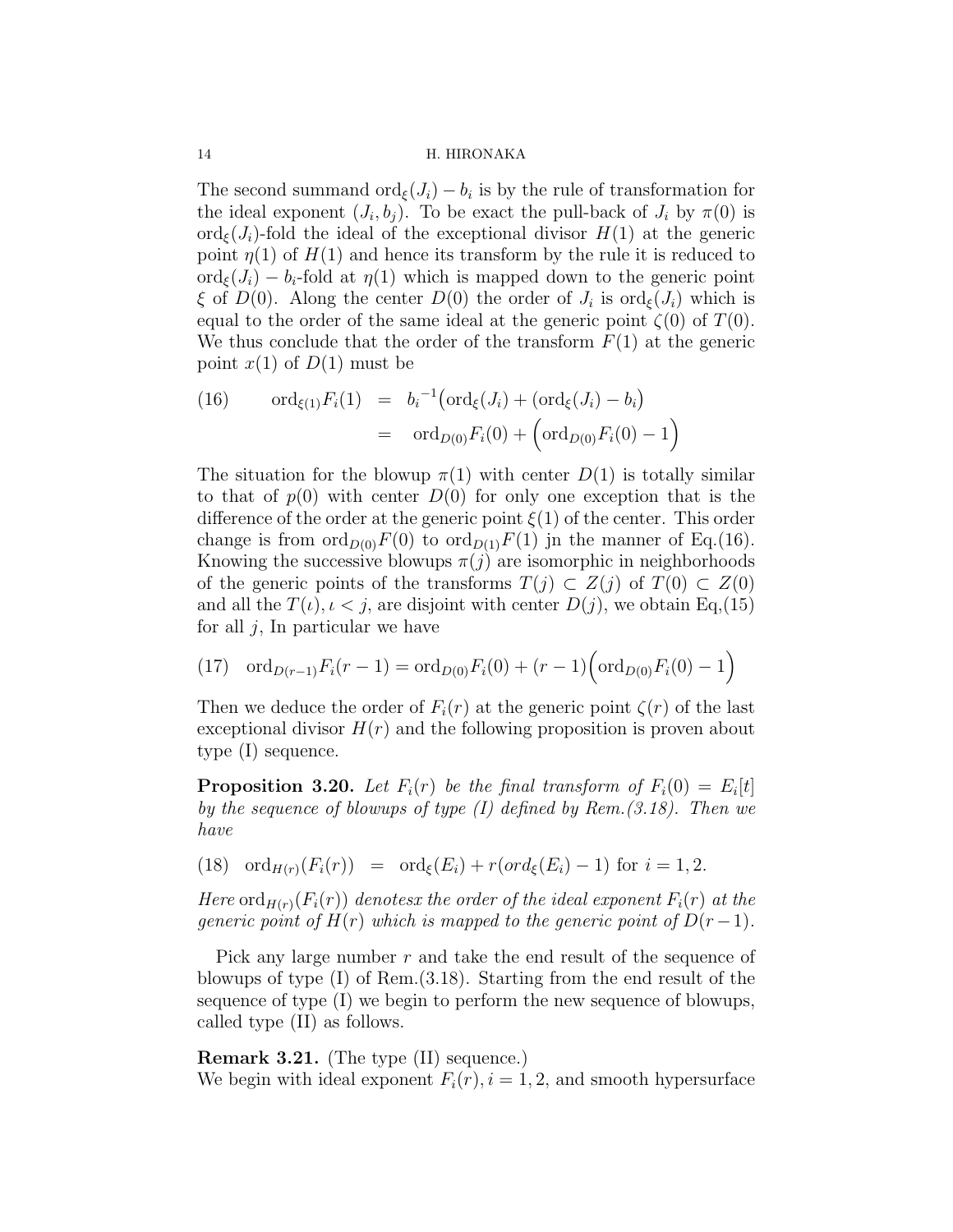The second summand $\text{ord}_\xi(J_i) - b_i$ is by the rule of transformation for the ideal exponent $(J_i, b_j)$. To be exact the pull-back of $J_i$ by $\pi(0)$ is $\text{ord}_\xi(J_i)$-fold the ideal of the exceptional divisor $H(1)$ at the generic point $\eta(1)$ of $H(1)$ and hence its transform by the rule it is reduced to $\text{ord}_\xi(J_i) - b_i$-fold at $\eta(1)$ which is mapped down to the generic point $\xi$ of $D(0)$. Along the center $D(0)$ the order of $J_i$ is $\text{ord}_\xi(J_i)$ which is equal to the order of the same ideal at the generic point $\zeta(0)$ of $T(0)$. We thus conclude that the order of the transform $F(1)$ at the generic point $x(1)$ of $D(1)$ must be

$$
\begin{aligned}
(16) \qquad \text{ord}_{\xi(1)} F_i(1) &= {b_i}^{-1}\big(\text{ord}_\xi(J_i) + (\text{ord}_\xi(J_i) - b_i\big) \\
&= \text{ord}_{D(0)} F_i(0) + \Big(\text{ord}_{D(0)} F_i(0) - 1\Big)
\end{aligned}
$$

The situation for the blowup $\pi(1)$ with center $D(1)$ is totally similar to that of $p(0)$ with center $D(0)$ for only one exception that is the difference of the order at the generic point $\xi(1)$ of the center. This order change is from $\text{ord}_{D(0)} F(0)$ to $\text{ord}_{D(1)} F(1)$ jn the manner of Eq.(16). Knowing the successive blowups $\pi(j)$ are isomorphic in neighborhoods of the generic points of the transforms $T(j) \subset Z(j)$ of $T(0) \subset Z(0)$ and all the $T(\iota), \iota < j$, are disjoint with center $D(j)$, we obtain Eq,(15) for all $j$, In particular we have

$$
(17) \quad \text{ord}_{D(r-1)} F_i(r-1) = \text{ord}_{D(0)} F_i(0) + (r-1)\Big(\text{ord}_{D(0)} F_i(0) - 1\Big)
$$

Then we deduce the order of $F_i(r)$ at the generic point $\zeta(r)$ of the last exceptional divisor $H(r)$ and the following proposition is proven about type (I) sequence.

**Proposition 3.20.** *Let $F_i(r)$ be the final transform of $F_i(0) = E_i[t]$ by the sequence of blowups of type (I) defined by Rem.(3.18). Then we have*

$$
(18) \quad \text{ord}_{H(r)}(F_i(r)) \;=\; \text{ord}_\xi(E_i) + r(ord_\xi(E_i) - 1) \text{ for } i = 1, 2.
$$

*Here $\text{ord}_{H(r)}(F_i(r))$ denotesx the order of the ideal exponent $F_i(r)$ at the generic point of $H(r)$ which is mapped to the generic point of $D(r-1)$.*

Pick any large number $r$ and take the end result of the sequence of blowups of type (I) of Rem.(3.18). Starting from the end result of the sequence of type (I) we begin to perform the new sequence of blowups, called type (II) as follows.

**Remark 3.21.** (The type (II) sequence.)
We begin with ideal exponent $F_i(r), i = 1, 2$, and smooth hypersurface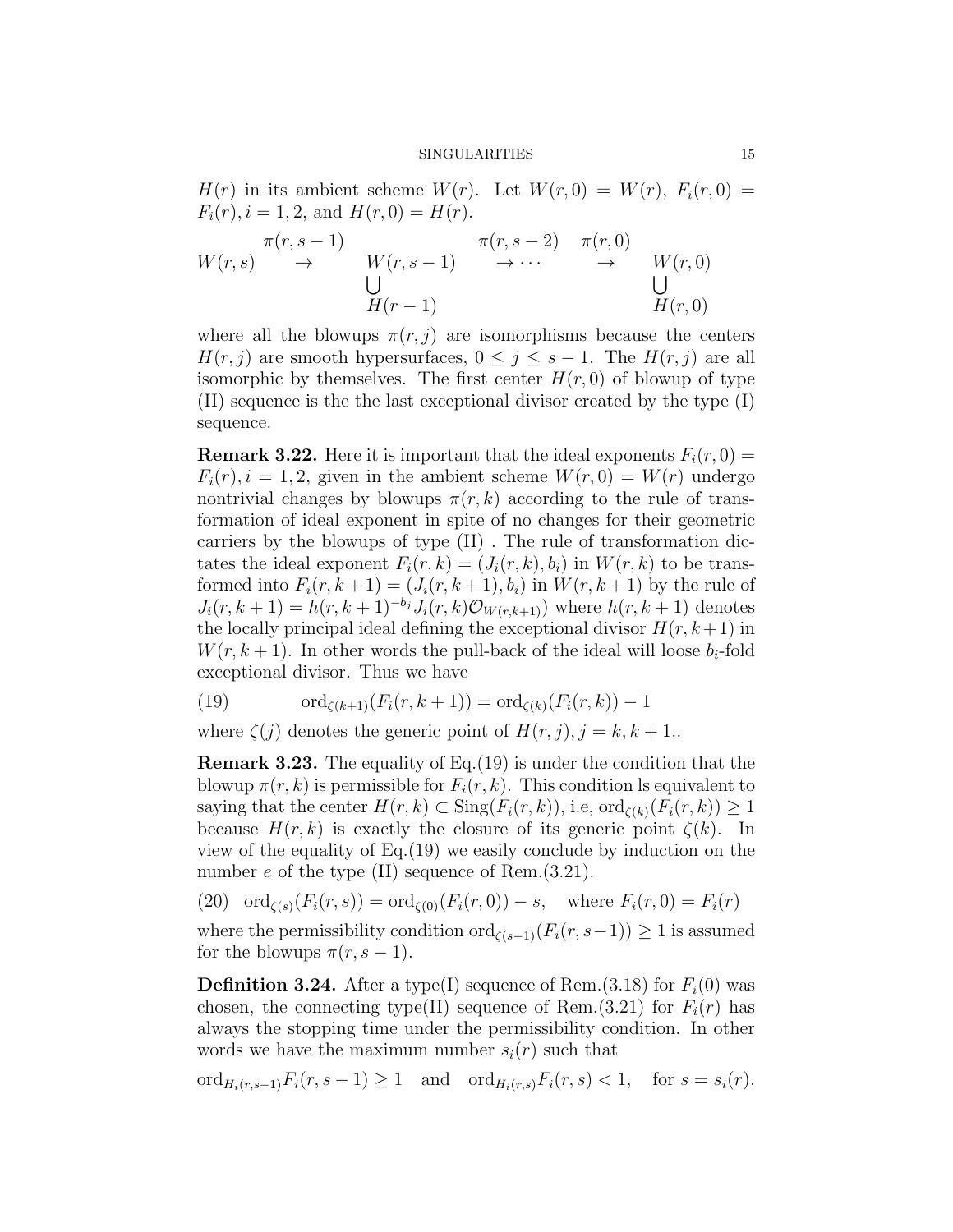$H(r)$ in its ambient scheme $W(r)$. Let $W(r,0) = W(r)$, $F_i(r,0) = F_i(r), i = 1,2$, and $H(r,0) = H(r)$.

$$
\begin{array}{ccccccc}
 & \pi(r,s-1) & & \pi(r,s-2) & \pi(r,0) & \\
W(r,s) & \rightarrow & W(r,s-1) & \rightarrow \cdots & \rightarrow & W(r,0) \\
 & & \bigcup & & & \bigcup \\
 & & H(r-1) & & & H(r,0)
\end{array}
$$

where all the blowups $\pi(r,j)$ are isomorphisms because the centers $H(r,j)$ are smooth hypersurfaces, $0 \leq j \leq s-1$. The $H(r,j)$ are all isomorphic by themselves. The first center $H(r,0)$ of blowup of type (II) sequence is the the last exceptional divisor created by the type (I) sequence.

**Remark 3.22.** Here it is important that the ideal exponents $F_i(r,0) = F_i(r), i = 1,2$, given in the ambient scheme $W(r,0) = W(r)$ undergo nontrivial changes by blowups $\pi(r,k)$ according to the rule of transformation of ideal exponent in spite of no changes for their geometric carriers by the blowups of type (II) . The rule of transformation dictates the ideal exponent $F_i(r,k) = (J_i(r,k), b_i)$ in $W(r,k)$ to be transformed into $F_i(r,k+1) = (J_i(r,k+1), b_i)$ in $W(r,k+1)$ by the rule of $J_i(r,k+1) = h(r,k+1)^{-b_j} J_i(r,k)\mathcal{O}_{W(r,k+1)})$ where $h(r,k+1)$ denotes the locally principal ideal defining the exceptional divisor $H(r,k+1)$ in $W(r,k+1)$. In other words the pull-back of the ideal will loose $b_i$-fold exceptional divisor. Thus we have

$$
\operatorname{ord}_{\zeta(k+1)}(F_i(r,k+1)) = \operatorname{ord}_{\zeta(k)}(F_i(r,k)) - 1 \tag{19}
$$

where $\zeta(j)$ denotes the generic point of $H(r,j), j = k, k+1$..

**Remark 3.23.** The equality of Eq.(19) is under the condition that the blowup $\pi(r,k)$ is permissible for $F_i(r,k)$. This condition ls equivalent to saying that the center $H(r,k) \subset \operatorname{Sing}(F_i(r,k))$, i.e, $\operatorname{ord}_{\zeta(k)}(F_i(r,k)) \geq 1$ because $H(r,k)$ is exactly the closure of its generic point $\zeta(k)$. In view of the equality of Eq.(19) we easily conclude by induction on the number $e$ of the type (II) sequence of Rem.(3.21).

$$
\operatorname{ord}_{\zeta(s)}(F_i(r,s)) = \operatorname{ord}_{\zeta(0)}(F_i(r,0)) - s, \quad \text{where } F_i(r,0) = F_i(r) \tag{20}
$$

where the permissibility condition $\operatorname{ord}_{\zeta(s-1)}(F_i(r,s-1)) \geq 1$ is assumed for the blowups $\pi(r,s-1)$.

**Definition 3.24.** After a type(I) sequence of Rem.(3.18) for $F_i(0)$ was chosen, the connecting type(II) sequence of Rem.(3.21) for $F_i(r)$ has always the stopping time under the permissibility condition. In other words we have the maximum number $s_i(r)$ such that

$$
\operatorname{ord}_{H_i(r,s-1)} F_i(r,s-1) \geq 1 \quad \text{and} \quad \operatorname{ord}_{H_i(r,s)} F_i(r,s) < 1, \quad \text{for } s = s_i(r).
$$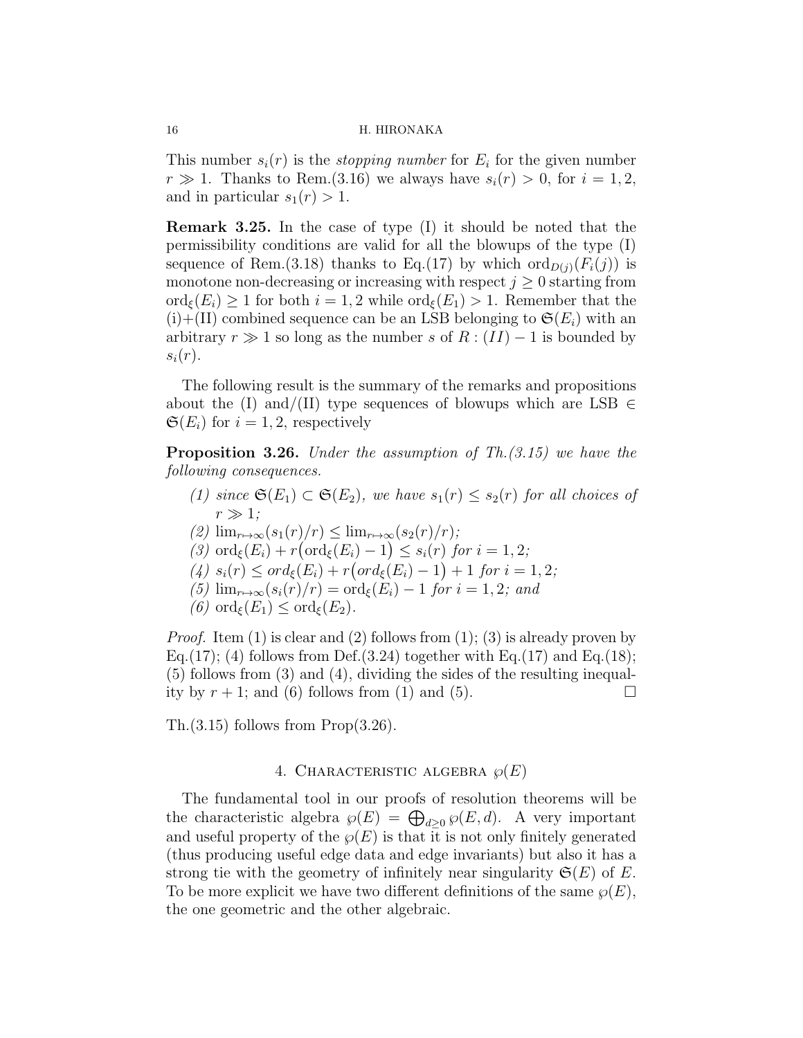This number $s_i(r)$ is the *stopping number* for $E_i$ for the given number $r \gg 1$. Thanks to Rem.(3.16) we always have $s_i(r) > 0$, for $i = 1, 2$, and in particular $s_1(r) > 1$.

**Remark 3.25.** In the case of type (I) it should be noted that the permissibility conditions are valid for all the blowups of the type (I) sequence of Rem.(3.18) thanks to Eq.(17) by which $\mathrm{ord}_{D(j)}(F_i(j))$ is monotone non-decreasing or increasing with respect $j \geq 0$ starting from $\mathrm{ord}_\xi(E_i) \geq 1$ for both $i = 1, 2$ while $\mathrm{ord}_\xi(E_1) > 1$. Remember that the (i)+(II) combined sequence can be an LSB belonging to $\mathfrak{S}(E_i)$ with an arbitrary $r \gg 1$ so long as the number $s$ of $R : (II) - 1$ is bounded by $s_i(r)$.

The following result is the summary of the remarks and propositions about the (I) and/(II) type sequences of blowups which are LSB $\in \mathfrak{S}(E_i)$ for $i = 1, 2$, respectively

**Proposition 3.26.** *Under the assumption of Th.(3.15) we have the following consequences.*

1. *since $\mathfrak{S}(E_1) \subset \mathfrak{S}(E_2)$, we have $s_1(r) \leq s_2(r)$ for all choices of $r \gg 1$;*
2. $\lim_{r \mapsto \infty}(s_1(r)/r) \leq \lim_{r \mapsto \infty}(s_2(r)/r)$*;*
3. $\mathrm{ord}_\xi(E_i) + r\big(\mathrm{ord}_\xi(E_i) - 1\big) \leq s_i(r)$ *for $i = 1, 2$;*
4. $s_i(r) \leq \mathit{ord}_\xi(E_i) + r\big(\mathit{ord}_\xi(E_i) - 1\big) + 1$ *for $i = 1, 2$;*
5. $\lim_{r \mapsto \infty}(s_i(r)/r) = \mathrm{ord}_\xi(E_i) - 1$ *for $i = 1, 2$; and*
6. $\mathrm{ord}_\xi(E_1) \leq \mathrm{ord}_\xi(E_2)$.

*Proof.* Item (1) is clear and (2) follows from (1); (3) is already proven by Eq.(17); (4) follows from Def.(3.24) together with Eq.(17) and Eq.(18); (5) follows from (3) and (4), dividing the sides of the resulting inequality by $r + 1$; and (6) follows from (1) and (5). $\square$

Th.(3.15) follows from Prop(3.26).

## 4. Characteristic algebra $\wp(E)$

The fundamental tool in our proofs of resolution theorems will be the characteristic algebra $\wp(E) = \bigoplus_{d \geq 0} \wp(E, d)$. A very important and useful property of the $\wp(E)$ is that it is not only finitely generated (thus producing useful edge data and edge invariants) but also it has a strong tie with the geometry of infinitely near singularity $\mathfrak{S}(E)$ of $E$. To be more explicit we have two different definitions of the same $\wp(E)$, the one geometric and the other algebraic.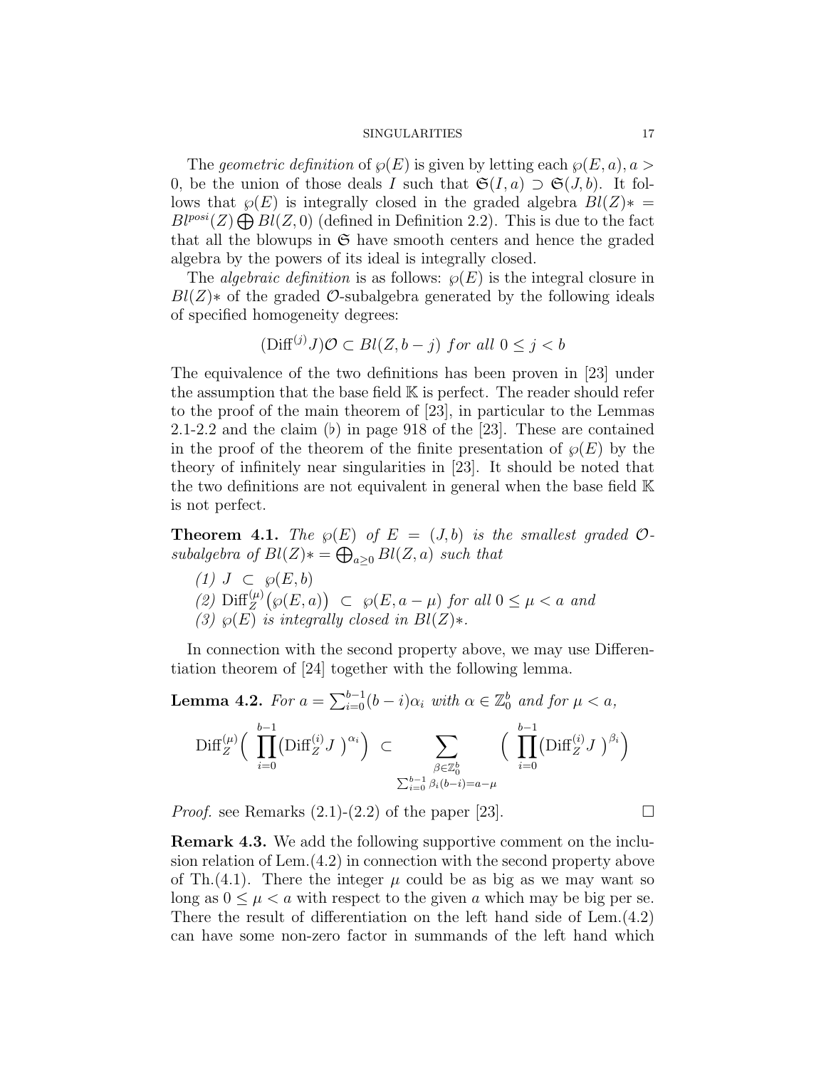The *geometric definition* of $\wp(E)$ is given by letting each $\wp(E,a), a > 0$, be the union of those deals $I$ such that $\mathfrak{S}(I,a) \supset \mathfrak{S}(J,b)$. It follows that $\wp(E)$ is integrally closed in the graded algebra $Bl(Z)* = Bl^{posi}(Z) \bigoplus Bl(Z,0)$ (defined in Definition 2.2). This is due to the fact that all the blowups in $\mathfrak{S}$ have smooth centers and hence the graded algebra by the powers of its ideal is integrally closed.

The *algebraic definition* is as follows: $\wp(E)$ is the integral closure in $Bl(Z)*$ of the graded $\mathcal{O}$-subalgebra generated by the following ideals of specified homogeneity degrees:

$$(\mathrm{Diff}^{(j)} J)\mathcal{O} \subset Bl(Z, b-j) \ \text{for all} \ 0 \leq j < b$$

The equivalence of the two definitions has been proven in [23] under the assumption that the base field $\mathbb{K}$ is perfect. The reader should refer to the proof of the main theorem of [23], in particular to the Lemmas 2.1-2.2 and the claim ($\flat$) in page 918 of the [23]. These are contained in the proof of the theorem of the finite presentation of $\wp(E)$ by the theory of infinitely near singularities in [23]. It should be noted that the two definitions are not equivalent in general when the base field $\mathbb{K}$ is not perfect.

**Theorem 4.1.** *The $\wp(E)$ of $E = (J,b)$ is the smallest graded $\mathcal{O}$-subalgebra of $Bl(Z)* = \bigoplus_{a \geq 0} Bl(Z,a)$ such that*

*(1) $J \ \subset \ \wp(E,b)$*
*(2) $\mathrm{Diff}_Z^{(\mu)}\big(\wp(E,a)\big) \ \subset \ \wp(E, a-\mu)$ for all $0 \leq \mu < a$ and*
*(3) $\wp(E)$ is integrally closed in $Bl(Z)*$.*

In connection with the second property above, we may use Differentiation theorem of [24] together with the following lemma.

**Lemma 4.2.** *For $a = \sum_{i=0}^{b-1}(b-i)\alpha_i$ with $\alpha \in \mathbb{Z}_0^b$ and for $\mu < a$,*

$$\mathrm{Diff}_Z^{(\mu)}\Big( \prod_{i=0}^{b-1}\big(\mathrm{Diff}_Z^{(i)} J \ \big)^{\alpha_i}\Big) \ \subset \ \sum_{\substack{\beta \in \mathbb{Z}_0^b \\ \sum_{i=0}^{b-1}\beta_i(b-i) = a-\mu}} \Big( \prod_{i=0}^{b-1}\big(\mathrm{Diff}_Z^{(i)} J \ \big)^{\beta_i}\Big)$$

*Proof.* see Remarks (2.1)-(2.2) of the paper [23]. $\square$

**Remark 4.3.** We add the following supportive comment on the inclusion relation of Lem.(4.2) in connection with the second property above of Th.(4.1). There the integer $\mu$ could be as big as we may want so long as $0 \leq \mu < a$ with respect to the given $a$ which may be big per se. There the result of differentiation on the left hand side of Lem.(4.2) can have some non-zero factor in summands of the left hand which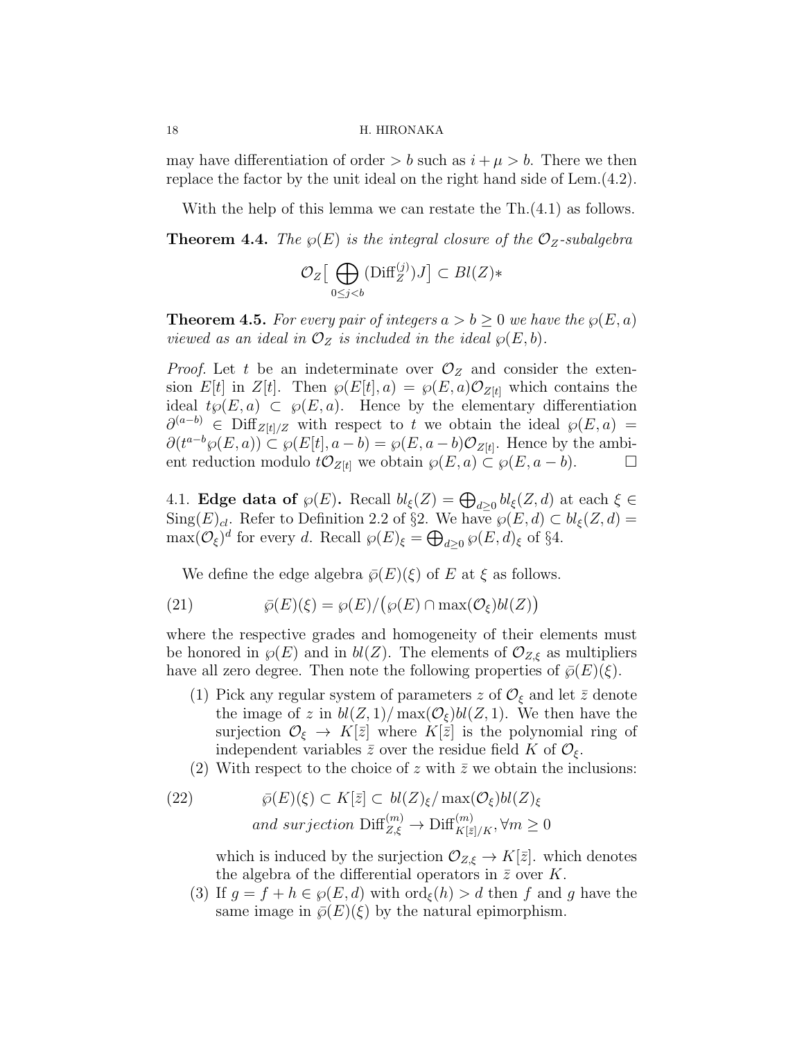may have differentiation of order $> b$ such as $i + \mu > b$. There we then replace the factor by the unit ideal on the right hand side of Lem.(4.2).

With the help of this lemma we can restate the Th.(4.1) as follows.

**Theorem 4.4.** *The $\wp(E)$ is the integral closure of the $\mathcal{O}_Z$-subalgebra*

$$\mathcal{O}_Z\big[\bigoplus_{0 \le j < b} (\mathrm{Diff}_Z^{(j)})J\big] \subset Bl(Z)*$$

**Theorem 4.5.** *For every pair of integers $a > b \ge 0$ we have the $\wp(E, a)$ viewed as an ideal in $\mathcal{O}_Z$ is included in the ideal $\wp(E, b)$.*

*Proof.* Let $t$ be an indeterminate over $\mathcal{O}_Z$ and consider the extension $E[t]$ in $Z[t]$. Then $\wp(E[t], a) = \wp(E, a)\mathcal{O}_{Z[t]}$ which contains the ideal $t\wp(E, a) \subset \wp(E, a)$. Hence by the elementary differentiation $\partial^{(a-b)} \in \mathrm{Diff}_{Z[t]/Z}$ with respect to $t$ we obtain the ideal $\wp(E, a) = \partial(t^{a-b}\wp(E, a)) \subset \wp(E[t], a - b) = \wp(E, a - b)\mathcal{O}_{Z[t]}$. Hence by the ambient reduction modulo $t\mathcal{O}_{Z[t]}$ we obtain $\wp(E, a) \subset \wp(E, a - b)$. $\square$

### 4.1. Edge data of $\wp(E)$.

Recall $bl_\xi(Z) = \bigoplus_{d \ge 0} bl_\xi(Z, d)$ at each $\xi \in \mathrm{Sing}(E)_{cl}$. Refer to Definition 2.2 of §2. We have $\wp(E, d) \subset bl_\xi(Z, d) = \max(\mathcal{O}_\xi)^d$ for every $d$. Recall $\wp(E)_\xi = \bigoplus_{d \ge 0} \wp(E, d)_\xi$ of §4.

We define the edge algebra $\bar{\wp}(E)(\xi)$ of $E$ at $\xi$ as follows.

$$\bar{\wp}(E)(\xi) = \wp(E)/\big(\wp(E) \cap \max(\mathcal{O}_\xi)bl(Z)\big) \tag{21}$$

where the respective grades and homogeneity of their elements must be honored in $\wp(E)$ and in $bl(Z)$. The elements of $\mathcal{O}_{Z,\xi}$ as multipliers have all zero degree. Then note the following properties of $\bar{\wp}(E)(\xi)$.

1. Pick any regular system of parameters $z$ of $\mathcal{O}_\xi$ and let $\bar{z}$ denote the image of $z$ in $bl(Z, 1)/\max(\mathcal{O}_\xi)bl(Z, 1)$. We then have the surjection $\mathcal{O}_\xi \to K[\bar{z}]$ where $K[\bar{z}]$ is the polynomial ring of independent variables $\bar{z}$ over the residue field $K$ of $\mathcal{O}_\xi$.
2. With respect to the choice of $z$ with $\bar{z}$ we obtain the inclusions:

$$\begin{aligned} &\bar{\wp}(E)(\xi) \subset K[\bar{z}] \subset bl(Z)_\xi/\max(\mathcal{O}_\xi)bl(Z)_\xi \\ &\textit{and surjection } \mathrm{Diff}_{Z,\xi}^{(m)} \to \mathrm{Diff}_{K[\bar{z}]/K}^{(m)}, \forall m \ge 0 \end{aligned} \tag{22}$$

   which is induced by the surjection $\mathcal{O}_{Z,\xi} \to K[\bar{z}]$. which denotes the algebra of the differential operators in $\bar{z}$ over $K$.
3. If $g = f + h \in \wp(E, d)$ with $\mathrm{ord}_\xi(h) > d$ then $f$ and $g$ have the same image in $\bar{\wp}(E)(\xi)$ by the natural epimorphism.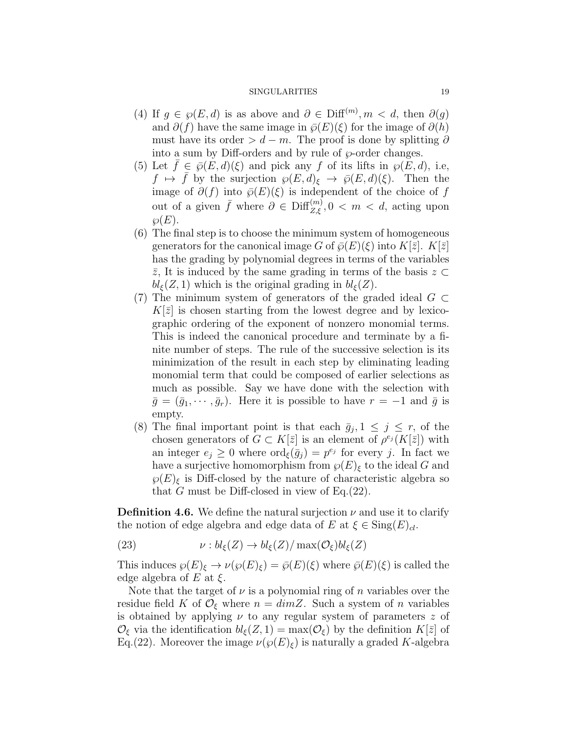(4) If $g \in \wp(E, d)$ is as above and $\partial \in \mathrm{Diff}^{(m)}, m < d$, then $\partial(g)$ and $\partial(f)$ have the same image in $\bar{\wp}(E)(\xi)$ for the image of $\partial(h)$ must have its order $> d - m$. The proof is done by splitting $\partial$ into a sum by Diff-orders and by rule of $\wp$-order changes.

(5) Let $\bar{f} \in \bar{\wp}(E, d)(\xi)$ and pick any $f$ of its lifts in $\wp(E, d)$, i.e, $f \mapsto \bar{f}$ by the surjection $\wp(E, d)_\xi \to \bar{\wp}(E, d)(\xi)$. Then the image of $\partial(f)$ into $\bar{\wp}(E)(\xi)$ is independent of the choice of $f$ out of a given $\bar{f}$ where $\partial \in \mathrm{Diff}^{(m)}_{Z,\xi}, 0 < m < d$, acting upon $\wp(E)$.

(6) The final step is to choose the minimum system of homogeneous generators for the canonical image $G$ of $\bar{\wp}(E)(\xi)$ into $K[\bar{z}]$. $K[\bar{z}]$ has the grading by polynomial degrees in terms of the variables $\bar{z}$, It is induced by the same grading in terms of the basis $z \subset bl_\xi(Z, 1)$ which is the original grading in $bl_\xi(Z)$.

(7) The minimum system of generators of the graded ideal $G \subset K[\bar{z}]$ is chosen starting from the lowest degree and by lexicographic ordering of the exponent of nonzero monomial terms. This is indeed the canonical procedure and terminate by a finite number of steps. The rule of the successive selection is its minimization of the result in each step by eliminating leading monomial term that could be composed of earlier selections as much as possible. Say we have done with the selection with $\bar{g} = (\bar{g}_1, \cdots, \bar{g}_r)$. Here it is possible to have $r = -1$ and $\bar{g}$ is empty.

(8) The final important point is that each $\bar{g}_j, 1 \le j \le r$, of the chosen generators of $G \subset K[\bar{z}]$ is an element of $\rho^{e_j}(K[\bar{z}])$ with an integer $e_j \ge 0$ where $\mathrm{ord}_\xi(\bar{g}_j) = p^{e_j}$ for every $j$. In fact we have a surjective homomorphism from $\wp(E)_\xi$ to the ideal $G$ and $\wp(E)_\xi$ is Diff-closed by the nature of characteristic algebra so that $G$ must be Diff-closed in view of Eq.(22).

**Definition 4.6.** We define the natural surjection $\nu$ and use it to clarify the notion of edge algebra and edge data of $E$ at $\xi \in \mathrm{Sing}(E)_{cl}$.

$$\nu : bl_\xi(Z) \to bl_\xi(Z)/\max(\mathcal{O}_\xi) bl_\xi(Z) \tag{23}$$

This induces $\wp(E)_\xi \to \nu(\wp(E)_\xi) = \bar{\wp}(E)(\xi)$ where $\bar{\wp}(E)(\xi)$ is called the edge algebra of $E$ at $\xi$.

Note that the target of $\nu$ is a polynomial ring of $n$ variables over the residue field $K$ of $\mathcal{O}_\xi$ where $n = dim Z$. Such a system of $n$ variables is obtained by applying $\nu$ to any regular system of parameters $z$ of $\mathcal{O}_\xi$ via the identification $bl_\xi(Z, 1) = \max(\mathcal{O}_\xi)$ by the definition $K[\bar{z}]$ of Eq.(22). Moreover the image $\nu(\wp(E)_\xi)$ is naturally a graded $K$-algebra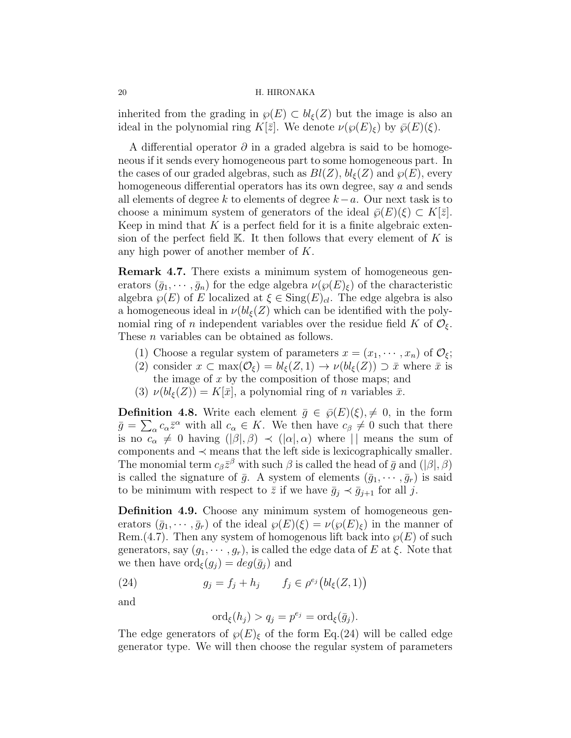inherited from the grading in $\wp(E) \subset bl_\xi(Z)$ but the image is also an ideal in the polynomial ring $K[\bar{z}]$. We denote $\nu(\wp(E)_\xi)$ by $\bar{\wp}(E)(\xi)$.

A differential operator $\partial$ in a graded algebra is said to be homogeneous if it sends every homogeneous part to some homogeneous part. In the cases of our graded algebras, such as $Bl(Z)$, $bl_\xi(Z)$ and $\wp(E)$, every homogeneous differential operators has its own degree, say $a$ and sends all elements of degree $k$ to elements of degree $k-a$. Our next task is to choose a minimum system of generators of the ideal $\bar{\wp}(E)(\xi) \subset K[\bar{z}]$. Keep in mind that $K$ is a perfect field for it is a finite algebraic extension of the perfect field $\mathbb{K}$. It then follows that every element of $K$ is any high power of another member of $K$.

**Remark 4.7.** There exists a minimum system of homogeneous generators $(\bar{g}_1, \cdots, \bar{g}_n)$ for the edge algebra $\nu(\wp(E)_\xi)$ of the characteristic algebra $\wp(E)$ of $E$ localized at $\xi \in \mathrm{Sing}(E)_{cl}$. The edge algebra is also a homogeneous ideal in $\nu(bl_\xi(Z)$ which can be identified with the polynomial ring of $n$ independent variables over the residue field $K$ of $\mathcal{O}_\xi$. These $n$ variables can be obtained as follows.

1. Choose a regular system of parameters $x = (x_1, \cdots, x_n)$ of $\mathcal{O}_\xi$;
2. consider $x \subset \max(\mathcal{O}_\xi) = bl_\xi(Z,1) \to \nu(bl_\xi(Z)) \supset \bar{x}$ where $\bar{x}$ is the image of $x$ by the composition of those maps; and
3. $\nu(bl_\xi(Z)) = K[\bar{x}]$, a polynomial ring of $n$ variables $\bar{x}$.

**Definition 4.8.** Write each element $\bar{g} \in \bar{\wp}(E)(\xi), \neq 0$, in the form $\bar{g} = \sum_\alpha c_\alpha \bar{z}^\alpha$ with all $c_\alpha \in K$. We then have $c_\beta \neq 0$ such that there is no $c_\alpha \neq 0$ having $(|\beta|, \beta) \prec (|\alpha|, \alpha)$ where $|\,|$ means the sum of components and $\prec$ means that the left side is lexicographically smaller. The monomial term $c_\beta \bar{z}^\beta$ with such $\beta$ is called the head of $\bar{g}$ and $(|\beta|, \beta)$ is called the signature of $\bar{g}$. A system of elements $(\bar{g}_1, \cdots, \bar{g}_r)$ is said to be minimum with respect to $\bar{z}$ if we have $\bar{g}_j \prec \bar{g}_{j+1}$ for all $j$.

**Definition 4.9.** Choose any minimum system of homogeneous generators $(\bar{g}_1, \cdots, \bar{g}_r)$ of the ideal $\wp(E)(\xi) = \nu(\wp(E)_\xi)$ in the manner of Rem.(4.7). Then any system of homogenous lift back into $\wp(E)$ of such generators, say $(g_1, \cdots, g_r)$, is called the edge data of $E$ at $\xi$. Note that we then have $\mathrm{ord}_\xi(g_j) = deg(\bar{g}_j)$ and

$$g_j = f_j + h_j \qquad f_j \in \rho^{e_j}\big(bl_\xi(Z,1)\big) \tag{24}$$

and

$$\mathrm{ord}_\xi(h_j) > q_j = p^{e_j} = \mathrm{ord}_\xi(\bar{g}_j).$$

The edge generators of $\wp(E)_\xi$ of the form Eq.(24) will be called edge generator type. We will then choose the regular system of parameters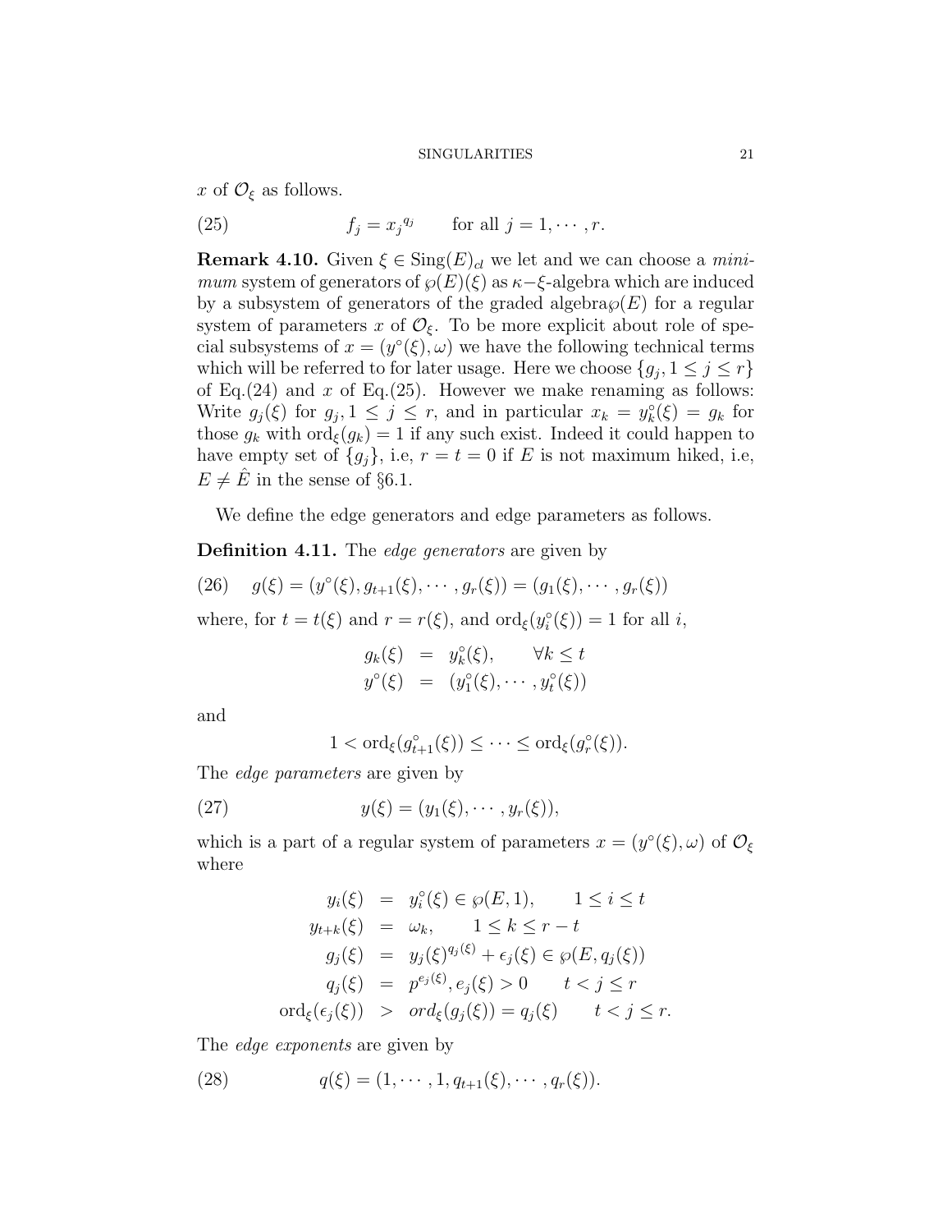$x$ of $\mathcal{O}_\xi$ as follows.

$$f_j = x_j{}^{q_j} \qquad \text{for all } j = 1, \cdots, r. \tag{25}$$

**Remark 4.10.** Given $\xi \in \mathrm{Sing}(E)_{cl}$ we let and we can choose a *minimum* system of generators of $\wp(E)(\xi)$ as $\kappa-\xi$-algebra which are induced by a subsystem of generators of the graded algebra$\wp(E)$ for a regular system of parameters $x$ of $\mathcal{O}_\xi$. To be more explicit about role of special subsystems of $x = (y^\circ(\xi), \omega)$ we have the following technical terms which will be referred to for later usage. Here we choose $\{g_j, 1 \leq j \leq r\}$ of Eq.(24) and $x$ of Eq.(25). However we make renaming as follows: Write $g_j(\xi)$ for $g_j, 1 \leq j \leq r$, and in particular $x_k = y_k^\circ(\xi) = g_k$ for those $g_k$ with $\mathrm{ord}_\xi(g_k) = 1$ if any such exist. Indeed it could happen to have empty set of $\{g_j\}$, i.e, $r = t = 0$ if $E$ is not maximum hiked, i.e, $E \neq \hat{E}$ in the sense of §6.1.

We define the edge generators and edge parameters as follows.

**Definition 4.11.** The *edge generators* are given by

$$g(\xi) = (y^\circ(\xi), g_{t+1}(\xi), \cdots, g_r(\xi)) = (g_1(\xi), \cdots, g_r(\xi)) \tag{26}$$

where, for $t = t(\xi)$ and $r = r(\xi)$, and $\mathrm{ord}_\xi(y_i^\circ(\xi)) = 1$ for all $i$,

$$\begin{aligned} g_k(\xi) &= y_k^\circ(\xi), \qquad \forall k \leq t \\ y^\circ(\xi) &= (y_1^\circ(\xi), \cdots, y_t^\circ(\xi)) \end{aligned}$$

and

$$1 < \mathrm{ord}_\xi(g_{t+1}^\circ(\xi)) \leq \cdots \leq \mathrm{ord}_\xi(g_r^\circ(\xi)).$$

The *edge parameters* are given by

$$y(\xi) = (y_1(\xi), \cdots, y_r(\xi)), \tag{27}$$

which is a part of a regular system of parameters $x = (y^\circ(\xi), \omega)$ of $\mathcal{O}_\xi$ where

$$\begin{aligned} y_i(\xi) &= y_i^\circ(\xi) \in \wp(E, 1), \qquad 1 \leq i \leq t \\ y_{t+k}(\xi) &= \omega_k, \qquad 1 \leq k \leq r - t \\ g_j(\xi) &= y_j(\xi)^{q_j(\xi)} + \epsilon_j(\xi) \in \wp(E, q_j(\xi)) \\ q_j(\xi) &= p^{e_j(\xi)}, e_j(\xi) > 0 \qquad t < j \leq r \\ \mathrm{ord}_\xi(\epsilon_j(\xi)) &> ord_\xi(g_j(\xi)) = q_j(\xi) \qquad t < j \leq r. \end{aligned}$$

The *edge exponents* are given by

$$q(\xi) = (1, \cdots, 1, q_{t+1}(\xi), \cdots, q_r(\xi)). \tag{28}$$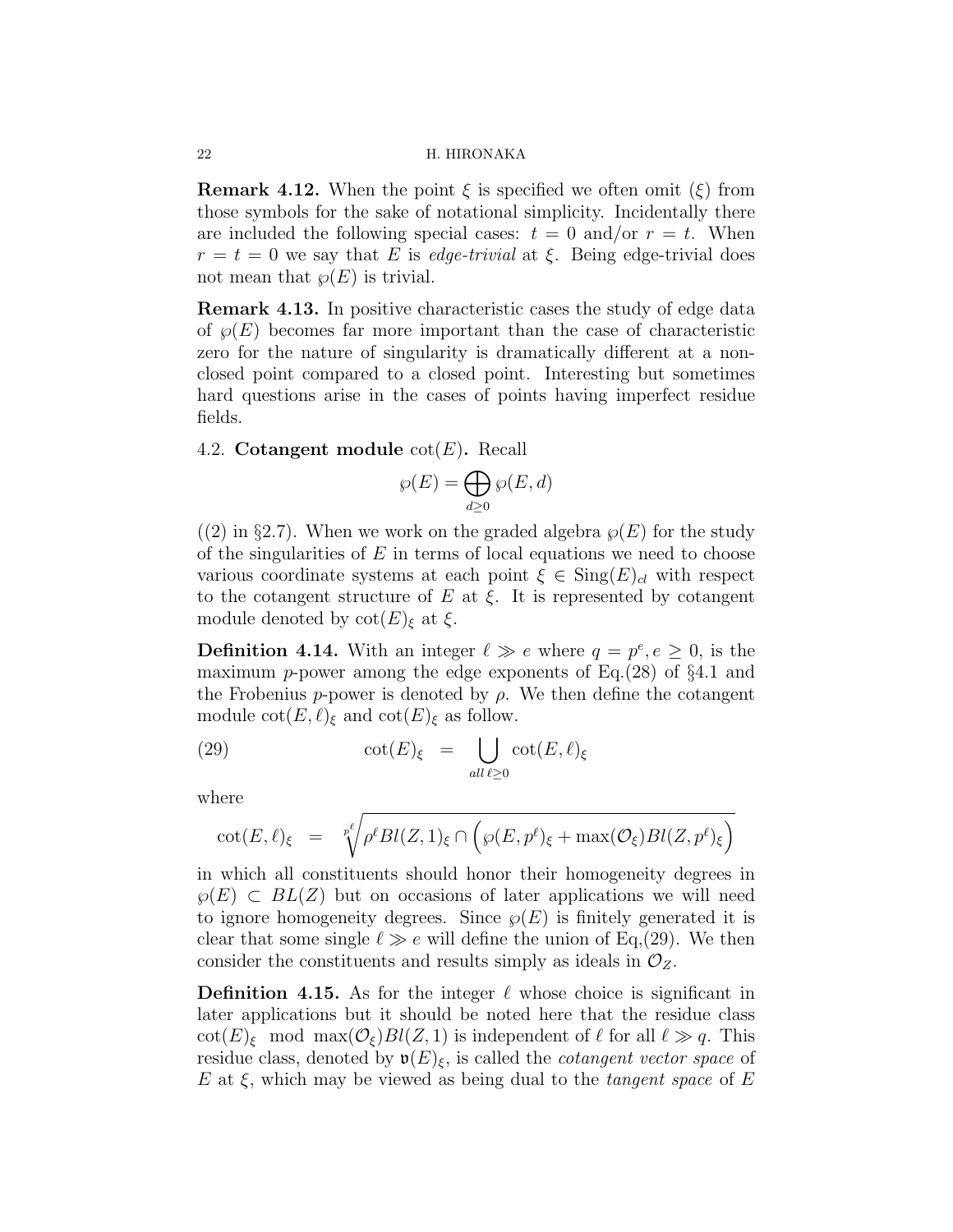**Remark 4.12.** When the point $\xi$ is specified we often omit $(\xi)$ from those symbols for the sake of notational simplicity. Incidentally there are included the following special cases: $t = 0$ and/or $r = t$. When $r = t = 0$ we say that $E$ is *edge-trivial* at $\xi$. Being edge-trivial does not mean that $\wp(E)$ is trivial.

**Remark 4.13.** In positive characteristic cases the study of edge data of $\wp(E)$ becomes far more important than the case of characteristic zero for the nature of singularity is dramatically different at a non-closed point compared to a closed point. Interesting but sometimes hard questions arise in the cases of points having imperfect residue fields.

### 4.2. Cotangent module $\cot(E)$.

Recall

$$\wp(E) = \bigoplus_{d \geq 0} \wp(E, d)$$

((2) in §2.7). When we work on the graded algebra $\wp(E)$ for the study of the singularities of $E$ in terms of local equations we need to choose various coordinate systems at each point $\xi \in \mathrm{Sing}(E)_{cl}$ with respect to the cotangent structure of $E$ at $\xi$. It is represented by cotangent module denoted by $\cot(E)_\xi$ at $\xi$.

**Definition 4.14.** With an integer $\ell \gg e$ where $q = p^e, e \geq 0$, is the maximum $p$-power among the edge exponents of Eq.(28) of §4.1 and the Frobenius $p$-power is denoted by $\rho$. We then define the cotangent module $\cot(E, \ell)_\xi$ and $\cot(E)_\xi$ as follow.

$$\cot(E)_\xi \;\; = \;\; \bigcup_{all\, \ell \geq 0} \cot(E, \ell)_\xi \tag{29}$$

where

$$\cot(E, \ell)_\xi \;\; = \;\; \sqrt[p^\ell]{\rho^\ell Bl(Z, 1)_\xi \cap \Big( \wp(E, p^\ell)_\xi + \max(\mathcal{O}_\xi) Bl(Z, p^\ell)_\xi \Big)}$$

in which all constituents should honor their homogeneity degrees in $\wp(E) \subset BL(Z)$ but on occasions of later applications we will need to ignore homogeneity degrees. Since $\wp(E)$ is finitely generated it is clear that some single $\ell \gg e$ will define the union of Eq,(29). We then consider the constituents and results simply as ideals in $\mathcal{O}_Z$.

**Definition 4.15.** As for the integer $\ell$ whose choice is significant in later applications but it should be noted here that the residue class $\cot(E)_\xi \mod \max(\mathcal{O}_\xi) Bl(Z, 1)$ is independent of $\ell$ for all $\ell \gg q$. This residue class, denoted by $\mathfrak{v}(E)_\xi$, is called the *cotangent vector space* of $E$ at $\xi$, which may be viewed as being dual to the *tangent space* of $E$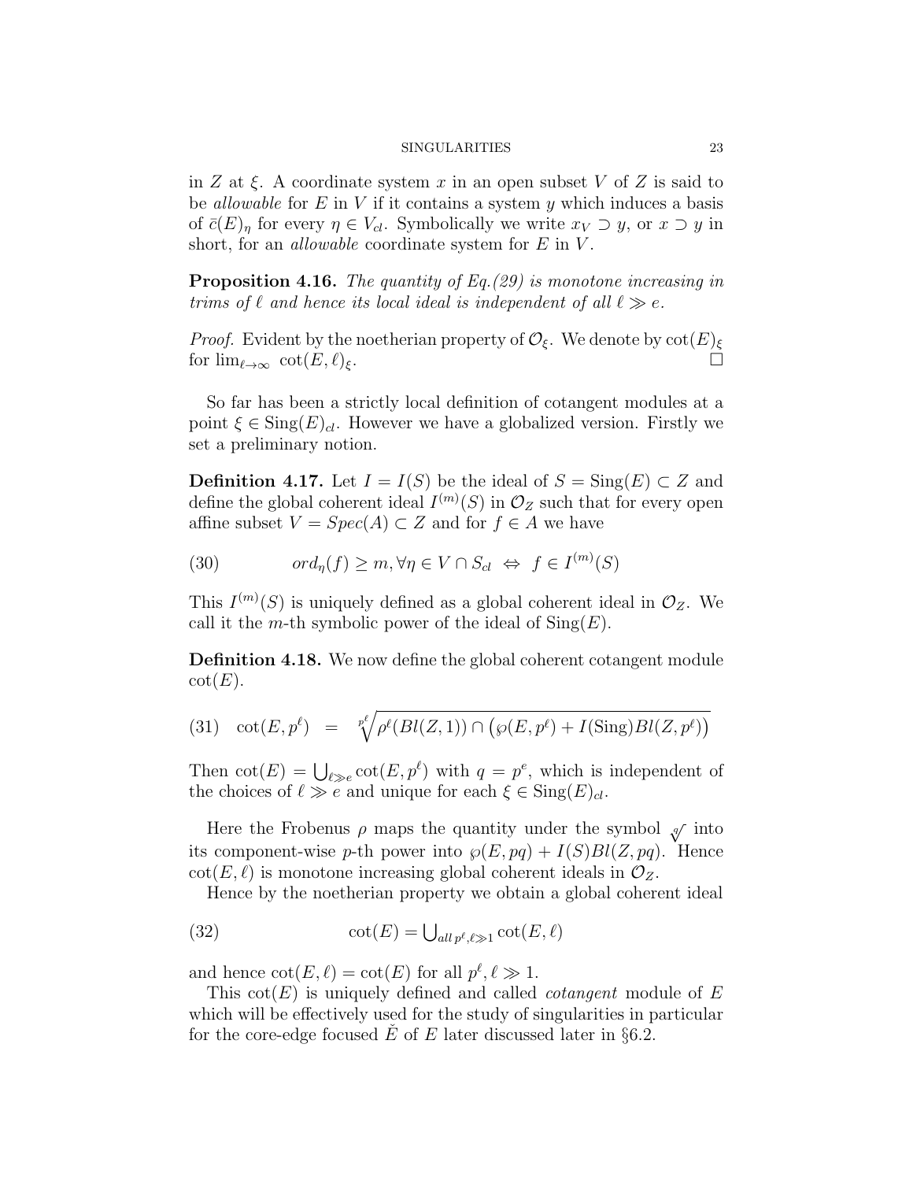in $Z$ at $\xi$. A coordinate system $x$ in an open subset $V$ of $Z$ is said to be *allowable* for $E$ in $V$ if it contains a system $y$ which induces a basis of $\bar{c}(E)_\eta$ for every $\eta \in V_{cl}$. Symbolically we write $x_V \supset y$, or $x \supset y$ in short, for an *allowable* coordinate system for $E$ in $V$.

**Proposition 4.16.** *The quantity of Eq.(29) is monotone increasing in trims of $\ell$ and hence its local ideal is independent of all $\ell \gg e$.*

*Proof.* Evident by the noetherian property of $\mathcal{O}_\xi$. We denote by $\cot(E)_\xi$ for $\lim_{\ell\to\infty} \cot(E,\ell)_\xi$. $\square$

So far has been a strictly local definition of cotangent modules at a point $\xi \in \mathrm{Sing}(E)_{cl}$. However we have a globalized version. Firstly we set a preliminary notion.

**Definition 4.17.** Let $I = I(S)$ be the ideal of $S = \mathrm{Sing}(E) \subset Z$ and define the global coherent ideal $I^{(m)}(S)$ in $\mathcal{O}_Z$ such that for every open affine subset $V = Spec(A) \subset Z$ and for $f \in A$ we have

$$ord_\eta(f) \geq m, \forall \eta \in V \cap S_{cl} \;\Leftrightarrow\; f \in I^{(m)}(S) \tag{30}$$

This $I^{(m)}(S)$ is uniquely defined as a global coherent ideal in $\mathcal{O}_Z$. We call it the $m$-th symbolic power of the ideal of $\mathrm{Sing}(E)$.

**Definition 4.18.** We now define the global coherent cotangent module $\cot(E)$.

$$\cot(E,p^\ell) \;=\; \sqrt[p^\ell]{\rho^\ell(Bl(Z,1)) \cap \left(\wp(E,p^\ell) + I(\mathrm{Sing})Bl(Z,p^\ell)\right)} \tag{31}$$

Then $\cot(E) = \bigcup_{\ell\gg e} \cot(E,p^\ell)$ with $q = p^e$, which is independent of the choices of $\ell \gg e$ and unique for each $\xi \in \mathrm{Sing}(E)_{cl}$.

Here the Frobenus $\rho$ maps the quantity under the symbol $\sqrt[q]{}$ into its component-wise $p$-th power into $\wp(E,pq) + I(S)Bl(Z,pq)$. Hence $\cot(E,\ell)$ is monotone increasing global coherent ideals in $\mathcal{O}_Z$.

Hence by the noetherian property we obtain a global coherent ideal

$$\cot(E) = \textstyle\bigcup_{all\, p^\ell, \ell\gg 1} \cot(E,\ell) \tag{32}$$

and hence $\cot(E,\ell) = \cot(E)$ for all $p^\ell, \ell \gg 1$.

This $\cot(E)$ is uniquely defined and called *cotangent* module of $E$ which will be effectively used for the study of singularities in particular for the core-edge focused $\check{E}$ of $E$ later discussed later in §6.2.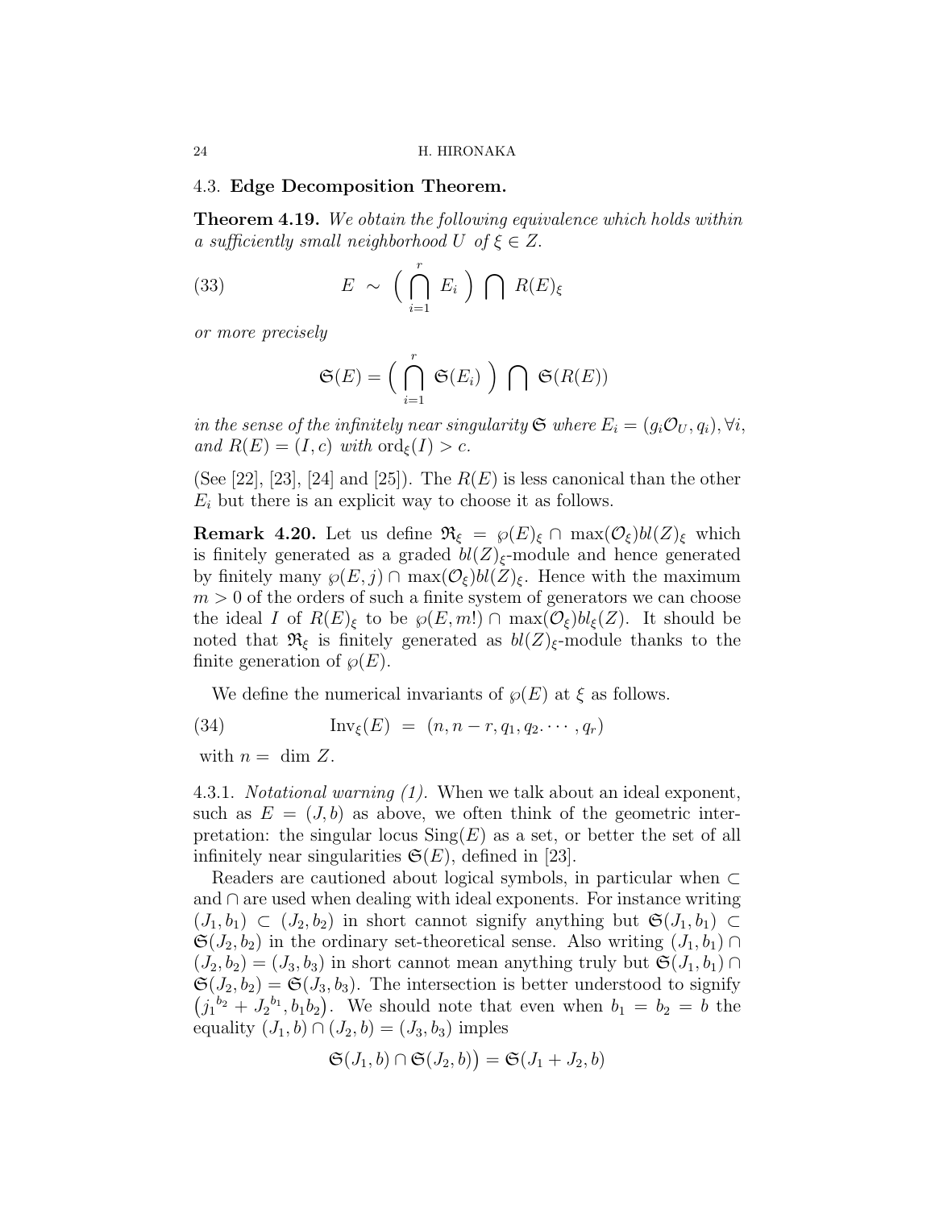### 4.3. **Edge Decomposition Theorem.**

**Theorem 4.19.** *We obtain the following equivalence which holds within a sufficiently small neighborhood $U$ of $\xi \in Z$.*

$$E \;\sim\; \Big( \bigcap_{i=1}^{r} E_i \Big) \bigcap R(E)_\xi \tag{33}$$

*or more precisely*

$$\mathfrak{S}(E) = \Big( \bigcap_{i=1}^{r} \mathfrak{S}(E_i) \Big) \bigcap \mathfrak{S}(R(E))$$

*in the sense of the infinitely near singularity $\mathfrak{S}$ where $E_i = (g_i \mathcal{O}_U, q_i), \forall i$, and $R(E) = (I, c)$ with $\mathrm{ord}_\xi(I) > c$.*

(See [22], [23], [24] and [25]). The $R(E)$ is less canonical than the other $E_i$ but there is an explicit way to choose it as follows.

**Remark 4.20.** Let us define $\mathfrak{R}_\xi = \wp(E)_\xi \cap \max(\mathcal{O}_\xi) bl(Z)_\xi$ which is finitely generated as a graded $bl(Z)_\xi$-module and hence generated by finitely many $\wp(E, j) \cap \max(\mathcal{O}_\xi) bl(Z)_\xi$. Hence with the maximum $m > 0$ of the orders of such a finite system of generators we can choose the ideal $I$ of $R(E)_\xi$ to be $\wp(E, m!) \cap \max(\mathcal{O}_\xi) bl_\xi(Z)$. It should be noted that $\mathfrak{R}_\xi$ is finitely generated as $bl(Z)_\xi$-module thanks to the finite generation of $\wp(E)$.

We define the numerical invariants of $\wp(E)$ at $\xi$ as follows.

$$\mathrm{Inv}_\xi(E) \;=\; (n, n-r, q_1, q_2. \cdots, q_r) \tag{34}$$

with $n = \dim Z$.

4.3.1. *Notational warning (1).* When we talk about an ideal exponent, such as $E = (J, b)$ as above, we often think of the geometric interpretation: the singular locus $\mathrm{Sing}(E)$ as a set, or better the set of all infinitely near singularities $\mathfrak{S}(E)$, defined in [23].

Readers are cautioned about logical symbols, in particular when $\subset$ and $\cap$ are used when dealing with ideal exponents. For instance writing $(J_1, b_1) \subset (J_2, b_2)$ in short cannot signify anything but $\mathfrak{S}(J_1, b_1) \subset \mathfrak{S}(J_2, b_2)$ in the ordinary set-theoretical sense. Also writing $(J_1, b_1) \cap (J_2, b_2) = (J_3, b_3)$ in short cannot mean anything truly but $\mathfrak{S}(J_1, b_1) \cap \mathfrak{S}(J_2, b_2) = \mathfrak{S}(J_3, b_3)$. The intersection is better understood to signify $\big({j_1}^{b_2} + {J_2}^{b_1}, b_1 b_2\big)$. We should note that even when $b_1 = b_2 = b$ the equality $(J_1, b) \cap (J_2, b) = (J_3, b_3)$ imples

$$\mathfrak{S}(J_1, b) \cap \mathfrak{S}(J_2, b)\big) = \mathfrak{S}(J_1 + J_2, b)$$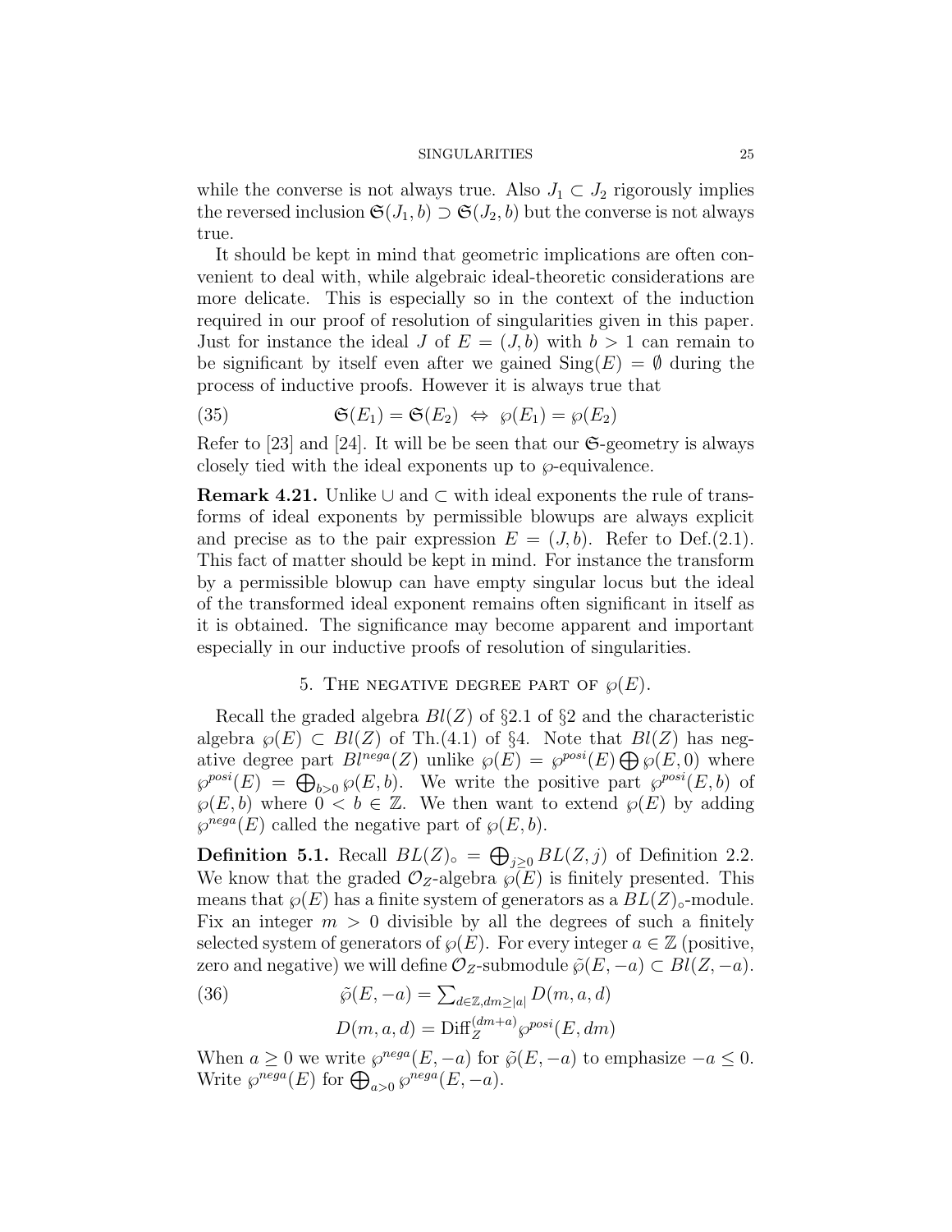while the converse is not always true. Also $J_1 \subset J_2$ rigorously implies the reversed inclusion $\mathfrak{S}(J_1, b) \supset \mathfrak{S}(J_2, b)$ but the converse is not always true.

It should be kept in mind that geometric implications are often convenient to deal with, while algebraic ideal-theoretic considerations are more delicate. This is especially so in the context of the induction required in our proof of resolution of singularities given in this paper. Just for instance the ideal $J$ of $E = (J, b)$ with $b > 1$ can remain to be significant by itself even after we gained $\mathrm{Sing}(E) = \emptyset$ during the process of inductive proofs. However it is always true that

$$\mathfrak{S}(E_1) = \mathfrak{S}(E_2) \;\Leftrightarrow\; \wp(E_1) = \wp(E_2) \tag{35}$$

Refer to [23] and [24]. It will be be seen that our $\mathfrak{S}$-geometry is always closely tied with the ideal exponents up to $\wp$-equivalence.

**Remark 4.21.** Unlike $\cup$ and $\subset$ with ideal exponents the rule of transforms of ideal exponents by permissible blowups are always explicit and precise as to the pair expression $E = (J, b)$. Refer to Def.(2.1). This fact of matter should be kept in mind. For instance the transform by a permissible blowup can have empty singular locus but the ideal of the transformed ideal exponent remains often significant in itself as it is obtained. The significance may become apparent and important especially in our inductive proofs of resolution of singularities.

## 5. The negative degree part of $\wp(E)$.

Recall the graded algebra $Bl(Z)$ of §2.1 of §2 and the characteristic algebra $\wp(E) \subset Bl(Z)$ of Th.(4.1) of §4. Note that $Bl(Z)$ has negative degree part $Bl^{nega}(Z)$ unlike $\wp(E) = \wp^{posi}(E) \bigoplus \wp(E, 0)$ where $\wp^{posi}(E) = \bigoplus_{b>0} \wp(E, b)$. We write the positive part $\wp^{posi}(E, b)$ of $\wp(E, b)$ where $0 < b \in \mathbb{Z}$. We then want to extend $\wp(E)$ by adding $\wp^{nega}(E)$ called the negative part of $\wp(E, b)$.

**Definition 5.1.** Recall $BL(Z)_\circ = \bigoplus_{j \geq 0} BL(Z, j)$ of Definition 2.2. We know that the graded $\mathcal{O}_Z$-algebra $\wp(E)$ is finitely presented. This means that $\wp(E)$ has a finite system of generators as a $BL(Z)_\circ$-module. Fix an integer $m > 0$ divisible by all the degrees of such a finitely selected system of generators of $\wp(E)$. For every integer $a \in \mathbb{Z}$ (positive, zero and negative) we will define $\mathcal{O}_Z$-submodule $\tilde{\wp}(E, -a) \subset Bl(Z, -a)$.

$$\tilde{\wp}(E, -a) = \textstyle\sum_{d \in \mathbb{Z}, dm \geq |a|} D(m, a, d) \tag{36}$$

$$D(m, a, d) = \mathrm{Diff}_Z^{(dm+a)} \wp^{posi}(E, dm)$$

When $a \geq 0$ we write $\wp^{nega}(E, -a)$ for $\tilde{\wp}(E, -a)$ to emphasize $-a \leq 0$. Write $\wp^{nega}(E)$ for $\bigoplus_{a>0} \wp^{nega}(E, -a)$.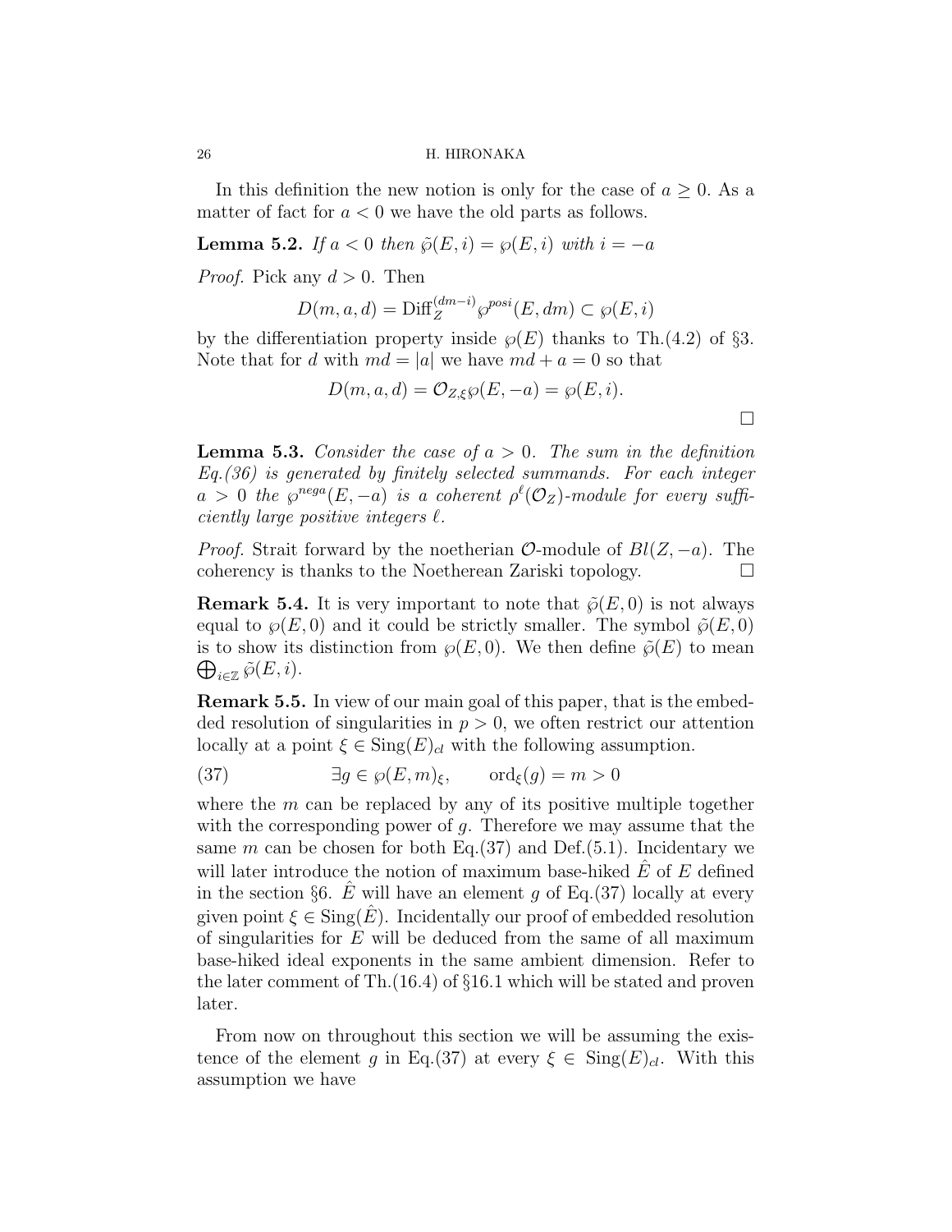In this definition the new notion is only for the case of $a \geq 0$. As a matter of fact for $a < 0$ we have the old parts as follows.

**Lemma 5.2.** *If $a < 0$ then $\tilde{\wp}(E, i) = \wp(E, i)$ with $i = -a$*

*Proof.* Pick any $d > 0$. Then

$$D(m, a, d) = \mathrm{Diff}_Z^{(dm-i)} \wp^{posi}(E, dm) \subset \wp(E, i)$$

by the differentiation property inside $\wp(E)$ thanks to Th.(4.2) of §3. Note that for $d$ with $md = |a|$ we have $md + a = 0$ so that

$$D(m, a, d) = \mathcal{O}_{Z,\xi} \wp(E, -a) = \wp(E, i).$$

□

**Lemma 5.3.** *Consider the case of $a > 0$. The sum in the definition Eq.(36) is generated by finitely selected summands. For each integer $a > 0$ the $\wp^{nega}(E, -a)$ is a coherent $\rho^{\ell}(\mathcal{O}_Z)$-module for every sufficiently large positive integers $\ell$.*

*Proof.* Strait forward by the noetherian $\mathcal{O}$-module of $Bl(Z, -a)$. The coherency is thanks to the Noetherean Zariski topology. □

**Remark 5.4.** It is very important to note that $\tilde{\wp}(E, 0)$ is not always equal to $\wp(E, 0)$ and it could be strictly smaller. The symbol $\tilde{\wp}(E, 0)$ is to show its distinction from $\wp(E, 0)$. We then define $\tilde{\wp}(E)$ to mean $\bigoplus_{i \in \mathbb{Z}} \tilde{\wp}(E, i)$.

**Remark 5.5.** In view of our main goal of this paper, that is the embedded resolution of singularities in $p > 0$, we often restrict our attention locally at a point $\xi \in \mathrm{Sing}(E)_{cl}$ with the following assumption.

$$\exists g \in \wp(E, m)_{\xi}, \qquad \mathrm{ord}_{\xi}(g) = m > 0 \tag{37}$$

where the $m$ can be replaced by any of its positive multiple together with the corresponding power of $g$. Therefore we may assume that the same $m$ can be chosen for both Eq.(37) and Def.(5.1). Incidentary we will later introduce the notion of maximum base-hiked $\hat{E}$ of $E$ defined in the section §6. $\hat{E}$ will have an element $g$ of Eq.(37) locally at every given point $\xi \in \mathrm{Sing}(\hat{E})$. Incidentally our proof of embedded resolution of singularities for $E$ will be deduced from the same of all maximum base-hiked ideal exponents in the same ambient dimension. Refer to the later comment of Th.(16.4) of §16.1 which will be stated and proven later.

From now on throughout this section we will be assuming the existence of the element $g$ in Eq.(37) at every $\xi \in \mathrm{Sing}(E)_{cl}$. With this assumption we have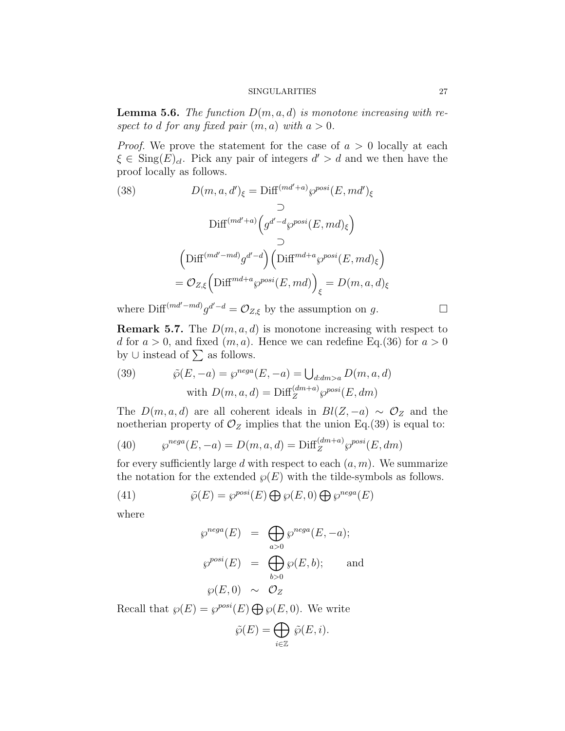**Lemma 5.6.** *The function $D(m,a,d)$ is monotone increasing with respect to $d$ for any fixed pair $(m,a)$ with $a > 0$.*

*Proof.* We prove the statement for the case of $a > 0$ locally at each $\xi \in \mathrm{Sing}(E)_{cl}$. Pick any pair of integers $d' > d$ and we then have the proof locally as follows.

$$
\begin{aligned}
(38) \qquad D(m,a,d')_\xi &= \mathrm{Diff}^{(md'+a)} \wp^{posi}(E, md')_\xi \\
&\supset \\
&\mathrm{Diff}^{(md'+a)} \Big( g^{d'-d} \wp^{posi}(E, md)_\xi \Big) \\
&\supset \\
&\Big( \mathrm{Diff}^{(md'-md)} g^{d'-d} \Big) \Big( \mathrm{Diff}^{md+a} \wp^{posi}(E, md)_\xi \Big) \\
&= \mathcal{O}_{Z,\xi} \Big( \mathrm{Diff}^{md+a} \wp^{posi}(E, md) \Big)_\xi = D(m,a,d)_\xi
\end{aligned}
$$

where $\mathrm{Diff}^{(md'-md)} g^{d'-d} = \mathcal{O}_{Z,\xi}$ by the assumption on $g$. $\square$

**Remark 5.7.** The $D(m,a,d)$ is monotone increasing with respect to $d$ for $a > 0$, and fixed $(m,a)$. Hence we can redefine Eq.(36) for $a > 0$ by $\cup$ instead of $\sum$ as follows.

$$
\begin{aligned}
(39) \qquad \tilde{\wp}(E, -a) = \wp^{nega}(E, -a) &= \bigcup\nolimits_{d : dm > a} D(m,a,d) \\
\text{with } D(m,a,d) &= \mathrm{Diff}_Z^{(dm+a)} \wp^{posi}(E, dm)
\end{aligned}
$$

The $D(m,a,d)$ are all coherent ideals in $Bl(Z, -a) \sim \mathcal{O}_Z$ and the noetherian property of $\mathcal{O}_Z$ implies that the union Eq.(39) is equal to:

$$
(40) \qquad \wp^{nega}(E, -a) = D(m,a,d) = \mathrm{Diff}_Z^{(dm+a)} \wp^{posi}(E, dm)
$$

for every sufficiently large $d$ with respect to each $(a, m)$. We summarize the notation for the extended $\wp(E)$ with the tilde-symbols as follows.

$$
(41) \qquad \tilde{\wp}(E) = \wp^{posi}(E) \bigoplus \wp(E, 0) \bigoplus \wp^{nega}(E)
$$

where

$$
\begin{aligned}
\wp^{nega}(E) &= \bigoplus_{a>0} \wp^{nega}(E, -a); \\
\wp^{posi}(E) &= \bigoplus_{b>0} \wp(E, b); \qquad \text{and} \\
\wp(E, 0) &\sim \mathcal{O}_Z
\end{aligned}
$$

Recall that $\wp(E) = \wp^{posi}(E) \bigoplus \wp(E, 0)$. We write

$$
\tilde{\wp}(E) = \bigoplus_{i \in \mathbb{Z}} \tilde{\wp}(E, i).
$$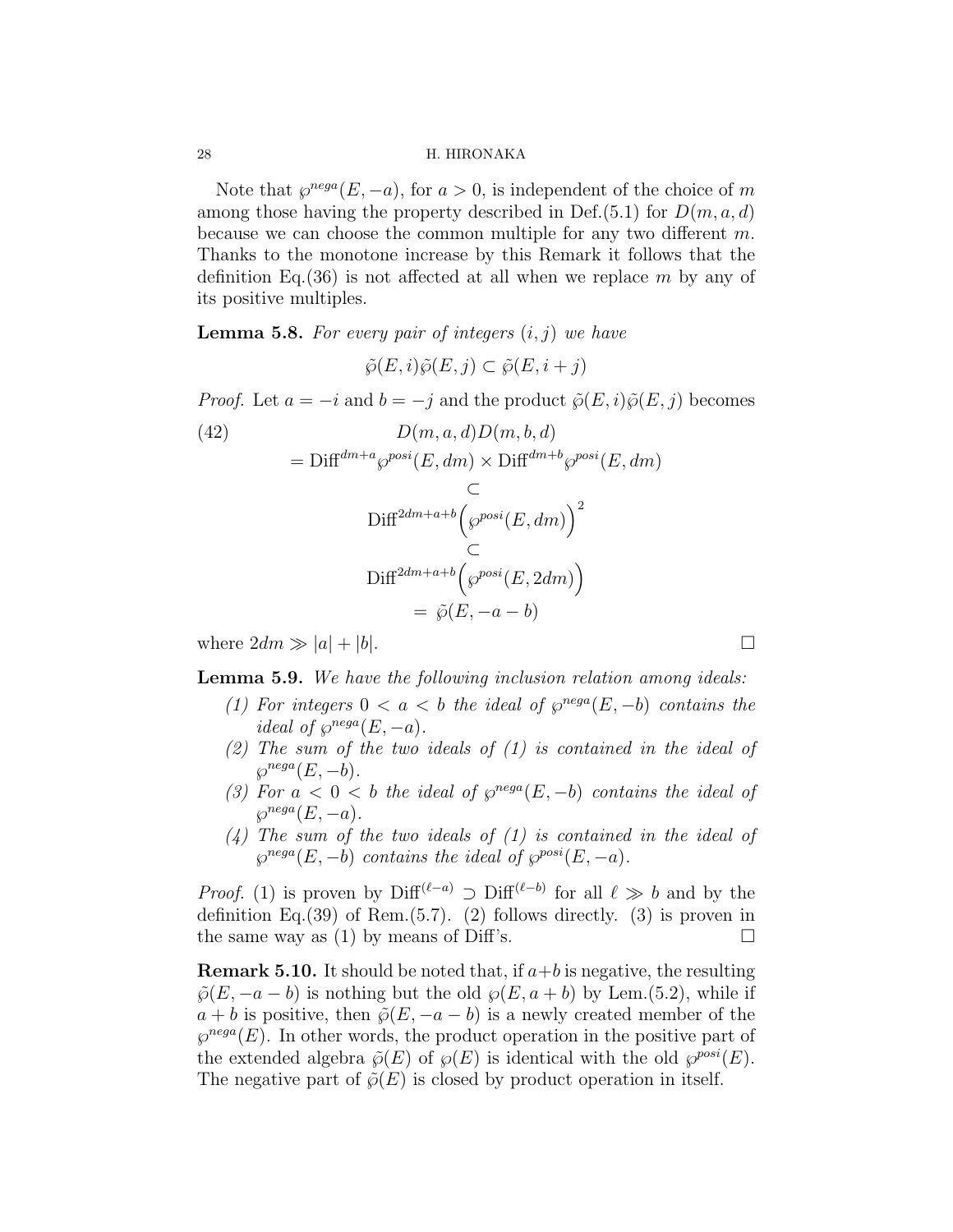Note that $\wp^{nega}(E,-a)$, for $a>0$, is independent of the choice of $m$ among those having the property described in Def.(5.1) for $D(m,a,d)$ because we can choose the common multiple for any two different $m$. Thanks to the monotone increase by this Remark it follows that the definition Eq.(36) is not affected at all when we replace $m$ by any of its positive multiples.

**Lemma 5.8.** *For every pair of integers $(i,j)$ we have*

$$\tilde{\wp}(E,i)\tilde{\wp}(E,j) \subset \tilde{\wp}(E,i+j)$$

*Proof.* Let $a=-i$ and $b=-j$ and the product $\tilde{\wp}(E,i)\tilde{\wp}(E,j)$ becomes

$$\begin{aligned} &D(m,a,d)D(m,b,d) \\ &= \mathrm{Diff}^{dm+a}\wp^{posi}(E,dm) \times \mathrm{Diff}^{dm+b}\wp^{posi}(E,dm) \\ &\subset \\ &\mathrm{Diff}^{2dm+a+b}\Big(\wp^{posi}(E,dm)\Big)^2 \\ &\subset \\ &\mathrm{Diff}^{2dm+a+b}\Big(\wp^{posi}(E,2dm)\Big) \\ &= \tilde{\wp}(E,-a-b) \end{aligned} \tag{42}$$

where $2dm \gg |a|+|b|$. $\square$

**Lemma 5.9.** *We have the following inclusion relation among ideals:*

1. *For integers $0<a<b$ the ideal of $\wp^{nega}(E,-b)$ contains the ideal of $\wp^{nega}(E,-a)$.*
2. *The sum of the two ideals of (1) is contained in the ideal of $\wp^{nega}(E,-b)$.*
3. *For $a<0<b$ the ideal of $\wp^{nega}(E,-b)$ contains the ideal of $\wp^{nega}(E,-a)$.*
4. *The sum of the two ideals of (1) is contained in the ideal of $\wp^{nega}(E,-b)$ contains the ideal of $\wp^{posi}(E,-a)$.*

*Proof.* (1) is proven by $\mathrm{Diff}^{(\ell-a)} \supset \mathrm{Diff}^{(\ell-b)}$ for all $\ell \gg b$ and by the definition Eq.(39) of Rem.(5.7). (2) follows directly. (3) is proven in the same way as (1) by means of Diff's. $\square$

**Remark 5.10.** It should be noted that, if $a+b$ is negative, the resulting $\tilde{\wp}(E,-a-b)$ is nothing but the old $\wp(E,a+b)$ by Lem.(5.2), while if $a+b$ is positive, then $\tilde{\wp}(E,-a-b)$ is a newly created member of the $\wp^{nega}(E)$. In other words, the product operation in the positive part of the extended algebra $\tilde{\wp}(E)$ of $\wp(E)$ is identical with the old $\wp^{posi}(E)$. The negative part of $\tilde{\wp}(E)$ is closed by product operation in itself.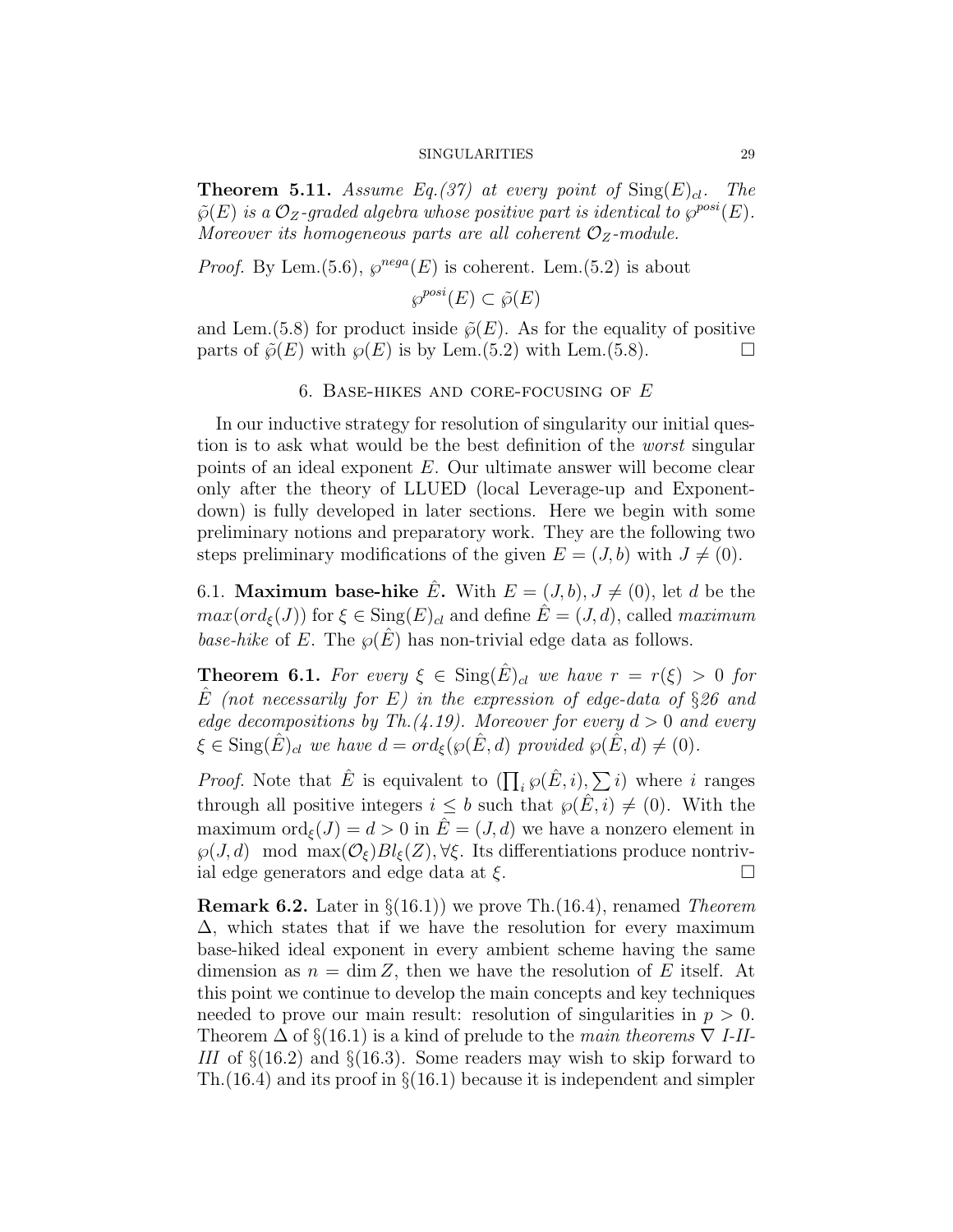**Theorem 5.11.** *Assume Eq.(37) at every point of* $\mathrm{Sing}(E)_{cl}$*. The* $\tilde{\wp}(E)$ *is a* $\mathcal{O}_Z$*-graded algebra whose positive part is identical to* $\wp^{posi}(E)$*. Moreover its homogeneous parts are all coherent* $\mathcal{O}_Z$*-module.*

*Proof.* By Lem.(5.6), $\wp^{nega}(E)$ is coherent. Lem.(5.2) is about

$$\wp^{posi}(E) \subset \tilde{\wp}(E)$$

and Lem.(5.8) for product inside $\tilde{\wp}(E)$. As for the equality of positive parts of $\tilde{\wp}(E)$ with $\wp(E)$ is by Lem.(5.2) with Lem.(5.8). □

## 6. Base-hikes and core-focusing of $E$

In our inductive strategy for resolution of singularity our initial question is to ask what would be the best definition of the *worst* singular points of an ideal exponent $E$. Our ultimate answer will become clear only after the theory of LLUED (local Leverage-up and Exponent-down) is fully developed in later sections. Here we begin with some preliminary notions and preparatory work. They are the following two steps preliminary modifications of the given $E = (J, b)$ with $J \neq (0)$.

6.1. **Maximum base-hike** $\hat{E}$**.** With $E = (J, b)$, $J \neq (0)$, let $d$ be the $max(ord_\xi(J))$ for $\xi \in \mathrm{Sing}(E)_{cl}$ and define $\hat{E} = (J, d)$, called *maximum base-hike* of $E$. The $\wp(\hat{E})$ has non-trivial edge data as follows.

**Theorem 6.1.** *For every* $\xi \in \mathrm{Sing}(\hat{E})_{cl}$ *we have* $r = r(\xi) > 0$ *for* $\hat{E}$ *(not necessarily for* $E$*) in the expression of edge-data of* §*26 and edge decompositions by Th.(4.19). Moreover for every* $d > 0$ *and every* $\xi \in \mathrm{Sing}(\hat{E})_{cl}$ *we have* $d = ord_\xi(\wp(\hat{E}, d)$ *provided* $\wp(\hat{E}, d) \neq (0)$*.*

*Proof.* Note that $\hat{E}$ is equivalent to $(\prod_i \wp(\hat{E}, i), \sum i)$ where $i$ ranges through all positive integers $i \leq b$ such that $\wp(\hat{E}, i) \neq (0)$. With the maximum $\mathrm{ord}_\xi(J) = d > 0$ in $\hat{E} = (J, d)$ we have a nonzero element in $\wp(J, d) \mod \max(\mathcal{O}_\xi)Bl_\xi(Z), \forall \xi$. Its differentiations produce nontrivial edge generators and edge data at $\xi$. □

**Remark 6.2.** Later in §(16.1)) we prove Th.(16.4), renamed *Theorem* $\Delta$, which states that if we have the resolution for every maximum base-hiked ideal exponent in every ambient scheme having the same dimension as $n = \dim Z$, then we have the resolution of $E$ itself. At this point we continue to develop the main concepts and key techniques needed to prove our main result: resolution of singularities in $p > 0$. Theorem $\Delta$ of §(16.1) is a kind of prelude to the *main theorems* $\nabla$ *I-II-III* of §(16.2) and §(16.3). Some readers may wish to skip forward to Th.(16.4) and its proof in §(16.1) because it is independent and simpler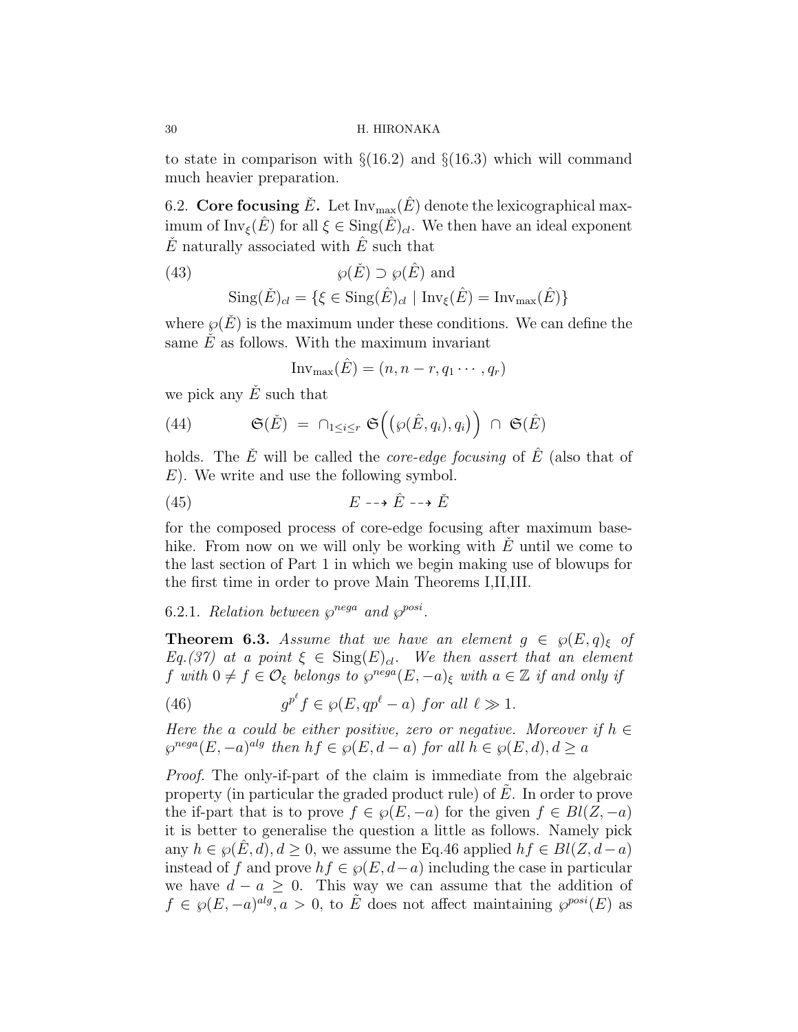to state in comparison with §(16.2) and §(16.3) which will command much heavier preparation.

## 6.2. Core focusing $\check{E}$.

Let $\mathrm{Inv}_{\max}(\hat{E})$ denote the lexicographical maximum of $\mathrm{Inv}_\xi(\hat{E})$ for all $\xi \in \mathrm{Sing}(\hat{E})_{cl}$. We then have an ideal exponent $\check{E}$ naturally associated with $\hat{E}$ such that

$$\wp(\check{E}) \supset \wp(\hat{E}) \text{ and} \tag{43}$$
$$\mathrm{Sing}(\check{E})_{cl} = \{\xi \in \mathrm{Sing}(\hat{E})_{cl} \mid \mathrm{Inv}_\xi(\hat{E}) = \mathrm{Inv}_{\max}(\hat{E})\}$$

where $\wp(\check{E})$ is the maximum under these conditions. We can define the same $\check{E}$ as follows. With the maximum invariant

$$\mathrm{Inv}_{\max}(\hat{E}) = (n, n-r, q_1 \cdots, q_r)$$

we pick any $\check{E}$ such that

$$\mathfrak{S}(\check{E}) \;=\; \cap_{1 \le i \le r} \, \mathfrak{S}\Big(\big(\wp(\hat{E}, q_i), q_i\big)\Big) \;\cap\; \mathfrak{S}(\hat{E}) \tag{44}$$

holds. The $\check{E}$ will be called the *core-edge focusing* of $\hat{E}$ (also that of $E$). We write and use the following symbol.

$$E \dashrightarrow \hat{E} \dashrightarrow \check{E} \tag{45}$$

for the composed process of core-edge focusing after maximum base-hike. From now on we will only be working with $\check{E}$ until we come to the last section of Part 1 in which we begin making use of blowups for the first time in order to prove Main Theorems I,II,III.

### 6.2.1. *Relation between $\wp^{nega}$ and $\wp^{posi}$.*

**Theorem 6.3.** *Assume that we have an element $g \in \wp(E, q)_\xi$ of Eq.(37) at a point $\xi \in \mathrm{Sing}(E)_{cl}$. We then assert that an element $f$ with $0 \neq f \in \mathcal{O}_\xi$ belongs to $\wp^{nega}(E, -a)_\xi$ with $a \in \mathbb{Z}$ if and only if*

$$g^{p^\ell} f \in \wp(E, qp^\ell - a) \;\; for \; all \;\; \ell \gg 1. \tag{46}$$

*Here the $a$ could be either positive, zero or negative. Moreover if $h \in \wp^{nega}(E, -a)^{alg}$ then $hf \in \wp(E, d-a)$ for all $h \in \wp(E, d), d \ge a$*

*Proof.* The only-if-part of the claim is immediate from the algebraic property (in particular the graded product rule) of $\tilde{E}$. In order to prove the if-part that is to prove $f \in \wp(E, -a)$ for the given $f \in Bl(Z, -a)$ it is better to generalise the question a little as follows. Namely pick any $h \in \wp(\hat{E}, d), d \ge 0$, we assume the Eq.46 applied $hf \in Bl(Z, d-a)$ instead of $f$ and prove $hf \in \wp(E, d-a)$ including the case in particular we have $d - a \ge 0$. This way we can assume that the addition of $f \in \wp(E, -a)^{alg}, a > 0$, to $\tilde{E}$ does not affect maintaining $\wp^{posi}(E)$ as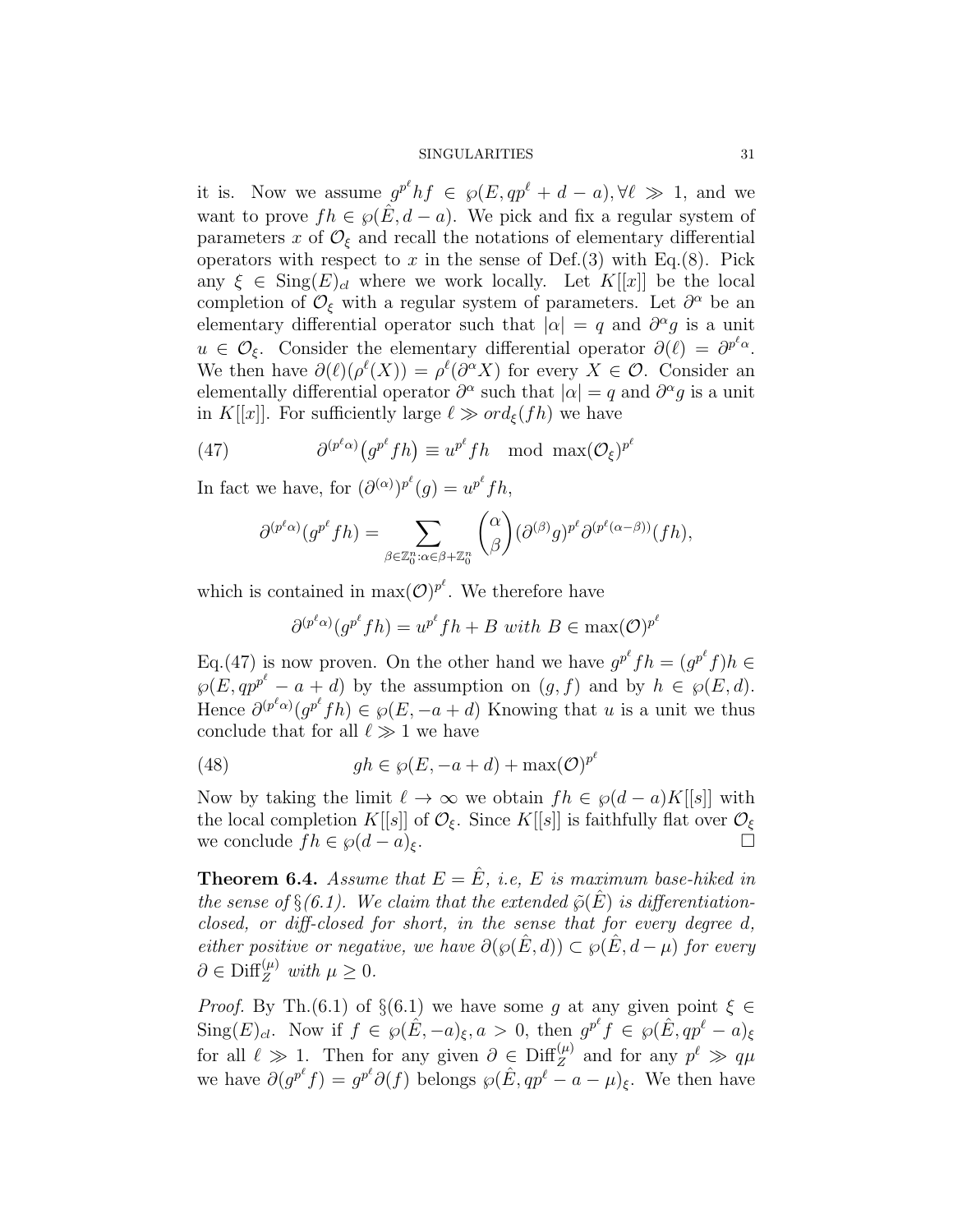it is. Now we assume $g^{p^\ell}hf \in \wp(E, qp^\ell + d - a), \forall \ell \gg 1$, and we want to prove $fh \in \wp(\hat{E}, d-a)$. We pick and fix a regular system of parameters $x$ of $\mathcal{O}_\xi$ and recall the notations of elementary differential operators with respect to $x$ in the sense of Def.(3) with Eq.(8). Pick any $\xi \in \mathrm{Sing}(E)_{cl}$ where we work locally. Let $K[[x]]$ be the local completion of $\mathcal{O}_\xi$ with a regular system of parameters. Let $\partial^\alpha$ be an elementary differential operator such that $|\alpha| = q$ and $\partial^\alpha g$ is a unit $u \in \mathcal{O}_\xi$. Consider the elementary differential operator $\partial(\ell) = \partial^{p^\ell \alpha}$. We then have $\partial(\ell)(\rho^\ell(X)) = \rho^\ell(\partial^\alpha X)$ for every $X \in \mathcal{O}$. Consider an elementally differential operator $\partial^\alpha$ such that $|\alpha| = q$ and $\partial^\alpha g$ is a unit in $K[[x]]$. For sufficiently large $\ell \gg ord_\xi(fh)$ we have

$$\partial^{(p^\ell \alpha)}\big(g^{p^\ell} fh\big) \equiv u^{p^\ell} fh \mod \max(\mathcal{O}_\xi)^{p^\ell} \tag{47}$$

In fact we have, for $(\partial^{(\alpha)})^{p^\ell}(g) = u^{p^\ell} fh$,

$$\partial^{(p^\ell \alpha)}(g^{p^\ell} fh) = \sum_{\beta \in \mathbb{Z}_0^n : \alpha \in \beta + \mathbb{Z}_0^n} \binom{\alpha}{\beta} (\partial^{(\beta)} g)^{p^\ell} \partial^{(p^\ell(\alpha - \beta))}(fh),$$

which is contained in $\max(\mathcal{O})^{p^\ell}$. We therefore have

$$\partial^{(p^\ell \alpha)}(g^{p^\ell} fh) = u^{p^\ell} fh + B \ with \ B \in \max(\mathcal{O})^{p^\ell}$$

Eq.(47) is now proven. On the other hand we have $g^{p^\ell} fh = (g^{p^\ell} f)h \in \wp(E, qp^{p^\ell} - a + d)$ by the assumption on $(g, f)$ and by $h \in \wp(E, d)$. Hence $\partial^{(p^\ell \alpha)}(g^{p^\ell} fh) \in \wp(E, -a + d)$ Knowing that $u$ is a unit we thus conclude that for all $\ell \gg 1$ we have

$$gh \in \wp(E, -a + d) + \max(\mathcal{O})^{p^\ell} \tag{48}$$

Now by taking the limit $\ell \to \infty$ we obtain $fh \in \wp(d-a)K[[s]]$ with the local completion $K[[s]]$ of $\mathcal{O}_\xi$. Since $K[[s]]$ is faithfully flat over $\mathcal{O}_\xi$ we conclude $fh \in \wp(d-a)_\xi$. $\square$

**Theorem 6.4.** *Assume that $E = \hat{E}$, i.e, $E$ is maximum base-hiked in the sense of §(6.1). We claim that the extended $\tilde{\wp}(\hat{E})$ is differentiation-closed, or diff-closed for short, in the sense that for every degree $d$, either positive or negative, we have $\partial(\wp(\hat{E}, d)) \subset \wp(\hat{E}, d - \mu)$ for every $\partial \in \mathrm{Diff}_Z^{(\mu)}$ with $\mu \geq 0$.*

*Proof.* By Th.(6.1) of §(6.1) we have some $g$ at any given point $\xi \in \mathrm{Sing}(E)_{cl}$. Now if $f \in \wp(\hat{E}, -a)_\xi, a > 0$, then $g^{p^\ell} f \in \wp(\hat{E}, qp^\ell - a)_\xi$ for all $\ell \gg 1$. Then for any given $\partial \in \mathrm{Diff}_Z^{(\mu)}$ and for any $p^\ell \gg q\mu$ we have $\partial(g^{p^\ell} f) = g^{p^\ell} \partial(f)$ belongs $\wp(\hat{E}, qp^\ell - a - \mu)_\xi$. We then have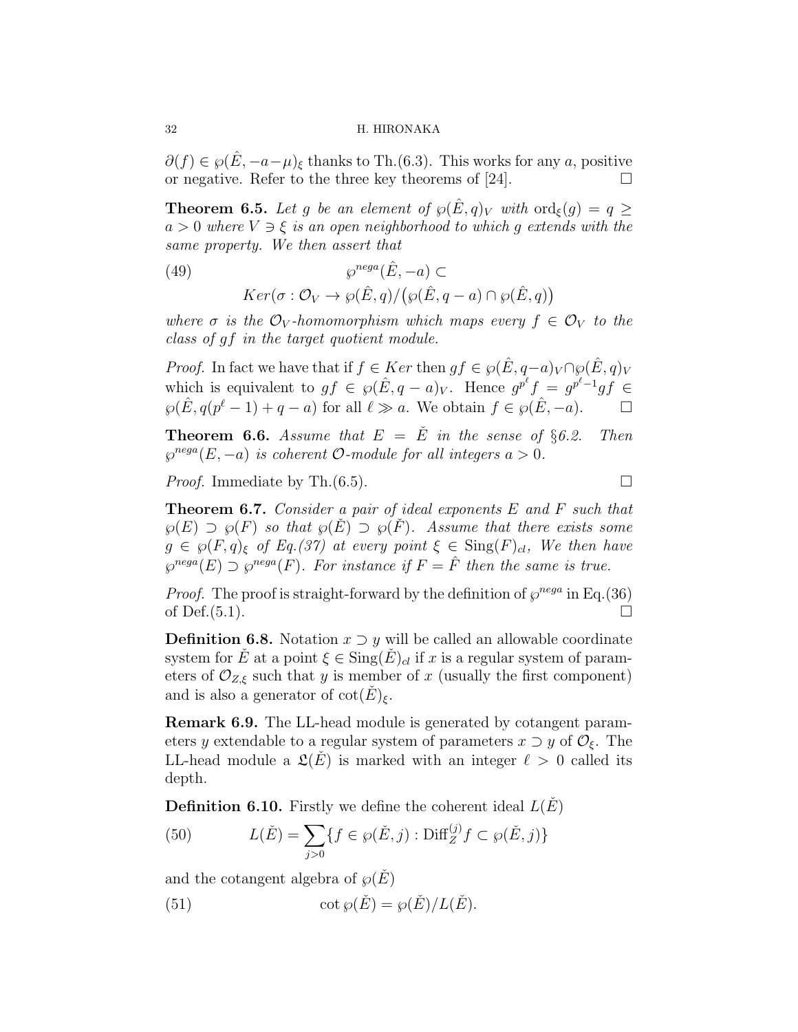$\partial(f) \in \wp(\hat{E}, -a-\mu)_\xi$ thanks to Th.(6.3). This works for any $a$, positive or negative. Refer to the three key theorems of [24]. $\square$

**Theorem 6.5.** *Let $g$ be an element of $\wp(\hat{E}, q)_V$ with $\mathrm{ord}_\xi(g) = q \geq a > 0$ where $V \ni \xi$ is an open neighborhood to which $g$ extends with the same property. We then assert that*

$$\wp^{nega}(\hat{E}, -a) \subset \tag{49}$$
$$Ker(\sigma : \mathcal{O}_V \to \wp(\hat{E}, q)/\big(\wp(\hat{E}, q-a) \cap \wp(\hat{E}, q)\big)$$

*where $\sigma$ is the $\mathcal{O}_V$-homomorphism which maps every $f \in \mathcal{O}_V$ to the class of $gf$ in the target quotient module.*

*Proof.* In fact we have that if $f \in Ker$ then $gf \in \wp(\hat{E}, q-a)_V \cap \wp(\hat{E}, q)_V$ which is equivalent to $gf \in \wp(\hat{E}, q-a)_V$. Hence $g^{p^\ell} f = g^{p^\ell - 1} gf \in \wp(\hat{E}, q(p^\ell - 1) + q - a)$ for all $\ell \gg a$. We obtain $f \in \wp(\hat{E}, -a)$. $\square$

**Theorem 6.6.** *Assume that $E = \check{E}$ in the sense of §6.2. Then $\wp^{nega}(E, -a)$ is coherent $\mathcal{O}$-module for all integers $a > 0$.*

*Proof.* Immediate by Th.(6.5). $\square$

**Theorem 6.7.** *Consider a pair of ideal exponents $E$ and $F$ such that $\wp(E) \supset \wp(F)$ so that $\wp(\check{E}) \supset \wp(\check{F})$. Assume that there exists some $g \in \wp(F, q)_\xi$ of Eq.(37) at every point $\xi \in \mathrm{Sing}(F)_{cl}$, We then have $\wp^{nega}(E) \supset \wp^{nega}(F)$. For instance if $F = \hat{F}$ then the same is true.*

*Proof.* The proof is straight-forward by the definition of $\wp^{nega}$ in Eq.(36) of Def.(5.1). $\square$

**Definition 6.8.** Notation $x \supset y$ will be called an allowable coordinate system for $\check{E}$ at a point $\xi \in \mathrm{Sing}(\check{E})_{cl}$ if $x$ is a regular system of parameters of $\mathcal{O}_{Z,\xi}$ such that $y$ is member of $x$ (usually the first component) and is also a generator of $\cot(\check{E})_\xi$.

**Remark 6.9.** The LL-head module is generated by cotangent parameters $y$ extendable to a regular system of parameters $x \supset y$ of $\mathcal{O}_\xi$. The LL-head module a $\mathfrak{L}(\hat{E})$ is marked with an integer $\ell > 0$ called its depth.

**Definition 6.10.** Firstly we define the coherent ideal $L(\check{E})$

$$L(\check{E}) = \sum_{j>0} \{f \in \wp(\check{E}, j) : \mathrm{Diff}_Z^{(j)} f \subset \wp(\check{E}, j)\} \tag{50}$$

and the cotangent algebra of $\wp(\check{E})$

$$\cot \wp(\check{E}) = \wp(\check{E})/L(\check{E}). \tag{51}$$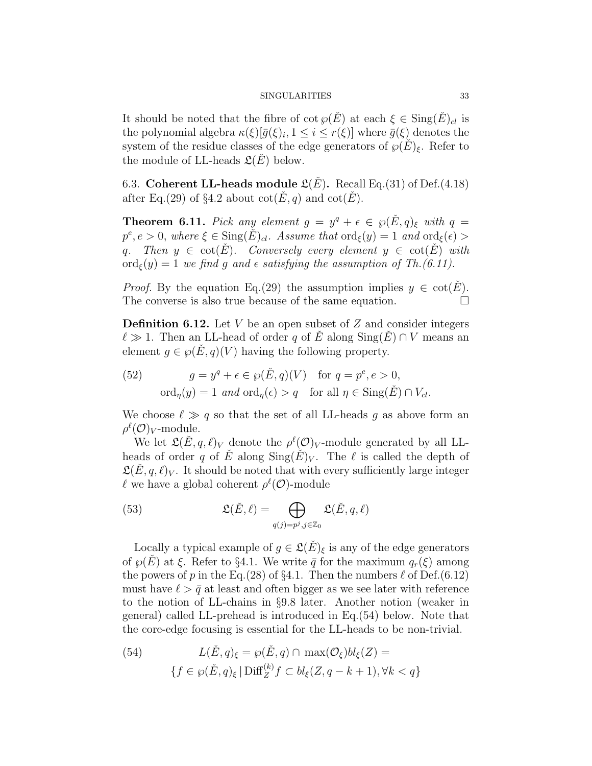It should be noted that the fibre of $\cot \wp(\check{E})$ at each $\xi \in \mathrm{Sing}(\check{E})_{cl}$ is the polynomial algebra $\kappa(\xi)[\bar{g}(\xi)_i, 1 \le i \le r(\xi)]$ where $\bar{g}(\xi)$ denotes the system of the residue classes of the edge generators of $\wp(\check{E})_\xi$. Refer to the module of LL-heads $\mathfrak{L}(\check{E})$ below.

6.3. **Coherent LL-heads module $\mathfrak{L}(\check{E})$.** Recall Eq.(31) of Def.(4.18) after Eq.(29) of §4.2 about $\cot(\check{E}, q)$ and $\cot(\check{E})$.

**Theorem 6.11.** *Pick any element $g = y^q + \epsilon \in \wp(\check{E}, q)_\xi$ with $q = p^e, e > 0$, where $\xi \in \mathrm{Sing}(\check{E})_{cl}$. Assume that $\mathrm{ord}_\xi(y) = 1$ and $\mathrm{ord}_\xi(\epsilon) > q$. Then $y \in \cot(\check{E})$. Conversely every element $y \in \cot(\check{E})$ with $\mathrm{ord}_\xi(y) = 1$ we find $g$ and $\epsilon$ satisfying the assumption of Th.(6.11).*

*Proof.* By the equation Eq.(29) the assumption implies $y \in \cot(\check{E})$. The converse is also true because of the same equation. $\square$

**Definition 6.12.** Let $V$ be an open subset of $Z$ and consider integers $\ell \gg 1$. Then an LL-head of order $q$ of $\check{E}$ along $\mathrm{Sing}(\check{E}) \cap V$ means an element $g \in \wp(\check{E}, q)(V)$ having the following property.

$$
\begin{aligned}
(52) \qquad & g = y^q + \epsilon \in \wp(\check{E}, q)(V) \quad \text{for } q = p^e, e > 0, \\
& \mathrm{ord}_\eta(y) = 1 \textit{ and } \mathrm{ord}_\eta(\epsilon) > q \quad \text{for all } \eta \in \mathrm{Sing}(\check{E}) \cap V_{cl}.
\end{aligned}
$$

We choose $\ell \gg q$ so that the set of all LL-heads $g$ as above form an $\rho^\ell(\mathcal{O})_V$-module.

We let $\mathfrak{L}(\check{E}, q, \ell)_V$ denote the $\rho^\ell(\mathcal{O})_V$-module generated by all LL-heads of order $q$ of $\check{E}$ along $\mathrm{Sing}(\check{E})_V$. The $\ell$ is called the depth of $\mathfrak{L}(\check{E}, q, \ell)_V$. It should be noted that with every sufficiently large integer $\ell$ we have a global coherent $\rho^\ell(\mathcal{O})$-module

$$
(53) \qquad \mathfrak{L}(\check{E}, \ell) = \bigoplus_{q(j)=p^j, j \in \mathbb{Z}_0} \mathfrak{L}(\check{E}, q, \ell)
$$

Locally a typical example of $g \in \mathfrak{L}(\check{E})_\xi$ is any of the edge generators of $\wp(\check{E})$ at $\xi$. Refer to §4.1. We write $\bar{q}$ for the maximum $q_r(\xi)$ among the powers of $p$ in the Eq.(28) of §4.1. Then the numbers $\ell$ of Def.(6.12) must have $\ell > \bar{q}$ at least and often bigger as we see later with reference to the notion of LL-chains in §9.8 later. Another notion (weaker in general) called LL-prehead is introduced in Eq.(54) below. Note that the core-edge focusing is essential for the LL-heads to be non-trivial.

$$
\begin{aligned}
(54) \qquad & L(\check{E}, q)_\xi = \wp(\check{E}, q) \cap \max(\mathcal{O}_\xi) bl_\xi(Z) = \\
& \{ f \in \wp(\check{E}, q)_\xi \,|\, \mathrm{Diff}_Z^{(k)} f \subset bl_\xi(Z, q - k + 1), \forall k < q \}
\end{aligned}
$$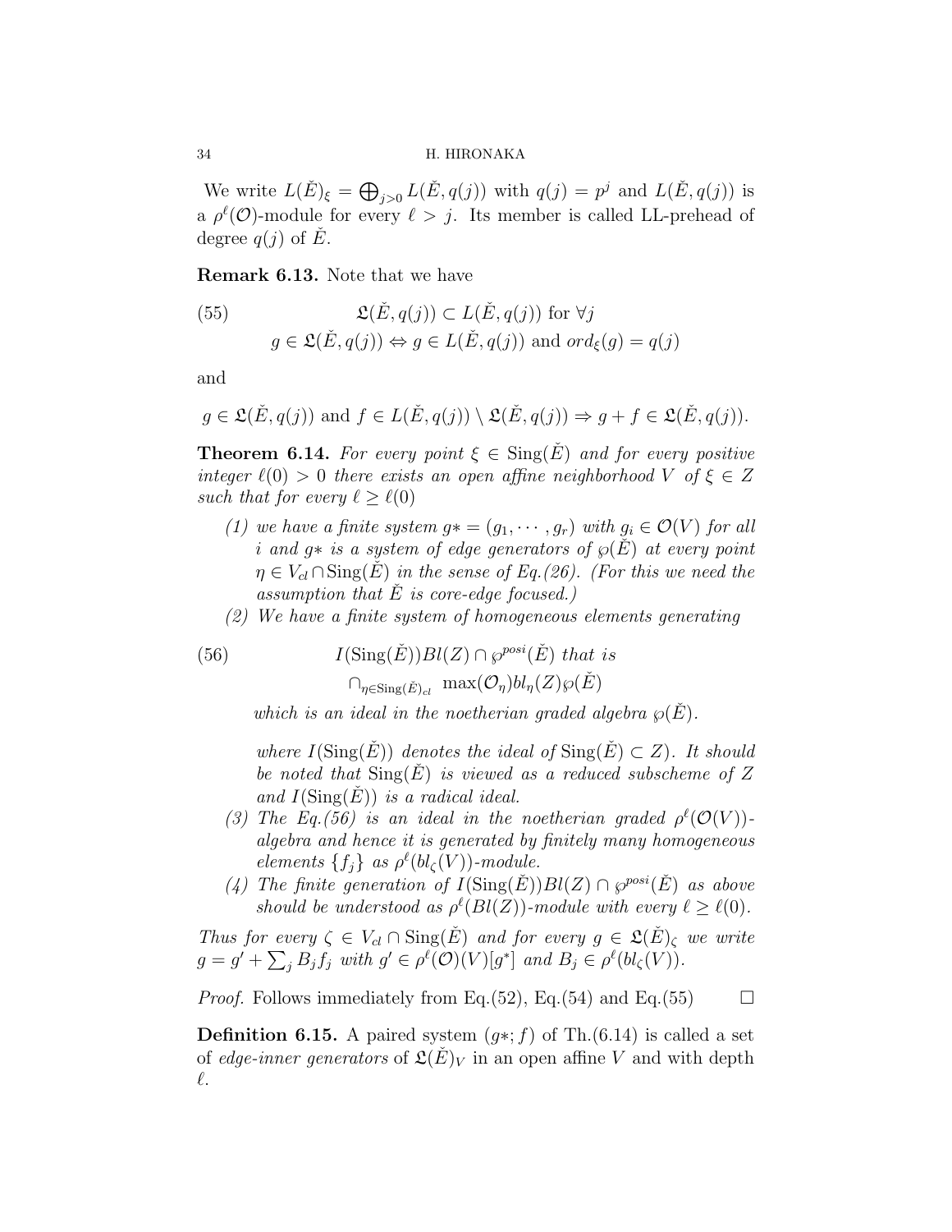We write $L(\check{E})_\xi = \bigoplus_{j>0} L(\check{E}, q(j))$ with $q(j) = p^j$ and $L(\check{E}, q(j))$ is a $\rho^\ell(\mathcal{O})$-module for every $\ell > j$. Its member is called LL-prehead of degree $q(j)$ of $\check{E}$.

**Remark 6.13.** Note that we have

$$
\begin{aligned}
&\mathfrak{L}(\check{E}, q(j)) \subset L(\check{E}, q(j)) \text{ for } \forall j \\
&g \in \mathfrak{L}(\check{E}, q(j)) \Leftrightarrow g \in L(\check{E}, q(j)) \text{ and } ord_\xi(g) = q(j)
\end{aligned}
\tag{55}
$$

and

$$g \in \mathfrak{L}(\check{E}, q(j)) \text{ and } f \in L(\check{E}, q(j)) \setminus \mathfrak{L}(\check{E}, q(j)) \Rightarrow g + f \in \mathfrak{L}(\check{E}, q(j)).$$

**Theorem 6.14.** *For every point $\xi \in \mathrm{Sing}(\check{E})$ and for every positive integer $\ell(0) > 0$ there exists an open affine neighborhood $V$ of $\xi \in Z$ such that for every $\ell \geq \ell(0)$*

1. *we have a finite system $g* = (g_1, \cdots, g_r)$ with $g_i \in \mathcal{O}(V)$ for all $i$ and $g*$ is a system of edge generators of $\wp(\check{E})$ at every point $\eta \in V_{cl} \cap \mathrm{Sing}(\check{E})$ in the sense of Eq.(26). (For this we need the assumption that $\check{E}$ is core-edge focused.)*
2. *We have a finite system of homogeneous elements generating*

$$
\begin{aligned}
&I(\mathrm{Sing}(\check{E}))Bl(Z) \cap \wp^{posi}(\check{E}) \textit{ that is} \\
&\cap_{\eta \in \mathrm{Sing}(\check{E})_{cl}} \max(\mathcal{O}_\eta) bl_\eta(Z) \wp(\check{E})
\end{aligned}
\tag{56}
$$

   *which is an ideal in the noetherian graded algebra $\wp(\check{E})$.*

   *where $I(\mathrm{Sing}(\check{E}))$ denotes the ideal of $\mathrm{Sing}(\check{E}) \subset Z$). It should be noted that $\mathrm{Sing}(\check{E})$ is viewed as a reduced subscheme of $Z$ and $I(\mathrm{Sing}(\check{E}))$ is a radical ideal.*
3. *The Eq.(56) is an ideal in the noetherian graded $\rho^\ell(\mathcal{O}(V))$-algebra and hence it is generated by finitely many homogeneous elements $\{f_j\}$ as $\rho^\ell(bl_\zeta(V))$-module.*
4. *The finite generation of $I(\mathrm{Sing}(\check{E}))Bl(Z) \cap \wp^{posi}(\check{E})$ as above should be understood as $\rho^\ell(Bl(Z))$-module with every $\ell \geq \ell(0)$.*

*Thus for every $\zeta \in V_{cl} \cap \mathrm{Sing}(\check{E})$ and for every $g \in \mathfrak{L}(\check{E})_\zeta$ we write $g = g' + \sum_j B_j f_j$ with $g' \in \rho^\ell(\mathcal{O})(V)[g^*]$ and $B_j \in \rho^\ell(bl_\zeta(V))$.*

*Proof.* Follows immediately from Eq.(52), Eq.(54) and Eq.(55) $\square$

**Definition 6.15.** A paired system $(g*; f)$ of Th.(6.14) is called a set of *edge-inner generators* of $\mathfrak{L}(\check{E})_V$ in an open affine $V$ and with depth $\ell$.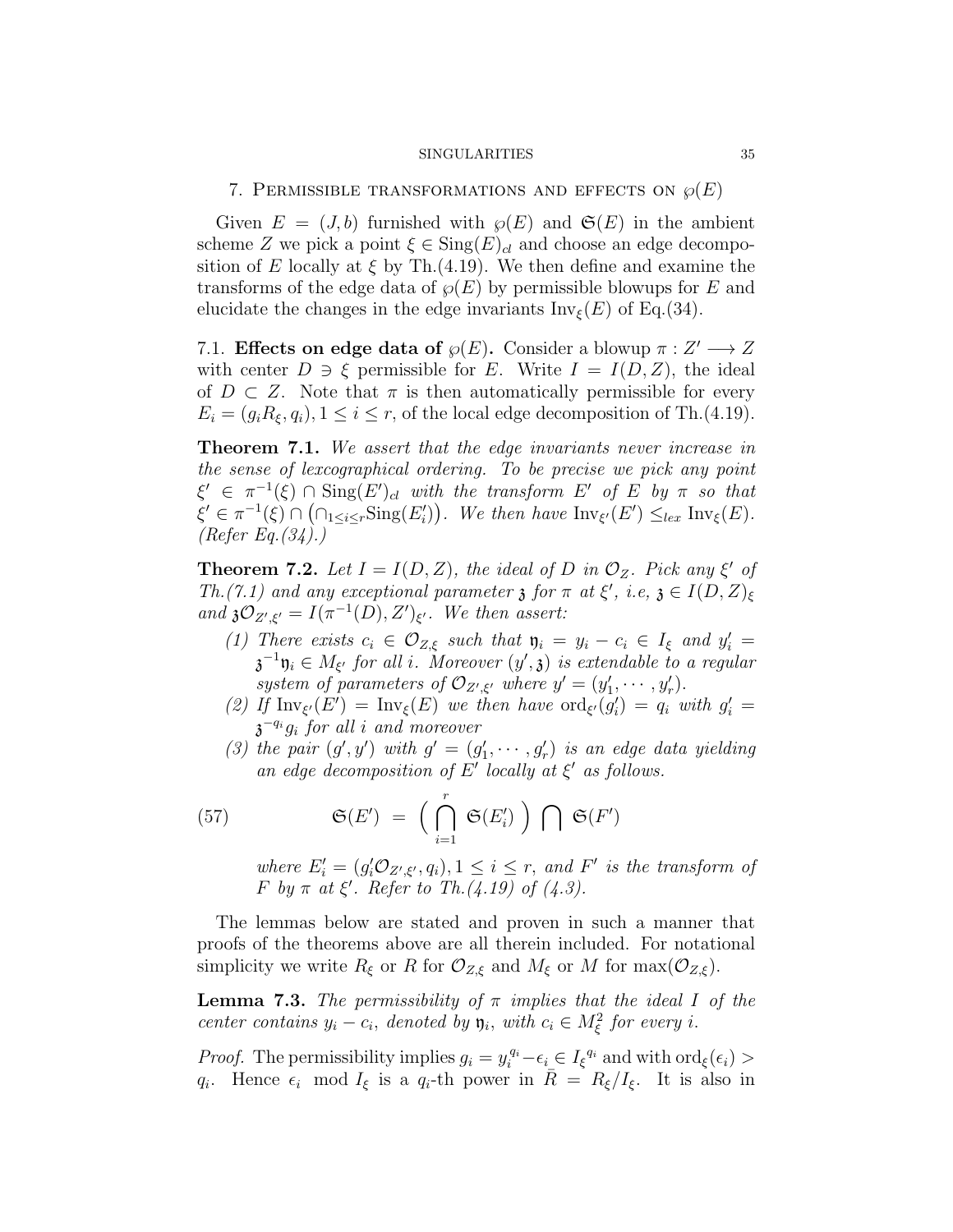## 7. Permissible transformations and effects on $\wp(E)$

Given $E = (J, b)$ furnished with $\wp(E)$ and $\mathfrak{S}(E)$ in the ambient scheme $Z$ we pick a point $\xi \in \mathrm{Sing}(E)_{cl}$ and choose an edge decomposition of $E$ locally at $\xi$ by Th.(4.19). We then define and examine the transforms of the edge data of $\wp(E)$ by permissible blowups for $E$ and elucidate the changes in the edge invariants $\mathrm{Inv}_\xi(E)$ of Eq.(34).

### 7.1. Effects on edge data of $\wp(E)$.

Consider a blowup $\pi : Z' \longrightarrow Z$ with center $D \ni \xi$ permissible for $E$. Write $I = I(D, Z)$, the ideal of $D \subset Z$. Note that $\pi$ is then automatically permissible for every $E_i = (g_i R_\xi, q_i), 1 \le i \le r$, of the local edge decomposition of Th.(4.19).

**Theorem 7.1.** *We assert that the edge invariants never increase in the sense of lexcographical ordering. To be precise we pick any point $\xi' \in \pi^{-1}(\xi) \cap \mathrm{Sing}(E')_{cl}$ with the transform $E'$ of $E$ by $\pi$ so that $\xi' \in \pi^{-1}(\xi) \cap \left(\cap_{1 \le i \le r} \mathrm{Sing}(E'_i)\right)$. We then have $\mathrm{Inv}_{\xi'}(E') \le_{lex} \mathrm{Inv}_\xi(E)$. (Refer Eq.(34).)*

**Theorem 7.2.** *Let $I = I(D, Z)$, the ideal of $D$ in $\mathcal{O}_Z$. Pick any $\xi'$ of Th.(7.1) and any exceptional parameter $\mathfrak{z}$ for $\pi$ at $\xi'$, i.e, $\mathfrak{z} \in I(D, Z)_\xi$ and $\mathfrak{z}\mathcal{O}_{Z',\xi'} = I(\pi^{-1}(D), Z')_{\xi'}$. We then assert:*

1. *There exists $c_i \in \mathcal{O}_{Z,\xi}$ such that $\mathfrak{y}_i = y_i - c_i \in I_\xi$ and $y'_i = \mathfrak{z}^{-1}\mathfrak{y}_i \in M_{\xi'}$ for all $i$. Moreover $(y', \mathfrak{z})$ is extendable to a regular system of parameters of $\mathcal{O}_{Z',\xi'}$ where $y' = (y'_1, \cdots, y'_r)$.*
2. *If $\mathrm{Inv}_{\xi'}(E') = \mathrm{Inv}_\xi(E)$ we then have $\mathrm{ord}_{\xi'}(g'_i) = q_i$ with $g'_i = \mathfrak{z}^{-q_i} g_i$ for all $i$ and moreover*
3. *the pair $(g', y')$ with $g' = (g'_1, \cdots, g'_r)$ is an edge data yielding an edge decomposition of $E'$ locally at $\xi'$ as follows.*

$$\mathfrak{S}(E') \;=\; \Big( \bigcap_{i=1}^{r} \mathfrak{S}(E'_i) \Big) \bigcap \mathfrak{S}(F') \tag{57}$$

*where $E'_i = (g'_i \mathcal{O}_{Z',\xi'}, q_i), 1 \le i \le r$, and $F'$ is the transform of $F$ by $\pi$ at $\xi'$. Refer to Th.(4.19) of (4.3).*

The lemmas below are stated and proven in such a manner that proofs of the theorems above are all therein included. For notational simplicity we write $R_\xi$ or $R$ for $\mathcal{O}_{Z,\xi}$ and $M_\xi$ or $M$ for $\max(\mathcal{O}_{Z,\xi})$.

**Lemma 7.3.** *The permissibility of $\pi$ implies that the ideal $I$ of the center contains $y_i - c_i$, denoted by $\mathfrak{y}_i$, with $c_i \in M_\xi^2$ for every $i$.*

*Proof.* The permissibility implies $g_i = y_i^{q_i} - \epsilon_i \in I_\xi{}^{q_i}$ and with $\mathrm{ord}_\xi(\epsilon_i) > q_i$. Hence $\epsilon_i \mod I_\xi$ is a $q_i$-th power in $\bar{R} = R_\xi / I_\xi$. It is also in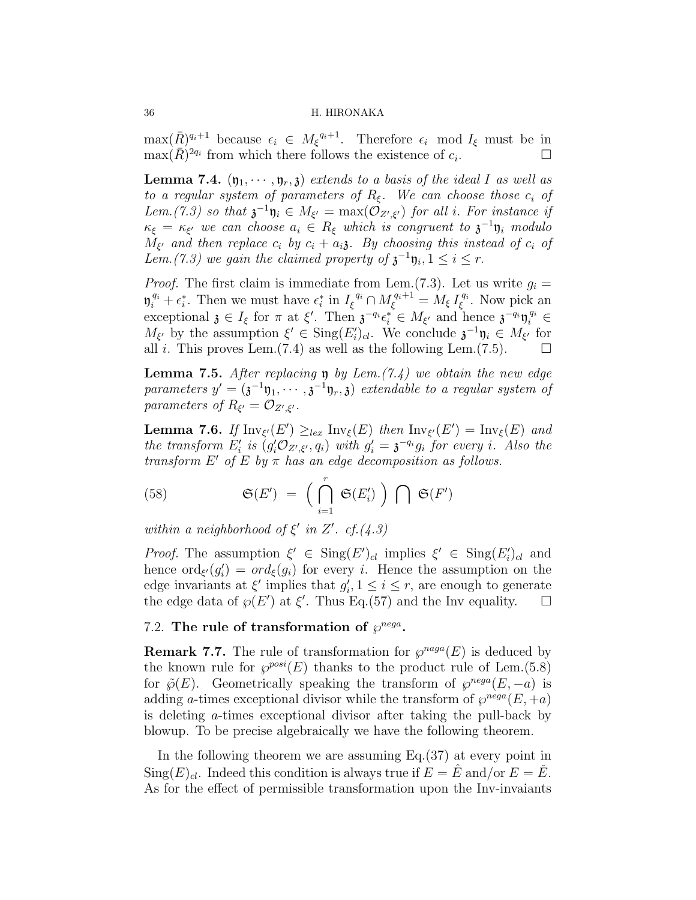$\max(\bar{R})^{q_i+1}$ because $\epsilon_i \in M_\xi^{\ q_i+1}$. Therefore $\epsilon_i \mod I_\xi$ must be in $\max(\bar{R})^{2q_i}$ from which there follows the existence of $c_i$. □

**Lemma 7.4.** $(\mathfrak{y}_1, \cdots, \mathfrak{y}_r, \mathfrak{z})$ *extends to a basis of the ideal $I$ as well as to a regular system of parameters of $R_\xi$. We can choose those $c_i$ of Lem.(7.3) so that $\mathfrak{z}^{-1}\mathfrak{y}_i \in M_{\xi'} = \max(\mathcal{O}_{Z',\xi'})$ for all $i$. For instance if $\kappa_\xi = \kappa_{\xi'}$ we can choose $a_i \in R_\xi$ which is congruent to $\mathfrak{z}^{-1}\mathfrak{y}_i$ modulo $M_{\xi'}$ and then replace $c_i$ by $c_i + a_i\mathfrak{z}$. By choosing this instead of $c_i$ of Lem.(7.3) we gain the claimed property of $\mathfrak{z}^{-1}\mathfrak{y}_i, 1 \le i \le r$.*

*Proof.* The first claim is immediate from Lem.(7.3). Let us write $g_i = \mathfrak{y}_i^{q_i} + \epsilon_i^*$. Then we must have $\epsilon_i^*$ in $I_\xi^{\ q_i} \cap M_\xi^{q_i+1} = M_\xi \, I_\xi^{q_i}$. Now pick an exceptional $\mathfrak{z} \in I_\xi$ for $\pi$ at $\xi'$. Then $\mathfrak{z}^{-q_i}\epsilon_i^* \in M_{\xi'}$ and hence $\mathfrak{z}^{-q_i}\mathfrak{y}_i^{q_i} \in M_{\xi'}$ by the assumption $\xi' \in \mathrm{Sing}(E_i')_{cl}$. We conclude $\mathfrak{z}^{-1}\mathfrak{y}_i \in M_{\xi'}$ for all $i$. This proves Lem.(7.4) as well as the following Lem.(7.5). □

**Lemma 7.5.** *After replacing $\mathfrak{y}$ by Lem.(7.4) we obtain the new edge parameters $y' = (\mathfrak{z}^{-1}\mathfrak{y}_1, \cdots, \mathfrak{z}^{-1}\mathfrak{y}_r, \mathfrak{z})$ extendable to a regular system of parameters of $R_{\xi'} = \mathcal{O}_{Z',\xi'}$.*

**Lemma 7.6.** *If $\mathrm{Inv}_{\xi'}(E') \ge_{lex} \mathrm{Inv}_\xi(E)$ then $\mathrm{Inv}_{\xi'}(E') = \mathrm{Inv}_\xi(E)$ and the transform $E_i'$ is $(g_i'\mathcal{O}_{Z',\xi'}, q_i)$ with $g_i' = \mathfrak{z}^{-q_i}g_i$ for every $i$. Also the transform $E'$ of $E$ by $\pi$ has an edge decomposition as follows.*

$$\mathfrak{S}(E') \;=\; \Big( \bigcap_{i=1}^{r} \; \mathfrak{S}(E_i') \Big) \; \bigcap \; \mathfrak{S}(F') \tag{58}$$

*within a neighborhood of $\xi'$ in $Z'$. cf.(4.3)*

*Proof.* The assumption $\xi' \in \mathrm{Sing}(E')_{cl}$ implies $\xi' \in \mathrm{Sing}(E_i')_{cl}$ and hence $\mathrm{ord}_{\xi'}(g_i') = ord_\xi(g_i)$ for every $i$. Hence the assumption on the edge invariants at $\xi'$ implies that $g_i', 1 \le i \le r$, are enough to generate the edge data of $\wp(E')$ at $\xi'$. Thus Eq.(57) and the Inv equality. □

## 7.2. The rule of transformation of $\wp^{nega}$.

**Remark 7.7.** The rule of transformation for $\wp^{naga}(E)$ is deduced by the known rule for $\wp^{posi}(E)$ thanks to the product rule of Lem.(5.8) for $\tilde{\wp}(E)$. Geometrically speaking the transform of $\wp^{nega}(E, -a)$ is adding $a$-times exceptional divisor while the transform of $\wp^{nega}(E, +a)$ is deleting $a$-times exceptional divisor after taking the pull-back by blowup. To be precise algebraically we have the following theorem.

In the following theorem we are assuming Eq.(37) at every point in $\mathrm{Sing}(E)_{cl}$. Indeed this condition is always true if $E = \hat{E}$ and/or $E = \check{E}$. As for the effect of permissible transformation upon the Inv-invaiants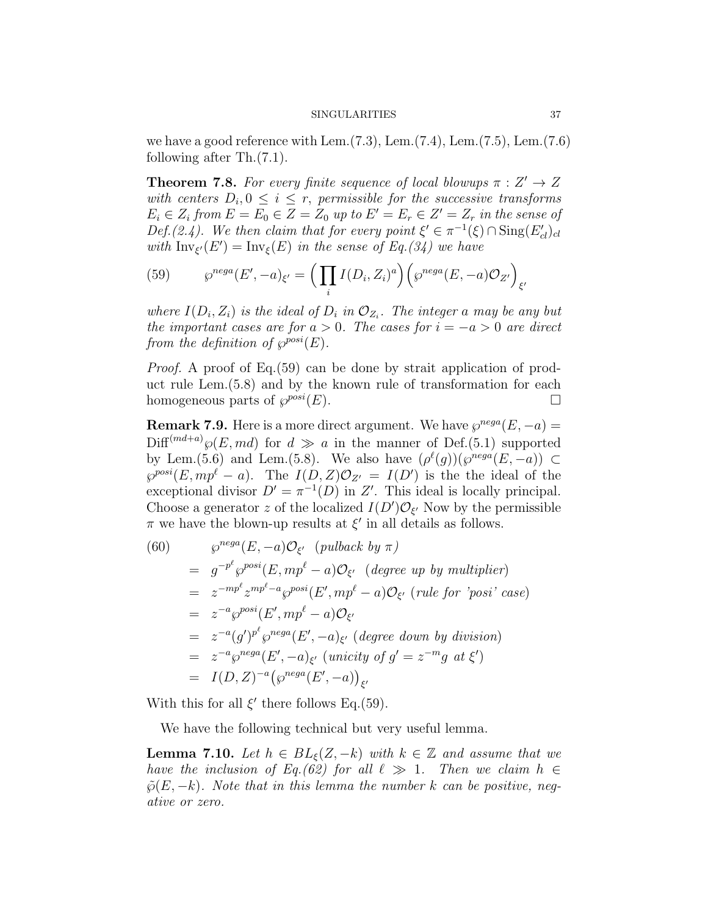we have a good reference with Lem.(7.3), Lem.(7.4), Lem.(7.5), Lem.(7.6) following after Th.(7.1).

**Theorem 7.8.** *For every finite sequence of local blowups $\pi : Z' \to Z$ with centers $D_i, 0 \le i \le r$, permissible for the successive transforms $E_i \in Z_i$ from $E = E_0 \in Z = Z_0$ up to $E' = E_r \in Z' = Z_r$ in the sense of Def.(2.4). We then claim that for every point $\xi' \in \pi^{-1}(\xi) \cap \mathrm{Sing}(E'_{cl})_{cl}$ with $\mathrm{Inv}_{\xi'}(E') = \mathrm{Inv}_{\xi}(E)$ in the sense of Eq.(34) we have*

$$\wp^{nega}(E', -a)_{\xi'} = \Big(\prod_i I(D_i, Z_i)^a\Big)\Big(\wp^{nega}(E, -a)\mathcal{O}_{Z'}\Big)_{\xi'} \tag{59}$$

*where $I(D_i, Z_i)$ is the ideal of $D_i$ in $\mathcal{O}_{Z_i}$. The integer $a$ may be any but the important cases are for $a > 0$. The cases for $i = -a > 0$ are direct from the definition of $\wp^{posi}(E)$.*

*Proof.* A proof of Eq.(59) can be done by strait application of product rule Lem.(5.8) and by the known rule of transformation for each homogeneous parts of $\wp^{posi}(E)$. □

**Remark 7.9.** Here is a more direct argument. We have $\wp^{nega}(E, -a) = \mathrm{Diff}^{(md+a)}\wp(E, md)$ for $d \gg a$ in the manner of Def.(5.1) supported by Lem.(5.6) and Lem.(5.8). We also have $(\rho^\ell(g))(\wp^{nega}(E, -a)) \subset \wp^{posi}(E, mp^\ell - a)$. The $I(D, Z)\mathcal{O}_{Z'} = I(D')$ is the the ideal of the exceptional divisor $D' = \pi^{-1}(D)$ in $Z'$. This ideal is locally principal. Choose a generator $z$ of the localized $I(D')\mathcal{O}_{\xi'}$ Now by the permissible $\pi$ we have the blown-up results at $\xi'$ in all details as follows.

$$\begin{aligned}
(60)\qquad & \wp^{nega}(E, -a)\mathcal{O}_{\xi'} \quad \textit{(pulback by } \pi\textit{)} \\
&= g^{-p^\ell}\wp^{posi}(E, mp^\ell - a)\mathcal{O}_{\xi'} \quad \textit{(degree up by multiplier)} \\
&= z^{-mp^\ell} z^{mp^\ell - a}\wp^{posi}(E', mp^\ell - a)\mathcal{O}_{\xi'} \ \textit{(rule for 'posi' case)} \\
&= z^{-a}\wp^{posi}(E', mp^\ell - a)\mathcal{O}_{\xi'} \\
&= z^{-a}(g')^{p^\ell}\wp^{nega}(E', -a)_{\xi'} \ \textit{(degree down by division)} \\
&= z^{-a}\wp^{nega}(E', -a)_{\xi'} \ \textit{(unicity of } g' = z^{-m}g \textit{ at } \xi'\textit{)} \\
&= I(D, Z)^{-a}\big(\wp^{nega}(E', -a)\big)_{\xi'}
\end{aligned}$$

With this for all $\xi'$ there follows Eq.(59).

We have the following technical but very useful lemma.

**Lemma 7.10.** *Let $h \in BL_\xi(Z, -k)$ with $k \in \mathbb{Z}$ and assume that we have the inclusion of Eq.(62) for all $\ell \gg 1$. Then we claim $h \in \tilde{\wp}(E, -k)$. Note that in this lemma the number $k$ can be positive, negative or zero.*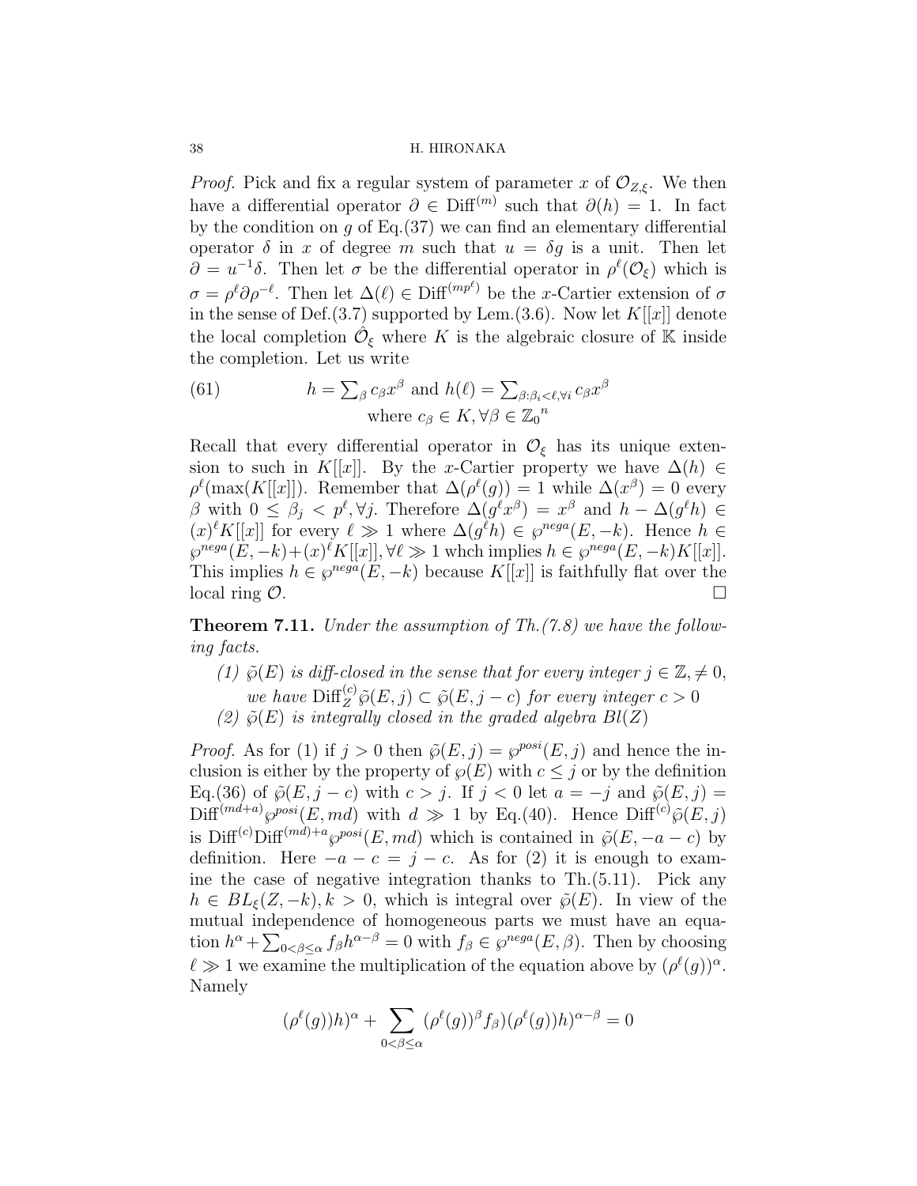*Proof.* Pick and fix a regular system of parameter $x$ of $\mathcal{O}_{Z,\xi}$. We then have a differential operator $\partial \in \mathrm{Diff}^{(m)}$ such that $\partial(h) = 1$. In fact by the condition on $g$ of Eq.(37) we can find an elementary differential operator $\delta$ in $x$ of degree $m$ such that $u = \delta g$ is a unit. Then let $\partial = u^{-1}\delta$. Then let $\sigma$ be the differential operator in $\rho^\ell(\mathcal{O}_\xi)$ which is $\sigma = \rho^\ell \partial \rho^{-\ell}$. Then let $\Delta(\ell) \in \mathrm{Diff}^{(mp^\ell)}$ be the $x$-Cartier extension of $\sigma$ in the sense of Def.(3.7) supported by Lem.(3.6). Now let $K[[x]]$ denote the local completion $\hat{\mathcal{O}}_\xi$ where $K$ is the algebraic closure of $\mathbb{K}$ inside the completion. Let us write

$$
h = \sum_\beta c_\beta x^\beta \text{ and } h(\ell) = \sum_{\beta:\beta_i<\ell,\forall i} c_\beta x^\beta \tag{61}
$$
$$
\text{where } c_\beta \in K, \forall \beta \in {\mathbb{Z}_0}^n
$$

Recall that every differential operator in $\mathcal{O}_\xi$ has its unique extension to such in $K[[x]]$. By the $x$-Cartier property we have $\Delta(h) \in \rho^\ell(\max(K[[x]])$. Remember that $\Delta(\rho^\ell(g)) = 1$ while $\Delta(x^\beta) = 0$ every $\beta$ with $0 \le \beta_j < p^\ell, \forall j$. Therefore $\Delta(g^\ell x^\beta) = x^\beta$ and $h - \Delta(g^\ell h) \in (x)^\ell K[[x]]$ for every $\ell \gg 1$ where $\Delta(g^\ell h) \in \wp^{nega}(E, -k)$. Hence $h \in \wp^{nega}(E, -k) + (x)^\ell K[[x]], \forall \ell \gg 1$ whch implies $h \in \wp^{nega}(E, -k)K[[x]]$. This implies $h \in \wp^{nega}(E, -k)$ because $K[[x]]$ is faithfully flat over the local ring $\mathcal{O}$. $\square$

**Theorem 7.11.** *Under the assumption of Th.(7.8) we have the following facts.*

1. *$\tilde{\wp}(E)$ is diff-closed in the sense that for every integer $j \in \mathbb{Z}, \neq 0$, we have $\mathrm{Diff}_Z^{(c)} \tilde{\wp}(E, j) \subset \tilde{\wp}(E, j - c)$ for every integer $c > 0$*
2. *$\tilde{\wp}(E)$ is integrally closed in the graded algebra $Bl(Z)$*

*Proof.* As for (1) if $j > 0$ then $\tilde{\wp}(E, j) = \wp^{posi}(E, j)$ and hence the inclusion is either by the property of $\wp(E)$ with $c \le j$ or by the definition Eq.(36) of $\tilde{\wp}(E, j - c)$ with $c > j$. If $j < 0$ let $a = -j$ and $\tilde{\wp}(E, j) = \mathrm{Diff}^{(md+a)} \wp^{posi}(E, md)$ with $d \gg 1$ by Eq.(40). Hence $\mathrm{Diff}^{(c)} \tilde{\wp}(E, j)$ is $\mathrm{Diff}^{(c)} \mathrm{Diff}^{(md)+a} \wp^{posi}(E, md)$ which is contained in $\tilde{\wp}(E, -a - c)$ by definition. Here $-a - c = j - c$. As for (2) it is enough to examine the case of negative integration thanks to Th.(5.11). Pick any $h \in BL_\xi(Z, -k), k > 0$, which is integral over $\tilde{\wp}(E)$. In view of the mutual independence of homogeneous parts we must have an equation $h^\alpha + \sum_{0<\beta\le\alpha} f_\beta h^{\alpha-\beta} = 0$ with $f_\beta \in \wp^{nega}(E, \beta)$. Then by choosing $\ell \gg 1$ we examine the multiplication of the equation above by $(\rho^\ell(g))^\alpha$. Namely

$$
(\rho^\ell(g))h)^\alpha + \sum_{0<\beta\le\alpha} (\rho^\ell(g))^\beta f_\beta)(\rho^\ell(g))h)^{\alpha-\beta} = 0
$$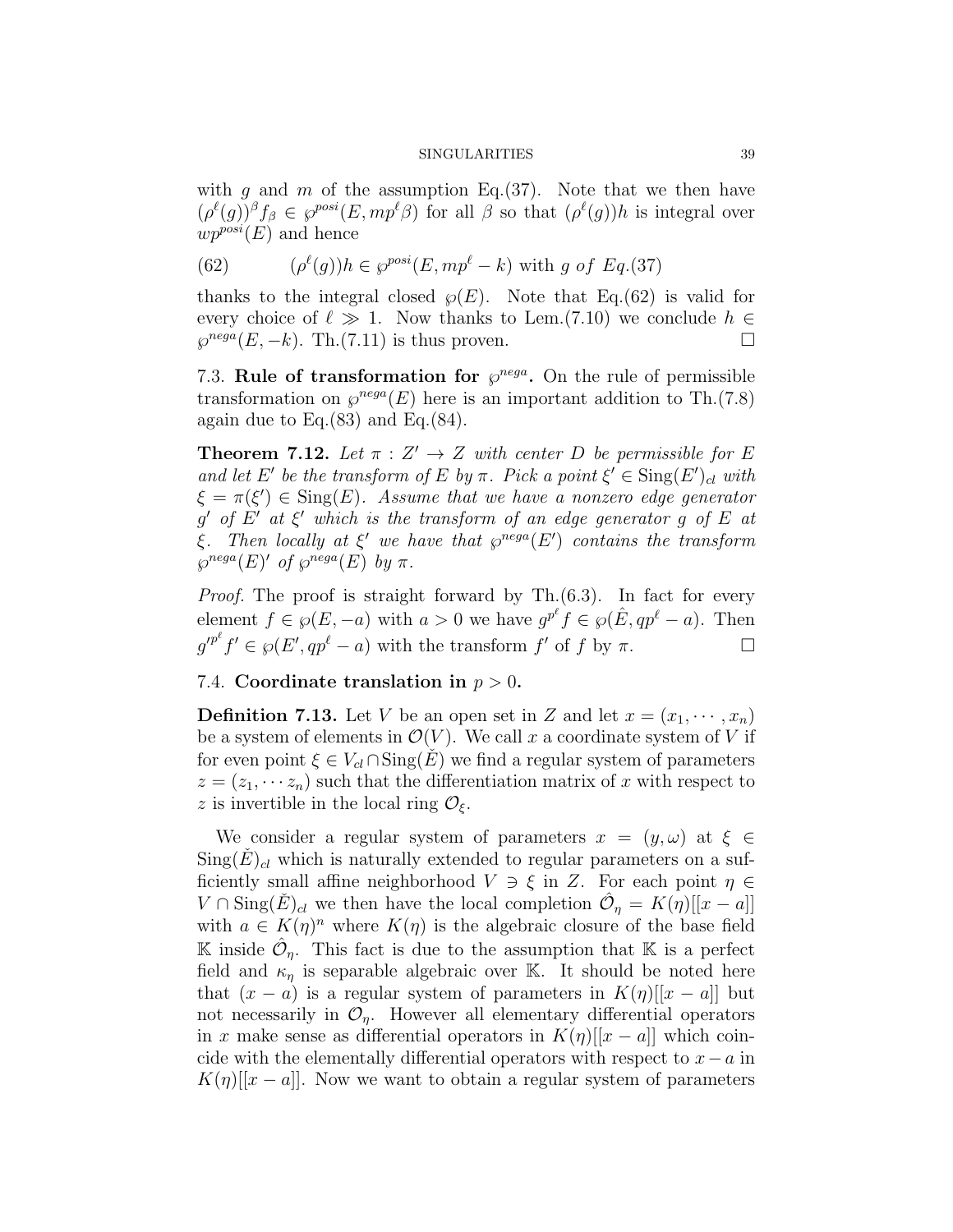with $g$ and $m$ of the assumption Eq.(37). Note that we then have $(\rho^\ell(g))^\beta f_\beta \in \wp^{posi}(E, mp^\ell \beta)$ for all $\beta$ so that $(\rho^\ell(g))h$ is integral over $wp^{posi}(E)$ and hence

$$(\rho^\ell(g))h \in \wp^{posi}(E, mp^\ell - k) \text{ with } g \text{ of } Eq.(37) \tag{62}$$

thanks to the integral closed $\wp(E)$. Note that Eq.(62) is valid for every choice of $\ell \gg 1$. Now thanks to Lem.(7.10) we conclude $h \in \wp^{nega}(E, -k)$. Th.(7.11) is thus proven. □

### 7.3. Rule of transformation for $\wp^{nega}$.

On the rule of permissible transformation on $\wp^{nega}(E)$ here is an important addition to Th.(7.8) again due to Eq.(83) and Eq.(84).

**Theorem 7.12.** *Let $\pi : Z' \to Z$ with center $D$ be permissible for $E$ and let $E'$ be the transform of $E$ by $\pi$. Pick a point $\xi' \in \mathrm{Sing}(E')_{cl}$ with $\xi = \pi(\xi') \in \mathrm{Sing}(E)$. Assume that we have a nonzero edge generator $g'$ of $E'$ at $\xi'$ which is the transform of an edge generator $g$ of $E$ at $\xi$. Then locally at $\xi'$ we have that $\wp^{nega}(E')$ contains the transform $\wp^{nega}(E)'$ of $\wp^{nega}(E)$ by $\pi$.*

*Proof.* The proof is straight forward by Th.(6.3). In fact for every element $f \in \wp(E, -a)$ with $a > 0$ we have $g^{p^\ell} f \in \wp(\hat{E}, qp^\ell - a)$. Then ${g'}^{p^\ell} f' \in \wp(E', qp^\ell - a)$ with the transform $f'$ of $f$ by $\pi$. □

### 7.4. Coordinate translation in $p > 0$.

**Definition 7.13.** Let $V$ be an open set in $Z$ and let $x = (x_1, \cdots, x_n)$ be a system of elements in $\mathcal{O}(V)$. We call $x$ a coordinate system of $V$ if for even point $\xi \in V_{cl} \cap \mathrm{Sing}(\check{E})$ we find a regular system of parameters $z = (z_1, \cdots z_n)$ such that the differentiation matrix of $x$ with respect to $z$ is invertible in the local ring $\mathcal{O}_\xi$.

We consider a regular system of parameters $x = (y, \omega)$ at $\xi \in \mathrm{Sing}(\check{E})_{cl}$ which is naturally extended to regular parameters on a sufficiently small affine neighborhood $V \ni \xi$ in $Z$. For each point $\eta \in V \cap \mathrm{Sing}(\check{E})_{cl}$ we then have the local completion $\hat{\mathcal{O}}_\eta = K(\eta)[[x - a]]$ with $a \in K(\eta)^n$ where $K(\eta)$ is the algebraic closure of the base field $\mathbb{K}$ inside $\hat{\mathcal{O}}_\eta$. This fact is due to the assumption that $\mathbb{K}$ is a perfect field and $\kappa_\eta$ is separable algebraic over $\mathbb{K}$. It should be noted here that $(x - a)$ is a regular system of parameters in $K(\eta)[[x - a]]$ but not necessarily in $\mathcal{O}_\eta$. However all elementary differential operators in $x$ make sense as differential operators in $K(\eta)[[x - a]]$ which coincide with the elementally differential operators with respect to $x - a$ in $K(\eta)[[x - a]]$. Now we want to obtain a regular system of parameters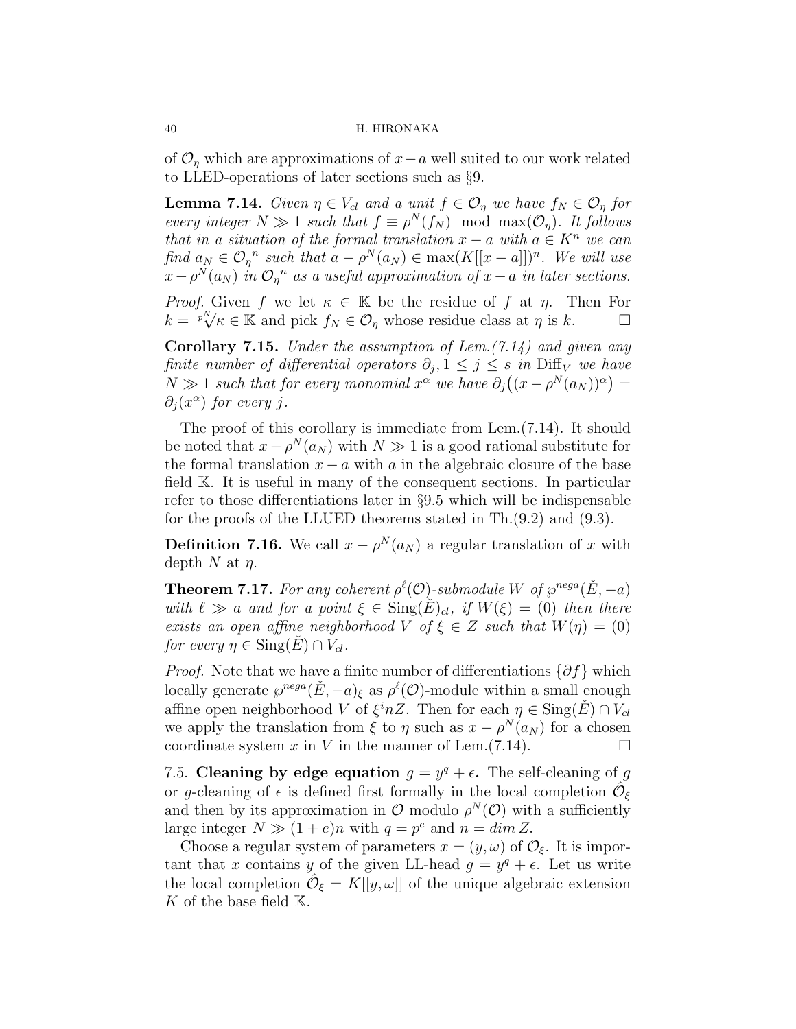of $\mathcal{O}_\eta$ which are approximations of $x-a$ well suited to our work related to LLED-operations of later sections such as §9.

**Lemma 7.14.** *Given $\eta \in V_{cl}$ and a unit $f \in \mathcal{O}_\eta$ we have $f_N \in \mathcal{O}_\eta$ for every integer $N \gg 1$ such that $f \equiv \rho^N(f_N) \mod \max(\mathcal{O}_\eta)$. It follows that in a situation of the formal translation $x-a$ with $a \in K^n$ we can find $a_N \in {\mathcal{O}_\eta}^n$ such that $a - \rho^N(a_N) \in \max(K[[x-a]])^n$. We will use $x - \rho^N(a_N)$ in ${\mathcal{O}_\eta}^n$ as a useful approximation of $x-a$ in later sections.*

*Proof.* Given $f$ we let $\kappa \in \mathbb{K}$ be the residue of $f$ at $\eta$. Then For $k = \sqrt[p^N]{\kappa} \in \mathbb{K}$ and pick $f_N \in \mathcal{O}_\eta$ whose residue class at $\eta$ is $k$. ☐

**Corollary 7.15.** *Under the assumption of Lem.(7.14) and given any finite number of differential operators $\partial_j, 1 \le j \le s$ in $\mathrm{Diff}_V$ we have $N \gg 1$ such that for every monomial $x^\alpha$ we have $\partial_j\big((x - \rho^N(a_N))^\alpha\big) = \partial_j(x^\alpha)$ for every $j$.*

The proof of this corollary is immediate from Lem.(7.14). It should be noted that $x - \rho^N(a_N)$ with $N \gg 1$ is a good rational substitute for the formal translation $x - a$ with $a$ in the algebraic closure of the base field $\mathbb{K}$. It is useful in many of the consequent sections. In particular refer to those differentiations later in §9.5 which will be indispensable for the proofs of the LLUED theorems stated in Th.(9.2) and (9.3).

**Definition 7.16.** We call $x - \rho^N(a_N)$ a regular translation of $x$ with depth $N$ at $\eta$.

**Theorem 7.17.** *For any coherent $\rho^\ell(\mathcal{O})$-submodule $W$ of $\wp^{nega}(\check{E}, -a)$ with $\ell \gg a$ and for a point $\xi \in \mathrm{Sing}(\check{E})_{cl}$, if $W(\xi) = (0)$ then there exists an open affine neighborhood $V$ of $\xi \in Z$ such that $W(\eta) = (0)$ for every $\eta \in \mathrm{Sing}(\check{E}) \cap V_{cl}$.*

*Proof.* Note that we have a finite number of differentiations $\{\partial f\}$ which locally generate $\wp^{nega}(\check{E}, -a)_\xi$ as $\rho^\ell(\mathcal{O})$-module within a small enough affine open neighborhood $V$ of $\xi^i nZ$. Then for each $\eta \in \mathrm{Sing}(\check{E}) \cap V_{cl}$ we apply the translation from $\xi$ to $\eta$ such as $x - \rho^N(a_N)$ for a chosen coordinate system $x$ in $V$ in the manner of Lem.(7.14). ☐

7.5. **Cleaning by edge equation $g = y^q + \epsilon$.** The self-cleaning of $g$ or $g$-cleaning of $\epsilon$ is defined first formally in the local completion $\hat{\mathcal{O}}_\xi$ and then by its approximation in $\mathcal{O}$ modulo $\rho^N(\mathcal{O})$ with a sufficiently large integer $N \gg (1+e)n$ with $q = p^e$ and $n = dim\, Z$.

Choose a regular system of parameters $x = (y, \omega)$ of $\mathcal{O}_\xi$. It is important that $x$ contains $y$ of the given LL-head $g = y^q + \epsilon$. Let us write the local completion $\hat{\mathcal{O}}_\xi = K[[y, \omega]]$ of the unique algebraic extension $K$ of the base field $\mathbb{K}$.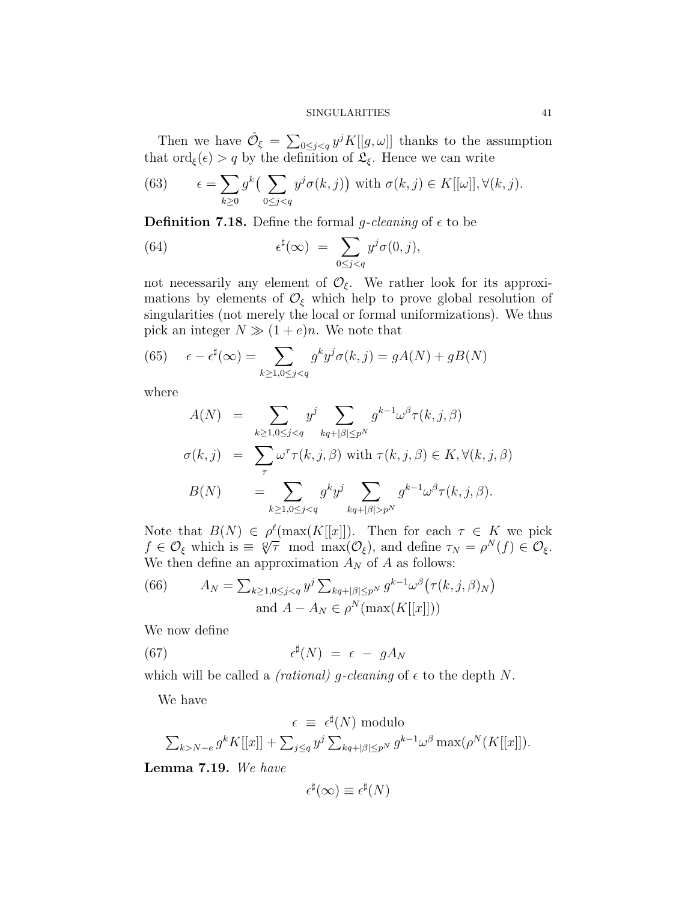Then we have $\hat{\mathcal{O}}_\xi = \sum_{0 \le j < q} y^j K[[g, \omega]]$ thanks to the assumption that $\mathrm{ord}_\xi(\epsilon) > q$ by the definition of $\mathfrak{L}_\xi$. Hence we can write

$$\epsilon = \sum_{k \ge 0} g^k \big( \sum_{0 \le j < q} y^j \sigma(k, j) \big) \text{ with } \sigma(k, j) \in K[[\omega]], \forall (k, j). \tag{63}$$

**Definition 7.18.** Define the formal *g-cleaning* of $\epsilon$ to be

$$\epsilon^\sharp(\infty) \;=\; \sum_{0 \le j < q} y^j \sigma(0, j), \tag{64}$$

not necessarily any element of $\mathcal{O}_\xi$. We rather look for its approximations by elements of $\mathcal{O}_\xi$ which help to prove global resolution of singularities (not merely the local or formal uniformizations). We thus pick an integer $N \gg (1 + e)n$. We note that

$$\epsilon - \epsilon^\sharp(\infty) = \sum_{k \ge 1, 0 \le j < q} g^k y^j \sigma(k, j) = gA(N) + gB(N) \tag{65}$$

where

$$\begin{aligned}
A(N) \;&=\; \sum_{k \ge 1, 0 \le j < q} y^j \sum_{kq + |\beta| \le p^N} g^{k-1} \omega^\beta \tau(k, j, \beta) \\
\sigma(k, j) \;&=\; \sum_{\tau} \omega^\tau \tau(k, j, \beta) \text{ with } \tau(k, j, \beta) \in K, \forall (k, j, \beta) \\
B(N) \quad &= \sum_{k \ge 1, 0 \le j < q} g^k y^j \sum_{kq + |\beta| > p^N} g^{k-1} \omega^\beta \tau(k, j, \beta).
\end{aligned}$$

Note that $B(N) \in \rho^\ell(\max(K[[x]])$. Then for each $\tau \in K$ we pick $f \in \mathcal{O}_\xi$ which is $\equiv \sqrt[q]{\tau} \mod \max(\mathcal{O}_\xi)$, and define $\tau_N = \rho^N(f) \in \mathcal{O}_\xi$. We then define an approximation $A_N$ of $A$ as follows:

$$\begin{aligned} A_N = \textstyle\sum_{k \ge 1, 0 \le j < q} y^j \sum_{kq + |\beta| \le p^N} g^{k-1} \omega^\beta \big( \tau(k, j, \beta)_N \big) \\ \text{and } A - A_N \in \rho^N(\max(K[[x]])) \end{aligned} \tag{66}$$

We now define

$$\epsilon^\sharp(N) \;=\; \epsilon \;-\; gA_N \tag{67}$$

which will be called a *(rational) g-cleaning* of $\epsilon$ to the depth $N$.

We have

$$\epsilon \;\equiv\; \epsilon^\sharp(N) \text{ modulo}$$
$$\textstyle\sum_{k > N - e} g^k K[[x]] + \sum_{j \le q} y^j \sum_{kq + |\beta| \le p^N} g^{k-1} \omega^\beta \max(\rho^N(K[[x]]).$$

**Lemma 7.19.** *We have*

$$\epsilon^\sharp(\infty) \equiv \epsilon^\sharp(N)$$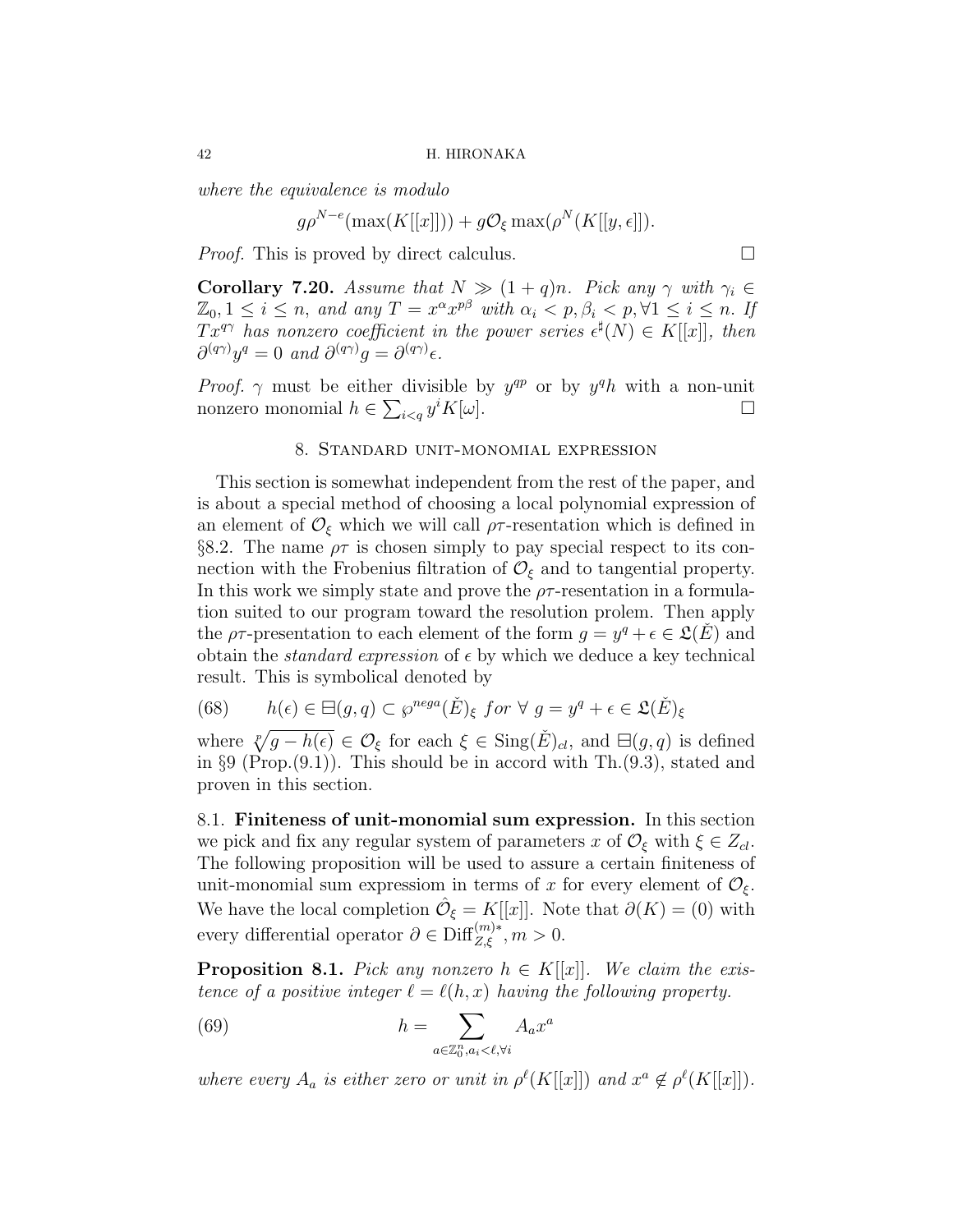*where the equivalence is modulo*

$$g\rho^{N-e}(\max(K[[x]])) + g\mathcal{O}_\xi \max(\rho^N(K[[y,\epsilon]]).$$

*Proof.* This is proved by direct calculus. $\square$

**Corollary 7.20.** *Assume that $N \gg (1+q)n$. Pick any $\gamma$ with $\gamma_i \in \mathbb{Z}_0, 1 \le i \le n$, and any $T = x^\alpha x^{p\beta}$ with $\alpha_i < p, \beta_i < p, \forall 1 \le i \le n$. If $Tx^{q\gamma}$ has nonzero coefficient in the power series $\epsilon^\sharp(N) \in K[[x]]$, then $\partial^{(q\gamma)} y^q = 0$ and $\partial^{(q\gamma)} g = \partial^{(q\gamma)}\epsilon$.*

*Proof.* $\gamma$ must be either divisible by $y^{qp}$ or by $y^q h$ with a non-unit nonzero monomial $h \in \sum_{i<q} y^i K[\omega]$. $\square$

## 8. Standard unit-monomial expression

This section is somewhat independent from the rest of the paper, and is about a special method of choosing a local polynomial expression of an element of $\mathcal{O}_\xi$ which we will call $\rho\tau$-resentation which is defined in §8.2. The name $\rho\tau$ is chosen simply to pay special respect to its connection with the Frobenius filtration of $\mathcal{O}_\xi$ and to tangential property. In this work we simply state and prove the $\rho\tau$-resentation in a formulation suited to our program toward the resolution prolem. Then apply the $\rho\tau$-presentation to each element of the form $g = y^q + \epsilon \in \mathfrak{L}(\check{E})$ and obtain the *standard expression* of $\epsilon$ by which we deduce a key technical result. This is symbolical denoted by

$$h(\epsilon) \in \boxminus(g,q) \subset \wp^{nega}(\check{E})_\xi \ for \ \forall \ g = y^q + \epsilon \in \mathfrak{L}(\check{E})_\xi \tag{68}$$

where $\sqrt[p]{g - h(\epsilon)} \in \mathcal{O}_\xi$ for each $\xi \in \mathrm{Sing}(\check{E})_{cl}$, and $\boxminus(g,q)$ is defined in §9 (Prop.(9.1)). This should be in accord with Th.(9.3), stated and proven in this section.

8.1. **Finiteness of unit-monomial sum expression.** In this section we pick and fix any regular system of parameters $x$ of $\mathcal{O}_\xi$ with $\xi \in Z_{cl}$. The following proposition will be used to assure a certain finiteness of unit-monomial sum expressiom in terms of $x$ for every element of $\mathcal{O}_\xi$. We have the local completion $\hat{\mathcal{O}}_\xi = K[[x]]$. Note that $\partial(K) = (0)$ with every differential operator $\partial \in \mathrm{Diff}_{Z,\xi}^{(m)*}, m > 0$.

**Proposition 8.1.** *Pick any nonzero $h \in K[[x]]$. We claim the existence of a positive integer $\ell = \ell(h,x)$ having the following property.*

$$h = \sum_{a \in \mathbb{Z}_0^n, a_i < \ell, \forall i} A_a x^a \tag{69}$$

*where every $A_a$ is either zero or unit in $\rho^\ell(K[[x]])$ and $x^a \notin \rho^\ell(K[[x]])$.*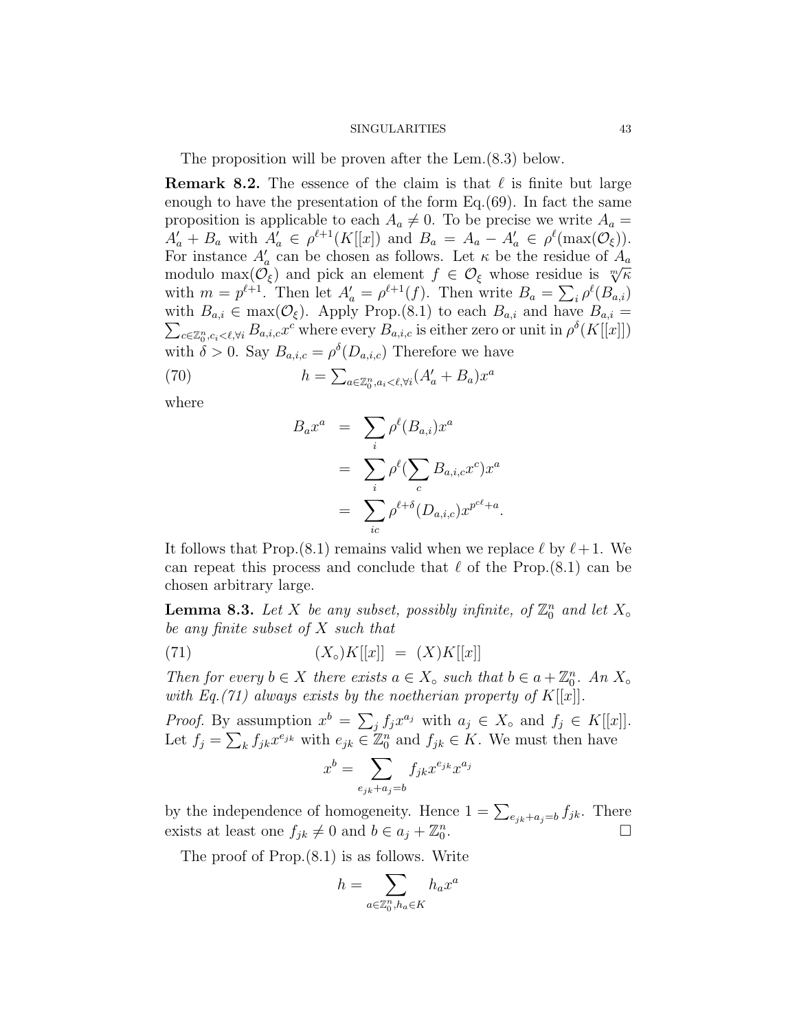The proposition will be proven after the Lem.(8.3) below.

**Remark 8.2.** The essence of the claim is that $\ell$ is finite but large enough to have the presentation of the form Eq.(69). In fact the same proposition is applicable to each $A_a \neq 0$. To be precise we write $A_a = A'_a + B_a$ with $A'_a \in \rho^{\ell+1}(K[[x])$ and $B_a = A_a - A'_a \in \rho^{\ell}(\max(\mathcal{O}_\xi))$. For instance $A'_a$ can be chosen as follows. Let $\kappa$ be the residue of $A_a$ modulo $\max(\mathcal{O}_\xi)$ and pick an element $f \in \mathcal{O}_\xi$ whose residue is $\sqrt[m]{\kappa}$ with $m = p^{\ell+1}$. Then let $A'_a = \rho^{\ell+1}(f)$. Then write $B_a = \sum_i \rho^{\ell}(B_{a,i})$ with $B_{a,i} \in \max(\mathcal{O}_\xi)$. Apply Prop.(8.1) to each $B_{a,i}$ and have $B_{a,i} = \sum_{c \in \mathbb{Z}_0^n, c_i < \ell, \forall i} B_{a,i,c} x^c$ where every $B_{a,i,c}$ is either zero or unit in $\rho^{\delta}(K[[x]])$ with $\delta > 0$. Say $B_{a,i,c} = \rho^{\delta}(D_{a,i,c})$ Therefore we have

$$h = \sum_{a \in \mathbb{Z}_0^n, a_i < \ell, \forall i} (A'_a + B_a) x^a \tag{70}$$

where

$$\begin{aligned} B_a x^a &= \sum_i \rho^{\ell}(B_{a,i}) x^a \\ &= \sum_i \rho^{\ell}\Big(\sum_c B_{a,i,c} x^c\Big) x^a \\ &= \sum_{ic} \rho^{\ell+\delta}(D_{a,i,c}) x^{p^{c\ell}+a}. \end{aligned}$$

It follows that Prop.(8.1) remains valid when we replace $\ell$ by $\ell+1$. We can repeat this process and conclude that $\ell$ of the Prop.(8.1) can be chosen arbitrary large.

**Lemma 8.3.** *Let $X$ be any subset, possibly infinite, of $\mathbb{Z}_0^n$ and let $X_\circ$ be any finite subset of $X$ such that*

$$(X_\circ)K[[x]] \ = \ (X)K[[x]] \tag{71}$$

*Then for every $b \in X$ there exists $a \in X_\circ$ such that $b \in a + \mathbb{Z}_0^n$. An $X_\circ$ with Eq.(71) always exists by the noetherian property of $K[[x]]$.*

*Proof.* By assumption $x^b = \sum_j f_j x^{a_j}$ with $a_j \in X_\circ$ and $f_j \in K[[x]]$. Let $f_j = \sum_k f_{jk} x^{e_{jk}}$ with $e_{jk} \in \mathbb{Z}_0^n$ and $f_{jk} \in K$. We must then have

$$x^b = \sum_{e_{jk}+a_j = b} f_{jk} x^{e_{jk}} x^{a_j}$$

by the independence of homogeneity. Hence $1 = \sum_{e_{jk}+a_j=b} f_{jk}$. There exists at least one $f_{jk} \neq 0$ and $b \in a_j + \mathbb{Z}_0^n$. $\square$

The proof of Prop.(8.1) is as follows. Write

$$h = \sum_{a \in \mathbb{Z}_0^n, h_a \in K} h_a x^a$$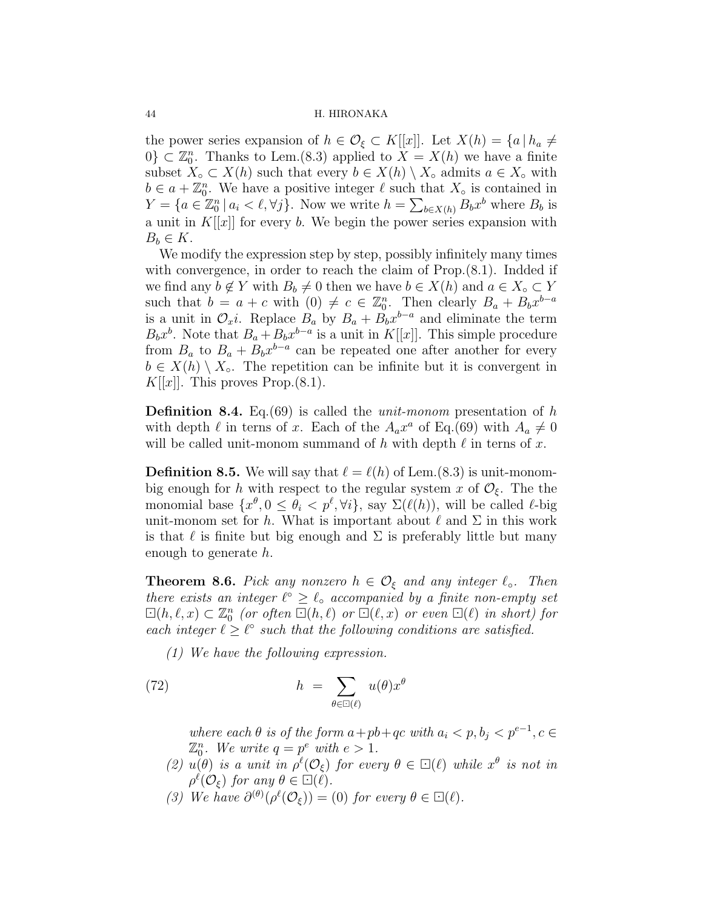the power series expansion of $h \in \mathcal{O}_\xi \subset K[[x]]$. Let $X(h) = \{a \mid h_a \neq 0\} \subset \mathbb{Z}_0^n$. Thanks to Lem.(8.3) applied to $X = X(h)$ we have a finite subset $X_\circ \subset X(h)$ such that every $b \in X(h) \setminus X_\circ$ admits $a \in X_\circ$ with $b \in a + \mathbb{Z}_0^n$. We have a positive integer $\ell$ such that $X_\circ$ is contained in $Y = \{a \in \mathbb{Z}_0^n \mid a_i < \ell, \forall j\}$. Now we write $h = \sum_{b \in X(h)} B_b x^b$ where $B_b$ is a unit in $K[[x]]$ for every $b$. We begin the power series expansion with $B_b \in K$.

We modify the expression step by step, possibly infinitely many times with convergence, in order to reach the claim of Prop.(8.1). Indded if we find any $b \notin Y$ with $B_b \neq 0$ then we have $b \in X(h)$ and $a \in X_\circ \subset Y$ such that $b = a + c$ with $(0) \neq c \in \mathbb{Z}_0^n$. Then clearly $B_a + B_b x^{b-a}$ is a unit in $\mathcal{O}_x i$. Replace $B_a$ by $B_a + B_b x^{b-a}$ and eliminate the term $B_b x^b$. Note that $B_a + B_b x^{b-a}$ is a unit in $K[[x]]$. This simple procedure from $B_a$ to $B_a + B_b x^{b-a}$ can be repeated one after another for every $b \in X(h) \setminus X_\circ$. The repetition can be infinite but it is convergent in $K[[x]]$. This proves Prop.(8.1).

**Definition 8.4.** Eq.(69) is called the *unit-monom* presentation of $h$ with depth $\ell$ in terns of $x$. Each of the $A_a x^a$ of Eq.(69) with $A_a \neq 0$ will be called unit-monom summand of $h$ with depth $\ell$ in terns of $x$.

**Definition 8.5.** We will say that $\ell = \ell(h)$ of Lem.(8.3) is unit-monom-big enough for $h$ with respect to the regular system $x$ of $\mathcal{O}_\xi$. The the monomial base $\{x^\theta, 0 \leq \theta_i < p^\ell, \forall i\}$, say $\Sigma(\ell(h))$, will be called $\ell$-big unit-monom set for $h$. What is important about $\ell$ and $\Sigma$ in this work is that $\ell$ is finite but big enough and $\Sigma$ is preferably little but many enough to generate $h$.

**Theorem 8.6.** *Pick any nonzero $h \in \mathcal{O}_\xi$ and any integer $\ell_\circ$. Then there exists an integer $\ell^\circ \geq \ell_\circ$ accompanied by a finite non-empty set $\boxdot(h, \ell, x) \subset \mathbb{Z}_0^n$ (or often $\boxdot(h, \ell)$ or $\boxdot(\ell, x)$ or even $\boxdot(\ell)$ in short) for each integer $\ell \geq \ell^\circ$ such that the following conditions are satisfied.*

*(1) We have the following expression.*

$$h \;=\; \sum_{\theta \in \boxdot(\ell)} u(\theta) x^\theta \tag{72}$$

*where each $\theta$ is of the form $a + pb + qc$ with $a_i < p, b_j < p^{e-1}, c \in \mathbb{Z}_0^n$. We write $q = p^e$ with $e > 1$.*

*(2) $u(\theta)$ is a unit in $\rho^\ell(\mathcal{O}_\xi)$ for every $\theta \in \boxdot(\ell)$ while $x^\theta$ is not in $\rho^\ell(\mathcal{O}_\xi)$ for any $\theta \in \boxdot(\ell)$.*

*(3) We have $\partial^{(\theta)}(\rho^\ell(\mathcal{O}_\xi)) = (0)$ for every $\theta \in \boxdot(\ell)$.*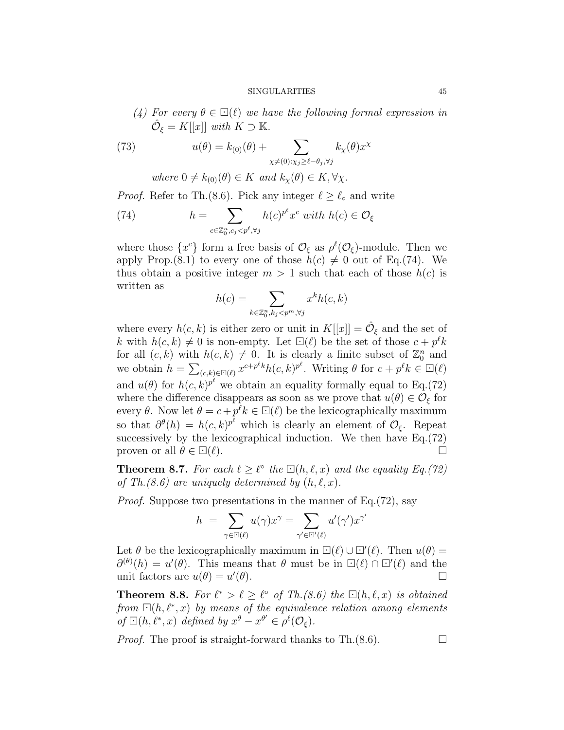(4) *For every $\theta \in \boxdot(\ell)$ we have the following formal expression in $\hat{\mathcal{O}}_\xi = K[[x]]$ with $K \supset \mathbb{K}$.*

$$u(\theta) = k_{(0)}(\theta) + \sum_{\chi \neq (0): \chi_j \geq \ell - \theta_j, \forall j} k_\chi(\theta) x^\chi \tag{73}$$

*where $0 \neq k_{(0)}(\theta) \in K$ and $k_\chi(\theta) \in K, \forall \chi$.*

*Proof.* Refer to Th.(8.6). Pick any integer $\ell \geq \ell_\circ$ and write

$$h = \sum_{c \in \mathbb{Z}_0^n, c_j < p^\ell, \forall j} h(c)^{p^\ell} x^c \text{ with } h(c) \in \mathcal{O}_\xi \tag{74}$$

where those $\{x^c\}$ form a free basis of $\mathcal{O}_\xi$ as $\rho^\ell(\mathcal{O}_\xi)$-module. Then we apply Prop.(8.1) to every one of those $h(c) \neq 0$ out of Eq.(74). We thus obtain a positive integer $m > 1$ such that each of those $h(c)$ is written as

$$h(c) = \sum_{k \in \mathbb{Z}_0^n, k_j < p^m, \forall j} x^k h(c, k)$$

where every $h(c, k)$ is either zero or unit in $K[[x]] = \hat{\mathcal{O}}_\xi$ and the set of $k$ with $h(c, k) \neq 0$ is non-empty. Let $\boxdot(\ell)$ be the set of those $c + p^\ell k$ for all $(c, k)$ with $h(c, k) \neq 0$. It is clearly a finite subset of $\mathbb{Z}_0^n$ and we obtain $h = \sum_{(c,k) \in \boxdot(\ell)} x^{c + p^\ell k} h(c, k)^{p^\ell}$. Writing $\theta$ for $c + p^\ell k \in \boxdot(\ell)$ and $u(\theta)$ for $h(c, k)^{p^\ell}$ we obtain an equality formally equal to Eq.(72) where the difference disappears as soon as we prove that $u(\theta) \in \mathcal{O}_\xi$ for every $\theta$. Now let $\theta = c + p^\ell k \in \boxdot(\ell)$ be the lexicographically maximum so that $\partial^\theta(h) = h(c, k)^{p^\ell}$ which is clearly an element of $\mathcal{O}_\xi$. Repeat successively by the lexicographical induction. We then have Eq.(72) proven or all $\theta \in \boxdot(\ell)$. □

**Theorem 8.7.** *For each $\ell \geq \ell^\circ$ the $\boxdot(h, \ell, x)$ and the equality Eq.(72) of Th.(8.6) are uniquely determined by $(h, \ell, x)$.*

*Proof.* Suppose two presentations in the manner of Eq.(72), say

$$h \;=\; \sum_{\gamma \in \boxdot(\ell)} u(\gamma) x^\gamma = \sum_{\gamma' \in \boxdot'(\ell)} u'(\gamma') x^{\gamma'}$$

Let $\theta$ be the lexicographically maximum in $\boxdot(\ell) \cup \boxdot'(\ell)$. Then $u(\theta) = \partial^{(\theta)}(h) = u'(\theta)$. This means that $\theta$ must be in $\boxdot(\ell) \cap \boxdot'(\ell)$ and the unit factors are $u(\theta) = u'(\theta)$. □

**Theorem 8.8.** *For $\ell^* > \ell \geq \ell^\circ$ of Th.(8.6) the $\boxdot(h, \ell, x)$ is obtained from $\boxdot(h, \ell^*, x)$ by means of the equivalence relation among elements of $\boxdot(h, \ell^*, x)$ defined by $x^\theta - x^{\theta'} \in \rho^\ell(\mathcal{O}_\xi)$.*

*Proof.* The proof is straight-forward thanks to Th.(8.6). □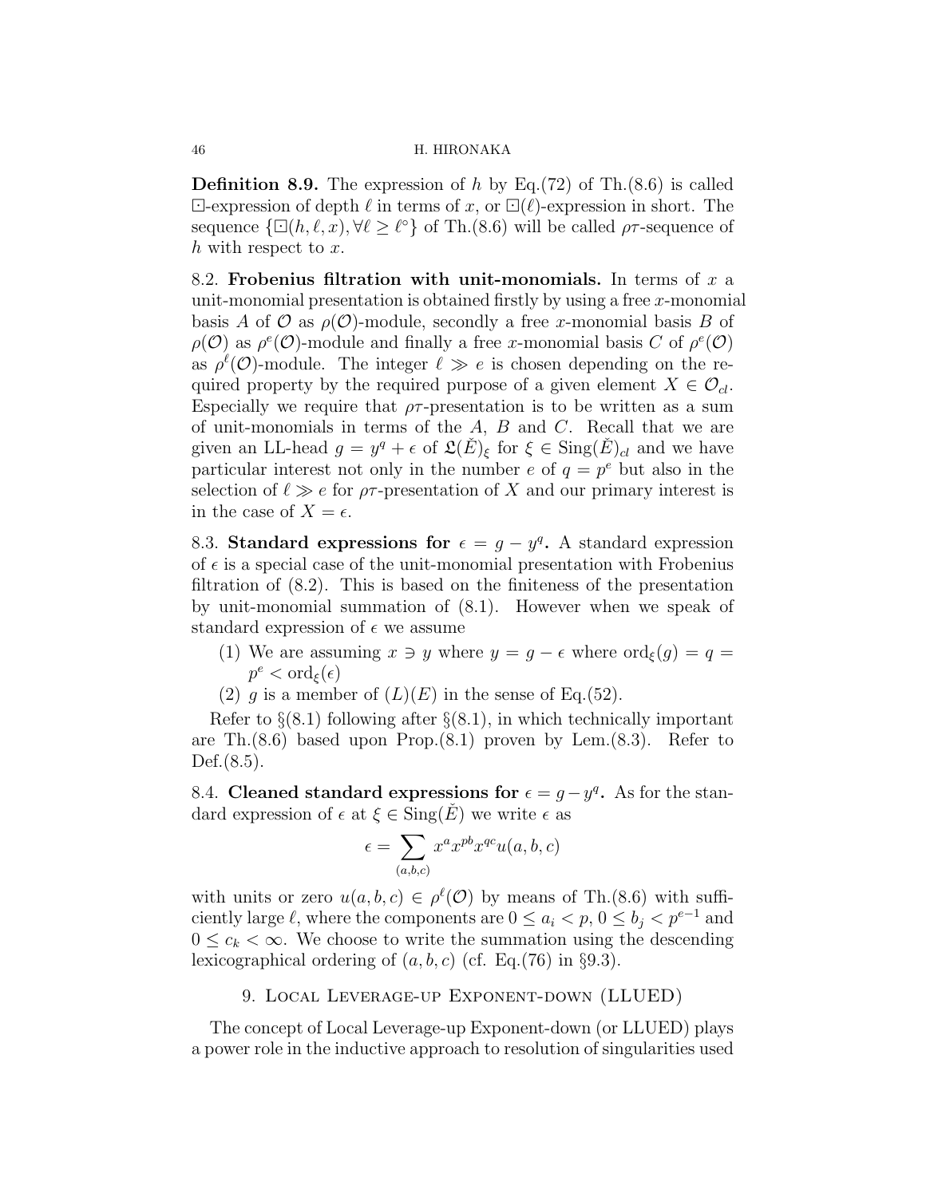**Definition 8.9.** The expression of $h$ by Eq.(72) of Th.(8.6) is called $\boxdot$-expression of depth $\ell$ in terms of $x$, or $\boxdot(\ell)$-expression in short. The sequence $\{\boxdot(h, \ell, x), \forall \ell \geq \ell^\circ\}$ of Th.(8.6) will be called $\rho\tau$-sequence of $h$ with respect to $x$.

8.2. **Frobenius filtration with unit-monomials.** In terms of $x$ a unit-monomial presentation is obtained firstly by using a free $x$-monomial basis $A$ of $\mathcal{O}$ as $\rho(\mathcal{O})$-module, secondly a free $x$-monomial basis $B$ of $\rho(\mathcal{O})$ as $\rho^e(\mathcal{O})$-module and finally a free $x$-monomial basis $C$ of $\rho^e(\mathcal{O})$ as $\rho^\ell(\mathcal{O})$-module. The integer $\ell \gg e$ is chosen depending on the required property by the required purpose of a given element $X \in \mathcal{O}_{cl}$. Especially we require that $\rho\tau$-presentation is to be written as a sum of unit-monomials in terms of the $A$, $B$ and $C$. Recall that we are given an LL-head $g = y^q + \epsilon$ of $\mathfrak{L}(\check{E})_\xi$ for $\xi \in \mathrm{Sing}(\check{E})_{cl}$ and we have particular interest not only in the number $e$ of $q = p^e$ but also in the selection of $\ell \gg e$ for $\rho\tau$-presentation of $X$ and our primary interest is in the case of $X = \epsilon$.

8.3. **Standard expressions for $\epsilon = g - y^q$.** A standard expression of $\epsilon$ is a special case of the unit-monomial presentation with Frobenius filtration of (8.2). This is based on the finiteness of the presentation by unit-monomial summation of (8.1). However when we speak of standard expression of $\epsilon$ we assume

1. We are assuming $x \ni y$ where $y = g - \epsilon$ where $\mathrm{ord}_\xi(g) = q = p^e < \mathrm{ord}_\xi(\epsilon)$
2. $g$ is a member of $(L)(E)$ in the sense of Eq.(52).

Refer to §(8.1) following after §(8.1), in which technically important are Th.(8.6) based upon Prop.(8.1) proven by Lem.(8.3). Refer to Def.(8.5).

8.4. **Cleaned standard expressions for $\epsilon = g - y^q$.** As for the standard expression of $\epsilon$ at $\xi \in \mathrm{Sing}(\check{E})$ we write $\epsilon$ as

$$\epsilon = \sum_{(a,b,c)} x^a x^{pb} x^{qc} u(a, b, c)$$

with units or zero $u(a, b, c) \in \rho^\ell(\mathcal{O})$ by means of Th.(8.6) with sufficiently large $\ell$, where the components are $0 \leq a_i < p$, $0 \leq b_j < p^{e-1}$ and $0 \leq c_k < \infty$. We choose to write the summation using the descending lexicographical ordering of $(a, b, c)$ (cf. Eq.(76) in §9.3).

## 9. Local Leverage-up Exponent-down (LLUED)

The concept of Local Leverage-up Exponent-down (or LLUED) plays a power role in the inductive approach to resolution of singularities used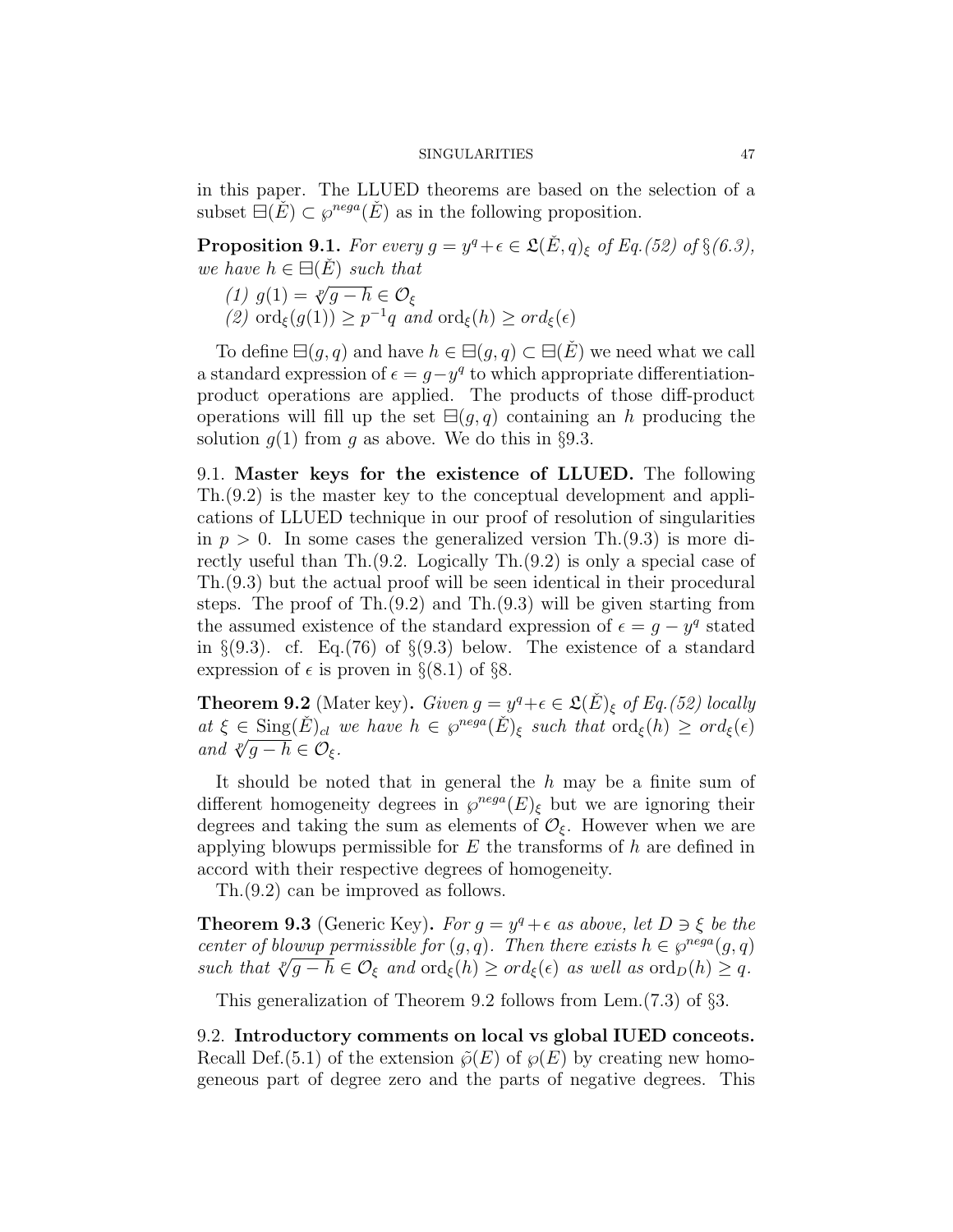in this paper. The LLUED theorems are based on the selection of a subset $\boxminus(\check{E}) \subset \wp^{nega}(\check{E})$ as in the following proposition.

**Proposition 9.1.** *For every $g = y^q + \epsilon \in \mathfrak{L}(\check{E}, q)_\xi$ of Eq.(52) of §(6.3), we have $h \in \boxminus(\check{E})$ such that*

*(1) $g(1) = \sqrt[p]{g - h} \in \mathcal{O}_\xi$*

*(2) $\mathrm{ord}_\xi(g(1)) \geq p^{-1}q$ and $\mathrm{ord}_\xi(h) \geq ord_\xi(\epsilon)$*

To define $\boxminus(g, q)$ and have $h \in \boxminus(g, q) \subset \boxminus(\check{E})$ we need what we call a standard expression of $\epsilon = g - y^q$ to which appropriate differentiation-product operations are applied. The products of those diff-product operations will fill up the set $\boxminus(g, q)$ containing an $h$ producing the solution $g(1)$ from $g$ as above. We do this in §9.3.

9.1. **Master keys for the existence of LLUED.** The following Th.(9.2) is the master key to the conceptual development and applications of LLUED technique in our proof of resolution of singularities in $p > 0$. In some cases the generalized version Th.(9.3) is more directly useful than Th.(9.2. Logically Th.(9.2) is only a special case of Th.(9.3) but the actual proof will be seen identical in their procedural steps. The proof of Th.(9.2) and Th.(9.3) will be given starting from the assumed existence of the standard expression of $\epsilon = g - y^q$ stated in §(9.3). cf. Eq.(76) of §(9.3) below. The existence of a standard expression of $\epsilon$ is proven in §(8.1) of §8.

**Theorem 9.2** (Mater key)**.** *Given $g = y^q + \epsilon \in \mathfrak{L}(\check{E})_\xi$ of Eq.(52) locally at $\xi \in \mathrm{Sing}(\check{E})_{cl}$ we have $h \in \wp^{nega}(\check{E})_\xi$ such that $\mathrm{ord}_\xi(h) \geq ord_\xi(\epsilon)$ and $\sqrt[p]{g - h} \in \mathcal{O}_\xi$.*

It should be noted that in general the $h$ may be a finite sum of different homogeneity degrees in $\wp^{nega}(E)_\xi$ but we are ignoring their degrees and taking the sum as elements of $\mathcal{O}_\xi$. However when we are applying blowups permissible for $E$ the transforms of $h$ are defined in accord with their respective degrees of homogeneity.

Th.(9.2) can be improved as follows.

**Theorem 9.3** (Generic Key)**.** *For $g = y^q + \epsilon$ as above, let $D \ni \xi$ be the center of blowup permissible for $(g, q)$. Then there exists $h \in \wp^{nega}(g, q)$ such that $\sqrt[p]{g - h} \in \mathcal{O}_\xi$ and $\mathrm{ord}_\xi(h) \geq ord_\xi(\epsilon)$ as well as $\mathrm{ord}_D(h) \geq q$.*

This generalization of Theorem 9.2 follows from Lem.(7.3) of §3.

9.2. **Introductory comments on local vs global IUED conceots.** Recall Def.(5.1) of the extension $\tilde{\wp}(E)$ of $\wp(E)$ by creating new homogeneous part of degree zero and the parts of negative degrees. This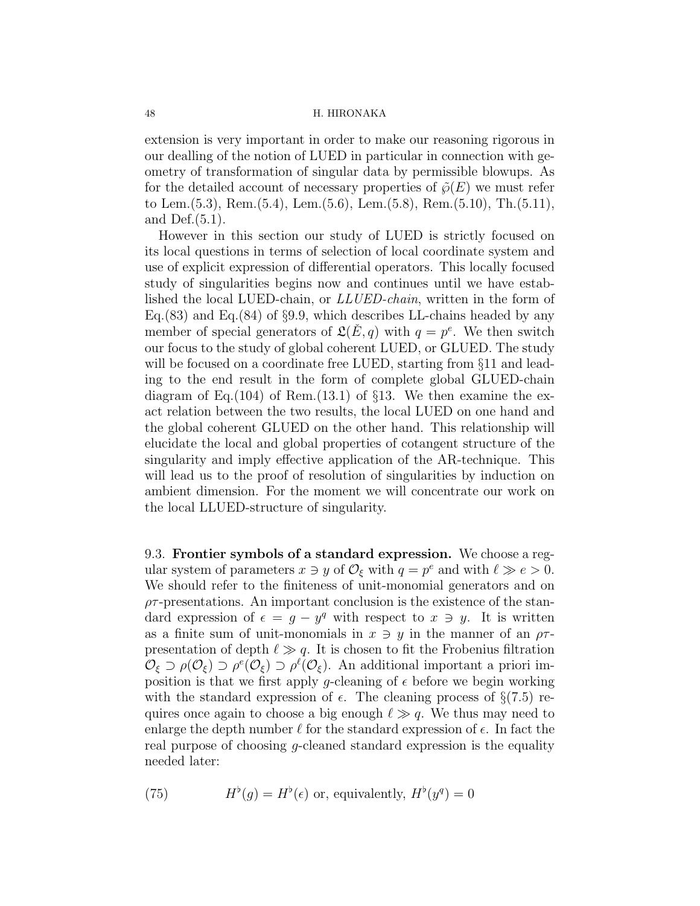extension is very important in order to make our reasoning rigorous in our dealling of the notion of LUED in particular in connection with geometry of transformation of singular data by permissible blowups. As for the detailed account of necessary properties of $\tilde{\wp}(E)$ we must refer to Lem.(5.3), Rem.(5.4), Lem.(5.6), Lem.(5.8), Rem.(5.10), Th.(5.11), and Def.(5.1).

However in this section our study of LUED is strictly focused on its local questions in terms of selection of local coordinate system and use of explicit expression of differential operators. This locally focused study of singularities begins now and continues until we have established the local LUED-chain, or *LLUED-chain*, written in the form of Eq.(83) and Eq.(84) of §9.9, which describes LL-chains headed by any member of special generators of $\mathfrak{L}(\check{E}, q)$ with $q = p^e$. We then switch our focus to the study of global coherent LUED, or GLUED. The study will be focused on a coordinate free LUED, starting from §11 and leading to the end result in the form of complete global GLUED-chain diagram of Eq.(104) of Rem.(13.1) of §13. We then examine the exact relation between the two results, the local LUED on one hand and the global coherent GLUED on the other hand. This relationship will elucidate the local and global properties of cotangent structure of the singularity and imply effective application of the AR-technique. This will lead us to the proof of resolution of singularities by induction on ambient dimension. For the moment we will concentrate our work on the local LLUED-structure of singularity.

9.3. **Frontier symbols of a standard expression.** We choose a regular system of parameters $x \ni y$ of $\mathcal{O}_\xi$ with $q = p^e$ and with $\ell \gg e > 0$. We should refer to the finiteness of unit-monomial generators and on $\rho\tau$-presentations. An important conclusion is the existence of the standard expression of $\epsilon = g - y^q$ with respect to $x \ni y$. It is written as a finite sum of unit-monomials in $x \ni y$ in the manner of an $\rho\tau$-presentation of depth $\ell \gg q$. It is chosen to fit the Frobenius filtration $\mathcal{O}_\xi \supset \rho(\mathcal{O}_\xi) \supset \rho^e(\mathcal{O}_\xi) \supset \rho^\ell(\mathcal{O}_\xi)$. An additional important a priori imposition is that we first apply $g$-cleaning of $\epsilon$ before we begin working with the standard expression of $\epsilon$. The cleaning process of §(7.5) requires once again to choose a big enough $\ell \gg q$. We thus may need to enlarge the depth number $\ell$ for the standard expression of $\epsilon$. In fact the real purpose of choosing $g$-cleaned standard expression is the equality needed later:

$$H^\flat(g) = H^\flat(\epsilon) \text{ or, equivalently, } H^\flat(y^q) = 0 \tag{75}$$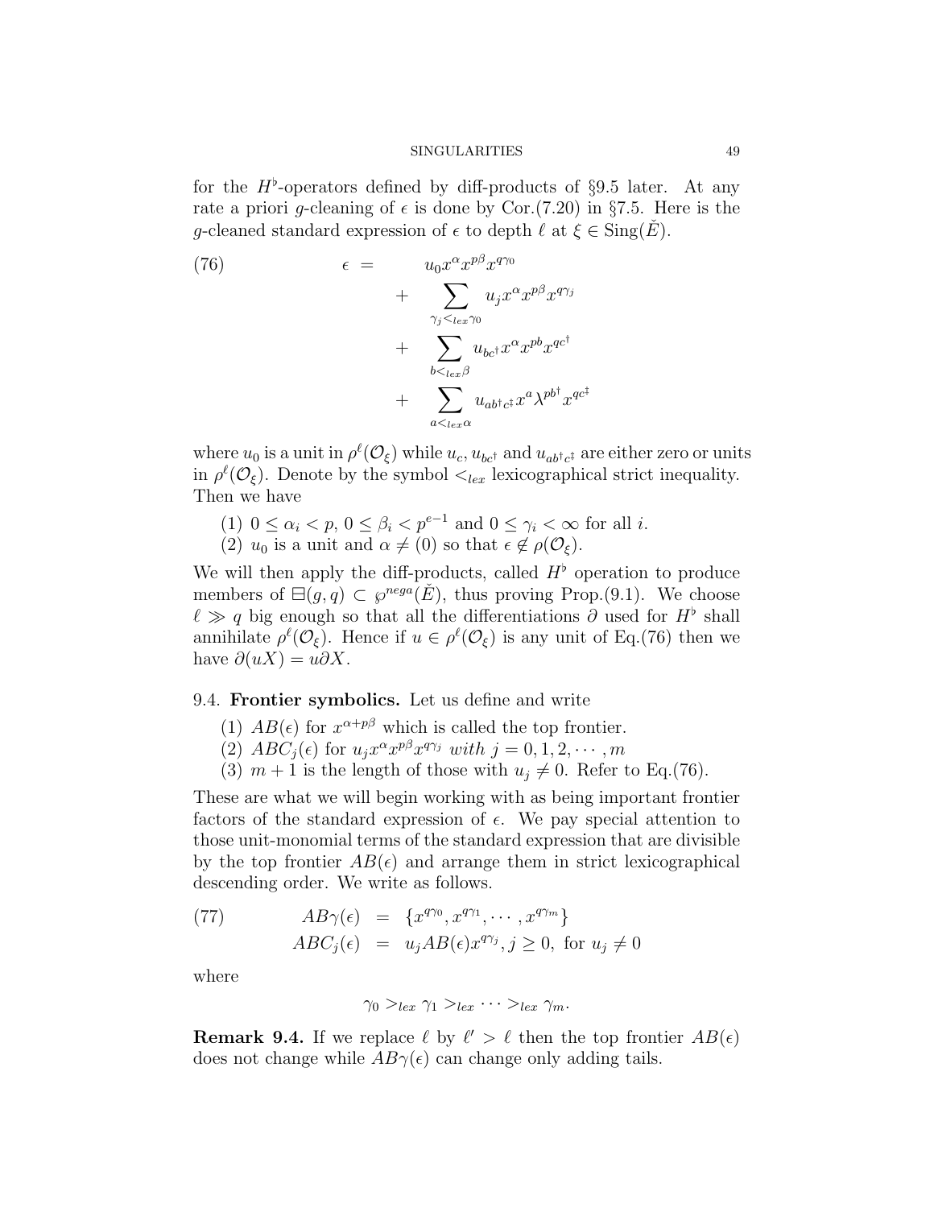for the $H^\flat$-operators defined by diff-products of §9.5 later. At any rate a priori $g$-cleaning of $\epsilon$ is done by Cor.(7.20) in §7.5. Here is the $g$-cleaned standard expression of $\epsilon$ to depth $\ell$ at $\xi \in \mathrm{Sing}(\check{E})$.

$$
\begin{aligned}
\epsilon \;=\;\; & u_0 x^{\alpha} x^{p\beta} x^{q\gamma_0} \\
+ & \sum_{\gamma_j <_{lex} \gamma_0} u_j x^{\alpha} x^{p\beta} x^{q\gamma_j} \\
+ & \sum_{b <_{lex} \beta} u_{bc^\dagger} x^{\alpha} x^{pb} x^{qc^\dagger} \\
+ & \sum_{a <_{lex} \alpha} u_{ab^\dagger c^\ddagger} x^{a} \lambda^{pb^\dagger} x^{qc^\ddagger}
\end{aligned}
\tag{76}
$$

where $u_0$ is a unit in $\rho^\ell(\mathcal{O}_\xi)$ while $u_c$, $u_{bc^\dagger}$ and $u_{ab^\dagger c^\ddagger}$ are either zero or units in $\rho^\ell(\mathcal{O}_\xi)$. Denote by the symbol $<_{lex}$ lexicographical strict inequality. Then we have

1. $0 \leq \alpha_i < p$, $0 \leq \beta_i < p^{e-1}$ and $0 \leq \gamma_i < \infty$ for all $i$.
2. $u_0$ is a unit and $\alpha \neq (0)$ so that $\epsilon \notin \rho(\mathcal{O}_\xi)$.

We will then apply the diff-products, called $H^\flat$ operation to produce members of $\boxminus(g,q) \subset \wp^{nega}(\check{E})$, thus proving Prop.(9.1). We choose $\ell \gg q$ big enough so that all the differentiations $\partial$ used for $H^\flat$ shall annihilate $\rho^\ell(\mathcal{O}_\xi)$. Hence if $u \in \rho^\ell(\mathcal{O}_\xi)$ is any unit of Eq.(76) then we have $\partial(uX) = u\partial X$.

## 9.4. **Frontier symbolics.**

Let us define and write

1. $AB(\epsilon)$ for $x^{\alpha+p\beta}$ which is called the top frontier.
2. $ABC_j(\epsilon)$ for $u_j x^{\alpha} x^{p\beta} x^{q\gamma_j}$ *with* $j = 0, 1, 2, \cdots, m$
3. $m+1$ is the length of those with $u_j \neq 0$. Refer to Eq.(76).

These are what we will begin working with as being important frontier factors of the standard expression of $\epsilon$. We pay special attention to those unit-monomial terms of the standard expression that are divisible by the top frontier $AB(\epsilon)$ and arrange them in strict lexicographical descending order. We write as follows.

$$
\begin{aligned}
AB\gamma(\epsilon) &= \{x^{q\gamma_0}, x^{q\gamma_1}, \cdots, x^{q\gamma_m}\} \\
ABC_j(\epsilon) &= u_j AB(\epsilon) x^{q\gamma_j}, j \geq 0, \text{ for } u_j \neq 0
\end{aligned}
\tag{77}
$$

where

$$\gamma_0 >_{lex} \gamma_1 >_{lex} \cdots >_{lex} \gamma_m.$$

**Remark 9.4.** If we replace $\ell$ by $\ell' > \ell$ then the top frontier $AB(\epsilon)$ does not change while $AB\gamma(\epsilon)$ can change only adding tails.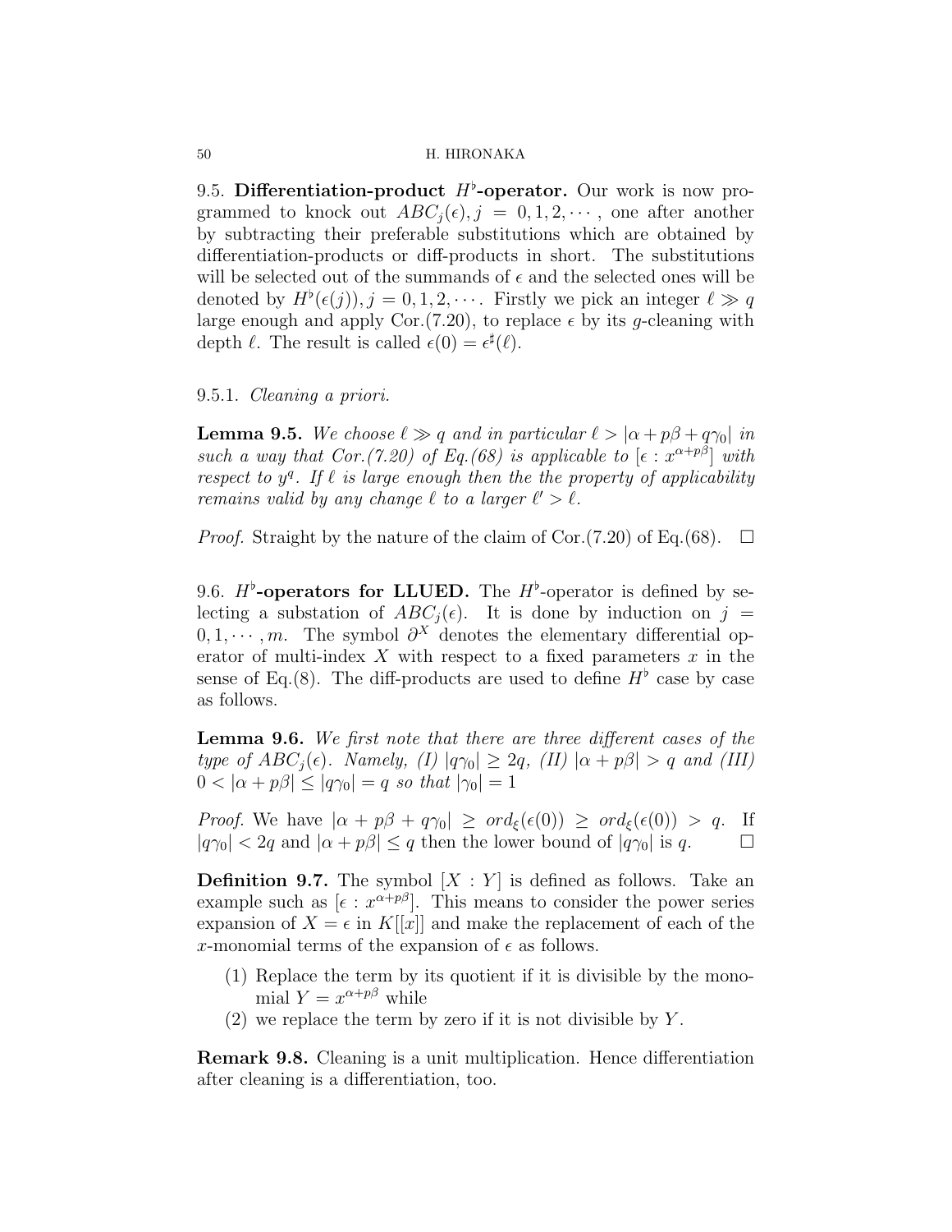9.5. **Differentiation-product $H^\flat$-operator.** Our work is now programmed to knock out $ABC_j(\epsilon), j = 0, 1, 2, \cdots$, one after another by subtracting their preferable substitutions which are obtained by differentiation-products or diff-products in short. The substitutions will be selected out of the summands of $\epsilon$ and the selected ones will be denoted by $H^\flat(\epsilon(j)), j = 0, 1, 2, \cdots$. Firstly we pick an integer $\ell \gg q$ large enough and apply Cor.(7.20), to replace $\epsilon$ by its $g$-cleaning with depth $\ell$. The result is called $\epsilon(0) = \epsilon^\sharp(\ell)$.

9.5.1. *Cleaning a priori.*

**Lemma 9.5.** *We choose $\ell \gg q$ and in particular $\ell > |\alpha + p\beta + q\gamma_0|$ in such a way that Cor.(7.20) of Eq.(68) is applicable to $[\epsilon : x^{\alpha+p\beta}]$ with respect to $y^q$. If $\ell$ is large enough then the the property of applicability remains valid by any change $\ell$ to a larger $\ell' > \ell$.*

*Proof.* Straight by the nature of the claim of Cor.(7.20) of Eq.(68). □

9.6. **$H^\flat$-operators for LLUED.** The $H^\flat$-operator is defined by selecting a substation of $ABC_j(\epsilon)$. It is done by induction on $j = 0, 1, \cdots, m$. The symbol $\partial^X$ denotes the elementary differential operator of multi-index $X$ with respect to a fixed parameters $x$ in the sense of Eq.(8). The diff-products are used to define $H^\flat$ case by case as follows.

**Lemma 9.6.** *We first note that there are three different cases of the type of $ABC_j(\epsilon)$. Namely, (I) $|q\gamma_0| \geq 2q$, (II) $|\alpha + p\beta| > q$ and (III) $0 < |\alpha + p\beta| \leq |q\gamma_0| = q$ so that $|\gamma_0| = 1$*

*Proof.* We have $|\alpha + p\beta + q\gamma_0| \geq ord_\xi(\epsilon(0)) \geq ord_\xi(\epsilon(0)) > q$. If $|q\gamma_0| < 2q$ and $|\alpha + p\beta| \leq q$ then the lower bound of $|q\gamma_0|$ is $q$. □

**Definition 9.7.** The symbol $[X : Y]$ is defined as follows. Take an example such as $[\epsilon : x^{\alpha+p\beta}]$. This means to consider the power series expansion of $X = \epsilon$ in $K[[x]]$ and make the replacement of each of the $x$-monomial terms of the expansion of $\epsilon$ as follows.

(1) Replace the term by its quotient if it is divisible by the monomial $Y = x^{\alpha+p\beta}$ while
(2) we replace the term by zero if it is not divisible by $Y$.

**Remark 9.8.** Cleaning is a unit multiplication. Hence differentiation after cleaning is a differentiation, too.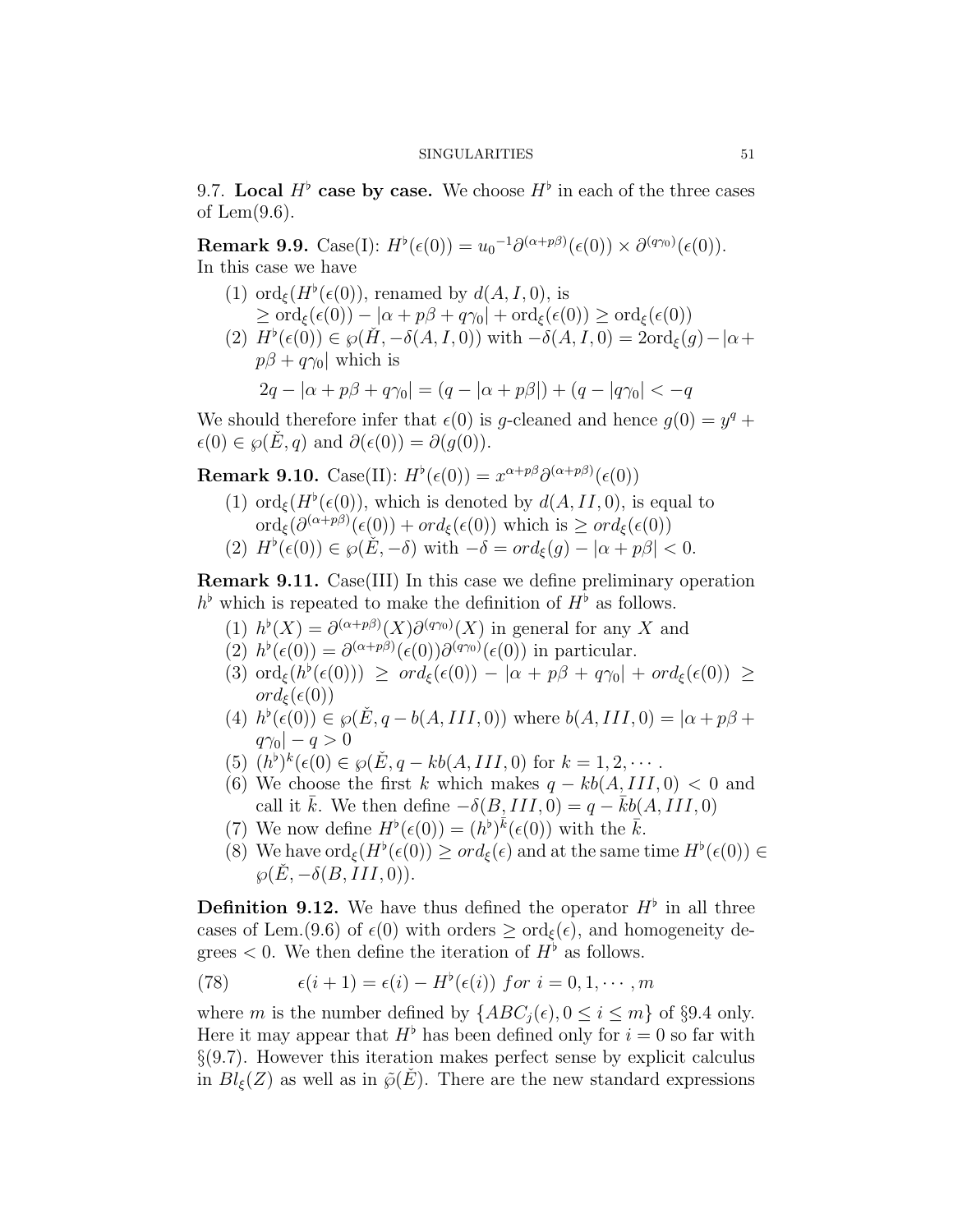9.7. **Local $H^\flat$ case by case.** We choose $H^\flat$ in each of the three cases of Lem(9.6).

**Remark 9.9.** Case(I): $H^\flat(\epsilon(0)) = {u_0}^{-1}\partial^{(\alpha+p\beta)}(\epsilon(0)) \times \partial^{(q\gamma_0)}(\epsilon(0))$. In this case we have

1. $\mathrm{ord}_\xi(H^\flat(\epsilon(0))$, renamed by $d(A, I, 0)$, is $\geq \mathrm{ord}_\xi(\epsilon(0)) - |\alpha + p\beta + q\gamma_0| + \mathrm{ord}_\xi(\epsilon(0)) \geq \mathrm{ord}_\xi(\epsilon(0))$
2. $H^\flat(\epsilon(0)) \in \wp(\check{H}, -\delta(A, I, 0))$ with $-\delta(A, I, 0) = 2\mathrm{ord}_\xi(g) - |\alpha + p\beta + q\gamma_0|$ which is

$$2q - |\alpha + p\beta + q\gamma_0| = (q - |\alpha + p\beta|) + (q - |q\gamma_0| < -q$$

We should therefore infer that $\epsilon(0)$ is $g$-cleaned and hence $g(0) = y^q + \epsilon(0) \in \wp(\check{E}, q)$ and $\partial(\epsilon(0)) = \partial(g(0))$.

**Remark 9.10.** Case(II): $H^\flat(\epsilon(0)) = x^{\alpha+p\beta}\partial^{(\alpha+p\beta)}(\epsilon(0))$

1. $\mathrm{ord}_\xi(H^\flat(\epsilon(0))$, which is denoted by $d(A, II, 0)$, is equal to $\mathrm{ord}_\xi(\partial^{(\alpha+p\beta)}(\epsilon(0)) + ord_\xi(\epsilon(0))$ which is $\geq ord_\xi(\epsilon(0))$
2. $H^\flat(\epsilon(0)) \in \wp(\check{E}, -\delta)$ with $-\delta = ord_\xi(g) - |\alpha + p\beta| < 0$.

**Remark 9.11.** Case(III) In this case we define preliminary operation $h^\flat$ which is repeated to make the definition of $H^\flat$ as follows.

1. $h^\flat(X) = \partial^{(\alpha+p\beta)}(X)\partial^{(q\gamma_0)}(X)$ in general for any $X$ and
2. $h^\flat(\epsilon(0)) = \partial^{(\alpha+p\beta)}(\epsilon(0))\partial^{(q\gamma_0)}(\epsilon(0))$ in particular.
3. $\mathrm{ord}_\xi(h^\flat(\epsilon(0))) \geq ord_\xi(\epsilon(0)) - |\alpha + p\beta + q\gamma_0| + ord_\xi(\epsilon(0)) \geq ord_\xi(\epsilon(0))$
4. $h^\flat(\epsilon(0)) \in \wp(\check{E}, q - b(A, III, 0))$ where $b(A, III, 0) = |\alpha + p\beta + q\gamma_0| - q > 0$
5. $(h^\flat)^k(\epsilon(0) \in \wp(\check{E}, q - kb(A, III, 0)$ for $k = 1, 2, \cdots$ .
6. We choose the first $k$ which makes $q - kb(A, III, 0) < 0$ and call it $\bar{k}$. We then define $-\delta(B, III, 0) = q - \bar{k}b(A, III, 0)$
7. We now define $H^\flat(\epsilon(0)) = (h^\flat)^{\bar{k}}(\epsilon(0))$ with the $\bar{k}$.
8. We have $\mathrm{ord}_\xi(H^\flat(\epsilon(0)) \geq ord_\xi(\epsilon)$ and at the same time $H^\flat(\epsilon(0)) \in \wp(\check{E}, -\delta(B, III, 0))$.

**Definition 9.12.** We have thus defined the operator $H^\flat$ in all three cases of Lem.(9.6) of $\epsilon(0)$ with orders $\geq \mathrm{ord}_\xi(\epsilon)$, and homogeneity degrees $< 0$. We then define the iteration of $H^\flat$ as follows.

$$\epsilon(i+1) = \epsilon(i) - H^\flat(\epsilon(i)) \; for \; i = 0, 1, \cdots, m \tag{78}$$

where $m$ is the number defined by $\{ABC_j(\epsilon), 0 \leq i \leq m\}$ of §9.4 only. Here it may appear that $H^\flat$ has been defined only for $i = 0$ so far with §(9.7). However this iteration makes perfect sense by explicit calculus in $Bl_\xi(Z)$ as well as in $\tilde{\wp}(\check{E})$. There are the new standard expressions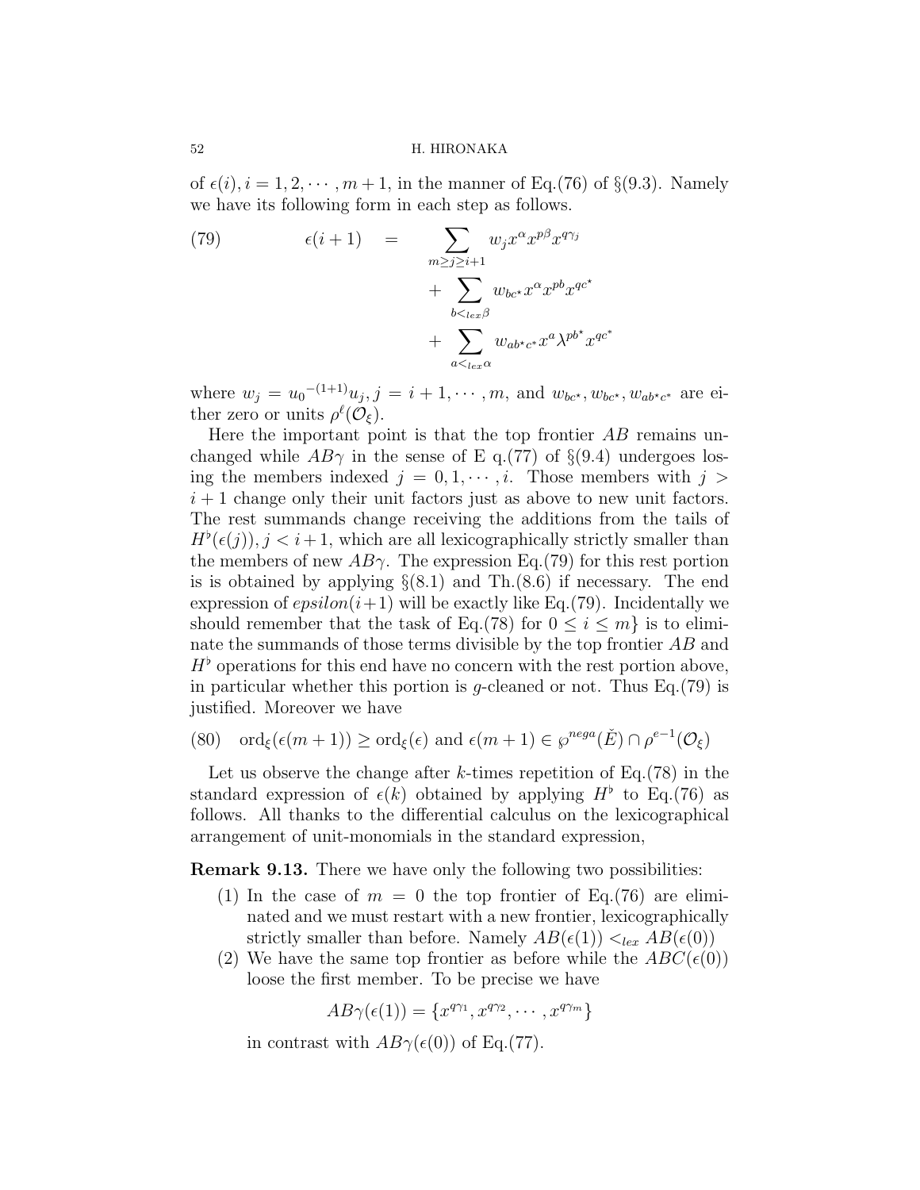of $\epsilon(i), i = 1, 2, \cdots, m+1$, in the manner of Eq.(76) of §(9.3). Namely we have its following form in each step as follows.

$$
\begin{aligned}
(79) \qquad \epsilon(i+1) \quad = \quad & \sum_{m \geq j \geq i+1} w_j x^{\alpha} x^{p\beta} x^{q\gamma_j} \\
& + \sum_{b <_{lex} \beta} w_{bc^\star} x^{\alpha} x^{pb} x^{qc^\star} \\
& + \sum_{a <_{lex} \alpha} w_{ab^\star c^*} x^{a} \lambda^{pb^\star} x^{qc^*}
\end{aligned}
$$

where $w_j = {u_0}^{-(1+1)} u_j, j = i+1, \cdots, m$, and $w_{bc^\star}, w_{bc^\star}, w_{ab^\star c^*}$ are either zero or units $\rho^{\ell}(\mathcal{O}_{\xi})$.

Here the important point is that the top frontier $AB$ remains unchanged while $AB\gamma$ in the sense of E q.(77) of §(9.4) undergoes losing the members indexed $j = 0, 1, \cdots, i$. Those members with $j > i+1$ change only their unit factors just as above to new unit factors. The rest summands change receiving the additions from the tails of $H^{\flat}(\epsilon(j)), j < i+1$, which are all lexicographically strictly smaller than the members of new $AB\gamma$. The expression Eq.(79) for this rest portion is is obtained by applying §(8.1) and Th.(8.6) if necessary. The end expression of $epsilon(i+1)$ will be exactly like Eq.(79). Incidentally we should remember that the task of Eq.(78) for $0 \leq i \leq m\}$ is to eliminate the summands of those terms divisible by the top frontier $AB$ and $H^{\flat}$ operations for this end have no concern with the rest portion above, in particular whether this portion is $g$-cleaned or not. Thus Eq.(79) is justified. Moreover we have

$$
(80) \quad \mathrm{ord}_{\xi}(\epsilon(m+1)) \geq \mathrm{ord}_{\xi}(\epsilon) \text{ and } \epsilon(m+1) \in \wp^{nega}(\check{E}) \cap \rho^{e-1}(\mathcal{O}_{\xi})
$$

Let us observe the change after $k$-times repetition of Eq.(78) in the standard expression of $\epsilon(k)$ obtained by applying $H^{\flat}$ to Eq.(76) as follows. All thanks to the differential calculus on the lexicographical arrangement of unit-monomials in the standard expression,

**Remark 9.13.** There we have only the following two possibilities:

1. In the case of $m = 0$ the top frontier of Eq.(76) are eliminated and we must restart with a new frontier, lexicographically strictly smaller than before. Namely $AB(\epsilon(1)) <_{lex} AB(\epsilon(0))$
2. We have the same top frontier as before while the $ABC(\epsilon(0))$ loose the first member. To be precise we have

$$
AB\gamma(\epsilon(1)) = \{x^{q\gamma_1}, x^{q\gamma_2}, \cdots, x^{q\gamma_m}\}
$$

in contrast with $AB\gamma(\epsilon(0))$ of Eq.(77).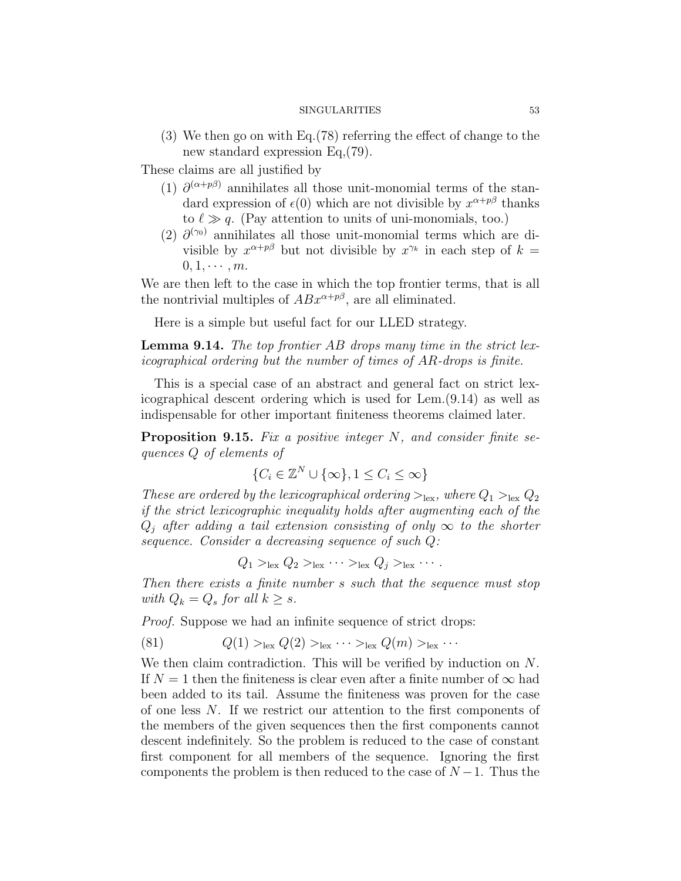(3) We then go on with Eq.(78) referring the effect of change to the new standard expression Eq,(79).

These claims are all justified by

(1) $\partial^{(\alpha+p\beta)}$ annihilates all those unit-monomial terms of the standard expression of $\epsilon(0)$ which are not divisible by $x^{\alpha+p\beta}$ thanks to $\ell \gg q$. (Pay attention to units of uni-monomials, too.)
(2) $\partial^{(\gamma_0)}$ annihilates all those unit-monomial terms which are divisible by $x^{\alpha+p\beta}$ but not divisible by $x^{\gamma_k}$ in each step of $k = 0, 1, \cdots, m$.

We are then left to the case in which the top frontier terms, that is all the nontrivial multiples of $ABx^{\alpha+p\beta}$, are all eliminated.

Here is a simple but useful fact for our LLED strategy.

**Lemma 9.14.** *The top frontier AB drops many time in the strict lexicographical ordering but the number of times of AR-drops is finite.*

This is a special case of an abstract and general fact on strict lexicographical descent ordering which is used for Lem.(9.14) as well as indispensable for other important finiteness theorems claimed later.

**Proposition 9.15.** *Fix a positive integer $N$, and consider finite sequences $Q$ of elements of*

$$\{C_i \in \mathbb{Z}^N \cup \{\infty\}, 1 \leq C_i \leq \infty\}$$

*These are ordered by the lexicographical ordering $>_{\text{lex}}$, where $Q_1 >_{\text{lex}} Q_2$ if the strict lexicographic inequality holds after augmenting each of the $Q_j$ after adding a tail extension consisting of only $\infty$ to the shorter sequence. Consider a decreasing sequence of such $Q$:*

$$Q_1 >_{\text{lex}} Q_2 >_{\text{lex}} \cdots >_{\text{lex}} Q_j >_{\text{lex}} \cdots.$$

*Then there exists a finite number $s$ such that the sequence must stop with $Q_k = Q_s$ for all $k \geq s$.*

*Proof.* Suppose we had an infinite sequence of strict drops:

$$Q(1) >_{\text{lex}} Q(2) >_{\text{lex}} \cdots >_{\text{lex}} Q(m) >_{\text{lex}} \cdots \tag{81}$$

We then claim contradiction. This will be verified by induction on $N$. If $N = 1$ then the finiteness is clear even after a finite number of $\infty$ had been added to its tail. Assume the finiteness was proven for the case of one less $N$. If we restrict our attention to the first components of the members of the given sequences then the first components cannot descent indefinitely. So the problem is reduced to the case of constant first component for all members of the sequence. Ignoring the first components the problem is then reduced to the case of $N-1$. Thus the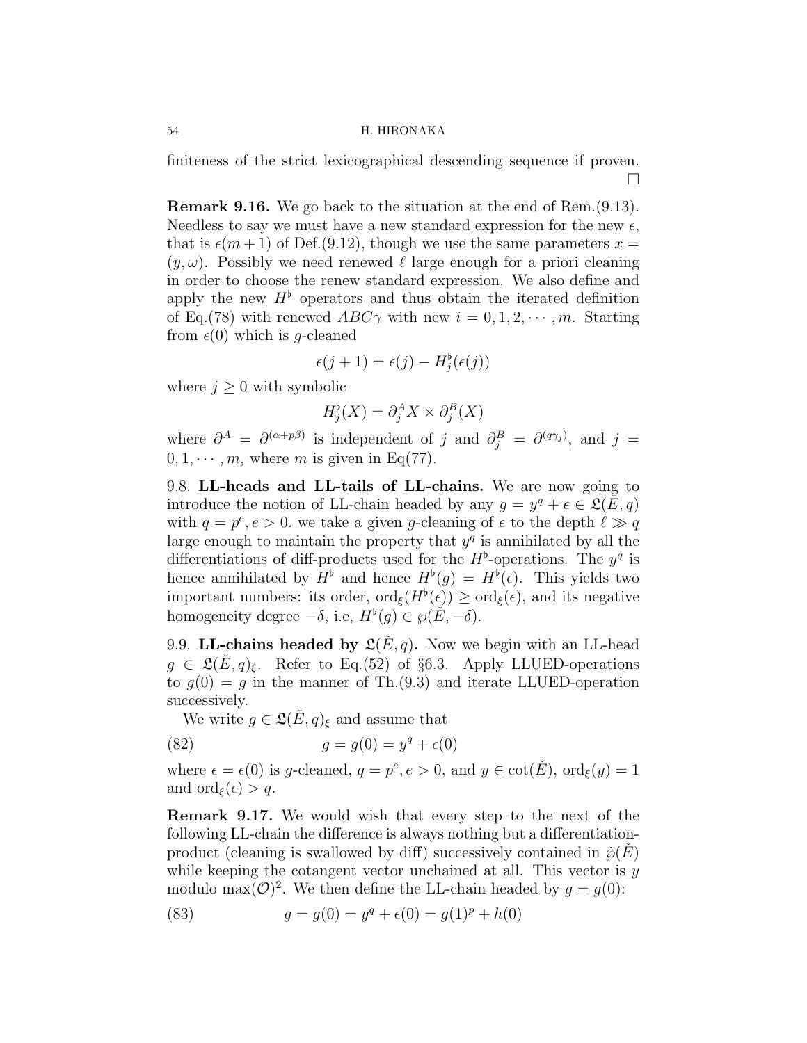finiteness of the strict lexicographical descending sequence if proven. □

**Remark 9.16.** We go back to the situation at the end of Rem.(9.13). Needless to say we must have a new standard expression for the new $\epsilon$, that is $\epsilon(m+1)$ of Def.(9.12), though we use the same parameters $x = (y, \omega)$. Possibly we need renewed $\ell$ large enough for a priori cleaning in order to choose the renew standard expression. We also define and apply the new $H^\flat$ operators and thus obtain the iterated definition of Eq.(78) with renewed $ABC\gamma$ with new $i = 0, 1, 2, \cdots, m$. Starting from $\epsilon(0)$ which is $g$-cleaned

$$\epsilon(j+1) = \epsilon(j) - H^\flat_j(\epsilon(j))$$

where $j \geq 0$ with symbolic

$$H^\flat_j(X) = \partial^A_j X \times \partial^B_j(X)$$

where $\partial^A = \partial^{(\alpha+p\beta)}$ is independent of $j$ and $\partial^B_j = \partial^{(q\gamma_j)}$, and $j = 0, 1, \cdots, m$, where $m$ is given in Eq(77).

9.8. **LL-heads and LL-tails of LL-chains.** We are now going to introduce the notion of LL-chain headed by any $g = y^q + \epsilon \in \mathfrak{L}(\check{E}, q)$ with $q = p^e, e > 0$. we take a given $g$-cleaning of $\epsilon$ to the depth $\ell \gg q$ large enough to maintain the property that $y^q$ is annihilated by all the differentiations of diff-products used for the $H^\flat$-operations. The $y^q$ is hence annihilated by $H^\flat$ and hence $H^\flat(g) = H^\flat(\epsilon)$. This yields two important numbers: its order, $\mathrm{ord}_\xi(H^\flat(\epsilon)) \geq \mathrm{ord}_\xi(\epsilon)$, and its negative homogeneity degree $-\delta$, i.e, $H^\flat(g) \in \wp(\check{E}, -\delta)$.

9.9. **LL-chains headed by $\mathfrak{L}(\check{E}, q)$.** Now we begin with an LL-head $g \in \mathfrak{L}(\check{E}, q)_\xi$. Refer to Eq.(52) of §6.3. Apply LLUED-operations to $g(0) = g$ in the manner of Th.(9.3) and iterate LLUED-operation successively.

We write $g \in \mathfrak{L}(\check{E}, q)_\xi$ and assume that

$$g = g(0) = y^q + \epsilon(0) \tag{82}$$

where $\epsilon = \epsilon(0)$ is $g$-cleaned, $q = p^e, e > 0$, and $y \in \cot(\check{E})$, $\mathrm{ord}_\xi(y) = 1$ and $\mathrm{ord}_\xi(\epsilon) > q$.

**Remark 9.17.** We would wish that every step to the next of the following LL-chain the difference is always nothing but a differentiation-product (cleaning is swallowed by diff) successively contained in $\tilde{\wp}(\check{E})$ while keeping the cotangent vector unchained at all. This vector is $y$ modulo $\max(\mathcal{O})^2$. We then define the LL-chain headed by $g = g(0)$:

$$g = g(0) = y^q + \epsilon(0) = g(1)^p + h(0) \tag{83}$$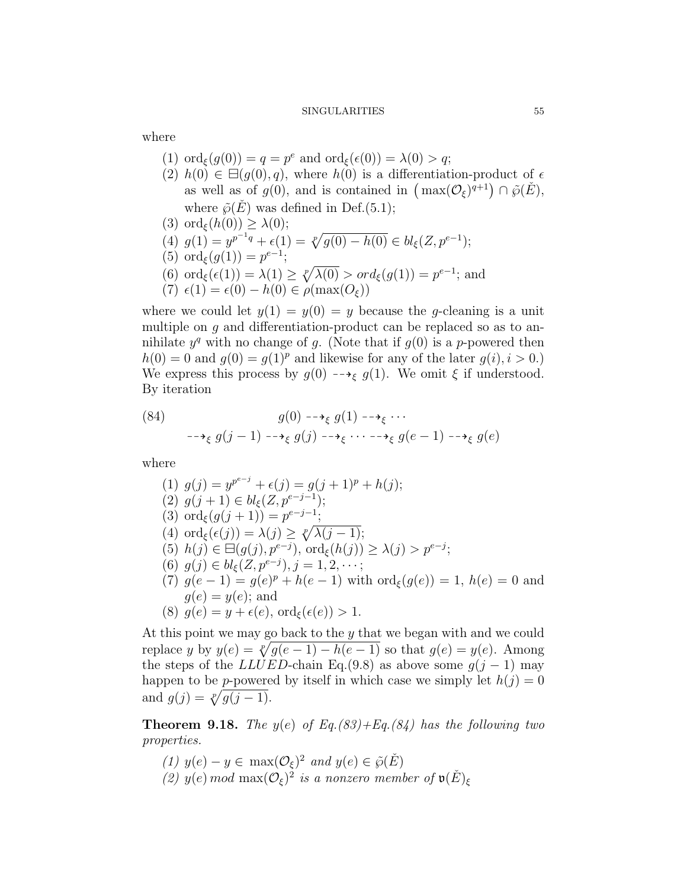where

1. $\mathrm{ord}_\xi(g(0)) = q = p^e$ and $\mathrm{ord}_\xi(\epsilon(0)) = \lambda(0) > q$;
2. $h(0) \in \boxminus(g(0), q)$, where $h(0)$ is a differentiation-product of $\epsilon$ as well as of $g(0)$, and is contained in $\left(\max(\mathcal{O}_\xi)^{q+1}\right) \cap \tilde{\wp}(\check{E})$, where $\tilde{\wp}(\check{E})$ was defined in Def.(5.1);
3. $\mathrm{ord}_\xi(h(0)) \geq \lambda(0)$;
4. $g(1) = y^{p^{-1}q} + \epsilon(1) = \sqrt[p]{g(0) - h(0)} \in bl_\xi(Z, p^{e-1})$;
5. $\mathrm{ord}_\xi(g(1)) = p^{e-1}$;
6. $\mathrm{ord}_\xi(\epsilon(1)) = \lambda(1) \geq \sqrt[p]{\lambda(0)} > ord_\xi(g(1)) = p^{e-1}$; and
7. $\epsilon(1) = \epsilon(0) - h(0) \in \rho(\max(O_\xi))$

where we could let $y(1) = y(0) = y$ because the $g$-cleaning is a unit multiple on $g$ and differentiation-product can be replaced so as to annihilate $y^q$ with no change of $g$. (Note that if $g(0)$ is a $p$-powered then $h(0) = 0$ and $g(0) = g(1)^p$ and likewise for any of the later $g(i), i > 0$.) We express this process by $g(0) \dashrightarrow_\xi g(1)$. We omit $\xi$ if understood. By iteration

$$
\begin{aligned}
(84) \qquad & g(0) \dashrightarrow_\xi g(1) \dashrightarrow_\xi \cdots \\
& \dashrightarrow_\xi g(j-1) \dashrightarrow_\xi g(j) \dashrightarrow_\xi \cdots \dashrightarrow_\xi g(e-1) \dashrightarrow_\xi g(e)
\end{aligned}
$$

where

1. $g(j) = y^{p^{e-j}} + \epsilon(j) = g(j+1)^p + h(j)$;
2. $g(j+1) \in bl_\xi(Z, p^{e-j-1})$;
3. $\mathrm{ord}_\xi(g(j+1)) = p^{e-j-1}$;
4. $\mathrm{ord}_\xi(\epsilon(j)) = \lambda(j) \geq \sqrt[p]{\lambda(j-1)}$;
5. $h(j) \in \boxminus(g(j), p^{e-j})$, $\mathrm{ord}_\xi(h(j)) \geq \lambda(j) > p^{e-j}$;
6. $g(j) \in bl_\xi(Z, p^{e-j}), j = 1, 2, \cdots$;
7. $g(e-1) = g(e)^p + h(e-1)$ with $\mathrm{ord}_\xi(g(e)) = 1$, $h(e) = 0$ and $g(e) = y(e)$; and
8. $g(e) = y + \epsilon(e)$, $\mathrm{ord}_\xi(\epsilon(e)) > 1$.

At this point we may go back to the $y$ that we began with and we could replace $y$ by $y(e) = \sqrt[p]{g(e-1) - h(e-1)}$ so that $g(e) = y(e)$. Among the steps of the $LLUED$-chain Eq.(9.8) as above some $g(j-1)$ may happen to be $p$-powered by itself in which case we simply let $h(j) = 0$ and $g(j) = \sqrt[p]{g(j-1)}$.

**Theorem 9.18.** *The $y(e)$ of Eq.(83)+Eq.(84) has the following two properties.*

1. *$y(e) - y \in \max(\mathcal{O}_\xi)^2$ and $y(e) \in \tilde{\wp}(\check{E})$*
2. *$y(e) \, mod \, \max(\mathcal{O}_\xi)^2$ is a nonzero member of $\mathfrak{v}(\check{E})_\xi$*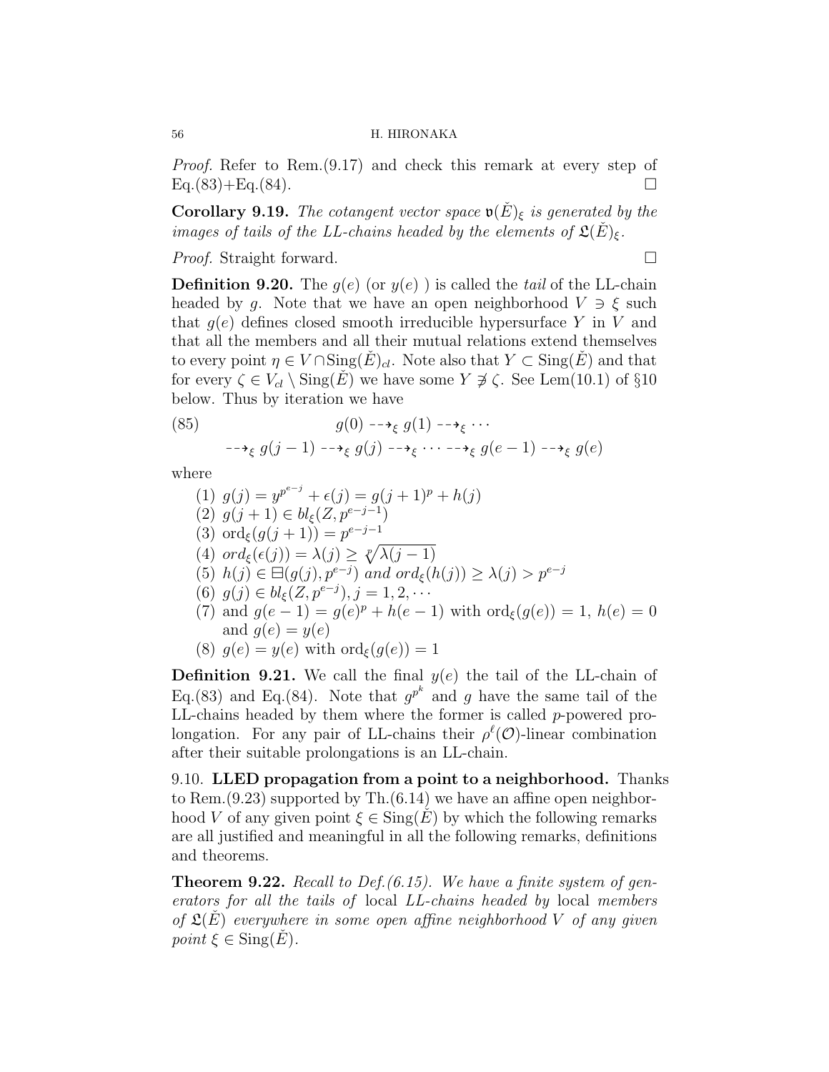*Proof.* Refer to Rem.(9.17) and check this remark at every step of Eq.(83)+Eq.(84). □

**Corollary 9.19.** *The cotangent vector space $\mathfrak{v}(\check{E})_\xi$ is generated by the images of tails of the LL-chains headed by the elements of $\mathfrak{L}(\check{E})_\xi$.*

*Proof.* Straight forward. □

**Definition 9.20.** The $g(e)$ (or $y(e)$ ) is called the *tail* of the LL-chain headed by $g$. Note that we have an open neighborhood $V \ni \xi$ such that $g(e)$ defines closed smooth irreducible hypersurface $Y$ in $V$ and that all the members and all their mutual relations extend themselves to every point $\eta \in V \cap \mathrm{Sing}(\check{E})_{cl}$. Note also that $Y \subset \mathrm{Sing}(\check{E})$ and that for every $\zeta \in V_{cl} \setminus \mathrm{Sing}(\check{E})$ we have some $Y \not\ni \zeta$. See Lem(10.1) of §10 below. Thus by iteration we have

$$
\begin{aligned}
(85) \qquad & g(0) \dashrightarrow_\xi g(1) \dashrightarrow_\xi \cdots \\
& \dashrightarrow_\xi g(j-1) \dashrightarrow_\xi g(j) \dashrightarrow_\xi \cdots \dashrightarrow_\xi g(e-1) \dashrightarrow_\xi g(e)
\end{aligned}
$$

where

1. $g(j) = y^{p^{e-j}} + \epsilon(j) = g(j+1)^p + h(j)$
2. $g(j+1) \in bl_\xi(Z, p^{e-j-1})$
3. $\mathrm{ord}_\xi(g(j+1)) = p^{e-j-1}$
4. $ord_\xi(\epsilon(j)) = \lambda(j) \geq \sqrt[p]{\lambda(j-1)}$
5. $h(j) \in \boxminus(g(j), p^{e-j})$ *and* $ord_\xi(h(j)) \geq \lambda(j) > p^{e-j}$
6. $g(j) \in bl_\xi(Z, p^{e-j}), j = 1, 2, \cdots$
7. and $g(e-1) = g(e)^p + h(e-1)$ with $\mathrm{ord}_\xi(g(e)) = 1$, $h(e) = 0$ and $g(e) = y(e)$
8. $g(e) = y(e)$ with $\mathrm{ord}_\xi(g(e)) = 1$

**Definition 9.21.** We call the final $y(e)$ the tail of the LL-chain of Eq.(83) and Eq.(84). Note that $g^{p^k}$ and $g$ have the same tail of the LL-chains headed by them where the former is called $p$-powered prolongation. For any pair of LL-chains their $\rho^\ell(\mathcal{O})$-linear combination after their suitable prolongations is an LL-chain.

9.10. **LLED propagation from a point to a neighborhood.** Thanks to Rem.(9.23) supported by Th.(6.14) we have an affine open neighborhood $V$ of any given point $\xi \in \mathrm{Sing}(\check{E})$ by which the following remarks are all justified and meaningful in all the following remarks, definitions and theorems.

**Theorem 9.22.** *Recall to Def.(6.15). We have a finite system of generators for all the tails of* local *LL-chains headed by* local *members of $\mathfrak{L}(\check{E})$ everywhere in some open affine neighborhood $V$ of any given point $\xi \in \mathrm{Sing}(\check{E})$.*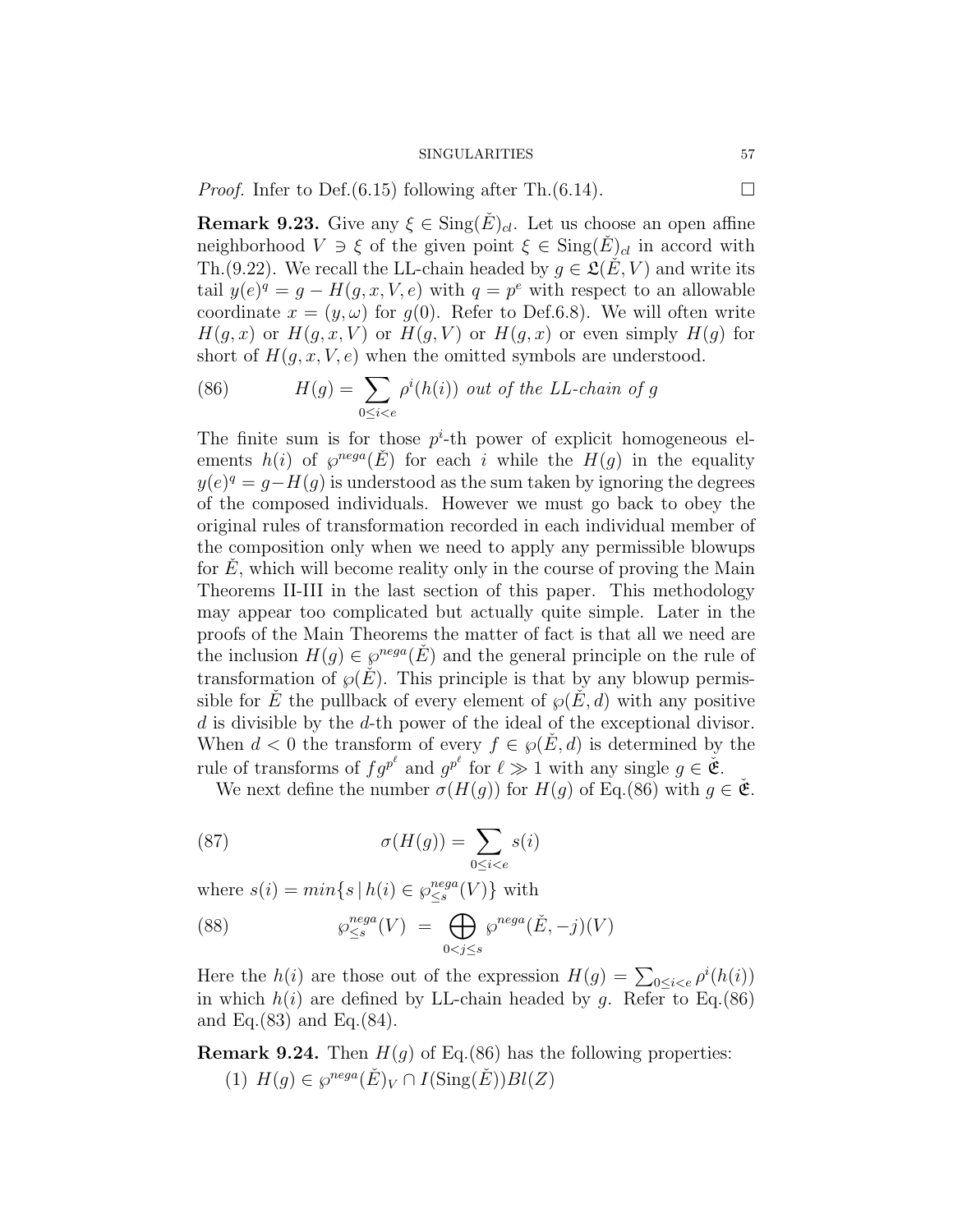*Proof.* Infer to Def.(6.15) following after Th.(6.14). ☐

**Remark 9.23.** Give any $\xi \in \mathrm{Sing}(\check{E})_{cl}$. Let us choose an open affine neighborhood $V \ni \xi$ of the given point $\xi \in \mathrm{Sing}(\check{E})_{cl}$ in accord with Th.(9.22). We recall the LL-chain headed by $g \in \mathfrak{L}(\check{E}, V)$ and write its tail $y(e)^q = g - H(g, x, V, e)$ with $q = p^e$ with respect to an allowable coordinate $x = (y, \omega)$ for $g(0)$. Refer to Def.6.8). We will often write $H(g, x)$ or $H(g, x, V)$ or $H(g, V)$ or $H(g, x)$ or even simply $H(g)$ for short of $H(g, x, V, e)$ when the omitted symbols are understood.

$$H(g) = \sum_{0 \le i < e} \rho^i(h(i)) \text{ out of the LL-chain of } g \tag{86}$$

The finite sum is for those $p^i$-th power of explicit homogeneous elements $h(i)$ of $\wp^{nega}(\check{E})$ for each $i$ while the $H(g)$ in the equality $y(e)^q = g - H(g)$ is understood as the sum taken by ignoring the degrees of the composed individuals. However we must go back to obey the original rules of transformation recorded in each individual member of the composition only when we need to apply any permissible blowups for $\check{E}$, which will become reality only in the course of proving the Main Theorems II-III in the last section of this paper. This methodology may appear too complicated but actually quite simple. Later in the proofs of the Main Theorems the matter of fact is that all we need are the inclusion $H(g) \in \wp^{nega}(\check{E})$ and the general principle on the rule of transformation of $\wp(\check{E})$. This principle is that by any blowup permissible for $\check{E}$ the pullback of every element of $\wp(\check{E}, d)$ with any positive $d$ is divisible by the $d$-th power of the ideal of the exceptional divisor. When $d < 0$ the transform of every $f \in \wp(\check{E}, d)$ is determined by the rule of transforms of $fg^{p^\ell}$ and $g^{p^\ell}$ for $\ell \gg 1$ with any single $g \in \check{\mathfrak{E}}$.

We next define the number $\sigma(H(g))$ for $H(g)$ of Eq.(86) with $g \in \check{\mathfrak{E}}$.

$$\sigma(H(g)) = \sum_{0 \le i < e} s(i) \tag{87}$$

where $s(i) = min\{s \mid h(i) \in \wp^{nega}_{\le s}(V)\}$ with

$$\wp^{nega}_{\le s}(V) \;=\; \bigoplus_{0 < j \le s} \wp^{nega}(\check{E}, -j)(V) \tag{88}$$

Here the $h(i)$ are those out of the expression $H(g) = \sum_{0 \le i < e} \rho^i(h(i))$ in which $h(i)$ are defined by LL-chain headed by $g$. Refer to Eq.(86) and Eq.(83) and Eq.(84).

**Remark 9.24.** Then $H(g)$ of Eq.(86) has the following properties:

(1) $H(g) \in \wp^{nega}(\check{E})_V \cap I(\mathrm{Sing}(\check{E}))Bl(Z)$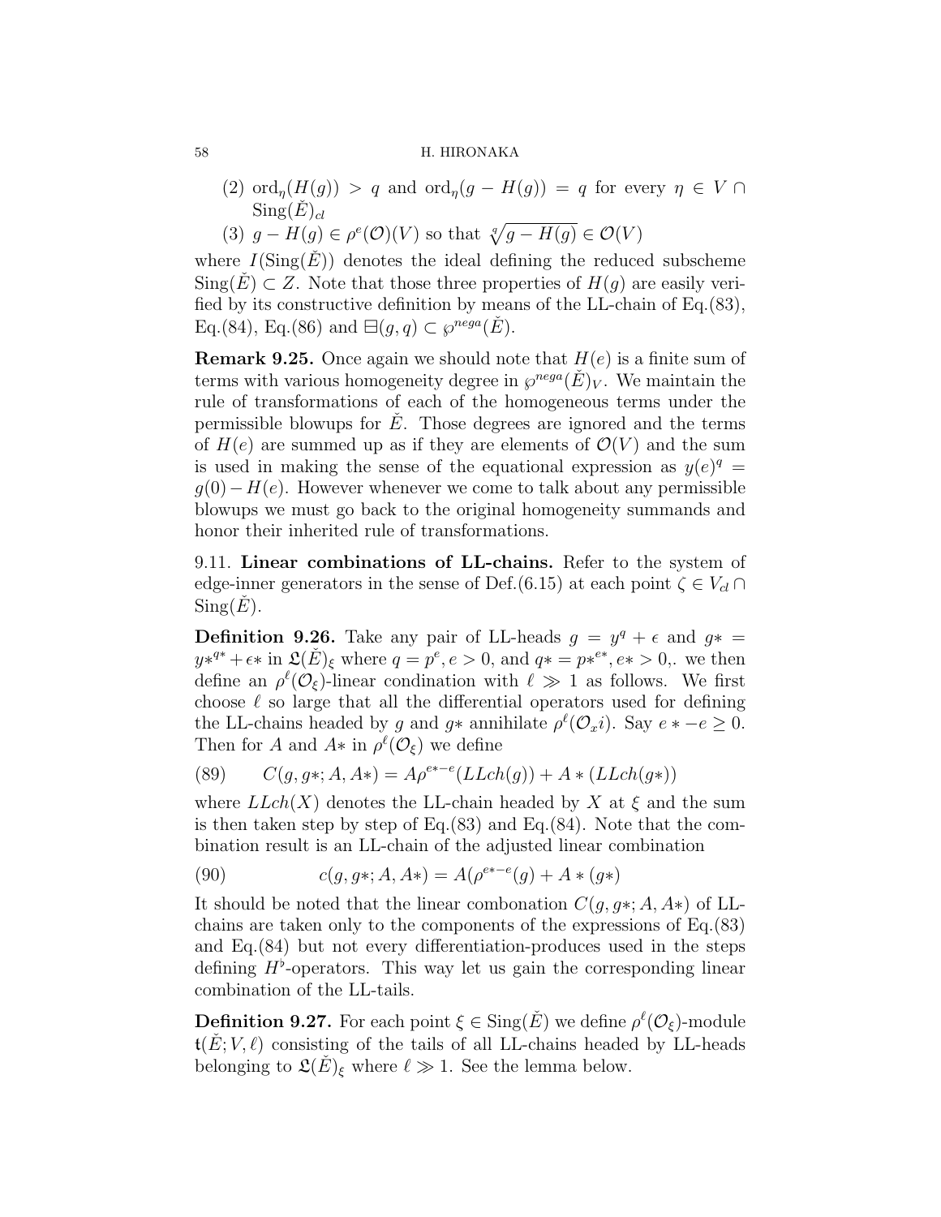(2) $\mathrm{ord}_\eta(H(g)) > q$ and $\mathrm{ord}_\eta(g - H(g)) = q$ for every $\eta \in V \cap \mathrm{Sing}(\check{E})_{cl}$

(3) $g - H(g) \in \rho^e(\mathcal{O})(V)$ so that $\sqrt[q]{g - H(g)} \in \mathcal{O}(V)$

where $I(\mathrm{Sing}(\check{E}))$ denotes the ideal defining the reduced subscheme $\mathrm{Sing}(\check{E}) \subset Z$. Note that those three properties of $H(g)$ are easily verified by its constructive definition by means of the LL-chain of Eq.(83), Eq.(84), Eq.(86) and $\boxminus(g, q) \subset \wp^{nega}(\check{E})$.

**Remark 9.25.** Once again we should note that $H(e)$ is a finite sum of terms with various homogeneity degree in $\wp^{nega}(\check{E})_V$. We maintain the rule of transformations of each of the homogeneous terms under the permissible blowups for $\check{E}$. Those degrees are ignored and the terms of $H(e)$ are summed up as if they are elements of $\mathcal{O}(V)$ and the sum is used in making the sense of the equational expression as $y(e)^q = g(0) - H(e)$. However whenever we come to talk about any permissible blowups we must go back to the original homogeneity summands and honor their inherited rule of transformations.

9.11. **Linear combinations of LL-chains.** Refer to the system of edge-inner generators in the sense of Def.(6.15) at each point $\zeta \in V_{cl} \cap \mathrm{Sing}(\check{E})$.

**Definition 9.26.** Take any pair of LL-heads $g = y^q + \epsilon$ and $g* = y*^{q*} + \epsilon*$ in $\mathfrak{L}(\check{E})_\xi$ where $q = p^e, e > 0$, and $q* = p*^{e*}, e* > 0$,. we then define an $\rho^\ell(\mathcal{O}_\xi)$-linear condination with $\ell \gg 1$ as follows. We first choose $\ell$ so large that all the differential operators used for defining the LL-chains headed by $g$ and $g*$ annihilate $\rho^\ell(\mathcal{O}_x i)$. Say $e * -e \geq 0$. Then for $A$ and $A*$ in $\rho^\ell(\mathcal{O}_\xi)$ we define

$$C(g, g*; A, A*) = A\rho^{e*-e}(LLch(g)) + A * (LLch(g*)) \tag{89}$$

where $LLch(X)$ denotes the LL-chain headed by $X$ at $\xi$ and the sum is then taken step by step of Eq.(83) and Eq.(84). Note that the combination result is an LL-chain of the adjusted linear combination

$$c(g, g*; A, A*) = A(\rho^{e*-e}(g) + A * (g*) \tag{90}$$

It should be noted that the linear combonation $C(g, g*; A, A*)$ of LL-chains are taken only to the components of the expressions of Eq.(83) and Eq.(84) but not every differentiation-produces used in the steps defining $H^\flat$-operators. This way let us gain the corresponding linear combination of the LL-tails.

**Definition 9.27.** For each point $\xi \in \mathrm{Sing}(\check{E})$ we define $\rho^\ell(\mathcal{O}_\xi)$-module $\mathfrak{t}(\check{E}; V, \ell)$ consisting of the tails of all LL-chains headed by LL-heads belonging to $\mathfrak{L}(\check{E})_\xi$ where $\ell \gg 1$. See the lemma below.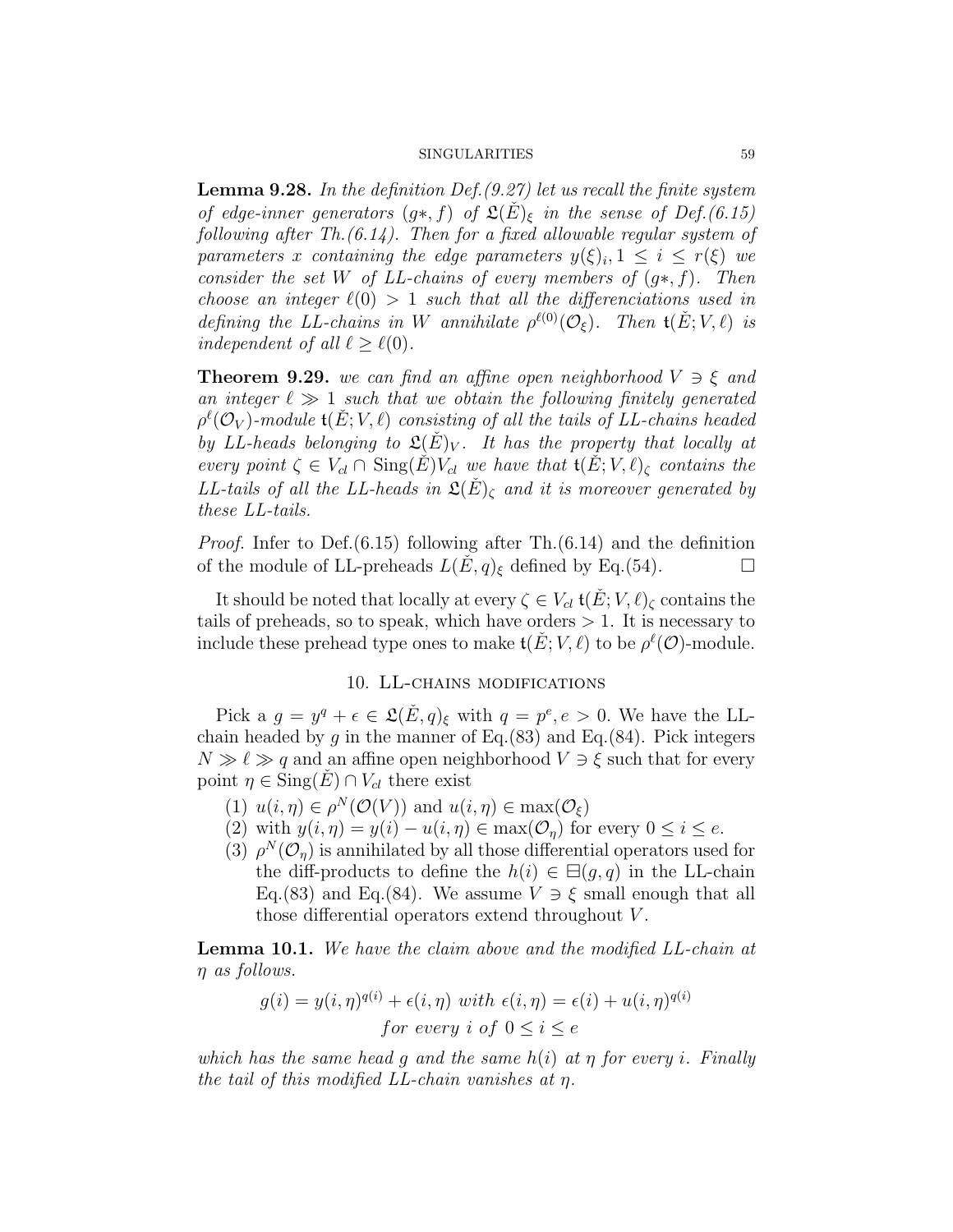**Lemma 9.28.** *In the definition Def.(9.27) let us recall the finite system of edge-inner generators $(g*, f)$ of $\mathfrak{L}(\check{E})_\xi$ in the sense of Def.(6.15) following after Th.(6.14). Then for a fixed allowable regular system of parameters $x$ containing the edge parameters $y(\xi)_i, 1 \le i \le r(\xi)$ we consider the set $W$ of LL-chains of every members of $(g*, f)$. Then choose an integer $\ell(0) > 1$ such that all the differenciations used in defining the LL-chains in $W$ annihilate $\rho^{\ell(0)}(\mathcal{O}_\xi)$. Then $\mathfrak{t}(\check{E}; V, \ell)$ is independent of all $\ell \ge \ell(0)$.*

**Theorem 9.29.** *we can find an affine open neighborhood $V \ni \xi$ and an integer $\ell \gg 1$ such that we obtain the following finitely generated $\rho^\ell(\mathcal{O}_V)$-module $\mathfrak{t}(\check{E}; V, \ell)$ consisting of all the tails of LL-chains headed by LL-heads belonging to $\mathfrak{L}(\check{E})_V$. It has the property that locally at every point $\zeta \in V_{cl} \cap \mathrm{Sing}(\check{E})V_{cl}$ we have that $\mathfrak{t}(\check{E}; V, \ell)_\zeta$ contains the LL-tails of all the LL-heads in $\mathfrak{L}(\check{E})_\zeta$ and it is moreover generated by these LL-tails.*

*Proof.* Infer to Def.(6.15) following after Th.(6.14) and the definition of the module of LL-preheads $L(\check{E}, q)_\xi$ defined by Eq.(54). □

It should be noted that locally at every $\zeta \in V_{cl}$ $\mathfrak{t}(\check{E}; V, \ell)_\zeta$ contains the tails of preheads, so to speak, which have orders $> 1$. It is necessary to include these prehead type ones to make $\mathfrak{t}(\check{E}; V, \ell)$ to be $\rho^\ell(\mathcal{O})$-module.

## 10. LL-chains modifications

Pick a $g = y^q + \epsilon \in \mathfrak{L}(\check{E}, q)_\xi$ with $q = p^e, e > 0$. We have the LL-chain headed by $g$ in the manner of Eq.(83) and Eq.(84). Pick integers $N \gg \ell \gg q$ and an affine open neighborhood $V \ni \xi$ such that for every point $\eta \in \mathrm{Sing}(\check{E}) \cap V_{cl}$ there exist

1. $u(i, \eta) \in \rho^N(\mathcal{O}(V))$ and $u(i, \eta) \in \max(\mathcal{O}_\xi)$
2. with $y(i, \eta) = y(i) - u(i, \eta) \in \max(\mathcal{O}_\eta)$ for every $0 \le i \le e$.
3. $\rho^N(\mathcal{O}_\eta)$ is annihilated by all those differential operators used for the diff-products to define the $h(i) \in \boxminus(g, q)$ in the LL-chain Eq.(83) and Eq.(84). We assume $V \ni \xi$ small enough that all those differential operators extend throughout $V$.

**Lemma 10.1.** *We have the claim above and the modified LL-chain at $\eta$ as follows.*

$$g(i) = y(i, \eta)^{q(i)} + \epsilon(i, \eta) \text{ with } \epsilon(i, \eta) = \epsilon(i) + u(i, \eta)^{q(i)}$$
$$\textit{for every } i \textit{ of } 0 \le i \le e$$

*which has the same head $g$ and the same $h(i)$ at $\eta$ for every $i$. Finally the tail of this modified LL-chain vanishes at $\eta$.*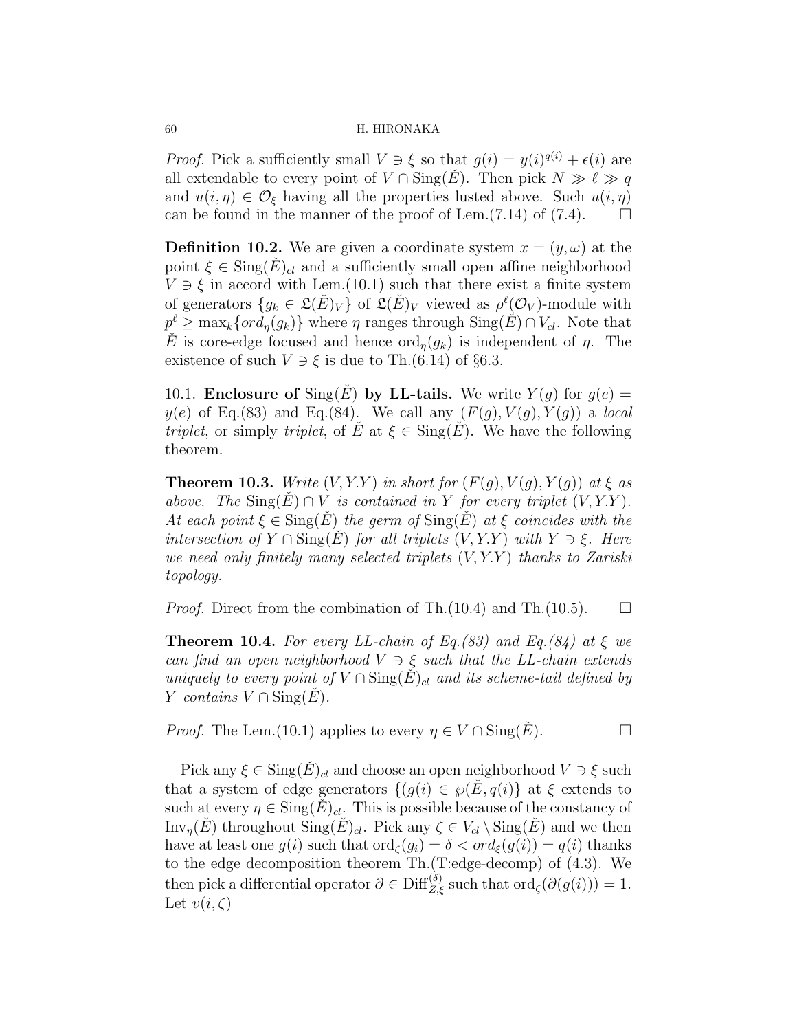*Proof.* Pick a sufficiently small $V \ni \xi$ so that $g(i) = y(i)^{q(i)} + \epsilon(i)$ are all extendable to every point of $V \cap \mathrm{Sing}(\check{E})$. Then pick $N \gg \ell \gg q$ and $u(i, \eta) \in \mathcal{O}_\xi$ having all the properties lusted above. Such $u(i, \eta)$ can be found in the manner of the proof of Lem.(7.14) of (7.4). $\square$

**Definition 10.2.** We are given a coordinate system $x = (y, \omega)$ at the point $\xi \in \mathrm{Sing}(\check{E})_{cl}$ and a sufficiently small open affine neighborhood $V \ni \xi$ in accord with Lem.(10.1) such that there exist a finite system of generators $\{g_k \in \mathfrak{L}(\check{E})_V\}$ of $\mathfrak{L}(\check{E})_V$ viewed as $\rho^\ell(\mathcal{O}_V)$-module with $p^\ell \geq \max_k\{ord_\eta(g_k)\}$ where $\eta$ ranges through $\mathrm{Sing}(\check{E}) \cap V_{cl}$. Note that $\check{E}$ is core-edge focused and hence $\mathrm{ord}_\eta(g_k)$ is independent of $\eta$. The existence of such $V \ni \xi$ is due to Th.(6.14) of §6.3.

10.1. **Enclosure of $\mathrm{Sing}(\check{E})$ by LL-tails.** We write $Y(g)$ for $g(e) = y(e)$ of Eq.(83) and Eq.(84). We call any $(F(g), V(g), Y(g))$ a *local triplet*, or simply *triplet*, of $\check{E}$ at $\xi \in \mathrm{Sing}(\check{E})$. We have the following theorem.

**Theorem 10.3.** *Write $(V, Y.Y)$ in short for $(F(g), V(g), Y(g))$ at $\xi$ as above. The $\mathrm{Sing}(\check{E}) \cap V$ is contained in $Y$ for every triplet $(V, Y.Y)$. At each point $\xi \in \mathrm{Sing}(\check{E})$ the germ of $\mathrm{Sing}(\check{E})$ at $\xi$ coincides with the intersection of $Y \cap \mathrm{Sing}(\check{E})$ for all triplets $(V, Y.Y)$ with $Y \ni \xi$. Here we need only finitely many selected triplets $(V, Y.Y)$ thanks to Zariski topology.*

*Proof.* Direct from the combination of Th.(10.4) and Th.(10.5). $\square$

**Theorem 10.4.** *For every LL-chain of Eq.(83) and Eq.(84) at $\xi$ we can find an open neighborhood $V \ni \xi$ such that the LL-chain extends uniquely to every point of $V \cap \mathrm{Sing}(\check{E})_{cl}$ and its scheme-tail defined by $Y$ contains $V \cap \mathrm{Sing}(\check{E})$.*

*Proof.* The Lem.(10.1) applies to every $\eta \in V \cap \mathrm{Sing}(\check{E})$. $\square$

Pick any $\xi \in \mathrm{Sing}(\check{E})_{cl}$ and choose an open neighborhood $V \ni \xi$ such that a system of edge generators $\{(g(i) \in \wp(\check{E}, q(i)\}$ at $\xi$ extends to such at every $\eta \in \mathrm{Sing}(\check{E})_{cl}$. This is possible because of the constancy of $\mathrm{Inv}_\eta(\check{E})$ throughout $\mathrm{Sing}(\check{E})_{cl}$. Pick any $\zeta \in V_{cl} \setminus \mathrm{Sing}(\check{E})$ and we then have at least one $g(i)$ such that $\mathrm{ord}_\zeta(g_i) = \delta < ord_\xi(g(i)) = q(i)$ thanks to the edge decomposition theorem Th.(T:edge-decomp) of (4.3). We then pick a differential operator $\partial \in \mathrm{Diff}_{Z,\xi}^{(\delta)}$ such that $\mathrm{ord}_\zeta(\partial(g(i))) = 1$. Let $v(i, \zeta)$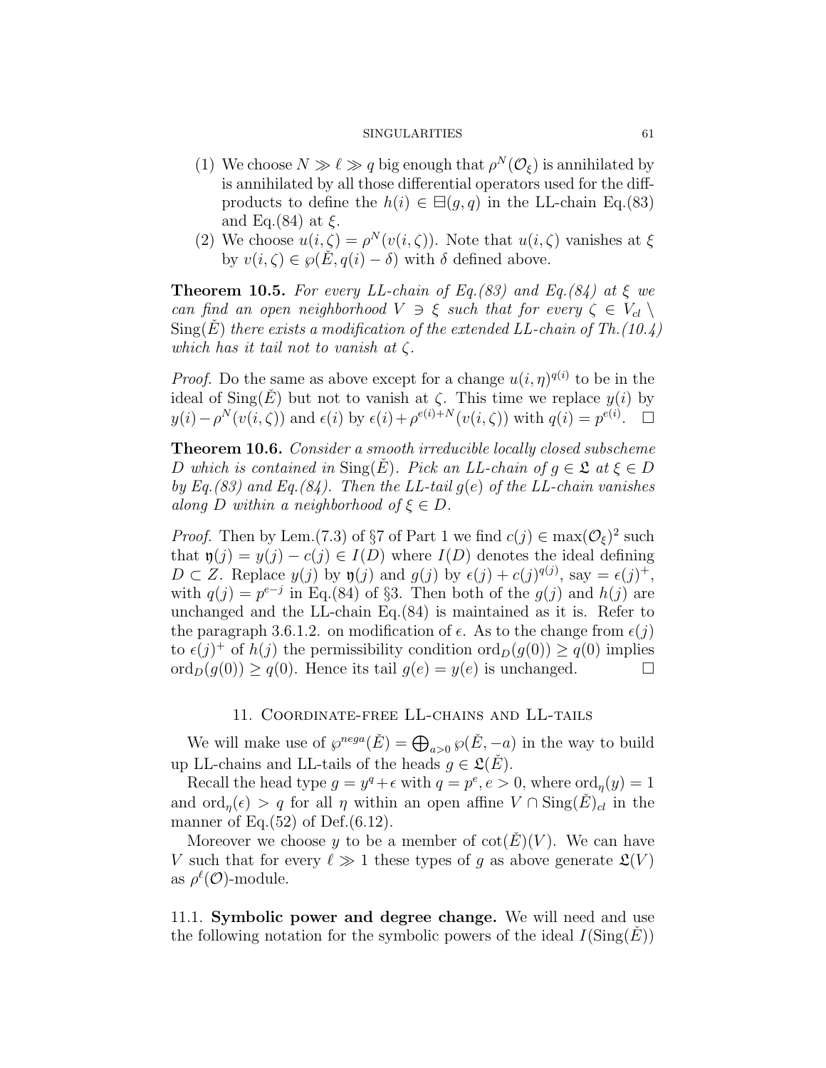(1) We choose $N \gg \ell \gg q$ big enough that $\rho^N(\mathcal{O}_\xi)$ is annihilated by is annihilated by all those differential operators used for the diff-products to define the $h(i) \in \boxminus(g,q)$ in the LL-chain Eq.(83) and Eq.(84) at $\xi$.

(2) We choose $u(i,\zeta) = \rho^N(v(i,\zeta))$. Note that $u(i,\zeta)$ vanishes at $\xi$ by $v(i,\zeta) \in \wp(\check{E}, q(i) - \delta)$ with $\delta$ defined above.

**Theorem 10.5.** *For every LL-chain of Eq.(83) and Eq.(84) at $\xi$ we can find an open neighborhood $V \ni \xi$ such that for every $\zeta \in V_{cl} \setminus \mathrm{Sing}(\check{E})$ there exists a modification of the extended LL-chain of Th.(10.4) which has it tail not to vanish at $\zeta$.*

*Proof.* Do the same as above except for a change $u(i,\eta)^{q(i)}$ to be in the ideal of $\mathrm{Sing}(\check{E})$ but not to vanish at $\zeta$. This time we replace $y(i)$ by $y(i) - \rho^N(v(i,\zeta))$ and $\epsilon(i)$ by $\epsilon(i) + \rho^{e(i)+N}(v(i,\zeta))$ with $q(i) = p^{e(i)}$. $\square$

**Theorem 10.6.** *Consider a smooth irreducible locally closed subscheme $D$ which is contained in $\mathrm{Sing}(\check{E})$. Pick an LL-chain of $g \in \mathfrak{L}$ at $\xi \in D$ by Eq.(83) and Eq.(84). Then the LL-tail $g(e)$ of the LL-chain vanishes along $D$ within a neighborhood of $\xi \in D$.*

*Proof.* Then by Lem.(7.3) of §7 of Part 1 we find $c(j) \in \max(\mathcal{O}_\xi)^2$ such that $\mathfrak{y}(j) = y(j) - c(j) \in I(D)$ where $I(D)$ denotes the ideal defining $D \subset Z$. Replace $y(j)$ by $\mathfrak{y}(j)$ and $g(j)$ by $\epsilon(j) + c(j)^{q(j)}$, say $= \epsilon(j)^+$, with $q(j) = p^{e-j}$ in Eq.(84) of §3. Then both of the $g(j)$ and $h(j)$ are unchanged and the LL-chain Eq.(84) is maintained as it is. Refer to the paragraph 3.6.1.2. on modification of $\epsilon$. As to the change from $\epsilon(j)$ to $\epsilon(j)^+$ of $h(j)$ the permissibility condition $\mathrm{ord}_D(g(0)) \geq q(0)$ implies $\mathrm{ord}_D(g(0)) \geq q(0)$. Hence its tail $g(e) = y(e)$ is unchanged. $\square$

## 11. Coordinate-free LL-chains and LL-tails

We will make use of $\wp^{nega}(\check{E}) = \bigoplus_{a>0} \wp(\check{E}, -a)$ in the way to build up LL-chains and LL-tails of the heads $g \in \mathfrak{L}(\check{E})$.

Recall the head type $g = y^q + \epsilon$ with $q = p^e, e > 0$, where $\mathrm{ord}_\eta(y) = 1$ and $\mathrm{ord}_\eta(\epsilon) > q$ for all $\eta$ within an open affine $V \cap \mathrm{Sing}(\check{E})_{cl}$ in the manner of Eq.(52) of Def.(6.12).

Moreover we choose $y$ to be a member of $\cot(\check{E})(V)$. We can have $V$ such that for every $\ell \gg 1$ these types of $g$ as above generate $\mathfrak{L}(V)$ as $\rho^\ell(\mathcal{O})$-module.

### 11.1. Symbolic power and degree change.

We will need and use the following notation for the symbolic powers of the ideal $I(\mathrm{Sing}(\check{E}))$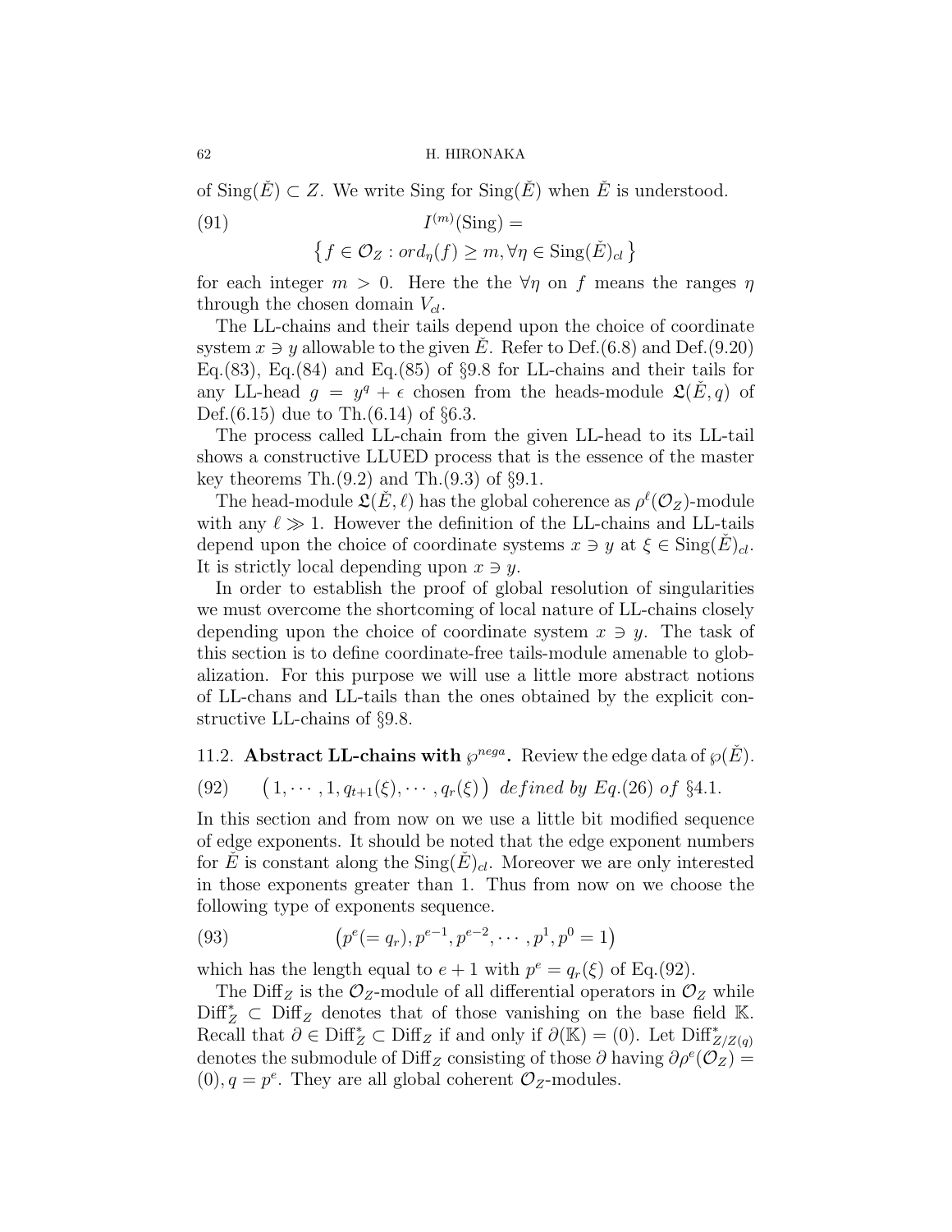of $\mathrm{Sing}(\check{E}) \subset Z$. We write Sing for $\mathrm{Sing}(\check{E})$ when $\check{E}$ is understood.

$$
\begin{aligned}
(91) \qquad & I^{(m)}(\mathrm{Sing}) = \\
& \left\{ f \in \mathcal{O}_Z : ord_\eta(f) \geq m, \forall \eta \in \mathrm{Sing}(\check{E})_{cl} \right\}
\end{aligned}
$$

for each integer $m > 0$. Here the the $\forall \eta$ on $f$ means the ranges $\eta$ through the chosen domain $V_{cl}$.

The LL-chains and their tails depend upon the choice of coordinate system $x \ni y$ allowable to the given $\check{E}$. Refer to Def.(6.8) and Def.(9.20) Eq.(83), Eq.(84) and Eq.(85) of §9.8 for LL-chains and their tails for any LL-head $g = y^q + \epsilon$ chosen from the heads-module $\mathfrak{L}(\check{E}, q)$ of Def.(6.15) due to Th.(6.14) of §6.3.

The process called LL-chain from the given LL-head to its LL-tail shows a constructive LLUED process that is the essence of the master key theorems Th.(9.2) and Th.(9.3) of §9.1.

The head-module $\mathfrak{L}(\check{E}, \ell)$ has the global coherence as $\rho^\ell(\mathcal{O}_Z)$-module with any $\ell \gg 1$. However the definition of the LL-chains and LL-tails depend upon the choice of coordinate systems $x \ni y$ at $\xi \in \mathrm{Sing}(\check{E})_{cl}$. It is strictly local depending upon $x \ni y$.

In order to establish the proof of global resolution of singularities we must overcome the shortcoming of local nature of LL-chains closely depending upon the choice of coordinate system $x \ni y$. The task of this section is to define coordinate-free tails-module amenable to globalization. For this purpose we will use a little more abstract notions of LL-chans and LL-tails than the ones obtained by the explicit constructive LL-chains of §9.8.

11.2. **Abstract LL-chains with $\wp^{nega}$.** Review the edge data of $\wp(\check{E})$.

$$
(92) \qquad \left(1, \cdots, 1, q_{t+1}(\xi), \cdots, q_r(\xi)\right) \ \textit{defined by Eq.(26) of §4.1.}
$$

In this section and from now on we use a little bit modified sequence of edge exponents. It should be noted that the edge exponent numbers for $\check{E}$ is constant along the $\mathrm{Sing}(\check{E})_{cl}$. Moreover we are only interested in those exponents greater than 1. Thus from now on we choose the following type of exponents sequence.

$$
(93) \qquad \left(p^e (= q_r), p^{e-1}, p^{e-2}, \cdots, p^1, p^0 = 1\right)
$$

which has the length equal to $e + 1$ with $p^e = q_r(\xi)$ of Eq.(92).

The $\mathrm{Diff}_Z$ is the $\mathcal{O}_Z$-module of all differential operators in $\mathcal{O}_Z$ while $\mathrm{Diff}^*_Z \subset \mathrm{Diff}_Z$ denotes that of those vanishing on the base field $\mathbb{K}$. Recall that $\partial \in \mathrm{Diff}^*_Z \subset \mathrm{Diff}_Z$ if and only if $\partial(\mathbb{K}) = (0)$. Let $\mathrm{Diff}^*_{Z/Z(q)}$ denotes the submodule of $\mathrm{Diff}_Z$ consisting of those $\partial$ having $\partial \rho^e(\mathcal{O}_Z) = (0), q = p^e$. They are all global coherent $\mathcal{O}_Z$-modules.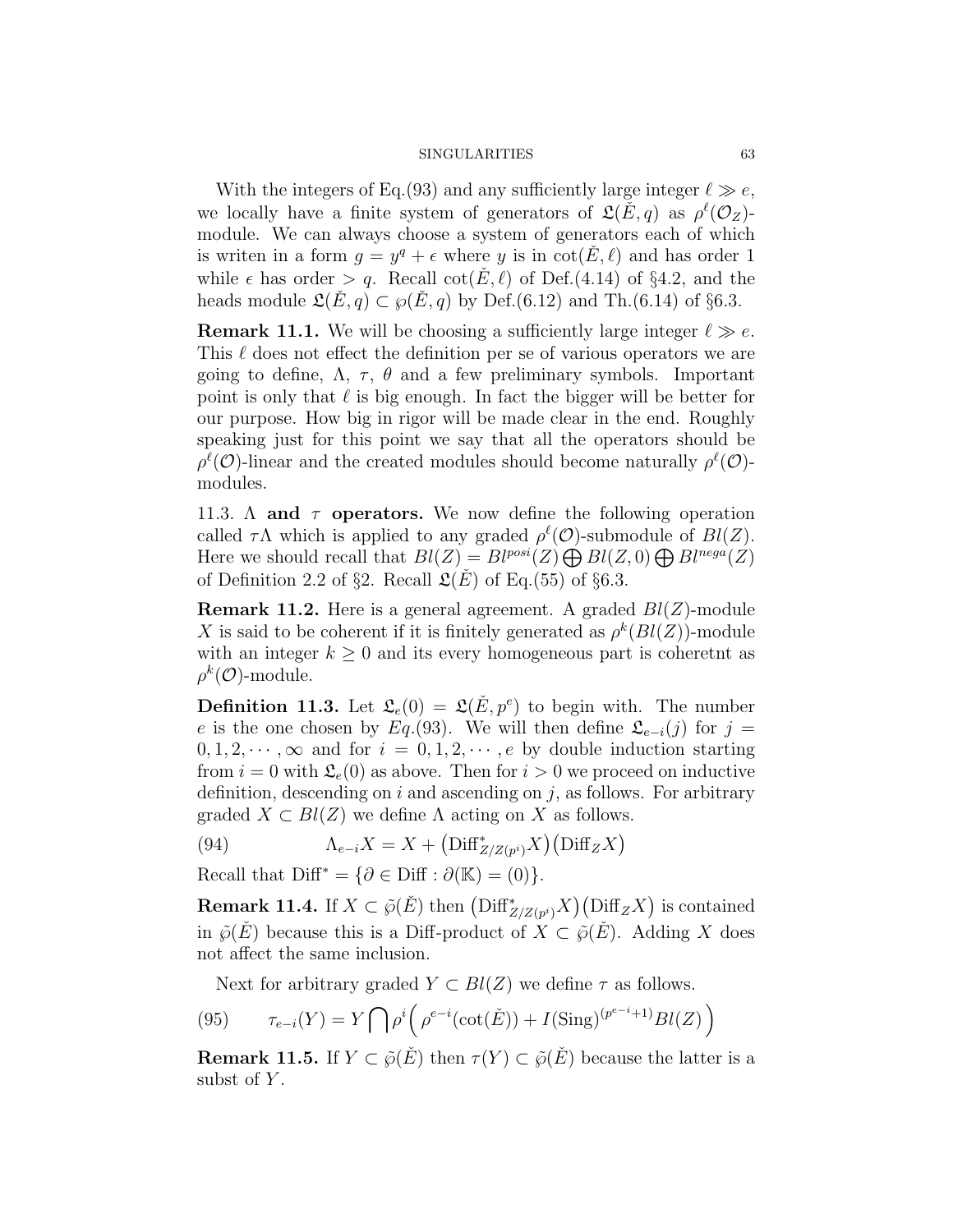With the integers of Eq.(93) and any sufficiently large integer $\ell \gg e$, we locally have a finite system of generators of $\mathfrak{L}(\check{E}, q)$ as $\rho^{\ell}(\mathcal{O}_Z)$-module. We can always choose a system of generators each of which is writen in a form $g = y^q + \epsilon$ where $y$ is in $\cot(\check{E}, \ell)$ and has order 1 while $\epsilon$ has order $> q$. Recall $\cot(\check{E}, \ell)$ of Def.(4.14) of §4.2, and the heads module $\mathfrak{L}(\check{E}, q) \subset \wp(\check{E}, q)$ by Def.(6.12) and Th.(6.14) of §6.3.

**Remark 11.1.** We will be choosing a sufficiently large integer $\ell \gg e$. This $\ell$ does not effect the definition per se of various operators we are going to define, $\Lambda$, $\tau$, $\theta$ and a few preliminary symbols. Important point is only that $\ell$ is big enough. In fact the bigger will be better for our purpose. How big in rigor will be made clear in the end. Roughly speaking just for this point we say that all the operators should be $\rho^{\ell}(\mathcal{O})$-linear and the created modules should become naturally $\rho^{\ell}(\mathcal{O})$-modules.

11.3. **$\Lambda$ and $\tau$ operators.** We now define the following operation called $\tau\Lambda$ which is applied to any graded $\rho^{\ell}(\mathcal{O})$-submodule of $Bl(Z)$. Here we should recall that $Bl(Z) = Bl^{posi}(Z) \bigoplus Bl(Z, 0) \bigoplus Bl^{nega}(Z)$ of Definition 2.2 of §2. Recall $\mathfrak{L}(\check{E})$ of Eq.(55) of §6.3.

**Remark 11.2.** Here is a general agreement. A graded $Bl(Z)$-module $X$ is said to be coherent if it is finitely generated as $\rho^k(Bl(Z))$-module with an integer $k \geq 0$ and its every homogeneous part is coheretnt as $\rho^k(\mathcal{O})$-module.

**Definition 11.3.** Let $\mathfrak{L}_e(0) = \mathfrak{L}(\check{E}, p^e)$ to begin with. The number $e$ is the one chosen by $Eq.(93)$. We will then define $\mathfrak{L}_{e-i}(j)$ for $j = 0, 1, 2, \cdots, \infty$ and for $i = 0, 1, 2, \cdots, e$ by double induction starting from $i = 0$ with $\mathfrak{L}_e(0)$ as above. Then for $i > 0$ we proceed on inductive definition, descending on $i$ and ascending on $j$, as follows. For arbitrary graded $X \subset Bl(Z)$ we define $\Lambda$ acting on $X$ as follows.

$$\Lambda_{e-i}X = X + \big(\mathrm{Diff}^*_{Z/Z(p^i)}X\big)\big(\mathrm{Diff}_Z X\big) \tag{94}$$

Recall that $\mathrm{Diff}^* = \{\partial \in \mathrm{Diff} : \partial(\mathbb{K}) = (0)\}$.

**Remark 11.4.** If $X \subset \tilde{\wp}(\check{E})$ then $\big(\mathrm{Diff}^*_{Z/Z(p^i)}X\big)\big(\mathrm{Diff}_Z X\big)$ is contained in $\tilde{\wp}(\check{E})$ because this is a Diff-product of $X \subset \tilde{\wp}(\check{E})$. Adding $X$ does not affect the same inclusion.

Next for arbitrary graded $Y \subset Bl(Z)$ we define $\tau$ as follows.

$$\tau_{e-i}(Y) = Y \bigcap \rho^i\Big(\rho^{e-i}(\cot(\check{E})) + I(\mathrm{Sing})^{(p^{e-i}+1)}Bl(Z)\Big) \tag{95}$$

**Remark 11.5.** If $Y \subset \tilde{\wp}(\check{E})$ then $\tau(Y) \subset \tilde{\wp}(\check{E})$ because the latter is a subst of $Y$.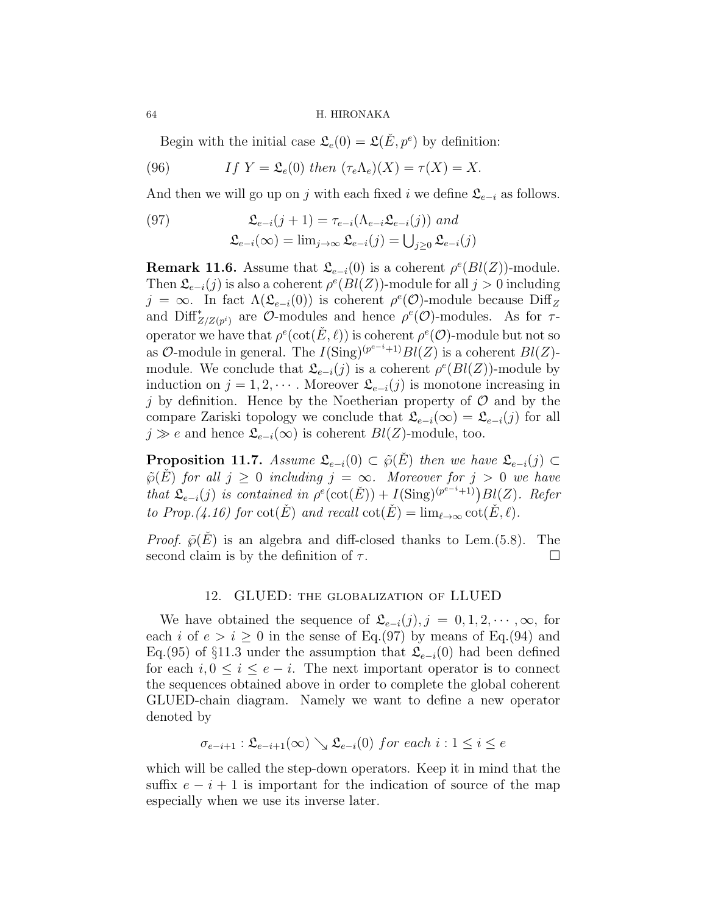Begin with the initial case $\mathfrak{L}_e(0) = \mathfrak{L}(\check{E}, p^e)$ by definition:

$$\text{(96)} \qquad \textit{If } Y = \mathfrak{L}_e(0) \textit{ then } (\tau_e \Lambda_e)(X) = \tau(X) = X.$$

And then we will go up on $j$ with each fixed $i$ we define $\mathfrak{L}_{e-i}$ as follows.

$$\text{(97)} \qquad \begin{aligned} &\mathfrak{L}_{e-i}(j+1) = \tau_{e-i}(\Lambda_{e-i}\mathfrak{L}_{e-i}(j)) \textit{ and} \\ &\mathfrak{L}_{e-i}(\infty) = \lim_{j\to\infty} \mathfrak{L}_{e-i}(j) = \bigcup_{j\geq 0} \mathfrak{L}_{e-i}(j) \end{aligned}$$

**Remark 11.6.** Assume that $\mathfrak{L}_{e-i}(0)$ is a coherent $\rho^e(Bl(Z))$-module. Then $\mathfrak{L}_{e-i}(j)$ is also a coherent $\rho^e(Bl(Z))$-module for all $j > 0$ including $j = \infty$. In fact $\Lambda(\mathfrak{L}_{e-i}(0))$ is coherent $\rho^e(\mathcal{O})$-module because $\mathrm{Diff}_Z$ and $\mathrm{Diff}^*_{Z/Z(p^i)}$ are $\mathcal{O}$-modules and hence $\rho^e(\mathcal{O})$-modules. As for $\tau$-operator we have that $\rho^e(\cot(\check{E}, \ell))$ is coherent $\rho^e(\mathcal{O})$-module but not so as $\mathcal{O}$-module in general. The $I(\mathrm{Sing})^{(p^{e-i}+1)}Bl(Z)$ is a coherent $Bl(Z)$-module. We conclude that $\mathfrak{L}_{e-i}(j)$ is a coherent $\rho^e(Bl(Z))$-module by induction on $j = 1, 2, \cdots$. Moreover $\mathfrak{L}_{e-i}(j)$ is monotone increasing in $j$ by definition. Hence by the Noetherian property of $\mathcal{O}$ and by the compare Zariski topology we conclude that $\mathfrak{L}_{e-i}(\infty) = \mathfrak{L}_{e-i}(j)$ for all $j \gg e$ and hence $\mathfrak{L}_{e-i}(\infty)$ is coherent $Bl(Z)$-module, too.

**Proposition 11.7.** *Assume $\mathfrak{L}_{e-i}(0) \subset \tilde{\wp}(\check{E})$ then we have $\mathfrak{L}_{e-i}(j) \subset \tilde{\wp}(\check{E})$ for all $j \geq 0$ including $j = \infty$. Moreover for $j > 0$ we have that $\mathfrak{L}_{e-i}(j)$ is contained in $\rho^e(\cot(\check{E})) + I(\mathrm{Sing})^{(p^{e-i}+1)}\big)Bl(Z)$. Refer to Prop.(4.16) for $\cot(\check{E})$ and recall $\cot(\check{E}) = \lim_{\ell\to\infty} \cot(\check{E}, \ell)$.*

*Proof.* $\tilde{\wp}(\check{E})$ is an algebra and diff-closed thanks to Lem.(5.8). The second claim is by the definition of $\tau$. □

## 12. GLUED: the globalization of LLUED

We have obtained the sequence of $\mathfrak{L}_{e-i}(j), j = 0, 1, 2, \cdots, \infty$, for each $i$ of $e > i \geq 0$ in the sense of Eq.(97) by means of Eq.(94) and Eq.(95) of §11.3 under the assumption that $\mathfrak{L}_{e-i}(0)$ had been defined for each $i, 0 \leq i \leq e - i$. The next important operator is to connect the sequences obtained above in order to complete the global coherent GLUED-chain diagram. Namely we want to define a new operator denoted by

$$\sigma_{e-i+1} : \mathfrak{L}_{e-i+1}(\infty) \searrow \mathfrak{L}_{e-i}(0) \textit{ for each } i : 1 \leq i \leq e$$

which will be called the step-down operators. Keep it in mind that the suffix $e - i + 1$ is important for the indication of source of the map especially when we use its inverse later.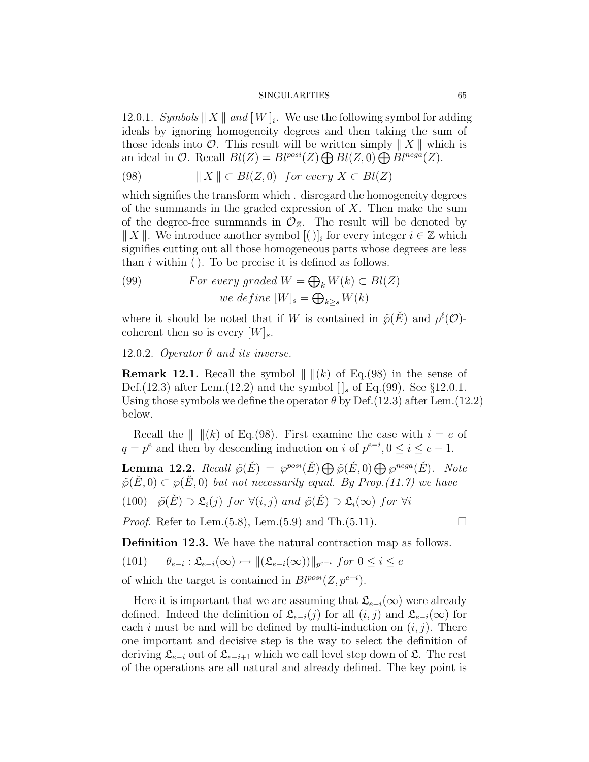12.0.1. *Symbols* $\| X \|$ *and* $[W]_i$. We use the following symbol for adding ideals by ignoring homogeneity degrees and then taking the sum of those ideals into $\mathcal{O}$. This result will be written simply $\| X \|$ which is an ideal in $\mathcal{O}$. Recall $Bl(Z) = Bl^{posi}(Z) \bigoplus Bl(Z,0) \bigoplus Bl^{nega}(Z)$.

$$
\| X \| \subset Bl(Z,0) \quad for\ every\ X \subset Bl(Z) \tag{98}
$$

which signifies the transform which . disregard the homogeneity degrees of the summands in the graded expression of $X$. Then make the sum of the degree-free summands in $\mathcal{O}_Z$. The result will be denoted by $\| X \|$. We introduce another symbol $[(\,)]_i$ for every integer $i \in \mathbb{Z}$ which signifies cutting out all those homogeneous parts whose degrees are less than $i$ within $(\,)$. To be precise it is defined as follows.

$$
\begin{aligned}
&For\ every\ graded\ W = \textstyle\bigoplus_k W(k) \subset Bl(Z) \\
&\quad we\ define\ [W]_s = \textstyle\bigoplus_{k \geq s} W(k)
\end{aligned} \tag{99}
$$

where it should be noted that if $W$ is contained in $\tilde{\wp}(\check{E})$ and $\rho^\ell(\mathcal{O})$-coherent then so is every $[W]_s$.

12.0.2. *Operator* $\theta$ *and its inverse.*

**Remark 12.1.** Recall the symbol $\| \ \|(k)$ of Eq.(98) in the sense of Def.(12.3) after Lem.(12.2) and the symbol $[\,]_s$ of Eq.(99). See §12.0.1. Using those symbols we define the operator $\theta$ by Def.(12.3) after Lem.(12.2) below.

Recall the $\| \ \|(k)$ of Eq.(98). First examine the case with $i = e$ of $q = p^e$ and then by descending induction on $i$ of $p^{e-i}, 0 \leq i \leq e-1$.

**Lemma 12.2.** *Recall* $\tilde{\wp}(\check{E}) = \wp^{posi}(\check{E}) \bigoplus \tilde{\wp}(\check{E},0) \bigoplus \wp^{nega}(\check{E})$. *Note* $\tilde{\wp}(\check{E},0) \subset \wp(\check{E},0)$ *but not necessarily equal. By Prop.(11.7) we have*

$$
\tilde{\wp}(\check{E}) \supset \mathfrak{L}_i(j)\ for\ \forall (i,j)\ and\ \tilde{\wp}(\check{E}) \supset \mathfrak{L}_i(\infty)\ for\ \forall i \tag{100}
$$

*Proof.* Refer to Lem.(5.8), Lem.(5.9) and Th.(5.11). □

**Definition 12.3.** We have the natural contraction map as follows.

$$
\theta_{e-i} : \mathfrak{L}_{e-i}(\infty) \rightarrowtail \|(\mathfrak{L}_{e-i}(\infty))\|_{p^{e-i}}\ for\ 0 \leq i \leq e \tag{101}
$$

of which the target is contained in $Bl^{posi}(Z, p^{e-i})$.

Here it is important that we are assuming that $\mathfrak{L}_{e-i}(\infty)$ were already defined. Indeed the definition of $\mathfrak{L}_{e-i}(j)$ for all $(i,j)$ and $\mathfrak{L}_{e-i}(\infty)$ for each $i$ must be and will be defined by multi-induction on $(i,j)$. There one important and decisive step is the way to select the definition of deriving $\mathfrak{L}_{e-i}$ out of $\mathfrak{L}_{e-i+1}$ which we call level step down of $\mathfrak{L}$. The rest of the operations are all natural and already defined. The key point is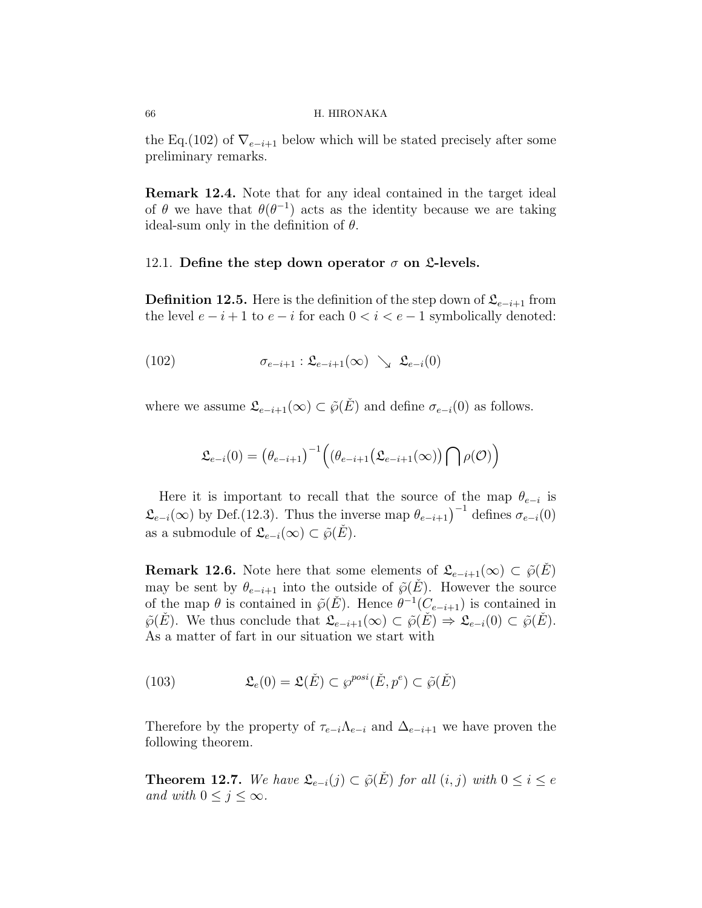the Eq.(102) of $\nabla_{e-i+1}$ below which will be stated precisely after some preliminary remarks.

**Remark 12.4.** Note that for any ideal contained in the target ideal of $\theta$ we have that $\theta(\theta^{-1})$ acts as the identity because we are taking ideal-sum only in the definition of $\theta$.

### 12.1. Define the step down operator $\sigma$ on $\mathfrak{L}$-levels.

**Definition 12.5.** Here is the definition of the step down of $\mathfrak{L}_{e-i+1}$ from the level $e-i+1$ to $e-i$ for each $0 < i < e-1$ symbolically denoted:

$$\sigma_{e-i+1} : \mathfrak{L}_{e-i+1}(\infty) \searrow \mathfrak{L}_{e-i}(0) \tag{102}$$

where we assume $\mathfrak{L}_{e-i+1}(\infty) \subset \tilde{\wp}(\check{E})$ and define $\sigma_{e-i}(0)$ as follows.

$$\mathfrak{L}_{e-i}(0) = \big(\theta_{e-i+1}\big)^{-1}\Big(\big(\theta_{e-i+1}\big(\mathfrak{L}_{e-i+1}(\infty)\big) \bigcap \rho(\mathcal{O})\Big)$$

Here it is important to recall that the source of the map $\theta_{e-i}$ is $\mathfrak{L}_{e-i}(\infty)$ by Def.(12.3). Thus the inverse map $\theta_{e-i+1}\big)^{-1}$ defines $\sigma_{e-i}(0)$ as a submodule of $\mathfrak{L}_{e-i}(\infty) \subset \tilde{\wp}(\check{E})$.

**Remark 12.6.** Note here that some elements of $\mathfrak{L}_{e-i+1}(\infty) \subset \tilde{\wp}(\check{E})$ may be sent by $\theta_{e-i+1}$ into the outside of $\tilde{\wp}(\check{E})$. However the source of the map $\theta$ is contained in $\tilde{\wp}(\check{E})$. Hence $\theta^{-1}(C_{e-i+1})$ is contained in $\tilde{\wp}(\check{E})$. We thus conclude that $\mathfrak{L}_{e-i+1}(\infty) \subset \tilde{\wp}(\check{E}) \Rightarrow \mathfrak{L}_{e-i}(0) \subset \tilde{\wp}(\check{E})$. As a matter of fart in our situation we start with

$$\mathfrak{L}_{e}(0) = \mathfrak{L}(\check{E}) \subset \wp^{posi}(\check{E}, p^e) \subset \tilde{\wp}(\check{E}) \tag{103}$$

Therefore by the property of $\tau_{e-i}\Lambda_{e-i}$ and $\Delta_{e-i+1}$ we have proven the following theorem.

**Theorem 12.7.** *We have $\mathfrak{L}_{e-i}(j) \subset \tilde{\wp}(\check{E})$ for all $(i, j)$ with $0 \le i \le e$ and with $0 \le j \le \infty$.*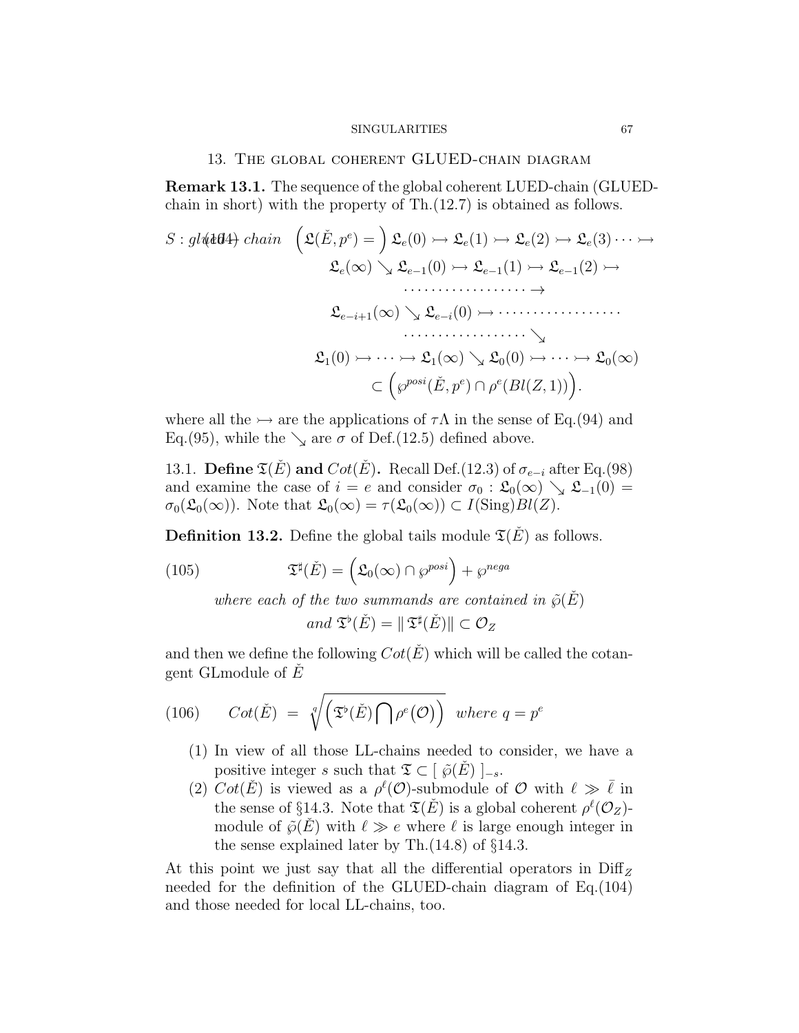## 13. The global coherent GLUED-chain diagram

**Remark 13.1.** The sequence of the global coherent LUED-chain (GLUED-chain in short) with the property of Th.(12.7) is obtained as follows.

$$
\begin{aligned}
S: \text{glued chain} \quad \Big(\mathfrak{L}(\check{E}, p^e) = \Big)\ & \mathfrak{L}_e(0) \rightarrowtail \mathfrak{L}_e(1) \rightarrowtail \mathfrak{L}_e(2) \rightarrowtail \mathfrak{L}_e(3) \cdots \rightarrowtail \\
& \mathfrak{L}_e(\infty) \searrow \mathfrak{L}_{e-1}(0) \rightarrowtail \mathfrak{L}_{e-1}(1) \rightarrowtail \mathfrak{L}_{e-1}(2) \rightarrowtail \\
& \cdots\cdots\cdots\cdots\cdots\cdots \rightarrow \\
& \mathfrak{L}_{e-i+1}(\infty) \searrow \mathfrak{L}_{e-i}(0) \rightarrowtail \cdots\cdots\cdots\cdots\cdots\cdots \\
& \cdots\cdots\cdots\cdots\cdots\cdots \searrow \\
& \mathfrak{L}_1(0) \rightarrowtail \cdots \rightarrowtail \mathfrak{L}_1(\infty) \searrow \mathfrak{L}_0(0) \rightarrowtail \cdots \rightarrowtail \mathfrak{L}_0(\infty) \\
& \subset \Big(\wp^{posi}(\check{E}, p^e) \cap \rho^e(Bl(Z,1))\Big).
\end{aligned} \tag{104}
$$

where all the $\rightarrowtail$ are the applications of $\tau\Lambda$ in the sense of Eq.(94) and Eq.(95), while the $\searrow$ are $\sigma$ of Def.(12.5) defined above.

13.1. **Define $\mathfrak{T}(\check{E})$ and $Cot(\check{E})$.** Recall Def.(12.3) of $\sigma_{e-i}$ after Eq.(98) and examine the case of $i = e$ and consider $\sigma_0 : \mathfrak{L}_0(\infty) \searrow \mathfrak{L}_{-1}(0) = \sigma_0(\mathfrak{L}_0(\infty))$. Note that $\mathfrak{L}_0(\infty) = \tau(\mathfrak{L}_0(\infty)) \subset I(\text{Sing})Bl(Z)$.

**Definition 13.2.** Define the global tails module $\mathfrak{T}(\check{E})$ as follows.

$$
\mathfrak{T}^\sharp(\check{E}) = \Big(\mathfrak{L}_0(\infty) \cap \wp^{posi}\Big) + \wp^{nega} \tag{105}
$$

*where each of the two summands are contained in $\tilde{\wp}(\check{E})$*
*and $\mathfrak{T}^\flat(\check{E}) = \|\,\mathfrak{T}^\sharp(\check{E})\| \subset \mathcal{O}_Z$*

and then we define the following $Cot(\check{E})$ which will be called the cotangent GLmodule of $\check{E}$

$$
Cot(\check{E}) \ = \ \sqrt[q]{\Big(\mathfrak{T}^\flat(\check{E}) \bigcap \rho^e\big(\mathcal{O}\big)\Big)} \ \ \textit{where } q = p^e \tag{106}
$$

1. In view of all those LL-chains needed to consider, we have a positive integer $s$ such that $\mathfrak{T} \subset [\ \tilde{\wp}(\check{E})\ ]_{-s}$.
2. $Cot(\check{E})$ is viewed as a $\rho^\ell(\mathcal{O})$-submodule of $\mathcal{O}$ with $\ell \gg \bar{\ell}$ in the sense of §14.3. Note that $\mathfrak{T}(\check{E})$ is a global coherent $\rho^\ell(\mathcal{O}_Z)$-module of $\tilde{\wp}(\check{E})$ with $\ell \gg e$ where $\ell$ is large enough integer in the sense explained later by Th.(14.8) of §14.3.

At this point we just say that all the differential operators in $\text{Diff}_Z$ needed for the definition of the GLUED-chain diagram of Eq.(104) and those needed for local LL-chains, too.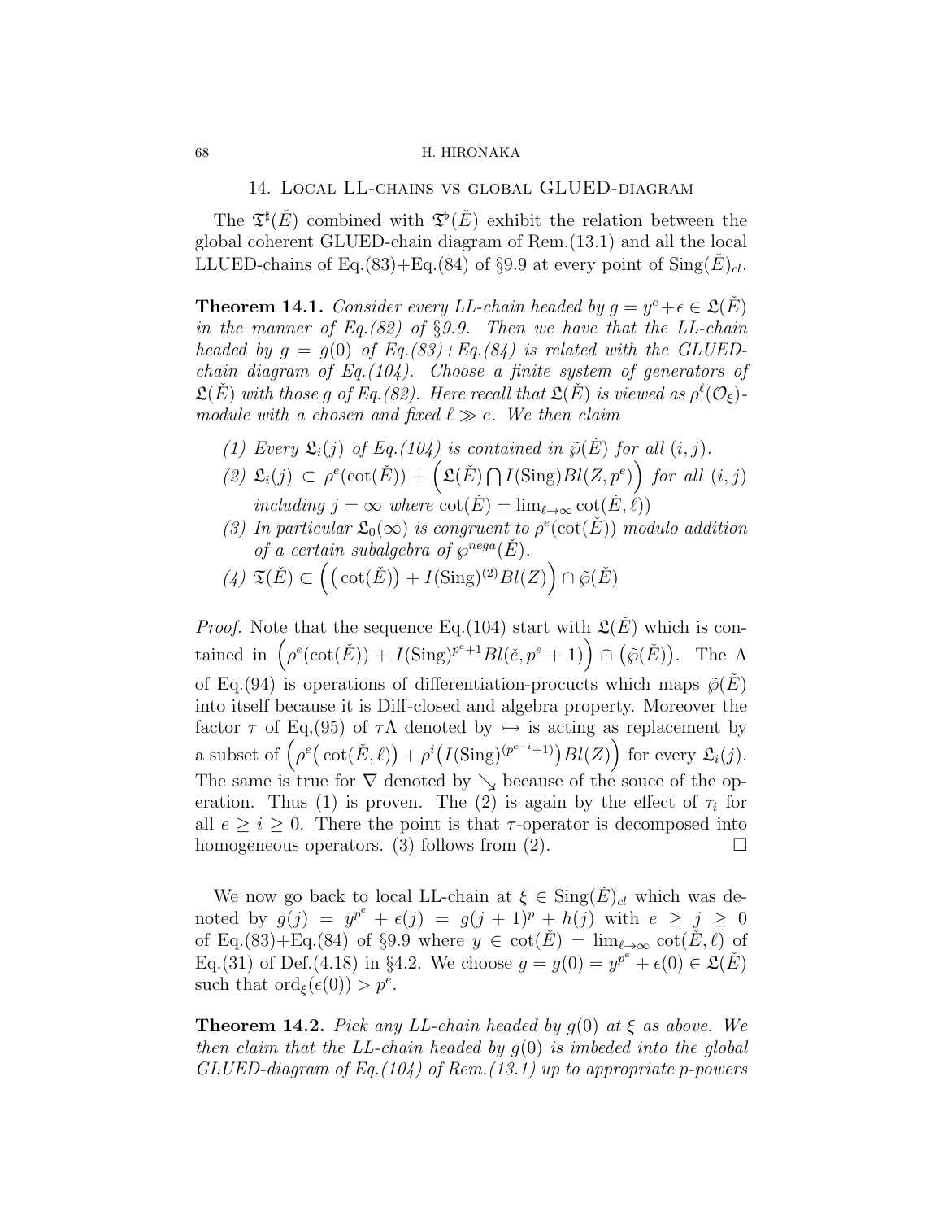## 14. Local LL-chains vs global GLUED-diagram

The $\mathfrak{T}^\sharp(\check{E})$ combined with $\mathfrak{T}^\flat(\check{E})$ exhibit the relation between the global coherent GLUED-chain diagram of Rem.(13.1) and all the local LLUED-chains of Eq.(83)+Eq.(84) of §9.9 at every point of $\mathrm{Sing}(\check{E})_{cl}$.

**Theorem 14.1.** *Consider every LL-chain headed by $g = y^e + \epsilon \in \mathfrak{L}(\check{E})$ in the manner of Eq.(82) of §9.9. Then we have that the LL-chain headed by $g = g(0)$ of Eq.(83)+Eq.(84) is related with the GLUED-chain diagram of Eq.(104). Choose a finite system of generators of $\mathfrak{L}(\check{E})$ with those $g$ of Eq.(82). Here recall that $\mathfrak{L}(\check{E})$ is viewed as $\rho^\ell(\mathcal{O}_\xi)$-module with a chosen and fixed $\ell \gg e$. We then claim*

1. *Every $\mathfrak{L}_i(j)$ of Eq.(104) is contained in $\tilde{\wp}(\check{E})$ for all $(i,j)$.*
2. *$\mathfrak{L}_i(j) \subset \rho^e(\cot(\check{E})) + \Big(\mathfrak{L}(\check{E}) \bigcap I(\mathrm{Sing})Bl(Z,p^e)\Big)$ for all $(i,j)$ including $j = \infty$ where $\cot(\check{E}) = \lim_{\ell\to\infty}\cot(\check{E},\ell))$*
3. *In particular $\mathfrak{L}_0(\infty)$ is congruent to $\rho^e(\cot(\check{E}))$ modulo addition of a certain subalgebra of $\wp^{nega}(\check{E})$.*
4. *$\mathfrak{T}(\check{E}) \subset \Big(\big(\cot(\check{E})\big) + I(\mathrm{Sing})^{(2)}Bl(Z)\Big) \cap \tilde{\wp}(\check{E})$*

*Proof.* Note that the sequence Eq.(104) start with $\mathfrak{L}(\check{E})$ which is contained in $\Big(\rho^e(\cot(\check{E})) + I(\mathrm{Sing})^{p^e+1}Bl(\check{e}, p^e+1)\Big) \cap \big(\tilde{\wp}(\check{E})\big)$. The $\Lambda$ of Eq.(94) is operations of differentiation-procucts which maps $\tilde{\wp}(\check{E})$ into itself because it is Diff-closed and algebra property. Moreover the factor $\tau$ of Eq,(95) of $\tau\Lambda$ denoted by $\rightarrowtail$ is acting as replacement by a subset of $\Big(\rho^e\big(\cot(\check{E},\ell)\big) + \rho^i\big(I(\mathrm{Sing})^{(p^{e-i}+1)}\big)Bl(Z)\Big)$ for every $\mathfrak{L}_i(j)$. The same is true for $\nabla$ denoted by $\searrow$ because of the souce of the operation. Thus (1) is proven. The (2) is again by the effect of $\tau_i$ for all $e \ge i \ge 0$. There the point is that $\tau$-operator is decomposed into homogeneous operators. (3) follows from (2). $\square$

We now go back to local LL-chain at $\xi \in \mathrm{Sing}(\check{E})_{cl}$ which was denoted by $g(j) = y^{p^e} + \epsilon(j) = g(j+1)^p + h(j)$ with $e \ge j \ge 0$ of Eq.(83)+Eq.(84) of §9.9 where $y \in \cot(\check{E}) = \lim_{\ell\to\infty}\cot(\check{E},\ell)$ of Eq.(31) of Def.(4.18) in §4.2. We choose $g = g(0) = y^{p^e} + \epsilon(0) \in \mathfrak{L}(\check{E})$ such that $\mathrm{ord}_\xi(\epsilon(0)) > p^e$.

**Theorem 14.2.** *Pick any LL-chain headed by $g(0)$ at $\xi$ as above. We then claim that the LL-chain headed by $g(0)$ is imbeded into the global GLUED-diagram of Eq.(104) of Rem.(13.1) up to appropriate p-powers*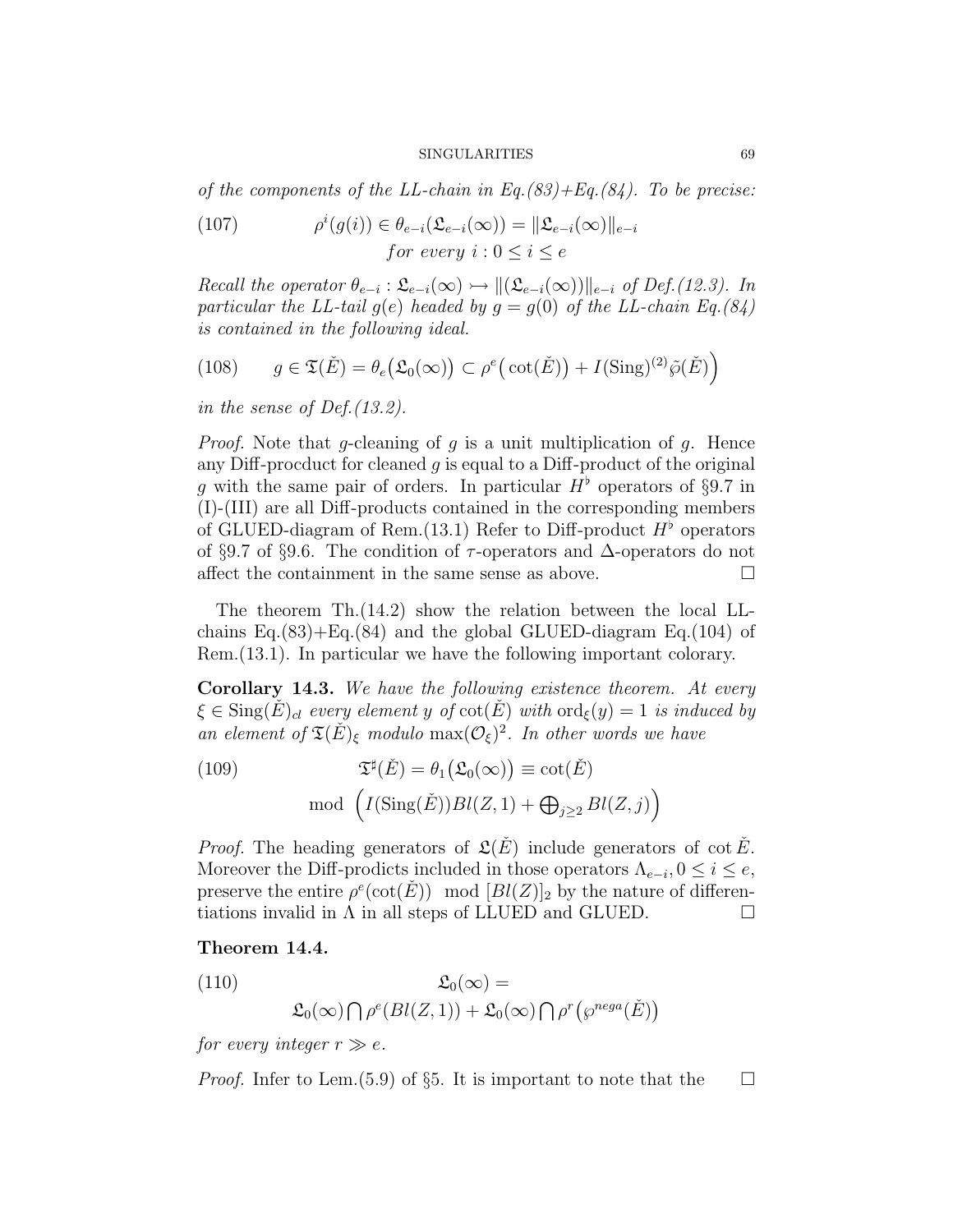*of the components of the LL-chain in Eq.(83)+Eq.(84). To be precise:*

$$\rho^i(g(i)) \in \theta_{e-i}(\mathfrak{L}_{e-i}(\infty)) = \|\mathfrak{L}_{e-i}(\infty)\|_{e-i} \quad \text{for every } i : 0 \le i \le e \tag{107}$$

*Recall the operator $\theta_{e-i} : \mathfrak{L}_{e-i}(\infty) \rightarrowtail \|(\mathfrak{L}_{e-i}(\infty))\|_{e-i}$ of Def.(12.3). In particular the LL-tail $g(e)$ headed by $g = g(0)$ of the LL-chain Eq.(84) is contained in the following ideal.*

$$g \in \mathfrak{T}(\check{E}) = \theta_e\big(\mathfrak{L}_0(\infty)\big) \subset \rho^e\Big(\operatorname{cot}(\check{E})\big) + I(\operatorname{Sing})^{(2)}\tilde{\wp}(\check{E})\Big) \tag{108}$$

*in the sense of Def.(13.2).*

*Proof.* Note that $g$-cleaning of $g$ is a unit multiplication of $g$. Hence any Diff-procduct for cleaned $g$ is equal to a Diff-product of the original $g$ with the same pair of orders. In particular $H^\flat$ operators of §9.7 in (I)-(III) are all Diff-products contained in the corresponding members of GLUED-diagram of Rem.(13.1) Refer to Diff-product $H^\flat$ operators of §9.7 of §9.6. The condition of $\tau$-operators and $\Delta$-operators do not affect the containment in the same sense as above. $\square$

The theorem Th.(14.2) show the relation between the local LL-chains Eq.(83)+Eq.(84) and the global GLUED-diagram Eq.(104) of Rem.(13.1). In particular we have the following important colorary.

**Corollary 14.3.** *We have the following existence theorem. At every $\xi \in \operatorname{Sing}(\check{E})_{cl}$ every element $y$ of $\operatorname{cot}(\check{E})$ with $\operatorname{ord}_\xi(y) = 1$ is induced by an element of $\mathfrak{T}(\check{E})_\xi$ modulo $\max(\mathcal{O}_\xi)^2$. In other words we have*

$$\mathfrak{T}^\sharp(\check{E}) = \theta_1\big(\mathfrak{L}_0(\infty)\big) \equiv \operatorname{cot}(\check{E}) \quad \operatorname{mod}\ \Big(I(\operatorname{Sing}(\check{E}))Bl(Z,1) + \textstyle\bigoplus_{j\ge 2} Bl(Z,j)\Big) \tag{109}$$

*Proof.* The heading generators of $\mathfrak{L}(\check{E})$ include generators of $\operatorname{cot}\check{E}$. Moreover the Diff-prodicts included in those operators $\Lambda_{e-i}, 0 \le i \le e$, preserve the entire $\rho^e(\operatorname{cot}(\check{E}))\ \ \operatorname{mod}\ [Bl(Z)]_2$ by the nature of differentiations invalid in $\Lambda$ in all steps of LLUED and GLUED. $\square$

**Theorem 14.4.**

$$\mathfrak{L}_0(\infty) = \mathfrak{L}_0(\infty) \bigcap \rho^e(Bl(Z,1)) + \mathfrak{L}_0(\infty) \bigcap \rho^r\big(\wp^{nega}(\check{E})\big) \tag{110}$$

*for every integer $r \gg e$.*

*Proof.* Infer to Lem.(5.9) of §5. It is important to note that the $\square$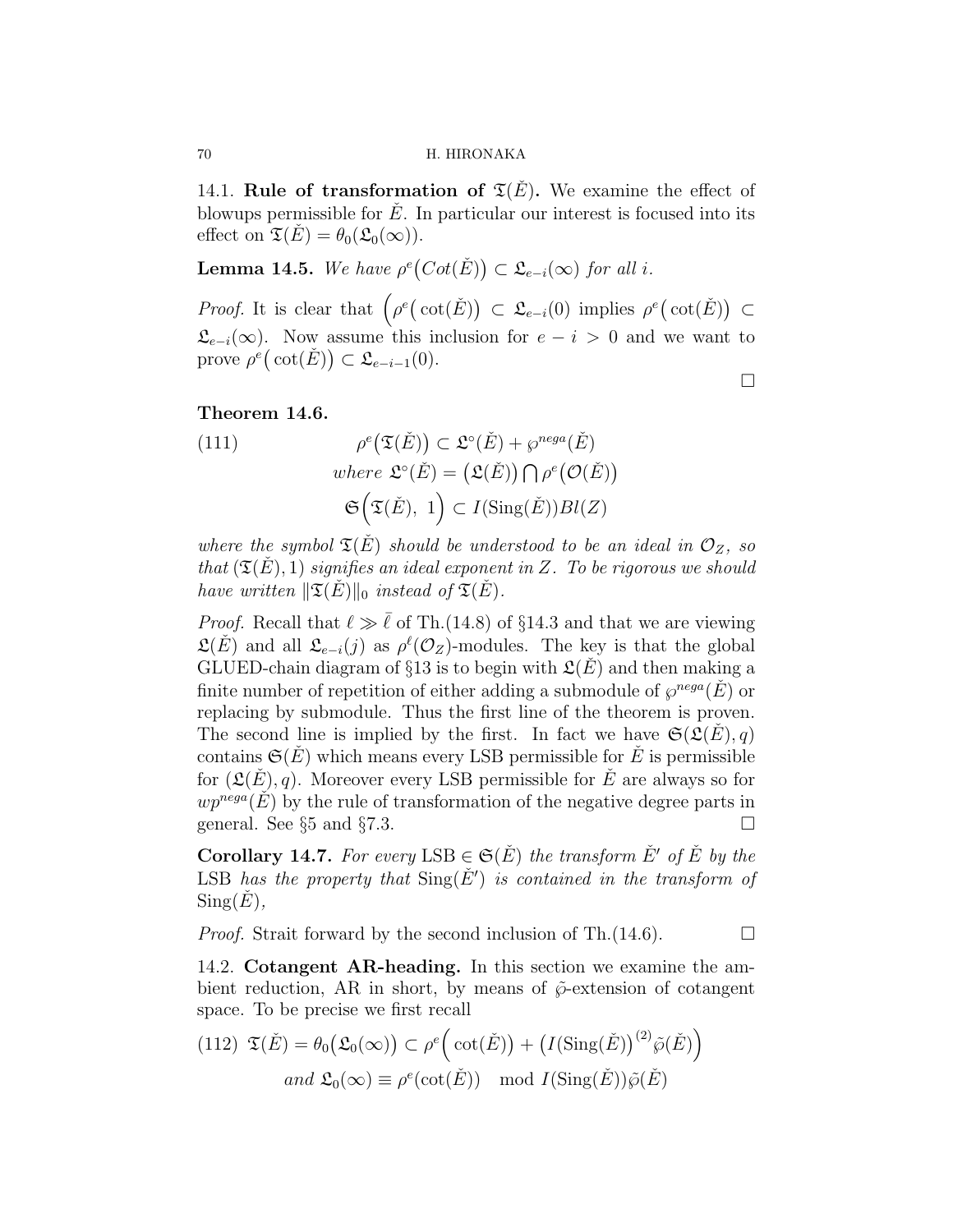14.1. **Rule of transformation of $\mathfrak{T}(\check{E})$.** We examine the effect of blowups permissible for $\check{E}$. In particular our interest is focused into its effect on $\mathfrak{T}(\check{E}) = \theta_0(\mathfrak{L}_0(\infty))$.

**Lemma 14.5.** *We have $\rho^e\big(Cot(\check{E})\big) \subset \mathfrak{L}_{e-i}(\infty)$ for all $i$.*

*Proof.* It is clear that $\Big(\rho^e\big(\cot(\check{E})\big) \subset \mathfrak{L}_{e-i}(0)$ implies $\rho^e\big(\cot(\check{E})\big) \subset \mathfrak{L}_{e-i}(\infty)$. Now assume this inclusion for $e-i > 0$ and we want to prove $\rho^e\big(\cot(\check{E})\big) \subset \mathfrak{L}_{e-i-1}(0)$. □

**Theorem 14.6.**

$$
\begin{aligned}
(111) \qquad & \rho^e\big(\mathfrak{T}(\check{E})\big) \subset \mathfrak{L}^\circ(\check{E}) + \wp^{nega}(\check{E}) \\
& where\ \mathfrak{L}^\circ(\check{E}) = \big(\mathfrak{L}(\check{E})\big) \bigcap \rho^e\big(\mathcal{O}(\check{E})\big) \\
& \mathfrak{S}\Big(\mathfrak{T}(\check{E}),\ 1\Big) \subset I(\mathrm{Sing}(\check{E}))Bl(Z)
\end{aligned}
$$

*where the symbol $\mathfrak{T}(\check{E})$ should be understood to be an ideal in $\mathcal{O}_Z$, so that $(\mathfrak{T}(\check{E}), 1)$ signifies an ideal exponent in $Z$. To be rigorous we should have written $\|\mathfrak{T}(\check{E})\|_0$ instead of $\mathfrak{T}(\check{E})$.*

*Proof.* Recall that $\ell \gg \bar{\ell}$ of Th.(14.8) of §14.3 and that we are viewing $\mathfrak{L}(\check{E})$ and all $\mathfrak{L}_{e-i}(j)$ as $\rho^\ell(\mathcal{O}_Z)$-modules. The key is that the global GLUED-chain diagram of §13 is to begin with $\mathfrak{L}(\check{E})$ and then making a finite number of repetition of either adding a submodule of $\wp^{nega}(\check{E})$ or replacing by submodule. Thus the first line of the theorem is proven. The second line is implied by the first. In fact we have $\mathfrak{S}(\mathfrak{L}(\check{E}), q)$ contains $\mathfrak{S}(\check{E})$ which means every LSB permissible for $\check{E}$ is permissible for $(\mathfrak{L}(\check{E}), q)$. Moreover every LSB permissible for $\check{E}$ are always so for $wp^{nega}(\check{E})$ by the rule of transformation of the negative degree parts in general. See §5 and §7.3. □

**Corollary 14.7.** *For every* LSB $\in \mathfrak{S}(\check{E})$ *the transform $\check{E}'$ of $\check{E}$ by the* LSB *has the property that $\mathrm{Sing}(\check{E}')$ is contained in the transform of $\mathrm{Sing}(\check{E})$,*

*Proof.* Strait forward by the second inclusion of Th.(14.6). □

14.2. **Cotangent AR-heading.** In this section we examine the ambient reduction, AR in short, by means of $\tilde{\wp}$-extension of cotangent space. To be precise we first recall

$$
\begin{aligned}
(112) \quad & \mathfrak{T}(\check{E}) = \theta_0\big(\mathfrak{L}_0(\infty)\big) \subset \rho^e\Big(\cot(\check{E})\big) + \big(I(\mathrm{Sing}(\check{E})\big)^{(2)}\tilde{\wp}(\check{E})\Big) \\
& and\ \mathfrak{L}_0(\infty) \equiv \rho^e(\cot(\check{E})) \mod I(\mathrm{Sing}(\check{E}))\tilde{\wp}(\check{E})
\end{aligned}
$$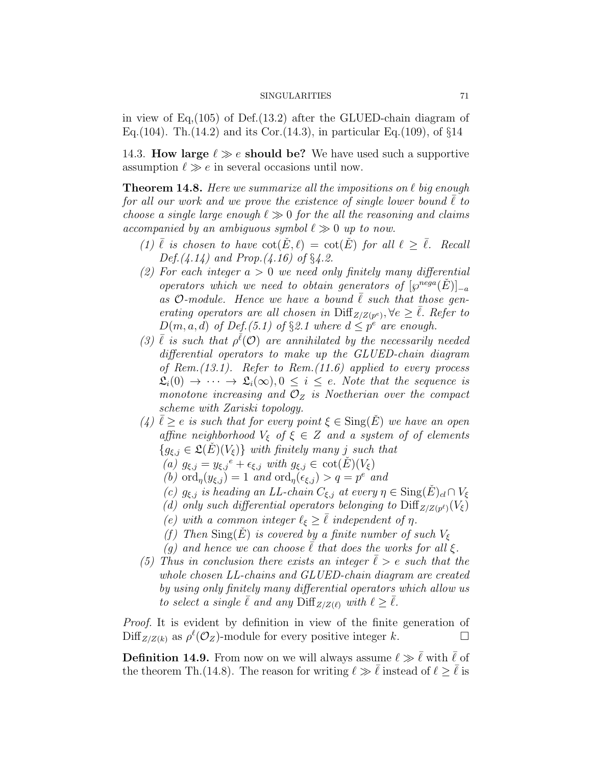in view of Eq,(105) of Def.(13.2) after the GLUED-chain diagram of Eq.(104). Th.(14.2) and its Cor.(14.3), in particular Eq.(109), of §14

14.3. **How large $\ell \gg e$ should be?** We have used such a supportive assumption $\ell \gg e$ in several occasions until now.

**Theorem 14.8.** *Here we summarize all the impositions on $\ell$ big enough for all our work and we prove the existence of single lower bound $\bar{\ell}$ to choose a single large enough $\ell \gg 0$ for the all the reasoning and claims accompanied by an ambiguous symbol $\ell \gg 0$ up to now.*

1. *$\bar{\ell}$ is chosen to have $\cot(\check{E}, \ell) = \cot(\check{E})$ for all $\ell \geq \bar{\ell}$. Recall Def.(4.14) and Prop.(4.16) of §4.2.*
2. *For each integer $a > 0$ we need only finitely many differential operators which we need to obtain generators of $[\wp^{nega}(\check{E})]_{-a}$ as $\mathcal{O}$-module. Hence we have a bound $\bar{\ell}$ such that those generating operators are all chosen in $\mathrm{Diff}_{Z/Z(p^e)}, \forall e \geq \bar{\ell}$. Refer to $D(m, a, d)$ of Def.(5.1) of §2.1 where $d \leq p^e$ are enough.*
3. *$\bar{\ell}$ is such that $\rho^{\bar{\ell}}(\mathcal{O})$ are annihilated by the necessarily needed differential operators to make up the GLUED-chain diagram of Rem.(13.1). Refer to Rem.(11.6) applied to every process $\mathfrak{L}_i(0) \to \cdots \to \mathfrak{L}_i(\infty), 0 \leq i \leq e$. Note that the sequence is monotone increasing and $\mathcal{O}_Z$ is Noetherian over the compact scheme with Zariski topology.*
4. *$\bar{\ell} \geq e$ is such that for every point $\xi \in \mathrm{Sing}(\check{E})$ we have an open affine neighborhood $V_\xi$ of $\xi \in Z$ and a system of of elements $\{g_{\xi,j} \in \mathfrak{L}(\check{E})(V_\xi)\}$ with finitely many $j$ such that*
   - *(a) $g_{\xi,j} = {y_{\xi,j}}^e + \epsilon_{\xi,j}$ with $g_{\xi,j} \in \cot(\check{E})(V_\xi)$*
   - *(b) $\mathrm{ord}_\eta(y_{\xi,j}) = 1$ and $\mathrm{ord}_\eta(\epsilon_{\xi,j}) > q = p^e$ and*
   - *(c) $g_{\xi,j}$ is heading an LL-chain $C_{\xi,j}$ at every $\eta \in \mathrm{Sing}(\check{E})_{cl} \cap V_\xi$*
   - *(d) only such differential operators belonging to $\mathrm{Diff}_{Z/Z(p^\ell)}(V_\xi)$*
   - *(e) with a common integer $\ell_\xi \geq \bar{\ell}$ independent of $\eta$.*
   - *(f) Then $\mathrm{Sing}(\check{E})$ is covered by a finite number of such $V_\xi$*
   - *(g) and hence we can choose $\bar{\ell}$ that does the works for all $\xi$.*
5. *Thus in conclusion there exists an integer $\bar{\ell} > e$ such that the whole chosen LL-chains and GLUED-chain diagram are created by using only finitely many differential operators which allow us to select a single $\bar{\ell}$ and any $\mathrm{Diff}_{Z/Z(\ell)}$ with $\ell \geq \bar{\ell}$.*

*Proof.* It is evident by definition in view of the finite generation of $\mathrm{Diff}_{Z/Z(k)}$ as $\rho^\ell(\mathcal{O}_Z)$-module for every positive integer $k$. □

**Definition 14.9.** From now on we will always assume $\ell \gg \bar{\ell}$ with $\bar{\ell}$ of the theorem Th.(14.8). The reason for writing $\ell \gg \bar{\ell}$ instead of $\ell \geq \bar{\ell}$ is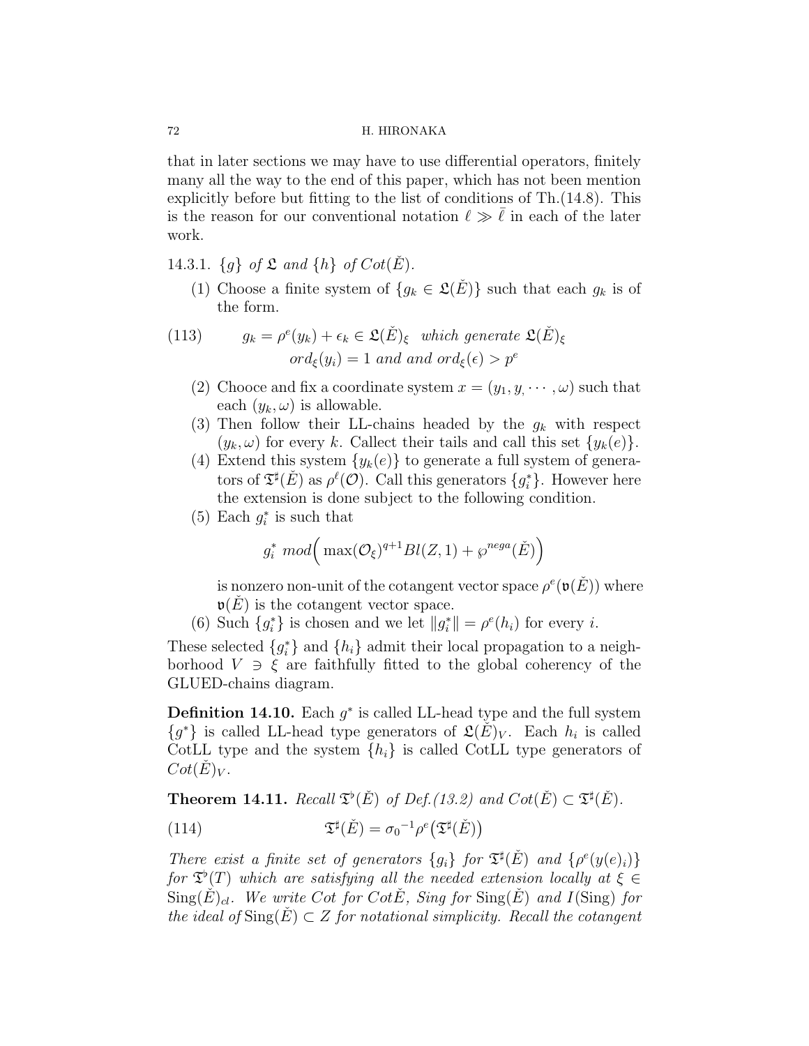that in later sections we may have to use differential operators, finitely many all the way to the end of this paper, which has not been mention explicitly before but fitting to the list of conditions of Th.(14.8). This is the reason for our conventional notation $\ell \gg \bar{\ell}$ in each of the later work.

14.3.1. *$\{g\}$ of $\mathfrak{L}$ and $\{h\}$ of $Cot(\check{E})$.*

(1) Choose a finite system of $\{g_k \in \mathfrak{L}(\check{E})\}$ such that each $g_k$ is of the form.

$$g_k = \rho^e(y_k) + \epsilon_k \in \mathfrak{L}(\check{E})_\xi \quad \textit{which generate } \mathfrak{L}(\check{E})_\xi \tag{113}$$
$$ord_\xi(y_i) = 1 \textit{ and and } ord_\xi(\epsilon) > p^e$$

(2) Chooce and fix a coordinate system $x = (y_1, y, \cdots, \omega)$ such that each $(y_k, \omega)$ is allowable.

(3) Then follow their LL-chains headed by the $g_k$ with respect $(y_k, \omega)$ for every $k$. Callect their tails and call this set $\{y_k(e)\}$.

(4) Extend this system $\{y_k(e)\}$ to generate a full system of generators of $\mathfrak{T}^\sharp(\check{E})$ as $\rho^\ell(\mathcal{O})$. Call this generators $\{g_i^*\}$. However here the extension is done subject to the following condition.

(5) Each $g_i^*$ is such that

$$g_i^* \ mod\Big(\max(\mathcal{O}_\xi)^{q+1} Bl(Z,1) + \wp^{nega}(\check{E})\Big)$$

is nonzero non-unit of the cotangent vector space $\rho^e(\mathfrak{v}(\check{E}))$ where $\mathfrak{v}(\check{E})$ is the cotangent vector space.

(6) Such $\{g_i^*\}$ is chosen and we let $\|g_i^*\| = \rho^e(h_i)$ for every $i$.

These selected $\{g_i^*\}$ and $\{h_i\}$ admit their local propagation to a neighborhood $V \ni \xi$ are faithfully fitted to the global coherency of the GLUED-chains diagram.

**Definition 14.10.** Each $g^*$ is called LL-head type and the full system $\{g^*\}$ is called LL-head type generators of $\mathfrak{L}(\check{E})_V$. Each $h_i$ is called CotLL type and the system $\{h_i\}$ is called CotLL type generators of $Cot(\check{E})_V$.

**Theorem 14.11.** *Recall $\mathfrak{T}^\flat(\check{E})$ of Def.(13.2) and $Cot(\check{E}) \subset \mathfrak{T}^\sharp(\check{E})$.*

$$\mathfrak{T}^\sharp(\check{E}) = {\sigma_0}^{-1}\rho^e\big(\mathfrak{T}^\sharp(\check{E})\big) \tag{114}$$

*There exist a finite set of generators $\{g_i\}$ for $\mathfrak{T}^\sharp(\check{E})$ and $\{\rho^e(y(e)_i)\}$ for $\mathfrak{T}^\flat(T)$ which are satisfying all the needed extension locally at $\xi \in \mathrm{Sing}(\check{E})_{cl}$. We write Cot for $Cot\check{E}$, Sing for $\mathrm{Sing}(\check{E})$ and $I(\mathrm{Sing})$ for the ideal of $\mathrm{Sing}(\check{E}) \subset Z$ for notational simplicity. Recall the cotangent*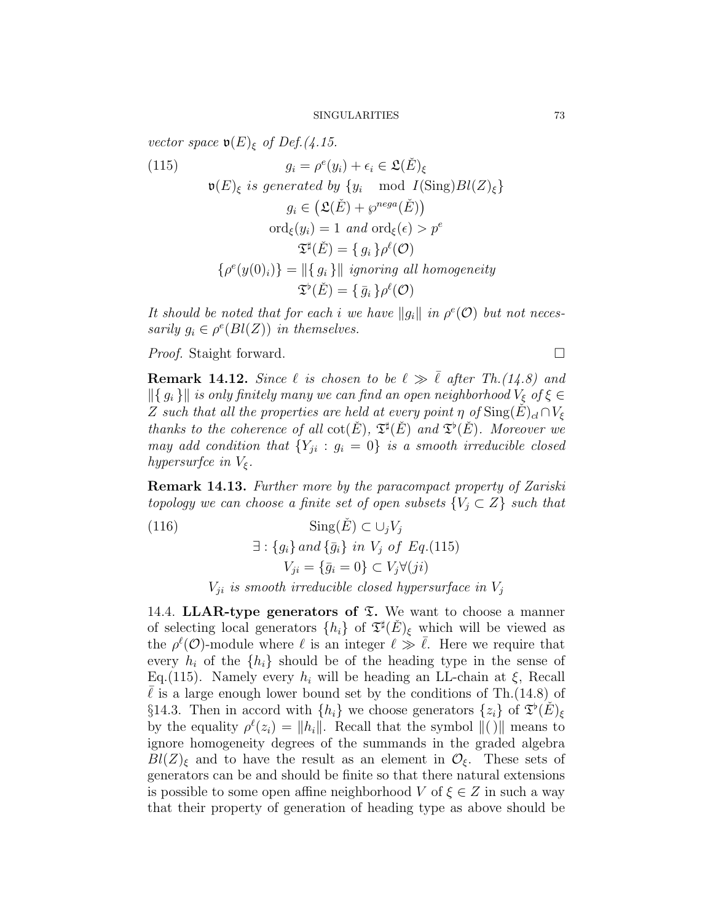*vector space* $\mathfrak{v}(E)_\xi$ *of Def.(4.15.*

$$
\begin{aligned}
(115) \qquad & g_i = \rho^e(y_i) + \epsilon_i \in \mathfrak{L}(\check{E})_\xi \\
& \mathfrak{v}(E)_\xi \text{ is generated by } \{y_i \mod I(\mathrm{Sing})Bl(Z)_\xi\} \\
& g_i \in \left(\mathfrak{L}(\check{E}) + \wp^{nega}(\check{E})\right) \\
& \mathrm{ord}_\xi(y_i) = 1 \text{ and } \mathrm{ord}_\xi(\epsilon) > p^e \\
& \mathfrak{T}^\sharp(\check{E}) = \{\, g_i \,\}\rho^\ell(\mathcal{O}) \\
& \{\rho^e(y(0)_i)\} = \|\{\, g_i \,\}\| \text{ ignoring all homogeneity} \\
& \mathfrak{T}^\flat(\check{E}) = \{\, \bar{g}_i \,\}\rho^\ell(\mathcal{O})
\end{aligned}
$$

*It should be noted that for each* $i$ *we have* $\|g_i\|$ *in* $\rho^e(\mathcal{O})$ *but not necessarily* $g_i \in \rho^e(Bl(Z))$ *in themselves.*

*Proof.* Staight forward. □

**Remark 14.12.** *Since* $\ell$ *is chosen to be* $\ell \gg \bar{\ell}$ *after Th.(14.8) and* $\|\{\, g_i \,\}\|$ *is only finitely many we can find an open neighborhood* $V_\xi$ *of* $\xi \in Z$ *such that all the properties are held at every point* $\eta$ *of* $\mathrm{Sing}(\check{E})_{cl} \cap V_\xi$ *thanks to the coherence of all* $\cot(\check{E})$*,* $\mathfrak{T}^\sharp(\check{E})$ *and* $\mathfrak{T}^\flat(\check{E})$*. Moreover we may add condition that* $\{Y_{ji} : g_i = 0\}$ *is a smooth irreducible closed hypersurfce in* $V_\xi$*.*

**Remark 14.13.** *Further more by the paracompact property of Zariski topology we can choose a finite set of open subsets* $\{V_j \subset Z\}$ *such that*

$$
\begin{aligned}
(116) \qquad & \mathrm{Sing}(\check{E}) \subset \cup_j V_j \\
& \exists : \{g_i\} \text{ and } \{\bar{g}_i\} \text{ in } V_j \text{ of } Eq.(115) \\
& V_{ji} = \{\bar{g}_i = 0\} \subset V_j \forall (ji) \\
& V_{ji} \text{ is smooth irreducible closed hypersurface in } V_j
\end{aligned}
$$

14.4. **LLAR-type generators of $\mathfrak{T}$.** We want to choose a manner of selecting local generators $\{h_i\}$ of $\mathfrak{T}^\sharp(\check{E})_\xi$ which will be viewed as the $\rho^\ell(\mathcal{O})$-module where $\ell$ is an integer $\ell \gg \bar{\ell}$. Here we require that every $h_i$ of the $\{h_i\}$ should be of the heading type in the sense of Eq.(115). Namely every $h_i$ will be heading an LL-chain at $\xi$, Recall $\bar{\ell}$ is a large enough lower bound set by the conditions of Th.(14.8) of §14.3. Then in accord with $\{h_i\}$ we choose generators $\{z_i\}$ of $\mathfrak{T}^\flat(\check{E})_\xi$ by the equality $\rho^\ell(z_i) = \|h_i\|$. Recall that the symbol $\|()\|$ means to ignore homogeneity degrees of the summands in the graded algebra $Bl(Z)_\xi$ and to have the result as an element in $\mathcal{O}_\xi$. These sets of generators can be and should be finite so that there natural extensions is possible to some open affine neighborhood $V$ of $\xi \in Z$ in such a way that their property of generation of heading type as above should be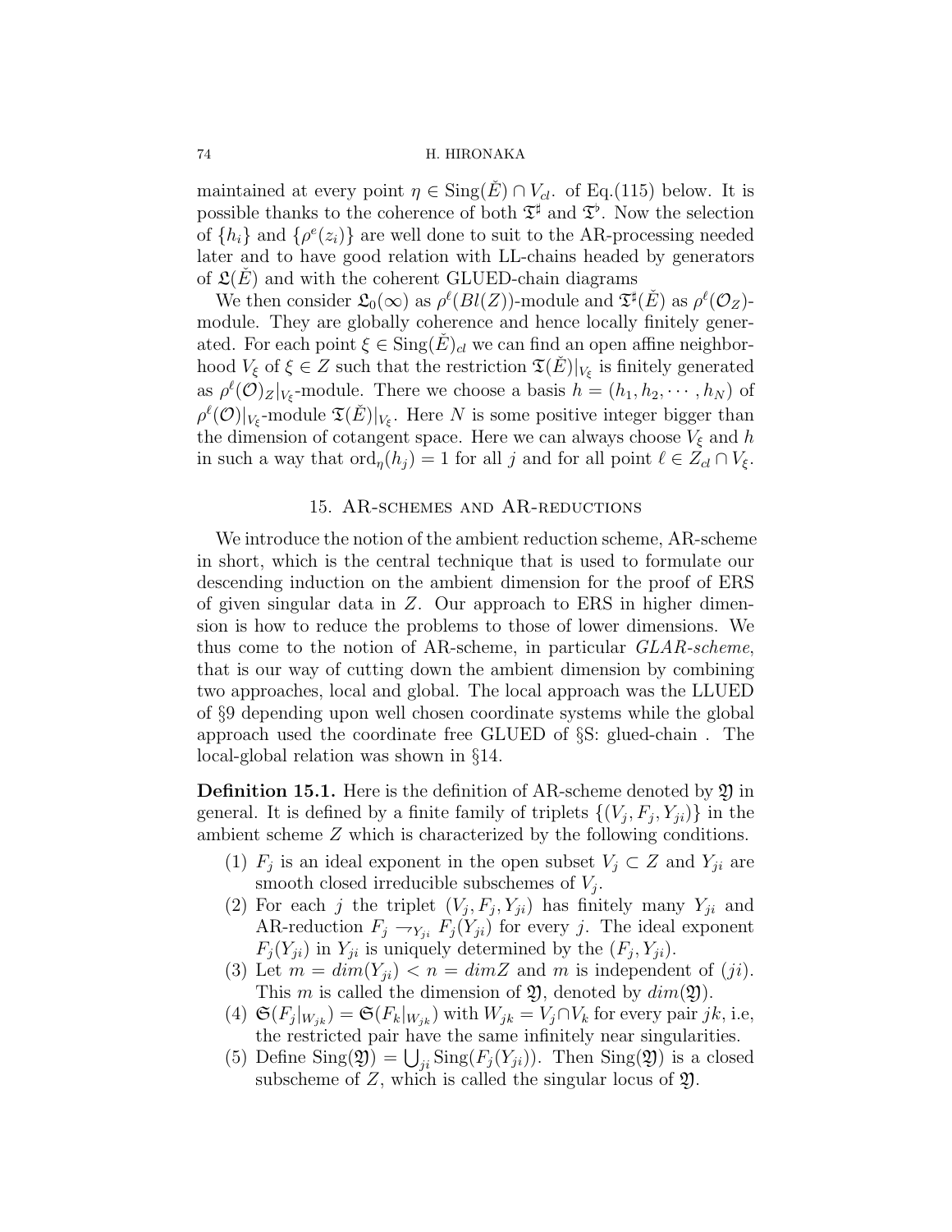maintained at every point $\eta \in \mathrm{Sing}(\check{E}) \cap V_{cl}$. of Eq.(115) below. It is possible thanks to the coherence of both $\mathfrak{T}^\sharp$ and $\mathfrak{T}^\flat$. Now the selection of $\{h_i\}$ and $\{\rho^e(z_i)\}$ are well done to suit to the AR-processing needed later and to have good relation with LL-chains headed by generators of $\mathfrak{L}(\check{E})$ and with the coherent GLUED-chain diagrams

We then consider $\mathfrak{L}_0(\infty)$ as $\rho^\ell(Bl(Z))$-module and $\mathfrak{T}^\sharp(\check{E})$ as $\rho^\ell(\mathcal{O}_Z)$-module. They are globally coherence and hence locally finitely generated. For each point $\xi \in \mathrm{Sing}(\check{E})_{cl}$ we can find an open affine neighborhood $V_\xi$ of $\xi \in Z$ such that the restriction $\mathfrak{T}(\check{E})|_{V_\xi}$ is finitely generated as $\rho^\ell(\mathcal{O})_Z|_{V_\xi}$-module. There we choose a basis $h = (h_1, h_2, \cdots, h_N)$ of $\rho^\ell(\mathcal{O})|_{V_\xi}$-module $\mathfrak{T}(\check{E})|_{V_\xi}$. Here $N$ is some positive integer bigger than the dimension of cotangent space. Here we can always choose $V_\xi$ and $h$ in such a way that $\mathrm{ord}_\eta(h_j) = 1$ for all $j$ and for all point $\ell \in Z_{cl} \cap V_\xi$.

## 15. AR-schemes and AR-reductions

We introduce the notion of the ambient reduction scheme, AR-scheme in short, which is the central technique that is used to formulate our descending induction on the ambient dimension for the proof of ERS of given singular data in $Z$. Our approach to ERS in higher dimension is how to reduce the problems to those of lower dimensions. We thus come to the notion of AR-scheme, in particular *GLAR-scheme*, that is our way of cutting down the ambient dimension by combining two approaches, local and global. The local approach was the LLUED of §9 depending upon well chosen coordinate systems while the global approach used the coordinate free GLUED of §S: glued-chain . The local-global relation was shown in §14.

**Definition 15.1.** Here is the definition of AR-scheme denoted by $\mathfrak{Y}$ in general. It is defined by a finite family of triplets $\{(V_j, F_j, Y_{ji})\}$ in the ambient scheme $Z$ which is characterized by the following conditions.

1. $F_j$ is an ideal exponent in the open subset $V_j \subset Z$ and $Y_{ji}$ are smooth closed irreducible subschemes of $V_j$.
2. For each $j$ the triplet $(V_j, F_j, Y_{ji})$ has finitely many $Y_{ji}$ and AR-reduction $F_j \rightharpoondown_{Y_{ji}} F_j(Y_{ji})$ for every $j$. The ideal exponent $F_j(Y_{ji})$ in $Y_{ji}$ is uniquely determined by the $(F_j, Y_{ji})$.
3. Let $m = dim(Y_{ji}) < n = dim Z$ and $m$ is independent of $(ji)$. This $m$ is called the dimension of $\mathfrak{Y}$, denoted by $dim(\mathfrak{Y})$.
4. $\mathfrak{S}(F_j|_{W_{jk}}) = \mathfrak{S}(F_k|_{W_{jk}})$ with $W_{jk} = V_j \cap V_k$ for every pair $jk$, i.e, the restricted pair have the same infinitely near singularities.
5. Define $\mathrm{Sing}(\mathfrak{Y}) = \bigcup_{ji} \mathrm{Sing}(F_j(Y_{ji}))$. Then $\mathrm{Sing}(\mathfrak{Y})$ is a closed subscheme of $Z$, which is called the singular locus of $\mathfrak{Y}$.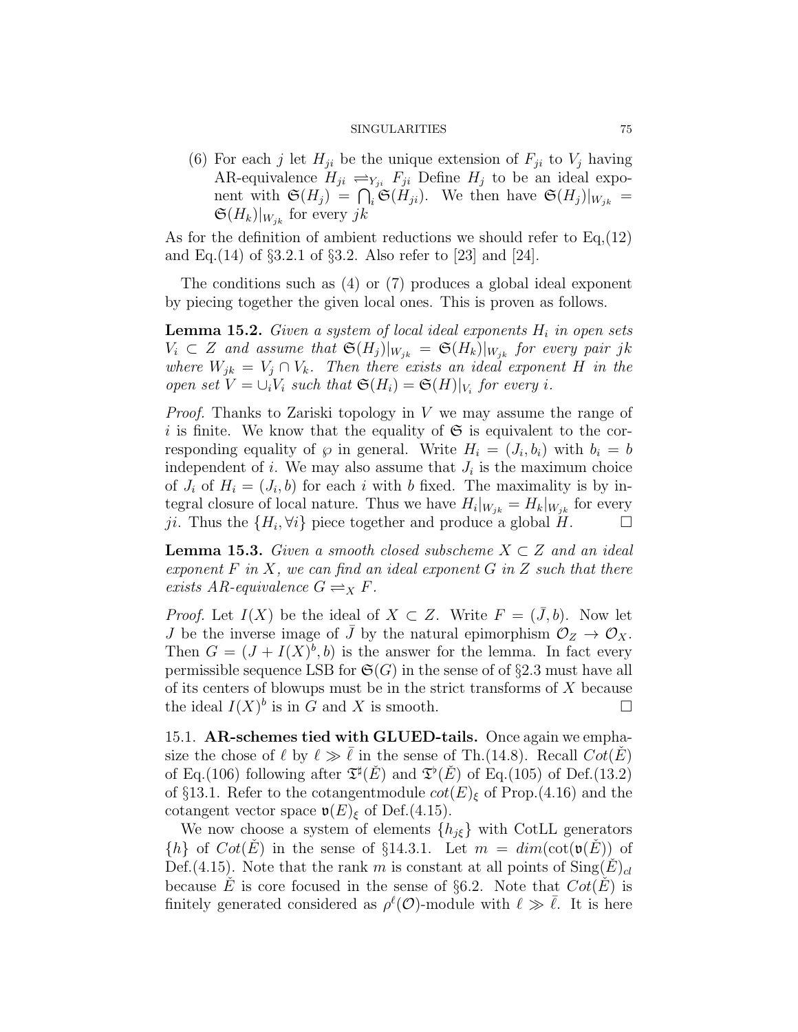(6) For each $j$ let $H_{ji}$ be the unique extension of $F_{ji}$ to $V_j$ having AR-equivalence $H_{ji} \rightleftharpoons_{Y_{ji}} F_{ji}$ Define $H_j$ to be an ideal exponent with $\mathfrak{S}(H_j) = \bigcap_i \mathfrak{S}(H_{ji})$. We then have $\mathfrak{S}(H_j)|_{W_{jk}} = \mathfrak{S}(H_k)|_{W_{jk}}$ for every $jk$

As for the definition of ambient reductions we should refer to Eq,(12) and Eq.(14) of §3.2.1 of §3.2. Also refer to [23] and [24].

The conditions such as (4) or (7) produces a global ideal exponent by piecing together the given local ones. This is proven as follows.

**Lemma 15.2.** *Given a system of local ideal exponents $H_i$ in open sets $V_i \subset Z$ and assume that $\mathfrak{S}(H_j)|_{W_{jk}} = \mathfrak{S}(H_k)|_{W_{jk}}$ for every pair $jk$ where $W_{jk} = V_j \cap V_k$. Then there exists an ideal exponent $H$ in the open set $V = \cup_i V_i$ such that $\mathfrak{S}(H_i) = \mathfrak{S}(H)|_{V_i}$ for every $i$.*

*Proof.* Thanks to Zariski topology in $V$ we may assume the range of $i$ is finite. We know that the equality of $\mathfrak{S}$ is equivalent to the corresponding equality of $\wp$ in general. Write $H_i = (J_i, b_i)$ with $b_i = b$ independent of $i$. We may also assume that $J_i$ is the maximum choice of $J_i$ of $H_i = (J_i, b)$ for each $i$ with $b$ fixed. The maximality is by integral closure of local nature. Thus we have $H_i|_{W_{jk}} = H_k|_{W_{jk}}$ for every $ji$. Thus the $\{H_i, \forall i\}$ piece together and produce a global $H$. $\square$

**Lemma 15.3.** *Given a smooth closed subscheme $X \subset Z$ and an ideal exponent $F$ in $X$, we can find an ideal exponent $G$ in $Z$ such that there exists AR-equivalence $G \rightleftharpoons_X F$.*

*Proof.* Let $I(X)$ be the ideal of $X \subset Z$. Write $F = (\bar{J}, b)$. Now let $J$ be the inverse image of $\bar{J}$ by the natural epimorphism $\mathcal{O}_Z \to \mathcal{O}_X$. Then $G = (J + I(X)^b, b)$ is the answer for the lemma. In fact every permissible sequence LSB for $\mathfrak{S}(G)$ in the sense of of §2.3 must have all of its centers of blowups must be in the strict transforms of $X$ because the ideal $I(X)^b$ is in $G$ and $X$ is smooth. $\square$

15.1. **AR-schemes tied with GLUED-tails.** Once again we emphasize the chose of $\ell$ by $\ell \gg \bar{\ell}$ in the sense of Th.(14.8). Recall $Cot(\check{E})$ of Eq.(106) following after $\mathfrak{T}^\sharp(\check{E})$ and $\mathfrak{T}^\flat(\check{E})$ of Eq.(105) of Def.(13.2) of §13.1. Refer to the cotangentmodule $cot(E)_\xi$ of Prop.(4.16) and the cotangent vector space $\mathfrak{v}(E)_\xi$ of Def.(4.15).

We now choose a system of elements $\{h_{j\xi}\}$ with CotLL generators $\{h\}$ of $Cot(\check{E})$ in the sense of §14.3.1. Let $m = dim(\text{cot}(\mathfrak{v}(\check{E}))$ of Def.(4.15). Note that the rank $m$ is constant at all points of $\text{Sing}(\check{E})_{cl}$ because $\check{E}$ is core focused in the sense of §6.2. Note that $Cot(\check{E})$ is finitely generated considered as $\rho^\ell(\mathcal{O})$-module with $\ell \gg \bar{\ell}$. It is here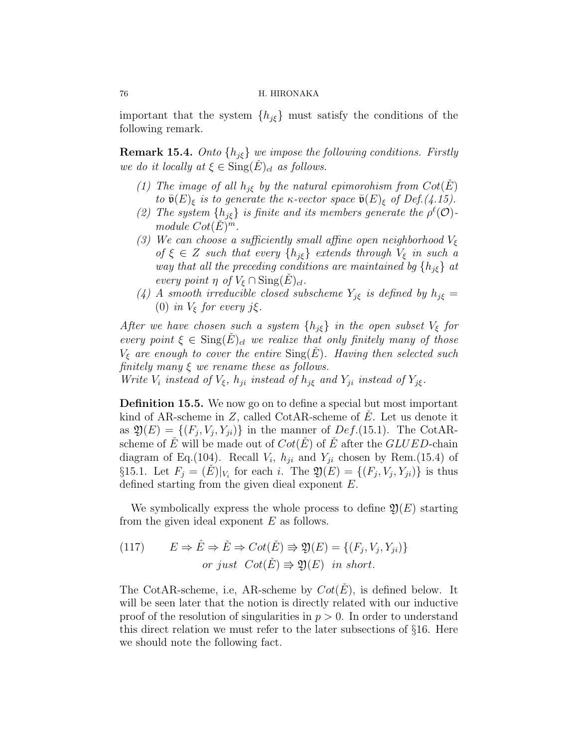important that the system $\{h_{j\xi}\}$ must satisfy the conditions of the following remark.

**Remark 15.4.** *Onto $\{h_{j\xi}\}$ we impose the following conditions. Firstly we do it locally at $\xi \in \mathrm{Sing}(\check{E})_{cl}$ as follows.*

1. *The image of all $h_{j\xi}$ by the natural epimorohism from $Cot(\check{E})$ to $\bar{\mathfrak{v}}(E)_\xi$ is to generate the $\kappa$-vector space $\bar{\mathfrak{v}}(E)_\xi$ of Def.(4.15).*
2. *The system $\{h_{j\xi}\}$ is finite and its members generate the $\rho^\ell(\mathcal{O})$-module $Cot(\check{E})^m$.*
3. *We can choose a sufficiently small affine open neighborhood $V_\xi$ of $\xi \in Z$ such that every $\{h_{j\xi}\}$ extends through $V_\xi$ in such a way that all the preceding conditions are maintained bg $\{h_{j\xi}\}$ at every point $\eta$ of $V_\xi \cap \mathrm{Sing}(\check{E})_{cl}$.*
4. *A smooth irreducible closed subscheme $Y_{j\xi}$ is defined by $h_{j\xi} = (0)$ in $V_\xi$ for every $j\xi$.*

*After we have chosen such a system $\{h_{j\xi}\}$ in the open subset $V_\xi$ for every point $\xi \in \mathrm{Sing}(\check{E})_{cl}$ we realize that only finitely many of those $V_\xi$ are enough to cover the entire $\mathrm{Sing}(\check{E})$. Having then selected such finitely many $\xi$ we rename these as follows.*
*Write $V_i$ instead of $V_\xi$, $h_{ji}$ instead of $h_{j\xi}$ and $Y_{ji}$ instead of $Y_{j\xi}$.*

**Definition 15.5.** We now go on to define a special but most important kind of AR-scheme in $Z$, called CotAR-scheme of $\check{E}$. Let us denote it as $\mathfrak{Y}(E) = \{(F_j, V_j, Y_{ji})\}$ in the manner of $Def.$(15.1). The CotAR-scheme of $\check{E}$ will be made out of $Cot(\check{E})$ of $\check{E}$ after the $GLUED$-chain diagram of Eq.(104). Recall $V_i$, $h_{ji}$ and $Y_{ji}$ chosen by Rem.(15.4) of §15.1. Let $F_j = (\check{E})|_{V_i}$ for each $i$. The $\mathfrak{Y}(E) = \{(F_j, V_j, Y_{ji})\}$ is thus defined starting from the given dieal exponent $E$.

We symbolically express the whole process to define $\mathfrak{Y}(E)$ starting from the given ideal exponent $E$ as follows.

$$
E \Rightarrow \hat{E} \Rightarrow \check{E} \Rightarrow Cot(\check{E}) \Rrightarrow \mathfrak{Y}(E) = \{(F_j, V_j, Y_{ji})\} \qquad (117)
$$
$$
or\ just\ \ Cot(\check{E}) \Rrightarrow \mathfrak{Y}(E)\ \ in\ short.
$$

The CotAR-scheme, i.e, AR-scheme by $Cot(\check{E})$, is defined below. It will be seen later that the notion is directly related with our inductive proof of the resolution of singularities in $p > 0$. In order to understand this direct relation we must refer to the later subsections of §16. Here we should note the following fact.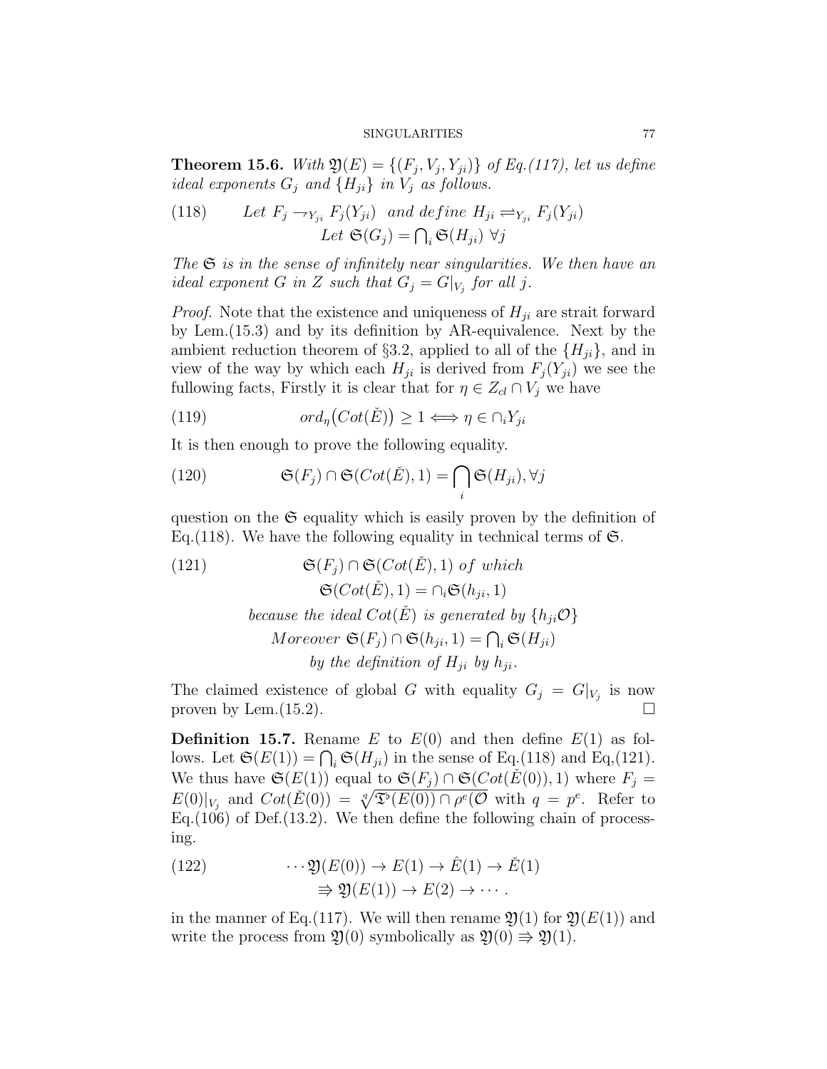**Theorem 15.6.** *With $\mathfrak{Y}(E) = \{(F_j, V_j, Y_{ji})\}$ of Eq.(117), let us define ideal exponents $G_j$ and $\{H_{ji}\}$ in $V_j$ as follows.*

$$
\begin{aligned}
(118) \qquad & Let\ F_j \rightharpoondown_{Y_{ji}} F_j(Y_{ji}) \ \ and\ define\ H_{ji} \rightleftharpoons_{Y_{ji}} F_j(Y_{ji}) \\
& \qquad\qquad Let\ \mathfrak{S}(G_j) = \textstyle\bigcap_i \mathfrak{S}(H_{ji})\ \forall j
\end{aligned}
$$

*The $\mathfrak{S}$ is in the sense of infinitely near singularities. We then have an ideal exponent $G$ in $Z$ such that $G_j = G|_{V_j}$ for all $j$.*

*Proof.* Note that the existence and uniqueness of $H_{ji}$ are strait forward by Lem.(15.3) and by its definition by AR-equivalence. Next by the ambient reduction theorem of §3.2, applied to all of the $\{H_{ji}\}$, and in view of the way by which each $H_{ji}$ is derived from $F_j(Y_{ji})$ we see the fullowing facts, Firstly it is clear that for $\eta \in Z_{cl} \cap V_j$ we have

$$
(119) \qquad ord_\eta\big(Cot(\check{E})\big) \geq 1 \Longleftrightarrow \eta \in \cap_i Y_{ji}
$$

It is then enough to prove the following equality.

$$
(120) \qquad \mathfrak{S}(F_j) \cap \mathfrak{S}(Cot(\check{E}), 1) = \bigcap_i \mathfrak{S}(H_{ji}), \forall j
$$

question on the $\mathfrak{S}$ equality which is easily proven by the definition of Eq.(118). We have the following equality in technical terms of $\mathfrak{S}$.

$$
\begin{aligned}
(121) \qquad & \mathfrak{S}(F_j) \cap \mathfrak{S}(Cot(\check{E}), 1)\ of\ which \\
& \mathfrak{S}(Cot(\check{E}), 1) = \cap_i \mathfrak{S}(h_{ji}, 1) \\
& because\ the\ ideal\ Cot(\check{E})\ is\ generated\ by\ \{h_{ji}\mathcal{O}\} \\
& Moreover\ \mathfrak{S}(F_j) \cap \mathfrak{S}(h_{ji}, 1) = \textstyle\bigcap_i \mathfrak{S}(H_{ji}) \\
& by\ the\ definition\ of\ H_{ji}\ by\ h_{ji}.
\end{aligned}
$$

The claimed existence of global $G$ with equality $G_j = G|_{V_j}$ is now proven by Lem.(15.2). $\square$

**Definition 15.7.** Rename $E$ to $E(0)$ and then define $E(1)$ as follows. Let $\mathfrak{S}(E(1)) = \bigcap_i \mathfrak{S}(H_{ji})$ in the sense of Eq.(118) and Eq,(121). We thus have $\mathfrak{S}(E(1))$ equal to $\mathfrak{S}(F_j) \cap \mathfrak{S}(Cot(\check{E}(0)), 1)$ where $F_j = E(0)|_{V_j}$ and $Cot(\check{E}(0)) = \sqrt[q]{\mathfrak{T}^\flat(E(0)) \cap \rho^e(\mathcal{O}}$ with $q = p^e$. Refer to Eq.(106) of Def.(13.2). We then define the following chain of processing.

$$
\begin{aligned}
(122) \qquad & \cdots \mathfrak{Y}(E(0)) \to E(1) \to \hat{E}(1) \to \check{E}(1) \\
& \qquad \Rrightarrow \mathfrak{Y}(E(1)) \to E(2) \to \cdots .
\end{aligned}
$$

in the manner of Eq.(117). We will then rename $\mathfrak{Y}(1)$ for $\mathfrak{Y}(E(1))$ and write the process from $\mathfrak{Y}(0)$ symbolically as $\mathfrak{Y}(0) \Rrightarrow \mathfrak{Y}(1)$.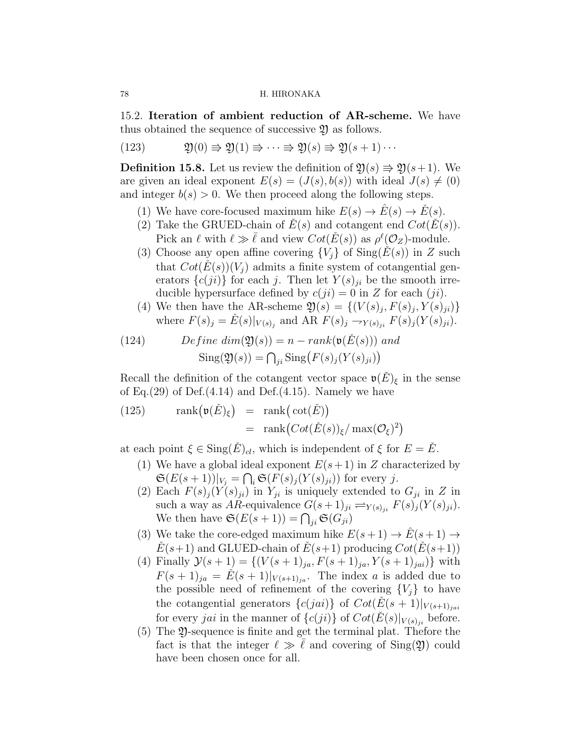15.2. **Iteration of ambient reduction of AR-scheme.** We have thus obtained the sequence of successive $\mathfrak{Y}$ as follows.

$$\mathfrak{Y}(0) \Rrightarrow \mathfrak{Y}(1) \Rrightarrow \cdots \Rrightarrow \mathfrak{Y}(s) \Rrightarrow \mathfrak{Y}(s+1) \cdots \tag{123}$$

**Definition 15.8.** Let us review the definition of $\mathfrak{Y}(s) \Rrightarrow \mathfrak{Y}(s+1)$. We are given an ideal exponent $E(s) = (J(s), b(s))$ with ideal $J(s) \neq (0)$ and integer $b(s) > 0$. We then proceed along the following steps.

1. We have core-focused maximum hike $E(s) \to \hat{E}(s) \to \check{E}(s)$.
2. Take the GRUED-chain of $\check{E}(s)$ and cotangent end $Cot(\check{E}(s))$. Pick an $\ell$ with $\ell \gg \bar{\ell}$ and view $Cot(\check{E}(s))$ as $\rho^{\ell}(\mathcal{O}_Z)$-module.
3. Choose any open affine covering $\{V_j\}$ of $\mathrm{Sing}(\check{E}(s))$ in $Z$ such that $Cot(\check{E}(s))(V_j)$ admits a finite system of cotangential generators $\{c(ji)\}$ for each $j$. Then let $Y(s)_{ji}$ be the smooth irreducible hypersurface defined by $c(ji) = 0$ in $Z$ for each $(ji)$.
4. We then have the AR-scheme $\mathfrak{Y}(s) = \{(V(s)_j, F(s)_j, Y(s)_{ji})\}$ where $F(s)_j = \check{E}(s)|_{V(s)_j}$ and AR $F(s)_j \rightharpoondown_{Y(s)_{ji}} F(s)_j(Y(s)_{ji})$.

$$\begin{aligned} &Define\ dim(\mathfrak{Y}(s)) = n - rank(\mathfrak{v}(\check{E}(s)))\ and \\ &\mathrm{Sing}(\mathfrak{Y}(s)) = \textstyle\bigcap_{ji} \mathrm{Sing}\big(F(s)_j(Y(s)_{ji})\big) \end{aligned} \tag{124}$$

Recall the definition of the cotangent vector space $\mathfrak{v}(\check{E})_\xi$ in the sense of Eq.(29) of Def.(4.14) and Def.(4.15). Namely we have

$$\begin{aligned} \mathrm{rank}\big(\mathfrak{v}(\check{E})_\xi\big) &= \mathrm{rank}\big(\cot(\check{E})\big) \\ &= \mathrm{rank}\big(Cot(\check{E}(s))_\xi / \max(\mathcal{O}_\xi)^2\big) \end{aligned} \tag{125}$$

at each point $\xi \in \mathrm{Sing}(\check{E})_{cl}$, which is independent of $\xi$ for $E = \check{E}$.

1. We have a global ideal exponent $E(s+1)$ in $Z$ characterized by $\mathfrak{S}(E(s+1))|_{V_j} = \bigcap_i \mathfrak{S}(F(s)_j(Y(s)_{ji}))$ for every $j$.
2. Each $F(s)_j(Y(s)_{ji})$ in $Y_{ji}$ is uniquely extended to $G_{ji}$ in $Z$ in such a way as $AR$-equivalence $G(s+1)_{ji} \rightleftharpoons_{Y(s)_{ji}} F(s)_j(Y(s)_{ji})$. We then have $\mathfrak{S}(E(s+1)) = \bigcap_{ji} \mathfrak{S}(G_{ji})$
3. We take the core-edged maximum hike $E(s+1) \to \hat{E}(s+1) \to \check{E}(s+1)$ and GLUED-chain of $\check{E}(s+1)$ producing $Cot(\check{E}(s+1))$
4. Finally $\mathcal{Y}(s+1) = \{(V(s+1)_{ja}, F(s+1)_{ja}, Y(s+1)_{jai})\}$ with $F(s+1)_{ja} = \check{E}(s+1)|_{V(s+1)_{ja}}$. The index $a$ is added due to the possible need of refinement of the covering $\{V_j\}$ to have the cotangential generators $\{c(jai)\}$ of $Cot(\check{E}(s+1)|_{V(s+1)_{jai}}$ for every $jai$ in the manner of $\{c(ji)\}$ of $Cot(\check{E}(s)|_{V(s)_{ji}}$ before.
5. The $\mathfrak{Y}$-sequence is finite and get the terminal plat. Thefore the fact is that the integer $\ell \gg \bar{\ell}$ and covering of $\mathrm{Sing}(\mathfrak{Y})$ could have been chosen once for all.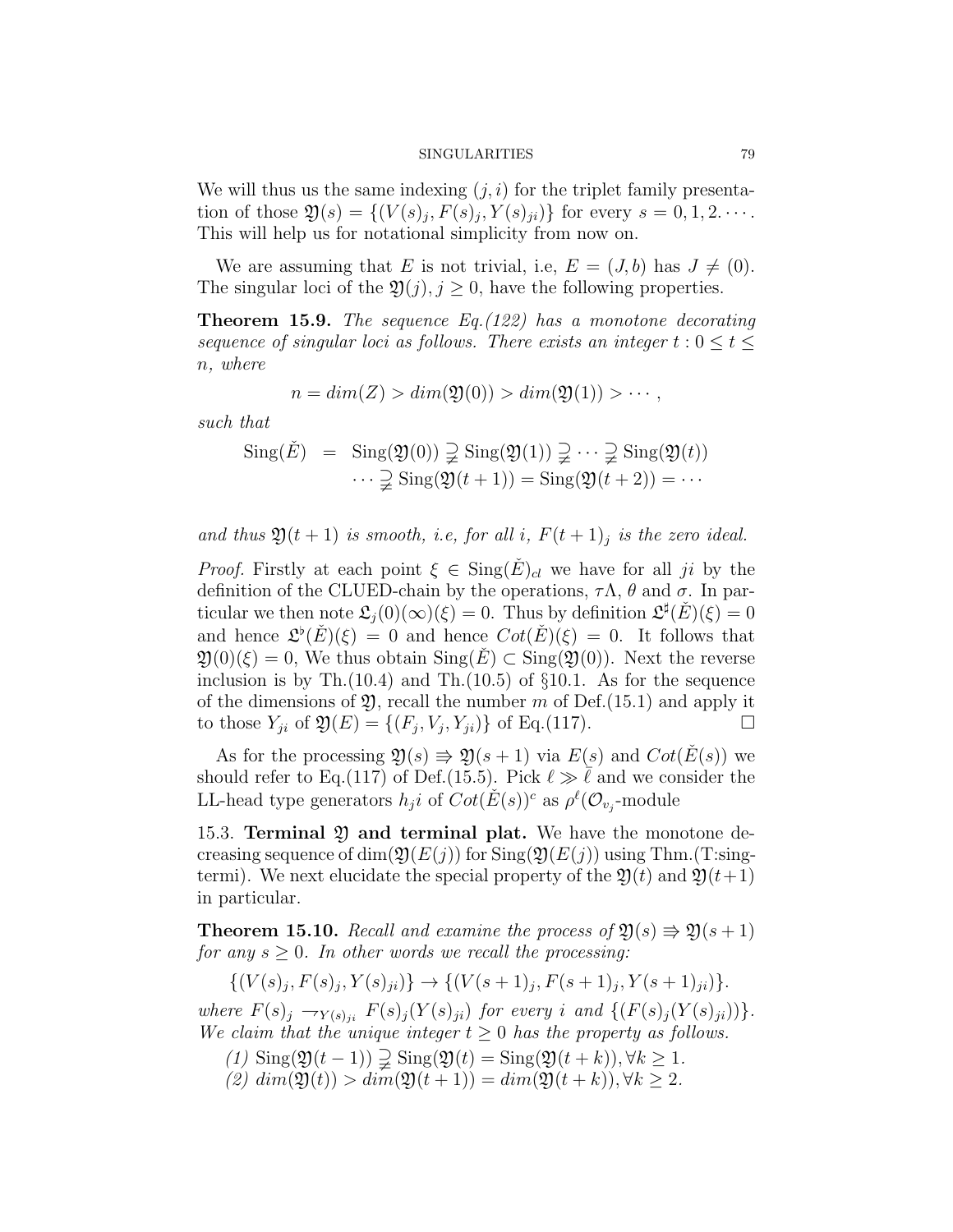We will thus us the same indexing $(j,i)$ for the triplet family presentation of those $\mathfrak{Y}(s) = \{(V(s)_j, F(s)_j, Y(s)_{ji})\}$ for every $s = 0, 1, 2. \cdots$. This will help us for notational simplicity from now on.

We are assuming that $E$ is not trivial, i.e, $E = (J, b)$ has $J \neq (0)$. The singular loci of the $\mathfrak{Y}(j), j \geq 0$, have the following properties.

**Theorem 15.9.** *The sequence Eq.(122) has a monotone decorating sequence of singular loci as follows. There exists an integer $t : 0 \leq t \leq n$, where*

$$n = dim(Z) > dim(\mathfrak{Y}(0)) > dim(\mathfrak{Y}(1)) > \cdots,$$

*such that*

$$\begin{aligned}\mathrm{Sing}(\check{E}) &= \mathrm{Sing}(\mathfrak{Y}(0)) \supsetneqq \mathrm{Sing}(\mathfrak{Y}(1)) \supsetneqq \cdots \supsetneqq \mathrm{Sing}(\mathfrak{Y}(t)) \\ &\cdots \supsetneqq \mathrm{Sing}(\mathfrak{Y}(t+1)) = \mathrm{Sing}(\mathfrak{Y}(t+2)) = \cdots\end{aligned}$$

*and thus $\mathfrak{Y}(t+1)$ is smooth, i.e, for all $i$, $F(t+1)_j$ is the zero ideal.*

*Proof.* Firstly at each point $\xi \in \mathrm{Sing}(\check{E})_{cl}$ we have for all $ji$ by the definition of the CLUED-chain by the operations, $\tau\Lambda$, $\theta$ and $\sigma$. In particular we then note $\mathfrak{L}_j(0)(\infty)(\xi) = 0$. Thus by definition $\mathfrak{L}^\sharp(\check{E})(\xi) = 0$ and hence $\mathfrak{L}^\flat(\check{E})(\xi) = 0$ and hence $Cot(\check{E})(\xi) = 0$. It follows that $\mathfrak{Y}(0)(\xi) = 0$, We thus obtain $\mathrm{Sing}(\check{E}) \subset \mathrm{Sing}(\mathfrak{Y}(0))$. Next the reverse inclusion is by Th.(10.4) and Th.(10.5) of §10.1. As for the sequence of the dimensions of $\mathfrak{Y}$, recall the number $m$ of Def.(15.1) and apply it to those $Y_{ji}$ of $\mathfrak{Y}(E) = \{(F_j, V_j, Y_{ji})\}$ of Eq.(117). $\square$

As for the processing $\mathfrak{Y}(s) \Rrightarrow \mathfrak{Y}(s+1)$ via $E(s)$ and $Cot(\check{E}(s))$ we should refer to Eq.(117) of Def.(15.5). Pick $\ell \gg \bar{\ell}$ and we consider the LL-head type generators $h_j i$ of $Cot(\check{E}(s))^c$ as $\rho^\ell(\mathcal{O}_{v_j}$-module

15.3. **Terminal $\mathfrak{Y}$ and terminal plat.** We have the monotone decreasing sequence of $\dim(\mathfrak{Y}(E(j))$ for $\mathrm{Sing}(\mathfrak{Y}(E(j))$ using Thm.(T:singtermi). We next elucidate the special property of the $\mathfrak{Y}(t)$ and $\mathfrak{Y}(t+1)$ in particular.

**Theorem 15.10.** *Recall and examine the process of $\mathfrak{Y}(s) \Rrightarrow \mathfrak{Y}(s+1)$ for any $s \geq 0$. In other words we recall the processing:*

$$\{(V(s)_j, F(s)_j, Y(s)_{ji})\} \to \{(V(s+1)_j, F(s+1)_j, Y(s+1)_{ji})\}.$$

*where $F(s)_j \rightharpoondown_{Y(s)_{ji}} F(s)_j(Y(s)_{ji})$ for every $i$ and $\{(F(s)_j(Y(s)_{ji}))\}$. We claim that the unique integer $t \geq 0$ has the property as follows.*

*(1)* $\mathrm{Sing}(\mathfrak{Y}(t-1)) \supsetneqq \mathrm{Sing}(\mathfrak{Y}(t) = \mathrm{Sing}(\mathfrak{Y}(t+k)), \forall k \geq 1.$

*(2)* $dim(\mathfrak{Y}(t)) > dim(\mathfrak{Y}(t+1)) = dim(\mathfrak{Y}(t+k)), \forall k \geq 2.$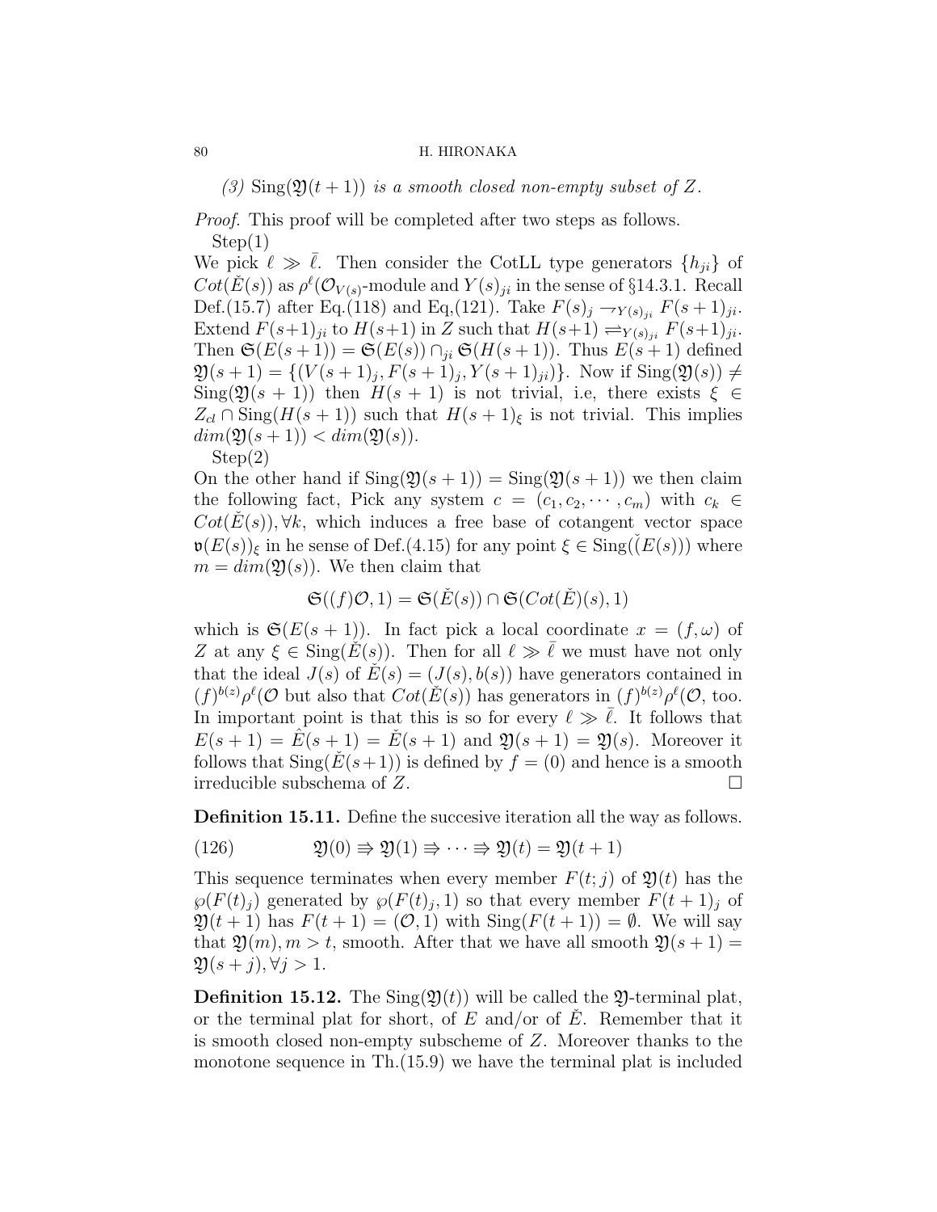*(3)* $\mathrm{Sing}(\mathfrak{Y}(t+1))$ *is a smooth closed non-empty subset of* $Z$.

*Proof.* This proof will be completed after two steps as follows.

Step(1)

We pick $\ell \gg \bar{\ell}$. Then consider the CotLL type generators $\{h_{ji}\}$ of $Cot(\check{E}(s))$ as $\rho^\ell(\mathcal{O}_{V(s)}$-module and $Y(s)_{ji}$ in the sense of §14.3.1. Recall Def.(15.7) after Eq.(118) and Eq,(121). Take $F(s)_j \rightharpoondown_{Y(s)_{ji}} F(s+1)_{ji}$. Extend $F(s+1)_{ji}$ to $H(s+1)$ in $Z$ such that $H(s+1) \rightleftharpoons_{Y(s)_{ji}} F(s+1)_{ji}$. Then $\mathfrak{S}(E(s+1)) = \mathfrak{S}(E(s)) \cap_{ji} \mathfrak{S}(H(s+1))$. Thus $E(s+1)$ defined $\mathfrak{Y}(s+1) = \{(V(s+1)_j, F(s+1)_j, Y(s+1)_{ji})\}$. Now if $\mathrm{Sing}(\mathfrak{Y}(s)) \neq \mathrm{Sing}(\mathfrak{Y}(s+1))$ then $H(s+1)$ is not trivial, i.e, there exists $\xi \in Z_{cl} \cap \mathrm{Sing}(H(s+1))$ such that $H(s+1)_\xi$ is not trivial. This implies $dim(\mathfrak{Y}(s+1)) < dim(\mathfrak{Y}(s))$.

Step(2)

On the other hand if $\mathrm{Sing}(\mathfrak{Y}(s+1)) = \mathrm{Sing}(\mathfrak{Y}(s+1))$ we then claim the following fact, Pick any system $c = (c_1, c_2, \cdots, c_m)$ with $c_k \in Cot(\check{E}(s)), \forall k$, which induces a free base of cotangent vector space $\mathfrak{v}(E(s))_\xi$ in he sense of Def.(4.15) for any point $\xi \in \mathrm{Sing}(\check{(E(s))})$ where $m = dim(\mathfrak{Y}(s))$. We then claim that

$$\mathfrak{S}((f)\mathcal{O}, 1) = \mathfrak{S}(\check{E}(s)) \cap \mathfrak{S}(Cot(\check{E})(s), 1)$$

which is $\mathfrak{S}(E(s+1))$. In fact pick a local coordinate $x = (f, \omega)$ of $Z$ at any $\xi \in \mathrm{Sing}(\check{E}(s))$. Then for all $\ell \gg \bar{\ell}$ we must have not only that the ideal $J(s)$ of $\check{E}(s) = (J(s), b(s))$ have generators contained in $(f)^{b(z)}\rho^\ell(\mathcal{O}$ but also that $Cot(\check{E}(s))$ has generators in $(f)^{b(z)}\rho^\ell(\mathcal{O}$, too. In important point is that this is so for every $\ell \gg \bar{\ell}$. It follows that $E(s+1) = \hat{E}(s+1) = \check{E}(s+1)$ and $\mathfrak{Y}(s+1) = \mathfrak{Y}(s)$. Moreover it follows that $\mathrm{Sing}(\check{E}(s+1))$ is defined by $f = (0)$ and hence is a smooth irreducible subschema of $Z$. $\square$

**Definition 15.11.** Define the succesive iteration all the way as follows.

$$\mathfrak{Y}(0) \Rightarrow \mathfrak{Y}(1) \Rightarrow \cdots \Rightarrow \mathfrak{Y}(t) = \mathfrak{Y}(t+1) \tag{126}$$

This sequence terminates when every member $F(t;j)$ of $\mathfrak{Y}(t)$ has the $\wp(F(t)_j)$ generated by $\wp(F(t)_j, 1)$ so that every member $F(t+1)_j$ of $\mathfrak{Y}(t+1)$ has $F(t+1) = (\mathcal{O}, 1)$ with $\mathrm{Sing}(F(t+1)) = \emptyset$. We will say that $\mathfrak{Y}(m), m > t$, smooth. After that we have all smooth $\mathfrak{Y}(s+1) = \mathfrak{Y}(s+j), \forall j > 1$.

**Definition 15.12.** The $\mathrm{Sing}(\mathfrak{Y}(t))$ will be called the $\mathfrak{Y}$-terminal plat, or the terminal plat for short, of $E$ and/or of $\check{E}$. Remember that it is smooth closed non-empty subscheme of $Z$. Moreover thanks to the monotone sequence in Th.(15.9) we have the terminal plat is included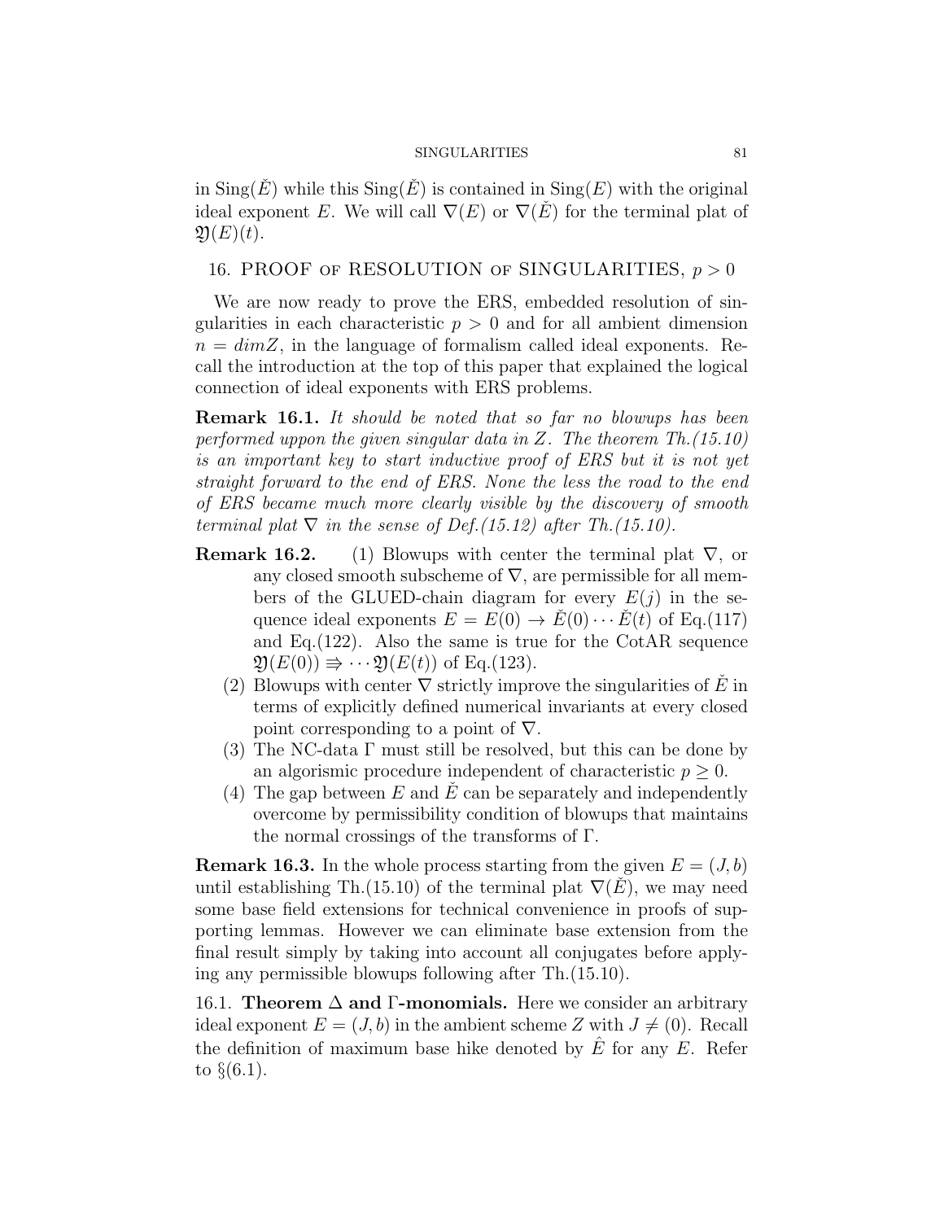in $\mathrm{Sing}(\check{E})$ while this $\mathrm{Sing}(\check{E})$ is contained in $\mathrm{Sing}(E)$ with the original ideal exponent $E$. We will call $\nabla(E)$ or $\nabla(\check{E})$ for the terminal plat of $\mathfrak{Y}(E)(t)$.

## 16. PROOF OF RESOLUTION OF SINGULARITIES, $p > 0$

We are now ready to prove the ERS, embedded resolution of singularities in each characteristic $p > 0$ and for all ambient dimension $n = dimZ$, in the language of formalism called ideal exponents. Recall the introduction at the top of this paper that explained the logical connection of ideal exponents with ERS problems.

**Remark 16.1.** *It should be noted that so far no blowups has been performed uppon the given singular data in $Z$. The theorem Th.(15.10) is an important key to start inductive proof of ERS but it is not yet straight forward to the end of ERS. None the less the road to the end of ERS became much more clearly visible by the discovery of smooth terminal plat $\nabla$ in the sense of Def.(15.12) after Th.(15.10).*

**Remark 16.2.**

1. Blowups with center the terminal plat $\nabla$, or any closed smooth subscheme of $\nabla$, are permissible for all members of the GLUED-chain diagram for every $E(j)$ in the sequence ideal exponents $E = E(0) \to \check{E}(0) \cdots \check{E}(t)$ of Eq.(117) and Eq.(122). Also the same is true for the CotAR sequence $\mathfrak{Y}(E(0)) \Rrightarrow \cdots \mathfrak{Y}(E(t))$ of Eq.(123).
2. Blowups with center $\nabla$ strictly improve the singularities of $\check{E}$ in terms of explicitly defined numerical invariants at every closed point corresponding to a point of $\nabla$.
3. The NC-data $\Gamma$ must still be resolved, but this can be done by an algorismic procedure independent of characteristic $p \geq 0$.
4. The gap between $E$ and $\check{E}$ can be separately and independently overcome by permissibility condition of blowups that maintains the normal crossings of the transforms of $\Gamma$.

**Remark 16.3.** In the whole process starting from the given $E = (J, b)$ until establishing Th.(15.10) of the terminal plat $\nabla(\check{E})$, we may need some base field extensions for technical convenience in proofs of supporting lemmas. However we can eliminate base extension from the final result simply by taking into account all conjugates before applying any permissible blowups following after Th.(15.10).

### 16.1. Theorem $\Delta$ and $\Gamma$-monomials.

Here we consider an arbitrary ideal exponent $E = (J, b)$ in the ambient scheme $Z$ with $J \neq (0)$. Recall the definition of maximum base hike denoted by $\hat{E}$ for any $E$. Refer to §(6.1).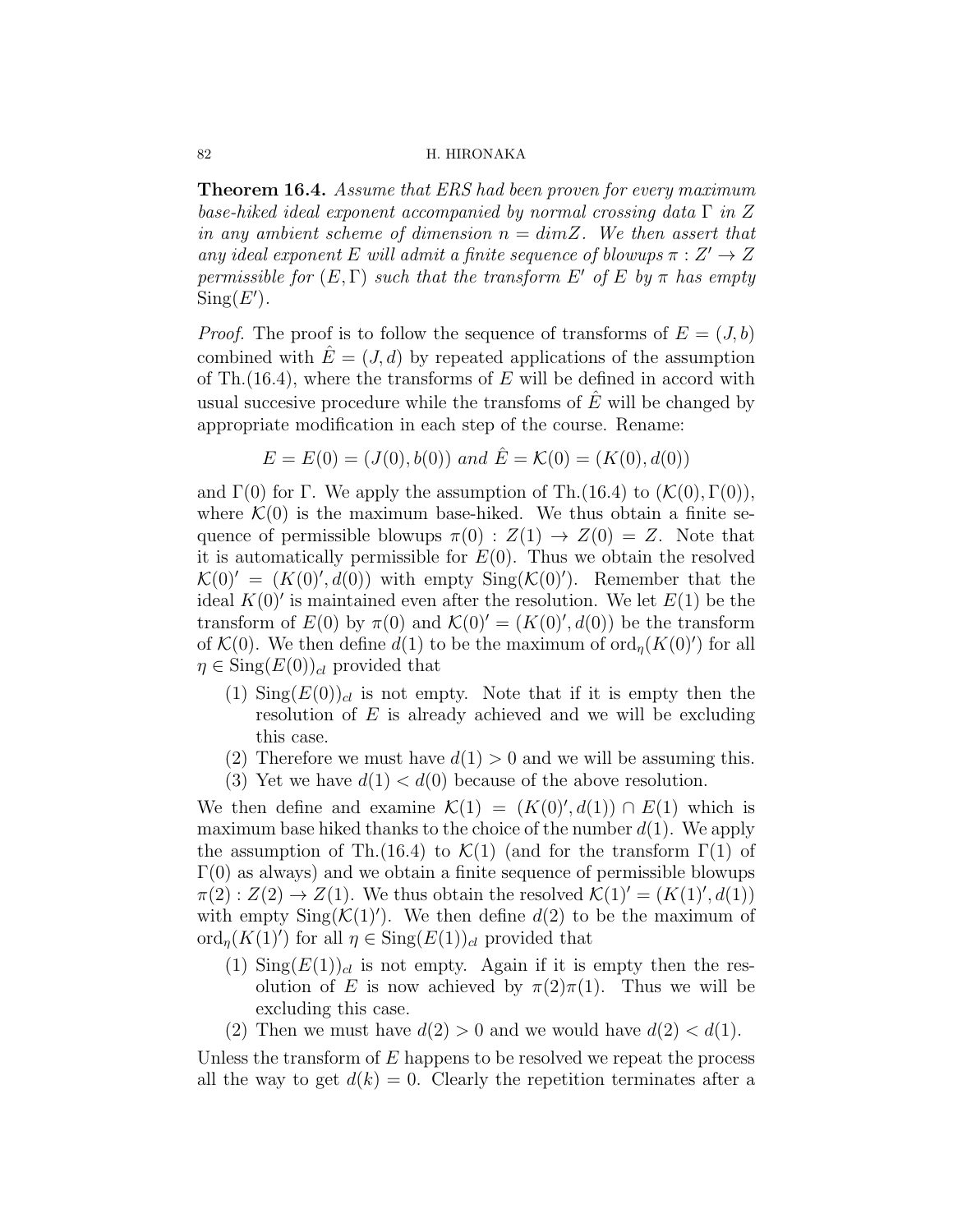**Theorem 16.4.** *Assume that ERS had been proven for every maximum base-hiked ideal exponent accompanied by normal crossing data $\Gamma$ in $Z$ in any ambient scheme of dimension $n = dimZ$. We then assert that any ideal exponent $E$ will admit a finite sequence of blowups $\pi : Z' \to Z$ permissible for $(E, \Gamma)$ such that the transform $E'$ of $E$ by $\pi$ has empty $\mathrm{Sing}(E')$.*

*Proof.* The proof is to follow the sequence of transforms of $E = (J, b)$ combined with $\hat{E} = (J, d)$ by repeated applications of the assumption of Th.(16.4), where the transforms of $E$ will be defined in accord with usual succesive procedure while the transfoms of $\hat{E}$ will be changed by appropriate modification in each step of the course. Rename:

$$E = E(0) = (J(0), b(0)) \text{ and } \hat{E} = \mathcal{K}(0) = (K(0), d(0))$$

and $\Gamma(0)$ for $\Gamma$. We apply the assumption of Th.(16.4) to $(\mathcal{K}(0), \Gamma(0))$, where $\mathcal{K}(0)$ is the maximum base-hiked. We thus obtain a finite sequence of permissible blowups $\pi(0) : Z(1) \to Z(0) = Z$. Note that it is automatically permissible for $E(0)$. Thus we obtain the resolved $\mathcal{K}(0)' = (K(0)', d(0))$ with empty $\mathrm{Sing}(\mathcal{K}(0)')$. Remember that the ideal $K(0)'$ is maintained even after the resolution. We let $E(1)$ be the transform of $E(0)$ by $\pi(0)$ and $\mathcal{K}(0)' = (K(0)', d(0))$ be the transform of $\mathcal{K}(0)$. We then define $d(1)$ to be the maximum of $\mathrm{ord}_\eta(K(0)')$ for all $\eta \in \mathrm{Sing}(E(0))_{cl}$ provided that

1. $\mathrm{Sing}(E(0))_{cl}$ is not empty. Note that if it is empty then the resolution of $E$ is already achieved and we will be excluding this case.
2. Therefore we must have $d(1) > 0$ and we will be assuming this.
3. Yet we have $d(1) < d(0)$ because of the above resolution.

We then define and examine $\mathcal{K}(1) = (K(0)', d(1)) \cap E(1)$ which is maximum base hiked thanks to the choice of the number $d(1)$. We apply the assumption of Th.(16.4) to $\mathcal{K}(1)$ (and for the transform $\Gamma(1)$ of $\Gamma(0)$ as always) and we obtain a finite sequence of permissible blowups $\pi(2) : Z(2) \to Z(1)$. We thus obtain the resolved $\mathcal{K}(1)' = (K(1)', d(1))$ with empty $\mathrm{Sing}(\mathcal{K}(1)')$. We then define $d(2)$ to be the maximum of $\mathrm{ord}_\eta(K(1)')$ for all $\eta \in \mathrm{Sing}(E(1))_{cl}$ provided that

1. $\mathrm{Sing}(E(1))_{cl}$ is not empty. Again if it is empty then the resolution of $E$ is now achieved by $\pi(2)\pi(1)$. Thus we will be excluding this case.
2. Then we must have $d(2) > 0$ and we would have $d(2) < d(1)$.

Unless the transform of $E$ happens to be resolved we repeat the process all the way to get $d(k) = 0$. Clearly the repetition terminates after a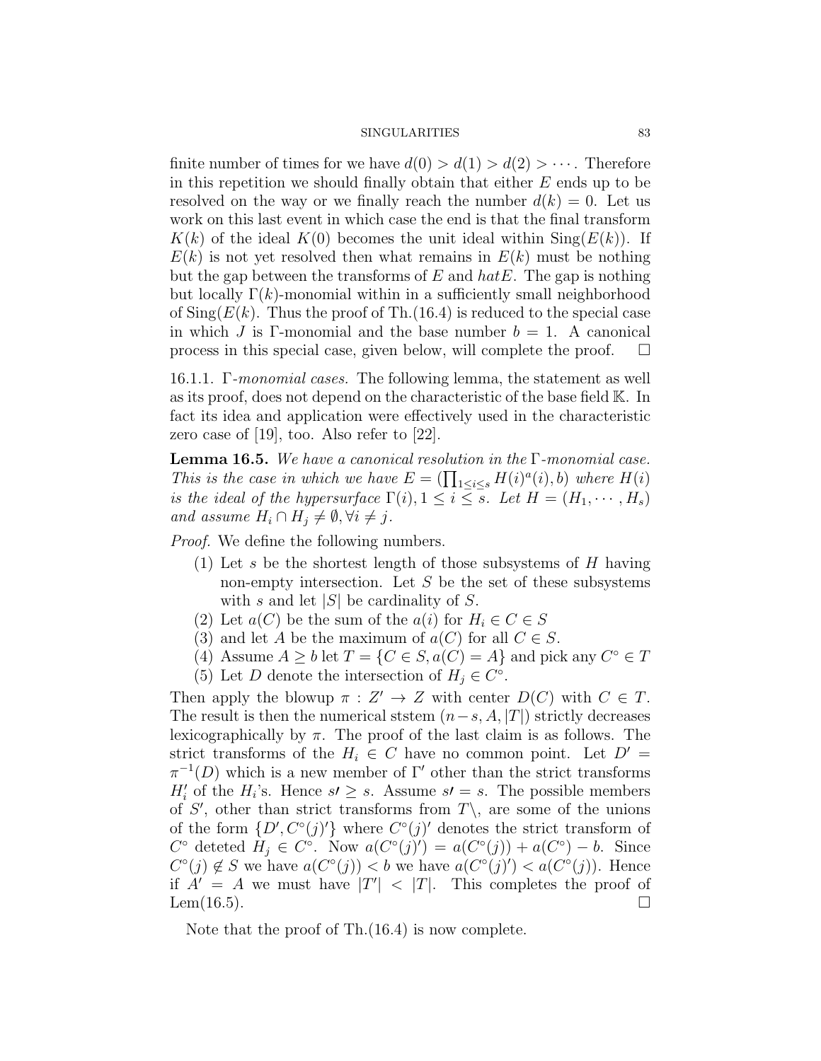finite number of times for we have $d(0) > d(1) > d(2) > \cdots$. Therefore in this repetition we should finally obtain that either $E$ ends up to be resolved on the way or we finally reach the number $d(k) = 0$. Let us work on this last event in which case the end is that the final transform $K(k)$ of the ideal $K(0)$ becomes the unit ideal within $\mathrm{Sing}(E(k))$. If $E(k)$ is not yet resolved then what remains in $E(k)$ must be nothing but the gap between the transforms of $E$ and $hatE$. The gap is nothing but locally $\Gamma(k)$-monomial within in a sufficiently small neighborhood of $\mathrm{Sing}(E(k))$. Thus the proof of Th.(16.4) is reduced to the special case in which $J$ is $\Gamma$-monomial and the base number $b = 1$. A canonical process in this special case, given below, will complete the proof. $\square$

16.1.1. *$\Gamma$-monomial cases.* The following lemma, the statement as well as its proof, does not depend on the characteristic of the base field $\mathbb{K}$. In fact its idea and application were effectively used in the characteristic zero case of [19], too. Also refer to [22].

**Lemma 16.5.** *We have a canonical resolution in the $\Gamma$-monomial case. This is the case in which we have $E = (\prod_{1 \le i \le s} H(i)^a(i), b)$ where $H(i)$ is the ideal of the hypersurface $\Gamma(i), 1 \le i \le s$. Let $H = (H_1, \cdots, H_s)$ and assume $H_i \cap H_j \neq \emptyset, \forall i \neq j$.*

*Proof.* We define the following numbers.

1. Let $s$ be the shortest length of those subsystems of $H$ having non-empty intersection. Let $S$ be the set of these subsystems with $s$ and let $|S|$ be cardinality of $S$.
2. Let $a(C)$ be the sum of the $a(i)$ for $H_i \in C \in S$
3. and let $A$ be the maximum of $a(C)$ for all $C \in S$.
4. Assume $A \ge b$ let $T = \{C \in S, a(C) = A\}$ and pick any $C^\circ \in T$
5. Let $D$ denote the intersection of $H_j \in C^\circ$.

Then apply the blowup $\pi : Z' \to Z$ with center $D(C)$ with $C \in T$. The result is then the numerical ststem $(n-s, A, |T|)$ strictly decreases lexicographically by $\pi$. The proof of the last claim is as follows. The strict transforms of the $H_i \in C$ have no common point. Let $D' = \pi^{-1}(D)$ which is a new member of $\Gamma'$ other than the strict transforms $H'_i$ of the $H_i$'s. Hence $s\prime \ge s$. Assume $s\prime = s$. The possible members of $S'$, other than strict transforms from $T\backslash$, are some of the unions of the form $\{D', C^\circ(j)'\}$ where $C^\circ(j)'$ denotes the strict transform of $C^\circ$ deteted $H_j \in C^\circ$. Now $a(C^\circ(j)') = a(C^\circ(j)) + a(C^\circ) - b$. Since $C^\circ(j) \notin S$ we have $a(C^\circ(j)) < b$ we have $a(C^\circ(j)') < a(C^\circ(j))$. Hence if $A' = A$ we must have $|T'| < |T|$. This completes the proof of Lem(16.5). $\square$

Note that the proof of Th.(16.4) is now complete.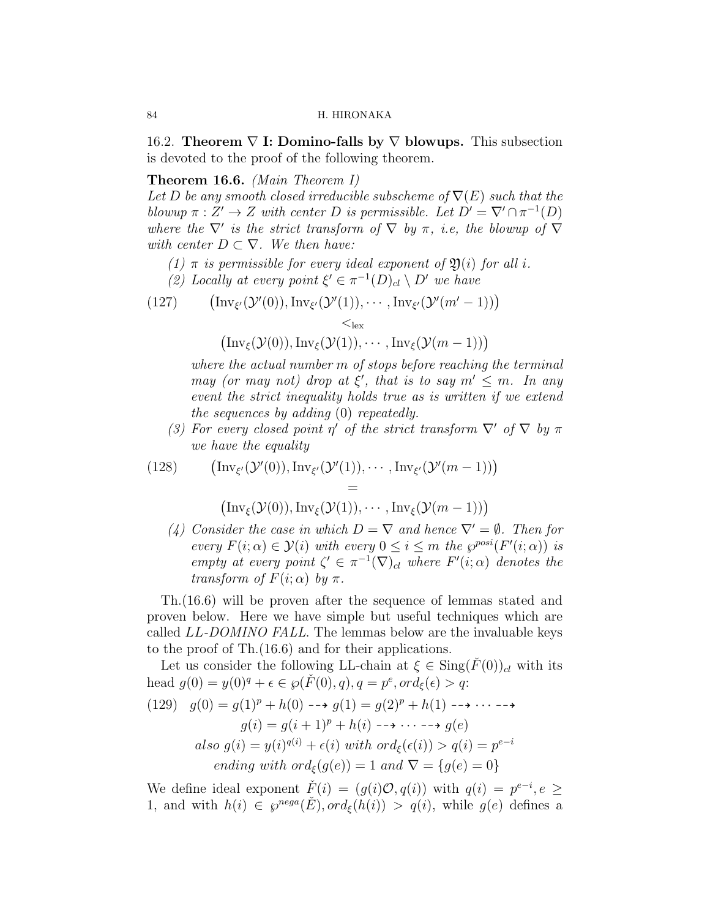## 16.2. **Theorem $\nabla$ I: Domino-falls by $\nabla$ blowups.**

This subsection is devoted to the proof of the following theorem.

**Theorem 16.6.** *(Main Theorem I)*
*Let $D$ be any smooth closed irreducible subscheme of $\nabla(E)$ such that the blowup $\pi : Z' \to Z$ with center $D$ is permissible. Let $D' = \nabla' \cap \pi^{-1}(D)$ where the $\nabla'$ is the strict transform of $\nabla$ by $\pi$, i.e, the blowup of $\nabla$ with center $D \subset \nabla$. We then have:*

1. *$\pi$ is permissible for every ideal exponent of $\mathfrak{Y}(i)$ for all $i$.*
2. *Locally at every point $\xi' \in \pi^{-1}(D)_{cl} \setminus D'$ we have*

$$
\begin{aligned}
(127)\qquad &\big(\mathrm{Inv}_{\xi'}(\mathcal{Y}'(0)), \mathrm{Inv}_{\xi'}(\mathcal{Y}'(1)), \cdots, \mathrm{Inv}_{\xi'}(\mathcal{Y}'(m'-1))\big)\\
&\qquad\qquad <_{\mathrm{lex}}\\
&\big(\mathrm{Inv}_{\xi}(\mathcal{Y}(0)), \mathrm{Inv}_{\xi}(\mathcal{Y}(1)), \cdots, \mathrm{Inv}_{\xi}(\mathcal{Y}(m-1))\big)
\end{aligned}
$$

   *where the actual number $m$ of stops before reaching the terminal may (or may not) drop at $\xi'$, that is to say $m' \leq m$. In any event the strict inequality holds true as is written if we extend the sequences by adding $(0)$ repeatedly.*

3. *For every closed point $\eta'$ of the strict transform $\nabla'$ of $\nabla$ by $\pi$ we have the equality*

$$
\begin{aligned}
(128)\qquad &\big(\mathrm{Inv}_{\xi'}(\mathcal{Y}'(0)), \mathrm{Inv}_{\xi'}(\mathcal{Y}'(1)), \cdots, \mathrm{Inv}_{\xi'}(\mathcal{Y}'(m-1))\big)\\
&\qquad\qquad =\\
&\big(\mathrm{Inv}_{\xi}(\mathcal{Y}(0)), \mathrm{Inv}_{\xi}(\mathcal{Y}(1)), \cdots, \mathrm{Inv}_{\xi}(\mathcal{Y}(m-1))\big)
\end{aligned}
$$

4. *Consider the case in which $D = \nabla$ and hence $\nabla' = \emptyset$. Then for every $F(i;\alpha) \in \mathcal{Y}(i)$ with every $0 \leq i \leq m$ the $\wp^{posi}(F'(i;\alpha))$ is empty at every point $\zeta' \in \pi^{-1}(\nabla)_{cl}$ where $F'(i;\alpha)$ denotes the transform of $F(i;\alpha)$ by $\pi$.*

Th.(16.6) will be proven after the sequence of lemmas stated and proven below. Here we have simple but useful techniques which are called *LL-DOMINO FALL*. The lemmas below are the invaluable keys to the proof of Th.(16.6) and for their applications.

Let us consider the following LL-chain at $\xi \in \mathrm{Sing}(\check{F}(0))_{cl}$ with its head $g(0) = y(0)^q + \epsilon \in \wp(\check{F}(0), q), q = p^e, ord_\xi(\epsilon) > q$:

$$
\begin{aligned}
(129)\quad g(0) = g(1)^p + h(0) \dashrightarrow g(1) = g(2)^p + h(1) \dashrightarrow \cdots \dashrightarrow\\
g(i) = g(i+1)^p + h(i) \dashrightarrow \cdots \dashrightarrow g(e)\\
\textit{also } g(i) = y(i)^{q(i)} + \epsilon(i) \textit{ with } ord_\xi(\epsilon(i)) > q(i) = p^{e-i}\\
\textit{ending with } ord_\xi(g(e)) = 1 \textit{ and } \nabla = \{g(e) = 0\}
\end{aligned}
$$

We define ideal exponent $\check{F}(i) = (g(i)\mathcal{O}, q(i))$ with $q(i) = p^{e-i}, e \geq 1$, and with $h(i) \in \wp^{nega}(\check{E}), ord_\xi(h(i)) > q(i)$, while $g(e)$ defines a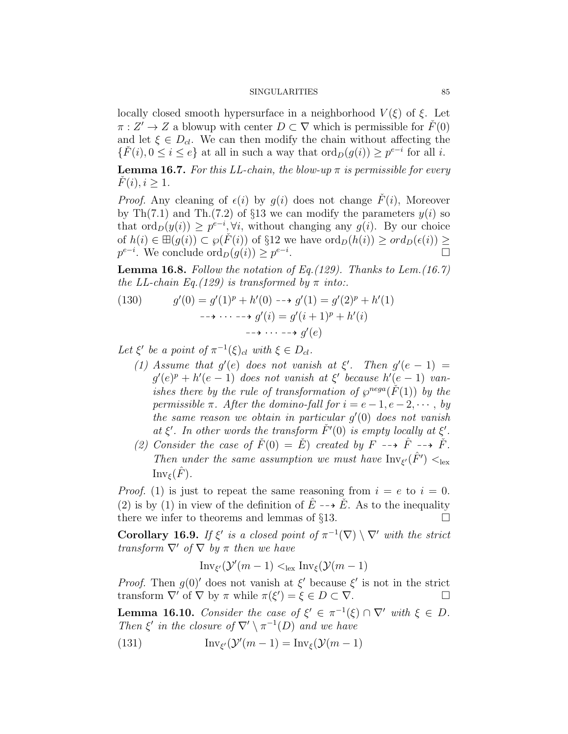locally closed smooth hypersurface in a neighborhood $V(\xi)$ of $\xi$. Let $\pi : Z' \to Z$ a blowup with center $D \subset \nabla$ which is permissible for $\check{F}(0)$ and let $\xi \in D_{cl}$. We can then modify the chain without affecting the $\{\check{F}(i), 0 \le i \le e\}$ at all in such a way that $\mathrm{ord}_D(g(i)) \ge p^{e-i}$ for all $i$.

**Lemma 16.7.** *For this LL-chain, the blow-up $\pi$ is permissible for every $\check{F}(i), i \ge 1$.*

*Proof.* Any cleaning of $\epsilon(i)$ by $g(i)$ does not change $\check{F}(i)$, Moreover by Th(7.1) and Th.(7.2) of §13 we can modify the parameters $y(i)$ so that $\mathrm{ord}_D(y(i)) \ge p^{e-i}, \forall i$, without changing any $g(i)$. By our choice of $h(i) \in \boxplus(g(i)) \subset \wp(\check{F}(i))$ of §12 we have $\mathrm{ord}_D(h(i)) \ge ord_D(\epsilon(i)) \ge p^{e-i}$. We conclude $\mathrm{ord}_D(g(i)) \ge p^{e-i}$. $\square$

**Lemma 16.8.** *Follow the notation of Eq.(129). Thanks to Lem.(16.7) the LL-chain Eq.(129) is transformed by $\pi$ into:.*

$$
\begin{aligned}
g'(0) = g'(1)^p + h'(0) &\dashrightarrow g'(1) = g'(2)^p + h'(1) \\
&\dashrightarrow \cdots \dashrightarrow g'(i) = g'(i+1)^p + h'(i) \\
&\qquad \dashrightarrow \cdots \dashrightarrow g'(e)
\end{aligned}
\tag{130}
$$

*Let $\xi'$ be a point of $\pi^{-1}(\xi)_{cl}$ with $\xi \in D_{cl}$.*

*(1) Assume that $g'(e)$ does not vanish at $\xi'$. Then $g'(e-1) = g'(e)^p + h'(e-1)$ does not vanish at $\xi'$ because $h'(e-1)$ vanishes there by the rule of transformation of $\wp^{nega}(\check{F}(1))$ by the permissible $\pi$. After the domino-fall for $i = e-1, e-2, \cdots$, by the same reason we obtain in particular $g'(0)$ does not vanish at $\xi'$. In other words the transform $\check{F}'(0)$ is empty locally at $\xi'$.*

*(2) Consider the case of $\check{F}(0) = \check{E})$ created by $F \dashrightarrow \hat{F} \dashrightarrow \check{F}$. Then under the same assumption we must have $\mathrm{Inv}_{\xi'}(\hat{F}') <_{\mathrm{lex}} \mathrm{Inv}_{\xi}(\hat{F})$.*

*Proof.* (1) is just to repeat the same reasoning from $i = e$ to $i = 0$. (2) is by (1) in view of the definition of $\hat{E} \dashrightarrow \check{E}$. As to the inequality there we infer to theorems and lemmas of §13. $\square$

**Corollary 16.9.** *If $\xi'$ is a closed point of $\pi^{-1}(\nabla) \setminus \nabla'$ with the strict transform $\nabla'$ of $\nabla$ by $\pi$ then we have*

$$\mathrm{Inv}_{\xi'}(\mathcal{Y}'(m-1) <_{\mathrm{lex}} \mathrm{Inv}_{\xi}(\mathcal{Y}(m-1)$$

*Proof.* Then $g(0)'$ does not vanish at $\xi'$ because $\xi'$ is not in the strict transform $\nabla'$ of $\nabla$ by $\pi$ while $\pi(\xi') = \xi \in D \subset \nabla$. $\square$

**Lemma 16.10.** *Consider the case of $\xi' \in \pi^{-1}(\xi) \cap \nabla'$ with $\xi \in D$. Then $\xi'$ in the closure of $\nabla' \setminus \pi^{-1}(D)$ and we have*

$$\mathrm{Inv}_{\xi'}(\mathcal{Y}'(m-1) = \mathrm{Inv}_{\xi}(\mathcal{Y}(m-1) \tag{131}$$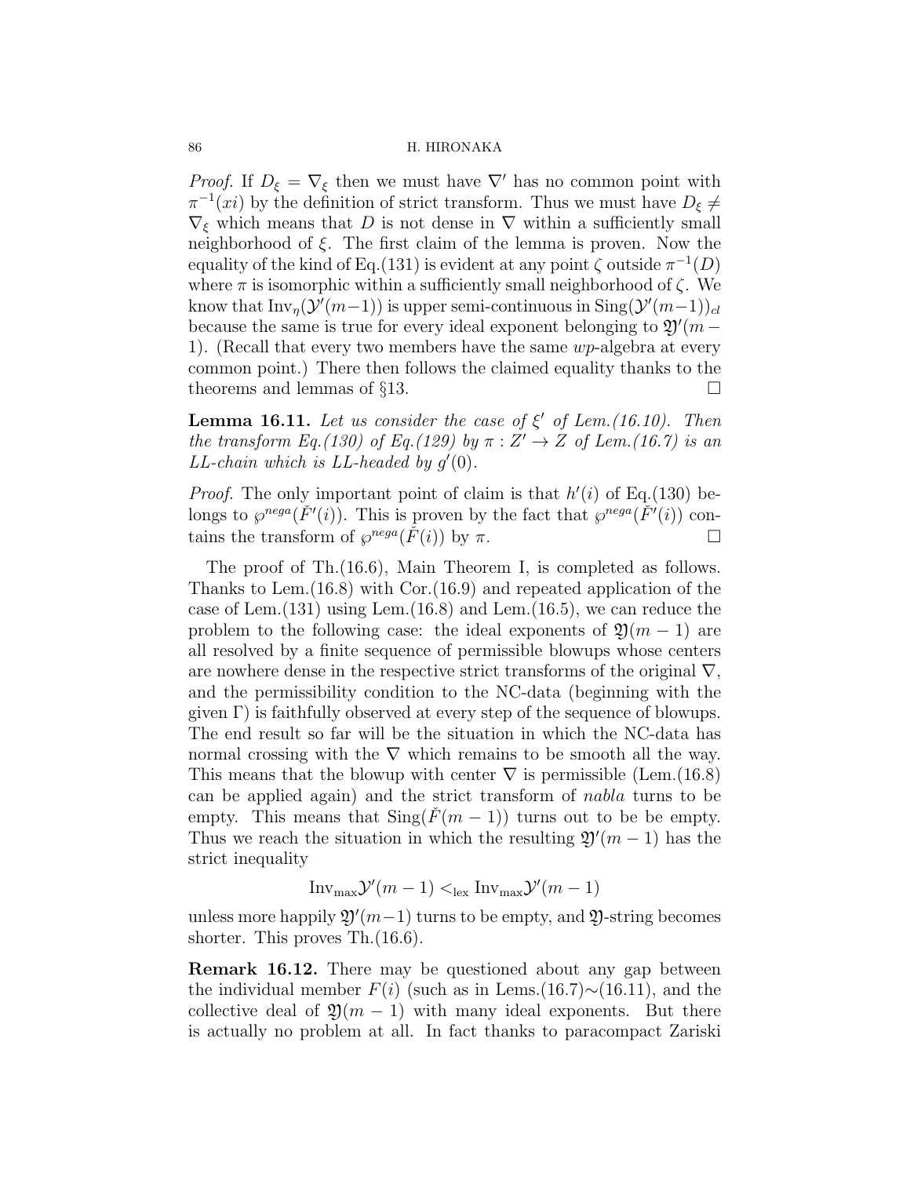*Proof.* If $D_\xi = \nabla_\xi$ then we must have $\nabla'$ has no common point with $\pi^{-1}(xi)$ by the definition of strict transform. Thus we must have $D_\xi \neq \nabla_\xi$ which means that $D$ is not dense in $\nabla$ within a sufficiently small neighborhood of $\xi$. The first claim of the lemma is proven. Now the equality of the kind of Eq.(131) is evident at any point $\zeta$ outside $\pi^{-1}(D)$ where $\pi$ is isomorphic within a sufficiently small neighborhood of $\zeta$. We know that $\mathrm{Inv}_\eta(\mathcal{Y}'(m-1))$ is upper semi-continuous in $\mathrm{Sing}(\mathcal{Y}'(m-1))_{cl}$ because the same is true for every ideal exponent belonging to $\mathfrak{Y}'(m-1)$. (Recall that every two members have the same $wp$-algebra at every common point.) There then follows the claimed equality thanks to the theorems and lemmas of §13. $\square$

**Lemma 16.11.** *Let us consider the case of $\xi'$ of Lem.(16.10). Then the transform Eq.(130) of Eq.(129) by $\pi : Z' \to Z$ of Lem.(16.7) is an LL-chain which is LL-headed by $g'(0)$.*

*Proof.* The only important point of claim is that $h'(i)$ of Eq.(130) belongs to $\wp^{nega}(\check{F}'(i))$. This is proven by the fact that $\wp^{nega}(\check{F}'(i))$ contains the transform of $\wp^{nega}(\check{F}(i))$ by $\pi$. $\square$

The proof of Th.(16.6), Main Theorem I, is completed as follows. Thanks to Lem.(16.8) with Cor.(16.9) and repeated application of the case of Lem.(131) using Lem.(16.8) and Lem.(16.5), we can reduce the problem to the following case: the ideal exponents of $\mathfrak{Y}(m-1)$ are all resolved by a finite sequence of permissible blowups whose centers are nowhere dense in the respective strict transforms of the original $\nabla$, and the permissibility condition to the NC-data (beginning with the given $\Gamma$) is faithfully observed at every step of the sequence of blowups. The end result so far will be the situation in which the NC-data has normal crossing with the $\nabla$ which remains to be smooth all the way. This means that the blowup with center $\nabla$ is permissible (Lem.(16.8) can be applied again) and the strict transform of *nabla* turns to be empty. This means that $\mathrm{Sing}(\check{F}(m-1))$ turns out to be be empty. Thus we reach the situation in which the resulting $\mathfrak{Y}'(m-1)$ has the strict inequality

$$\mathrm{Inv}_{\max}\mathcal{Y}'(m-1) <_{\mathrm{lex}} \mathrm{Inv}_{\max}\mathcal{Y}'(m-1)$$

unless more happily $\mathfrak{Y}'(m-1)$ turns to be empty, and $\mathfrak{Y}$-string becomes shorter. This proves Th.(16.6).

**Remark 16.12.** There may be questioned about any gap between the individual member $F(i)$ (such as in Lems.(16.7)$\sim$(16.11), and the collective deal of $\mathfrak{Y}(m-1)$ with many ideal exponents. But there is actually no problem at all. In fact thanks to paracompact Zariski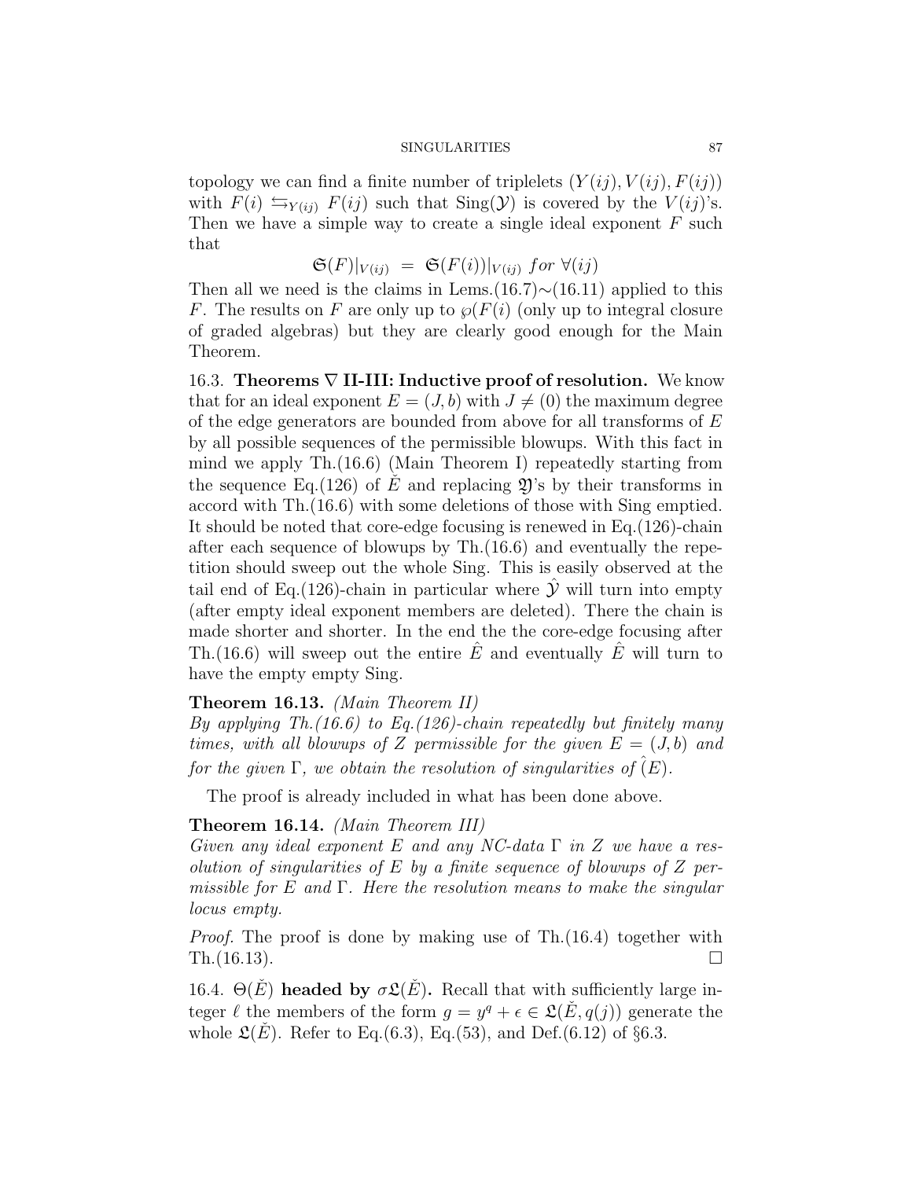topology we can find a finite number of triplelets $(Y(ij), V(ij), F(ij))$ with $F(i) \leftrightarrows_{Y(ij)} F(ij)$ such that $\mathrm{Sing}(\mathcal{Y})$ is covered by the $V(ij)$'s. Then we have a simple way to create a single ideal exponent $F$ such that

$$\mathfrak{S}(F)|_{V(ij)} \;=\; \mathfrak{S}(F(i))|_{V(ij)} \; for \; \forall (ij)$$

Then all we need is the claims in Lems.(16.7)$\sim$(16.11) applied to this $F$. The results on $F$ are only up to $\wp(F(i)$ (only up to integral closure of graded algebras) but they are clearly good enough for the Main Theorem.

16.3. **Theorems $\nabla$ II-III: Inductive proof of resolution.** We know that for an ideal exponent $E = (J, b)$ with $J \neq (0)$ the maximum degree of the edge generators are bounded from above for all transforms of $E$ by all possible sequences of the permissible blowups. With this fact in mind we apply Th.(16.6) (Main Theorem I) repeatedly starting from the sequence Eq.(126) of $\check{E}$ and replacing $\mathfrak{Y}$'s by their transforms in accord with Th.(16.6) with some deletions of those with Sing emptied. It should be noted that core-edge focusing is renewed in Eq.(126)-chain after each sequence of blowups by Th.(16.6) and eventually the repetition should sweep out the whole Sing. This is easily observed at the tail end of Eq.(126)-chain in particular where $\hat{\mathcal{Y}}$ will turn into empty (after empty ideal exponent members are deleted). There the chain is made shorter and shorter. In the end the the core-edge focusing after Th.(16.6) will sweep out the entire $\hat{E}$ and eventually $\hat{E}$ will turn to have the empty empty Sing.

**Theorem 16.13.** *(Main Theorem II)*
*By applying Th.(16.6) to Eq.(126)-chain repeatedly but finitely many times, with all blowups of $Z$ permissible for the given $E = (J, b)$ and for the given $\Gamma$, we obtain the resolution of singularities of $\hat{(}E)$.*

The proof is already included in what has been done above.

**Theorem 16.14.** *(Main Theorem III)*
*Given any ideal exponent $E$ and any NC-data $\Gamma$ in $Z$ we have a resolution of singularities of $E$ by a finite sequence of blowups of $Z$ permissible for $E$ and $\Gamma$. Here the resolution means to make the singular locus empty.*

*Proof.* The proof is done by making use of Th.(16.4) together with Th.(16.13). $\square$

16.4. $\Theta(\check{E})$ **headed by** $\sigma\mathfrak{L}(\check{E})$**.** Recall that with sufficiently large integer $\ell$ the members of the form $g = y^q + \epsilon \in \mathfrak{L}(\check{E}, q(j))$ generate the whole $\mathfrak{L}(\check{E})$. Refer to Eq.(6.3), Eq.(53), and Def.(6.12) of §6.3.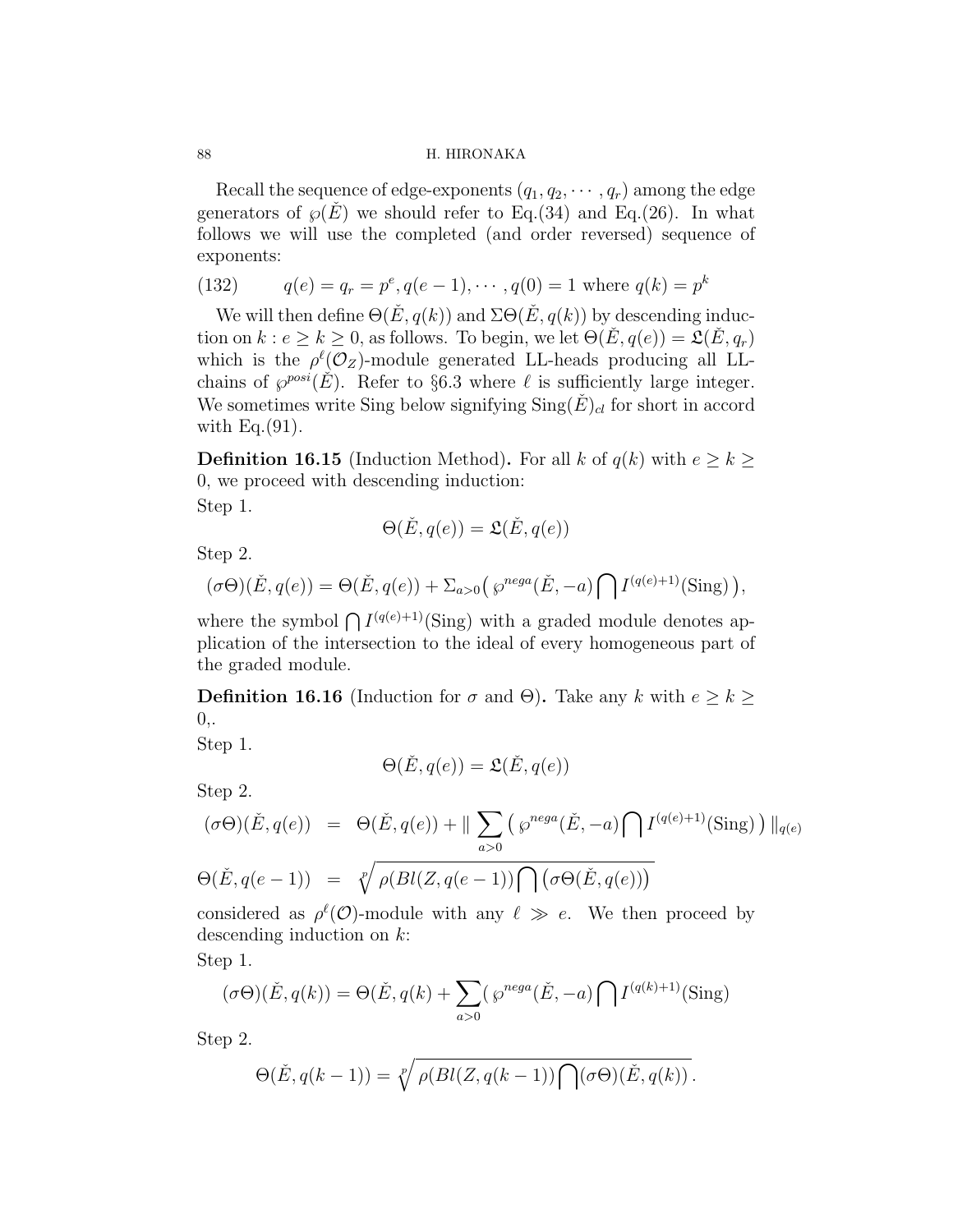Recall the sequence of edge-exponents $(q_1, q_2, \cdots, q_r)$ among the edge generators of $\wp(\check{E})$ we should refer to Eq.(34) and Eq.(26). In what follows we will use the completed (and order reversed) sequence of exponents:

$$q(e) = q_r = p^e, q(e-1), \cdots, q(0) = 1 \text{ where } q(k) = p^k \tag{132}$$

We will then define $\Theta(\check{E}, q(k))$ and $\Sigma\Theta(\check{E}, q(k))$ by descending induction on $k : e \geq k \geq 0$, as follows. To begin, we let $\Theta(\check{E}, q(e)) = \mathfrak{L}(\check{E}, q_r)$ which is the $\rho^\ell(\mathcal{O}_Z)$-module generated LL-heads producing all LL-chains of $\wp^{posi}(\check{E})$. Refer to §6.3 where $\ell$ is sufficiently large integer. We sometimes write Sing below signifying $\mathrm{Sing}(\check{E})_{cl}$ for short in accord with Eq.(91).

**Definition 16.15** (Induction Method)**.** For all $k$ of $q(k)$ with $e \geq k \geq 0$, we proceed with descending induction:

Step 1.

$$\Theta(\check{E}, q(e)) = \mathfrak{L}(\check{E}, q(e))$$

Step 2.

$$(\sigma\Theta)(\check{E}, q(e)) = \Theta(\check{E}, q(e)) + \Sigma_{a>0}\big(\wp^{nega}(\check{E}, -a)\bigcap I^{(q(e)+1)}(\mathrm{Sing})\big),$$

where the symbol $\bigcap I^{(q(e)+1)}(\mathrm{Sing})$ with a graded module denotes application of the intersection to the ideal of every homogeneous part of the graded module.

**Definition 16.16** (Induction for $\sigma$ and $\Theta$)**.** Take any $k$ with $e \geq k \geq 0$,.

Step 1.

$$\Theta(\check{E}, q(e)) = \mathfrak{L}(\check{E}, q(e))$$

Step 2.

$$\begin{aligned}
(\sigma\Theta)(\check{E}, q(e)) &= \Theta(\check{E}, q(e)) + \| \sum_{a>0} \big(\wp^{nega}(\check{E}, -a)\bigcap I^{(q(e)+1)}(\mathrm{Sing})\big) \|_{q(e)} \\
\Theta(\check{E}, q(e-1)) &= \sqrt[p]{\rho(Bl(Z, q(e-1))\bigcap \big(\sigma\Theta(\check{E}, q(e))\big)}
\end{aligned}$$

considered as $\rho^\ell(\mathcal{O})$-module with any $\ell \gg e$. We then proceed by descending induction on $k$:

Step 1.

$$(\sigma\Theta)(\check{E}, q(k)) = \Theta(\check{E}, q(k) + \sum_{a>0}(\wp^{nega}(\check{E}, -a)\bigcap I^{(q(k)+1)}(\mathrm{Sing})$$

Step 2.

$$\Theta(\check{E}, q(k-1)) = \sqrt[p]{\rho(Bl(Z, q(k-1))\bigcap(\sigma\Theta)(\check{E}, q(k))}.$$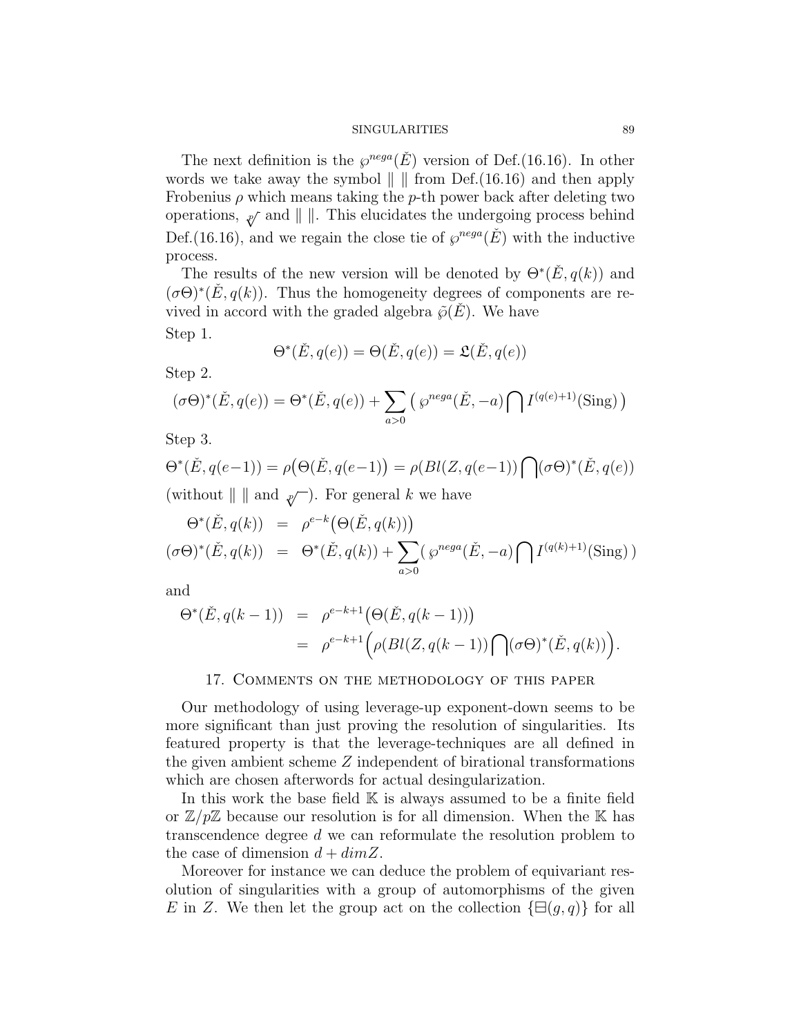The next definition is the $\wp^{nega}(\check{E})$ version of Def.(16.16). In other words we take away the symbol $\| \;\|$ from Def.(16.16) and then apply Frobenius $\rho$ which means taking the $p$-th power back after deleting two operations, $\sqrt[p]{}$ and $\| \;\|$. This elucidates the undergoing process behind Def.(16.16), and we regain the close tie of $\wp^{nega}(\check{E})$ with the inductive process.

The results of the new version will be denoted by $\Theta^*(\check{E}, q(k))$ and $(\sigma\Theta)^*(\check{E}, q(k))$. Thus the homogeneity degrees of components are revived in accord with the graded algebra $\tilde{\wp}(\check{E})$. We have

Step 1.

$$\Theta^*(\check{E}, q(e)) = \Theta(\check{E}, q(e)) = \mathfrak{L}(\check{E}, q(e))$$

Step 2.

$$(\sigma\Theta)^*(\check{E}, q(e)) = \Theta^*(\check{E}, q(e)) + \sum_{a>0} \big( \wp^{nega}(\check{E}, -a) \bigcap I^{(q(e)+1)}(\mathrm{Sing}) \big)$$

Step 3.

$$\Theta^*(\check{E}, q(e-1)) = \rho\big(\Theta(\check{E}, q(e-1)\big) = \rho(Bl(Z, q(e-1)) \bigcap (\sigma\Theta)^*(\check{E}, q(e))$$

(without $\| \;\|$ and $\sqrt[p]{\;}$). For general $k$ we have

$$\begin{aligned}
\Theta^*(\check{E}, q(k)) &= \rho^{e-k}\big(\Theta(\check{E}, q(k))\big) \\
(\sigma\Theta)^*(\check{E}, q(k)) &= \Theta^*(\check{E}, q(k)) + \sum_{a>0} ( \wp^{nega}(\check{E}, -a) \bigcap I^{(q(k)+1)}(\mathrm{Sing}) )
\end{aligned}$$

and

$$\begin{aligned}
\Theta^*(\check{E}, q(k-1)) &= \rho^{e-k+1}\big(\Theta(\check{E}, q(k-1))\big) \\
&= \rho^{e-k+1}\Big(\rho(Bl(Z, q(k-1)) \bigcap (\sigma\Theta)^*(\check{E}, q(k))\Big).
\end{aligned}$$

## 17. Comments on the methodology of this paper

Our methodology of using leverage-up exponent-down seems to be more significant than just proving the resolution of singularities. Its featured property is that the leverage-techniques are all defined in the given ambient scheme $Z$ independent of birational transformations which are chosen afterwords for actual desingularization.

In this work the base field $\mathbb{K}$ is always assumed to be a finite field or $\mathbb{Z}/p\mathbb{Z}$ because our resolution is for all dimension. When the $\mathbb{K}$ has transcendence degree $d$ we can reformulate the resolution problem to the case of dimension $d + dimZ$.

Moreover for instance we can deduce the problem of equivariant resolution of singularities with a group of automorphisms of the given $E$ in $Z$. We then let the group act on the collection $\{\boxminus(g, q)\}$ for all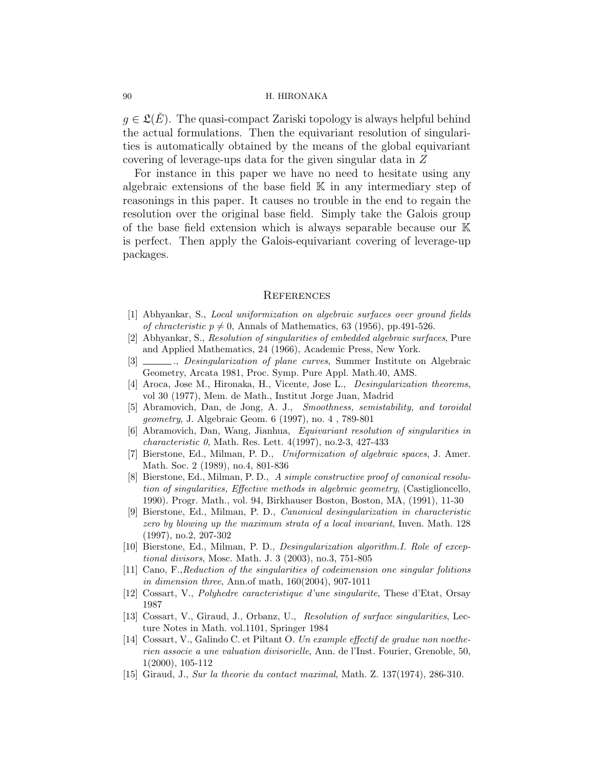$g \in \mathfrak{L}(\check{E})$. The quasi-compact Zariski topology is always helpful behind the actual formulations. Then the equivariant resolution of singularities is automatically obtained by the means of the global equivariant covering of leverage-ups data for the given singular data in $Z$

For instance in this paper we have no need to hesitate using any algebraic extensions of the base field $\mathbb{K}$ in any intermediary step of reasonings in this paper. It causes no trouble in the end to regain the resolution over the original base field. Simply take the Galois group of the base field extension which is always separable because our $\mathbb{K}$ is perfect. Then apply the Galois-equivariant covering of leverage-up packages.

## References

[1] Abhyankar, S., *Local uniformization on algebraic surfaces over ground fields of chracteristic $p \neq 0$*, Annals of Mathematics, 63 (1956), pp.491-526.

[2] Abhyankar, S., *Resolution of singularities of embedded algebraic surfaces*, Pure and Applied Mathematics, 24 (1966), Academic Press, New York.

[3] ______., *Desingularization of plane curves*, Summer Institute on Algebraic Geometry, Arcata 1981, Proc. Symp. Pure Appl. Math.40, AMS.

[4] Aroca, Jose M., Hironaka, H., Vicente, Jose L., *Desingularization theorems*, vol 30 (1977), Mem. de Math., Institut Jorge Juan, Madrid

[5] Abramovich, Dan, de Jong, A. J., *Smoothness, semistability, and toroidal geometry*, J. Algebraic Geom. 6 (1997), no. 4 , 789-801

[6] Abramovich, Dan, Wang, Jianhua, *Equivariant resolution of singularities in characteristic 0*, Math. Res. Lett. 4(1997), no.2-3, 427-433

[7] Bierstone, Ed., Milman, P. D., *Uniformization of algebraic spaces*, J. Amer. Math. Soc. 2 (1989), no.4, 801-836

[8] Bierstone, Ed., Milman, P. D., *A simple constructive proof of canonical resolution of singularities, Effective methods in algebraic geometry*, (Castiglioncello, 1990). Progr. Math., vol. 94, Birkhauser Boston, Boston, MA, (1991), 11-30

[9] Bierstone, Ed., Milman, P. D., *Canonical desingularization in characteristic zero by blowing up the maximum strata of a local invariant*, Inven. Math. 128 (1997), no.2, 207-302

[10] Bierstone, Ed., Milman, P. D., *Desingularization algorithm.I. Role of exceptional divisors*, Mosc. Math. J. 3 (2003), no.3, 751-805

[11] Cano, F.,*Reduction of the singularities of codeimension one singular folitions in dimension three*, Ann.of math, 160(2004), 907-1011

[12] Cossart, V., *Polyhedre caracteristique d'une singularite*, These d'Etat, Orsay 1987

[13] Cossart, V., Giraud, J., Orbanz, U., *Resolution of surface singularities*, Lecture Notes in Math. vol.1101, Springer 1984

[14] Cossart, V., Galindo C. et Piltant O. *Un example effectif de gradue non noetherien associe a une valuation divisorielle*, Ann. de l'Inst. Fourier, Grenoble, 50, 1(2000), 105-112

[15] Giraud, J., *Sur la theorie du contact maximal*, Math. Z. 137(1974), 286-310.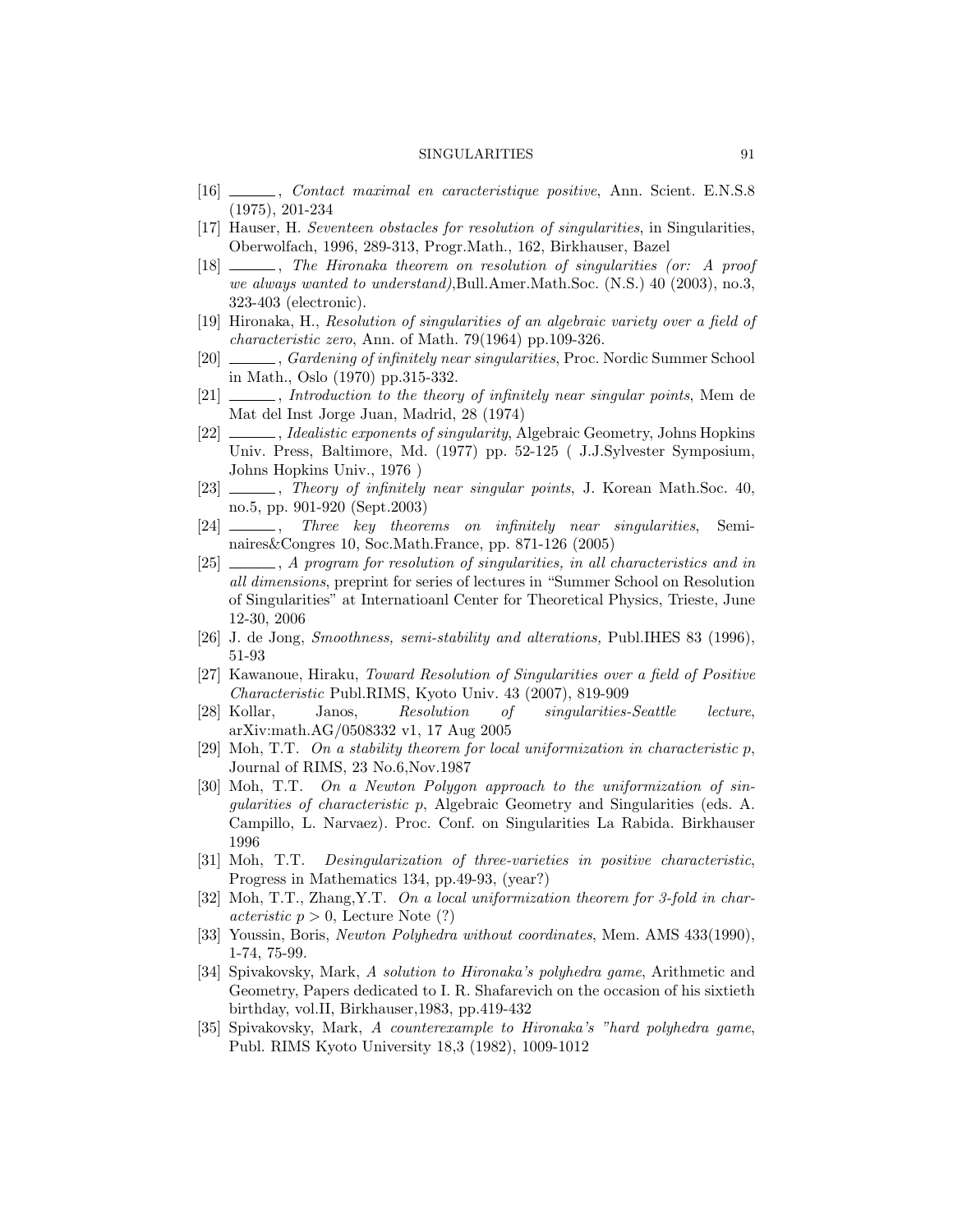[16] ______, *Contact maximal en caracteristique positive*, Ann. Scient. E.N.S.8 (1975), 201-234

[17] Hauser, H. *Seventeen obstacles for resolution of singularities*, in Singularities, Oberwolfach, 1996, 289-313, Progr.Math., 162, Birkhauser, Bazel

[18] ______, *The Hironaka theorem on resolution of singularities (or: A proof we always wanted to understand)*,Bull.Amer.Math.Soc. (N.S.) 40 (2003), no.3, 323-403 (electronic).

[19] Hironaka, H., *Resolution of singularities of an algebraic variety over a field of characteristic zero*, Ann. of Math. 79(1964) pp.109-326.

[20] ______, *Gardening of infinitely near singularities*, Proc. Nordic Summer School in Math., Oslo (1970) pp.315-332.

[21] ______, *Introduction to the theory of infinitely near singular points*, Mem de Mat del Inst Jorge Juan, Madrid, 28 (1974)

[22] ______, *Idealistic exponents of singularity*, Algebraic Geometry, Johns Hopkins Univ. Press, Baltimore, Md. (1977) pp. 52-125 ( J.J.Sylvester Symposium, Johns Hopkins Univ., 1976 )

[23] ______, *Theory of infinitely near singular points*, J. Korean Math.Soc. 40, no.5, pp. 901-920 (Sept.2003)

[24] ______, *Three key theorems on infinitely near singularities*, Seminaires&Congres 10, Soc.Math.France, pp. 871-126 (2005)

[25] ______, *A program for resolution of singularities, in all characteristics and in all dimensions*, preprint for series of lectures in "Summer School on Resolution of Singularities" at Internatioanl Center for Theoretical Physics, Trieste, June 12-30, 2006

[26] J. de Jong, *Smoothness, semi-stability and alterations,* Publ.IHES 83 (1996), 51-93

[27] Kawanoue, Hiraku, *Toward Resolution of Singularities over a field of Positive Characteristic* Publ.RIMS, Kyoto Univ. 43 (2007), 819-909

[28] Kollar, Janos, *Resolution of singularities-Seattle lecture*, arXiv:math.AG/0508332 v1, 17 Aug 2005

[29] Moh, T.T. *On a stability theorem for local uniformization in characteristic p*, Journal of RIMS, 23 No.6,Nov.1987

[30] Moh, T.T. *On a Newton Polygon approach to the uniformization of singularities of characteristic p*, Algebraic Geometry and Singularities (eds. A. Campillo, L. Narvaez). Proc. Conf. on Singularities La Rabida. Birkhauser 1996

[31] Moh, T.T. *Desingularization of three-varieties in positive characteristic*, Progress in Mathematics 134, pp.49-93, (year?)

[32] Moh, T.T., Zhang,Y.T. *On a local uniformization theorem for 3-fold in characteristic $p > 0$*, Lecture Note (?)

[33] Youssin, Boris, *Newton Polyhedra without coordinates*, Mem. AMS 433(1990), 1-74, 75-99.

[34] Spivakovsky, Mark, *A solution to Hironaka's polyhedra game*, Arithmetic and Geometry, Papers dedicated to I. R. Shafarevich on the occasion of his sixtieth birthday, vol.II, Birkhauser,1983, pp.419-432

[35] Spivakovsky, Mark, *A counterexample to Hironaka's "hard polyhedra game*, Publ. RIMS Kyoto University 18,3 (1982), 1009-1012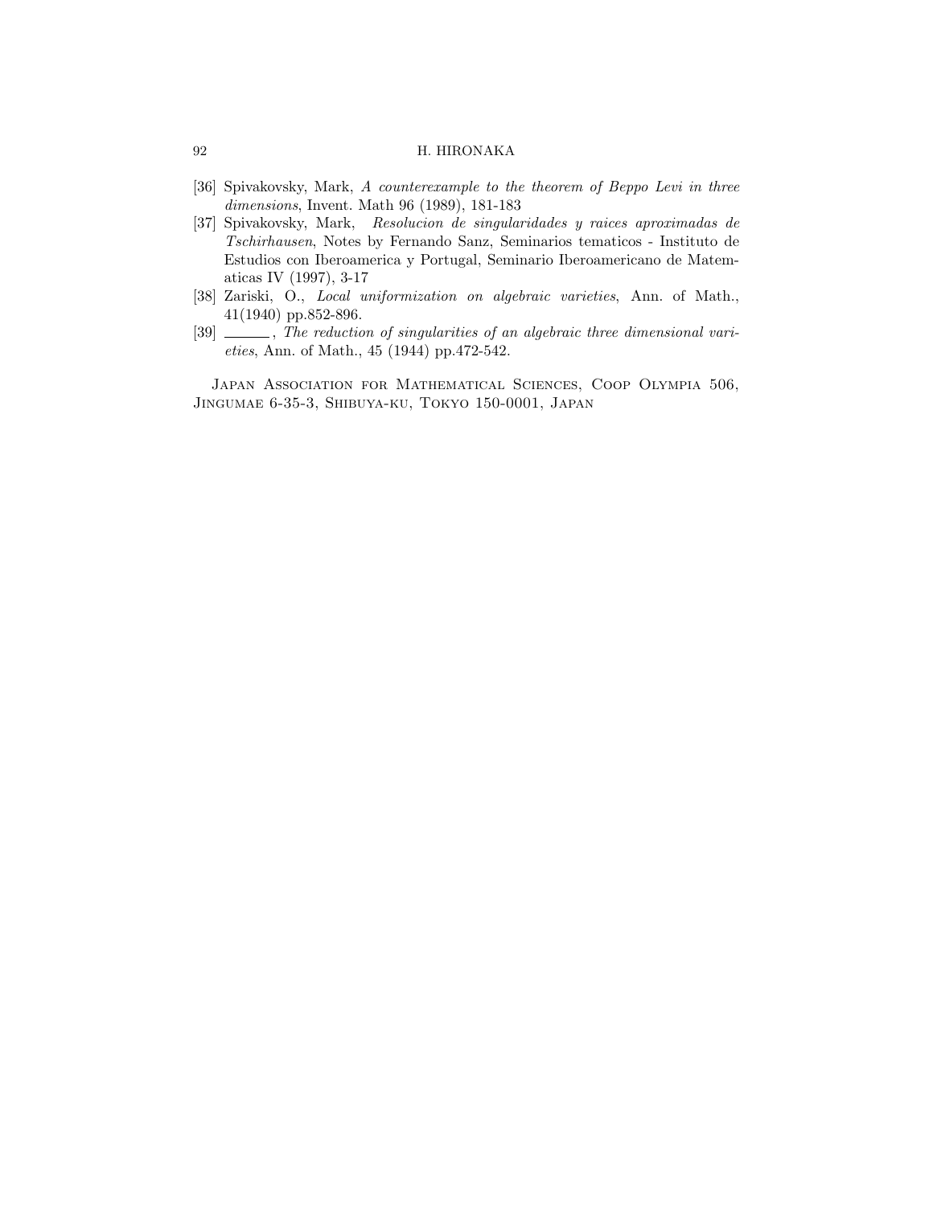[36] Spivakovsky, Mark, *A counterexample to the theorem of Beppo Levi in three dimensions*, Invent. Math 96 (1989), 181-183

[37] Spivakovsky, Mark, *Resolucion de singularidades y raices aproximadas de Tschirhausen*, Notes by Fernando Sanz, Seminarios tematicos - Instituto de Estudios con Iberoamerica y Portugal, Seminario Iberoamericano de Matematicas IV (1997), 3-17

[38] Zariski, O., *Local uniformization on algebraic varieties*, Ann. of Math., 41(1940) pp.852-896.

[39] ______, *The reduction of singularities of an algebraic three dimensional varieties*, Ann. of Math., 45 (1944) pp.472-542.

Japan Association for Mathematical Sciences, Coop Olympia 506, Jingumae 6-35-3, Shibuya-ku, Tokyo 150-0001, Japan